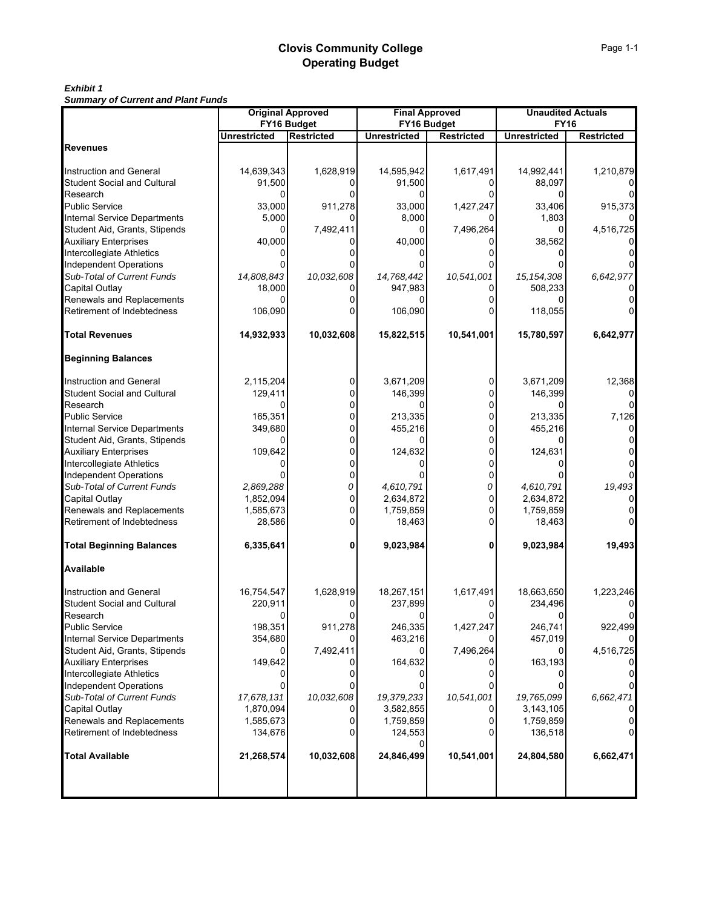# Clovis Community College
# Operating Budget

***Exhibit 1***
***Summary of Current and Plant Funds***

| | Original Approved FY16 Budget | | Final Approved FY16 Budget | | Unaudited Actuals FY16 | |
|---|---|---|---|---|---|---|
| | **Unrestricted** | **Restricted** | **Unrestricted** | **Restricted** | **Unrestricted** | **Restricted** |
| **Revenues** | | | | | | |
| Instruction and General | 14,639,343 | 1,628,919 | 14,595,942 | 1,617,491 | 14,992,441 | 1,210,879 |
| Student Social and Cultural | 91,500 | 0 | 91,500 | 0 | 88,097 | 0 |
| Research | 0 | 0 | 0 | 0 | 0 | 0 |
| Public Service | 33,000 | 911,278 | 33,000 | 1,427,247 | 33,406 | 915,373 |
| Internal Service Departments | 5,000 | 0 | 8,000 | 0 | 1,803 | 0 |
| Student Aid, Grants, Stipends | 0 | 7,492,411 | 0 | 7,496,264 | 0 | 4,516,725 |
| Auxiliary Enterprises | 40,000 | 0 | 40,000 | 0 | 38,562 | 0 |
| Intercollegiate Athletics | 0 | 0 | 0 | 0 | 0 | 0 |
| Independent Operations | 0 | 0 | 0 | 0 | 0 | 0 |
| *Sub-Total of Current Funds* | *14,808,843* | *10,032,608* | *14,768,442* | *10,541,001* | *15,154,308* | *6,642,977* |
| Capital Outlay | 18,000 | 0 | 947,983 | 0 | 508,233 | 0 |
| Renewals and Replacements | 0 | 0 | 0 | 0 | 0 | 0 |
| Retirement of Indebtedness | 106,090 | 0 | 106,090 | 0 | 118,055 | 0 |
| **Total Revenues** | **14,932,933** | **10,032,608** | **15,822,515** | **10,541,001** | **15,780,597** | **6,642,977** |
| **Beginning Balances** | | | | | | |
| Instruction and General | 2,115,204 | 0 | 3,671,209 | 0 | 3,671,209 | 12,368 |
| Student Social and Cultural | 129,411 | 0 | 146,399 | 0 | 146,399 | 0 |
| Research | 0 | 0 | 0 | 0 | 0 | 0 |
| Public Service | 165,351 | 0 | 213,335 | 0 | 213,335 | 7,126 |
| Internal Service Departments | 349,680 | 0 | 455,216 | 0 | 455,216 | 0 |
| Student Aid, Grants, Stipends | 0 | 0 | 0 | 0 | 0 | 0 |
| Auxiliary Enterprises | 109,642 | 0 | 124,632 | 0 | 124,631 | 0 |
| Intercollegiate Athletics | 0 | 0 | 0 | 0 | 0 | 0 |
| Independent Operations | 0 | 0 | 0 | 0 | 0 | 0 |
| *Sub-Total of Current Funds* | *2,869,288* | *0* | *4,610,791* | *0* | *4,610,791* | *19,493* |
| Capital Outlay | 1,852,094 | 0 | 2,634,872 | 0 | 2,634,872 | 0 |
| Renewals and Replacements | 1,585,673 | 0 | 1,759,859 | 0 | 1,759,859 | 0 |
| Retirement of Indebtedness | 28,586 | 0 | 18,463 | 0 | 18,463 | 0 |
| **Total Beginning Balances** | **6,335,641** | **0** | **9,023,984** | **0** | **9,023,984** | **19,493** |
| **Available** | | | | | | |
| Instruction and General | 16,754,547 | 1,628,919 | 18,267,151 | 1,617,491 | 18,663,650 | 1,223,246 |
| Student Social and Cultural | 220,911 | 0 | 237,899 | 0 | 234,496 | 0 |
| Research | 0 | 0 | 0 | 0 | 0 | 0 |
| Public Service | 198,351 | 911,278 | 246,335 | 1,427,247 | 246,741 | 922,499 |
| Internal Service Departments | 354,680 | 0 | 463,216 | 0 | 457,019 | 0 |
| Student Aid, Grants, Stipends | 0 | 7,492,411 | 0 | 7,496,264 | 0 | 4,516,725 |
| Auxiliary Enterprises | 149,642 | 0 | 164,632 | 0 | 163,193 | 0 |
| Intercollegiate Athletics | 0 | 0 | 0 | 0 | 0 | 0 |
| Independent Operations | 0 | 0 | 0 | 0 | 0 | 0 |
| *Sub-Total of Current Funds* | *17,678,131* | *10,032,608* | *19,379,233* | *10,541,001* | *19,765,099* | *6,662,471* |
| Capital Outlay | 1,870,094 | 0 | 3,582,855 | 0 | 3,143,105 | 0 |
| Renewals and Replacements | 1,585,673 | 0 | 1,759,859 | 0 | 1,759,859 | 0 |
| Retirement of Indebtedness | 134,676 | 0 | 124,553 | 0 | 136,518 | 0 |
| | | | 0 | | | |
| **Total Available** | **21,268,574** | **10,032,608** | **24,846,499** | **10,541,001** | **24,804,580** | **6,662,471** |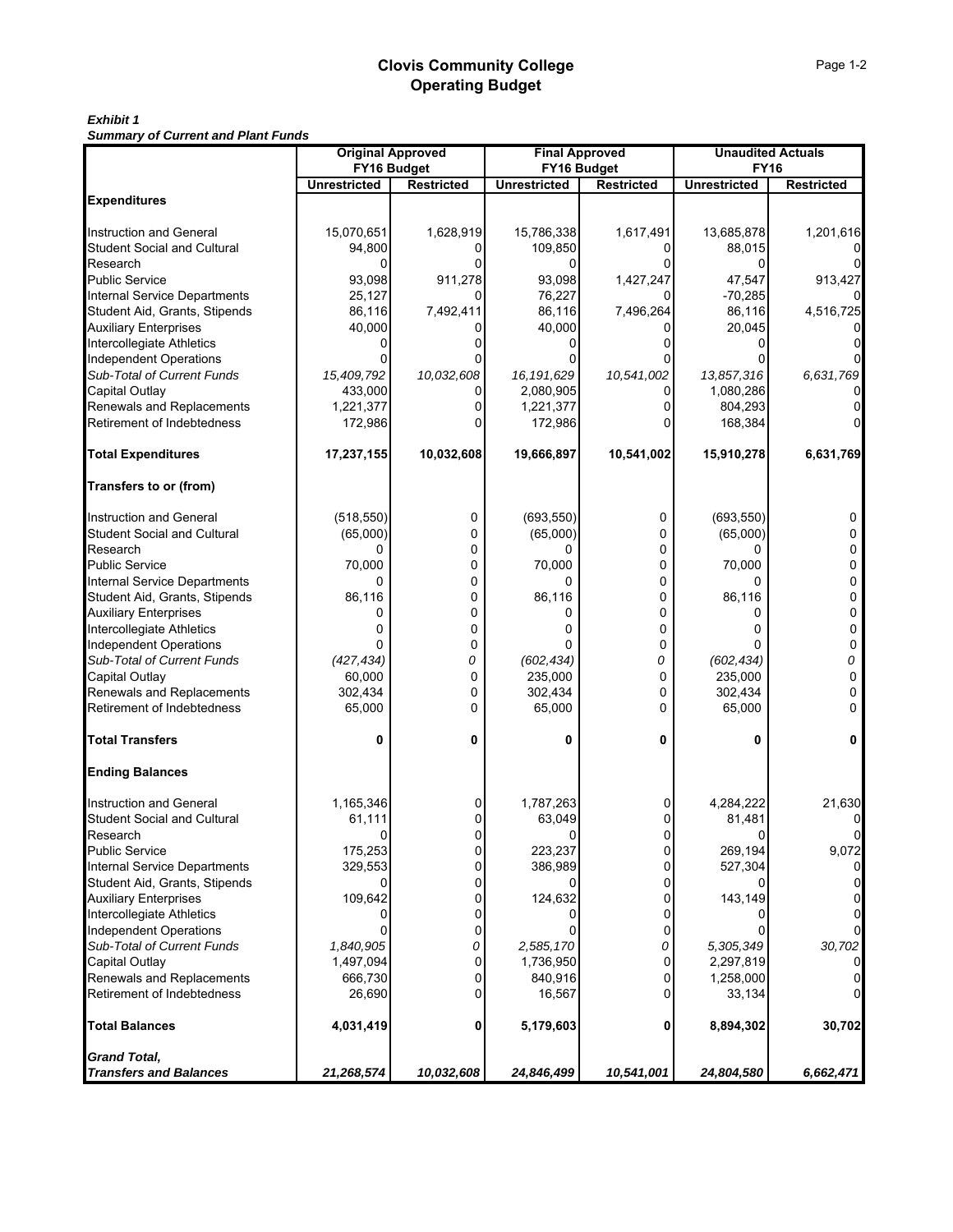# Clovis Community College
## Operating Budget

***Exhibit 1***
***Summary of Current and Plant Funds***

| | Original Approved FY16 Budget | | Final Approved FY16 Budget | | Unaudited Actuals FY16 | |
|---|---|---|---|---|---|---|
| | **Unrestricted** | **Restricted** | **Unrestricted** | **Restricted** | **Unrestricted** | **Restricted** |
| **Expenditures** | | | | | | |
| Instruction and General | 15,070,651 | 1,628,919 | 15,786,338 | 1,617,491 | 13,685,878 | 1,201,616 |
| Student Social and Cultural | 94,800 | 0 | 109,850 | 0 | 88,015 | 0 |
| Research | 0 | 0 | 0 | 0 | 0 | 0 |
| Public Service | 93,098 | 911,278 | 93,098 | 1,427,247 | 47,547 | 913,427 |
| Internal Service Departments | 25,127 | 0 | 76,227 | 0 | -70,285 | 0 |
| Student Aid, Grants, Stipends | 86,116 | 7,492,411 | 86,116 | 7,496,264 | 86,116 | 4,516,725 |
| Auxiliary Enterprises | 40,000 | 0 | 40,000 | 0 | 20,045 | 0 |
| Intercollegiate Athletics | 0 | 0 | 0 | 0 | 0 | 0 |
| Independent Operations | 0 | 0 | 0 | 0 | 0 | 0 |
| *Sub-Total of Current Funds* | *15,409,792* | *10,032,608* | *16,191,629* | *10,541,002* | *13,857,316* | *6,631,769* |
| Capital Outlay | 433,000 | 0 | 2,080,905 | 0 | 1,080,286 | 0 |
| Renewals and Replacements | 1,221,377 | 0 | 1,221,377 | 0 | 804,293 | 0 |
| Retirement of Indebtedness | 172,986 | 0 | 172,986 | 0 | 168,384 | 0 |
| **Total Expenditures** | **17,237,155** | **10,032,608** | **19,666,897** | **10,541,002** | **15,910,278** | **6,631,769** |
| **Transfers to or (from)** | | | | | | |
| Instruction and General | (518,550) | 0 | (693,550) | 0 | (693,550) | 0 |
| Student Social and Cultural | (65,000) | 0 | (65,000) | 0 | (65,000) | 0 |
| Research | 0 | 0 | 0 | 0 | 0 | 0 |
| Public Service | 70,000 | 0 | 70,000 | 0 | 70,000 | 0 |
| Internal Service Departments | 0 | 0 | 0 | 0 | 0 | 0 |
| Student Aid, Grants, Stipends | 86,116 | 0 | 86,116 | 0 | 86,116 | 0 |
| Auxiliary Enterprises | 0 | 0 | 0 | 0 | 0 | 0 |
| Intercollegiate Athletics | 0 | 0 | 0 | 0 | 0 | 0 |
| Independent Operations | 0 | 0 | 0 | 0 | 0 | 0 |
| *Sub-Total of Current Funds* | *(427,434)* | *0* | *(602,434)* | *0* | *(602,434)* | *0* |
| Capital Outlay | 60,000 | 0 | 235,000 | 0 | 235,000 | 0 |
| Renewals and Replacements | 302,434 | 0 | 302,434 | 0 | 302,434 | 0 |
| Retirement of Indebtedness | 65,000 | 0 | 65,000 | 0 | 65,000 | 0 |
| **Total Transfers** | **0** | **0** | **0** | **0** | **0** | **0** |
| **Ending Balances** | | | | | | |
| Instruction and General | 1,165,346 | 0 | 1,787,263 | 0 | 4,284,222 | 21,630 |
| Student Social and Cultural | 61,111 | 0 | 63,049 | 0 | 81,481 | 0 |
| Research | 0 | 0 | 0 | 0 | 0 | 0 |
| Public Service | 175,253 | 0 | 223,237 | 0 | 269,194 | 9,072 |
| Internal Service Departments | 329,553 | 0 | 386,989 | 0 | 527,304 | 0 |
| Student Aid, Grants, Stipends | 0 | 0 | 0 | 0 | 0 | 0 |
| Auxiliary Enterprises | 109,642 | 0 | 124,632 | 0 | 143,149 | 0 |
| Intercollegiate Athletics | 0 | 0 | 0 | 0 | 0 | 0 |
| Independent Operations | 0 | 0 | 0 | 0 | 0 | 0 |
| *Sub-Total of Current Funds* | *1,840,905* | *0* | *2,585,170* | *0* | *5,305,349* | *30,702* |
| Capital Outlay | 1,497,094 | 0 | 1,736,950 | 0 | 2,297,819 | 0 |
| Renewals and Replacements | 666,730 | 0 | 840,916 | 0 | 1,258,000 | 0 |
| Retirement of Indebtedness | 26,690 | 0 | 16,567 | 0 | 33,134 | 0 |
| **Total Balances** | **4,031,419** | **0** | **5,179,603** | **0** | **8,894,302** | **30,702** |
| ***Grand Total, Transfers and Balances*** | ***21,268,574*** | ***10,032,608*** | ***24,846,499*** | ***10,541,001*** | ***24,804,580*** | ***6,662,471*** |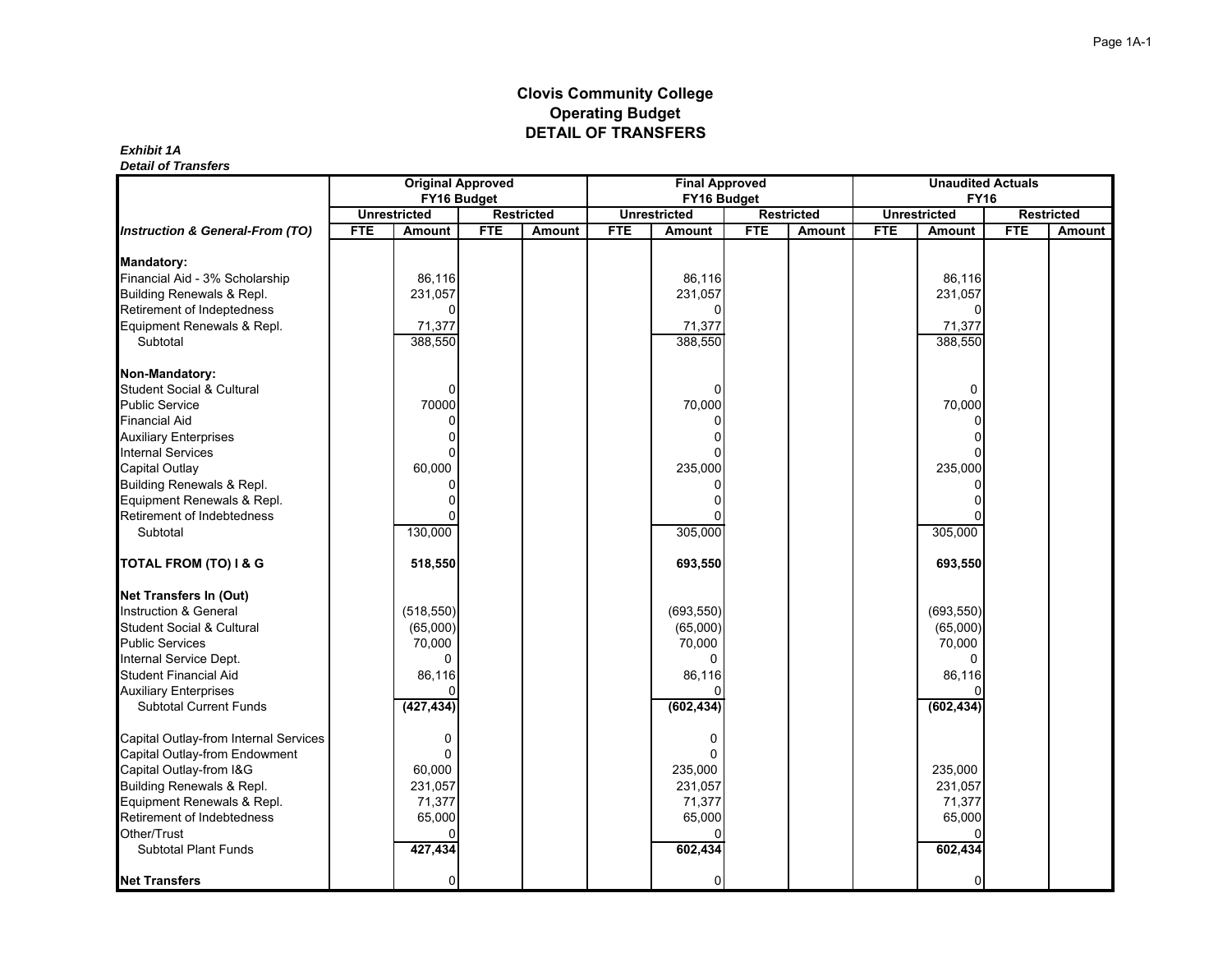# Clovis Community College
## Operating Budget
## DETAIL OF TRANSFERS

***Exhibit 1A***
***Detail of Transfers***

| | Original Approved FY16 Budget | | | | Final Approved FY16 Budget | | | | Unaudited Actuals FY16 | | | |
|---|---|---|---|---|---|---|---|---|---|---|---|---|
| | Unrestricted | | Restricted | | Unrestricted | | Restricted | | Unrestricted | | Restricted | |
| ***Instruction & General-From (TO)*** | **FTE** | **Amount** | **FTE** | **Amount** | **FTE** | **Amount** | **FTE** | **Amount** | **FTE** | **Amount** | **FTE** | **Amount** |
| **Mandatory:** | | | | | | | | | | | | |
| Financial Aid - 3% Scholarship | | 86,116 | | | | 86,116 | | | | 86,116 | | |
| Building Renewals & Repl. | | 231,057 | | | | 231,057 | | | | 231,057 | | |
| Retirement of Indeptedness | | 0 | | | | 0 | | | | 0 | | |
| Equipment Renewals & Repl. | | 71,377 | | | | 71,377 | | | | 71,377 | | |
| Subtotal | | 388,550 | | | | 388,550 | | | | 388,550 | | |
| **Non-Mandatory:** | | | | | | | | | | | | |
| Student Social & Cultural | | 0 | | | | 0 | | | | 0 | | |
| Public Service | | 70000 | | | | 70,000 | | | | 70,000 | | |
| Financial Aid | | 0 | | | | 0 | | | | 0 | | |
| Auxiliary Enterprises | | 0 | | | | 0 | | | | 0 | | |
| Internal Services | | 0 | | | | 0 | | | | 0 | | |
| Capital Outlay | | 60,000 | | | | 235,000 | | | | 235,000 | | |
| Building Renewals & Repl. | | 0 | | | | 0 | | | | 0 | | |
| Equipment Renewals & Repl. | | 0 | | | | 0 | | | | 0 | | |
| Retirement of Indebtedness | | 0 | | | | 0 | | | | 0 | | |
| Subtotal | | 130,000 | | | | 305,000 | | | | 305,000 | | |
| **TOTAL FROM (TO) I & G** | | **518,550** | | | | **693,550** | | | | **693,550** | | |
| **Net Transfers In (Out)** | | | | | | | | | | | | |
| Instruction & General | | (518,550) | | | | (693,550) | | | | (693,550) | | |
| Student Social & Cultural | | (65,000) | | | | (65,000) | | | | (65,000) | | |
| Public Services | | 70,000 | | | | 70,000 | | | | 70,000 | | |
| Internal Service Dept. | | 0 | | | | 0 | | | | 0 | | |
| Student Financial Aid | | 86,116 | | | | 86,116 | | | | 86,116 | | |
| Auxiliary Enterprises | | 0 | | | | 0 | | | | 0 | | |
| Subtotal Current Funds | | **(427,434)** | | | | **(602,434)** | | | | **(602,434)** | | |
| Capital Outlay-from Internal Services | | 0 | | | | 0 | | | | | | |
| Capital Outlay-from Endowment | | 0 | | | | 0 | | | | | | |
| Capital Outlay-from I&G | | 60,000 | | | | 235,000 | | | | 235,000 | | |
| Building Renewals & Repl. | | 231,057 | | | | 231,057 | | | | 231,057 | | |
| Equipment Renewals & Repl. | | 71,377 | | | | 71,377 | | | | 71,377 | | |
| Retirement of Indebtedness | | 65,000 | | | | 65,000 | | | | 65,000 | | |
| Other/Trust | | 0 | | | | 0 | | | | 0 | | |
| Subtotal Plant Funds | | **427,434** | | | | **602,434** | | | | **602,434** | | |
| **Net Transfers** | | 0 | | | | 0 | | | | 0 | | |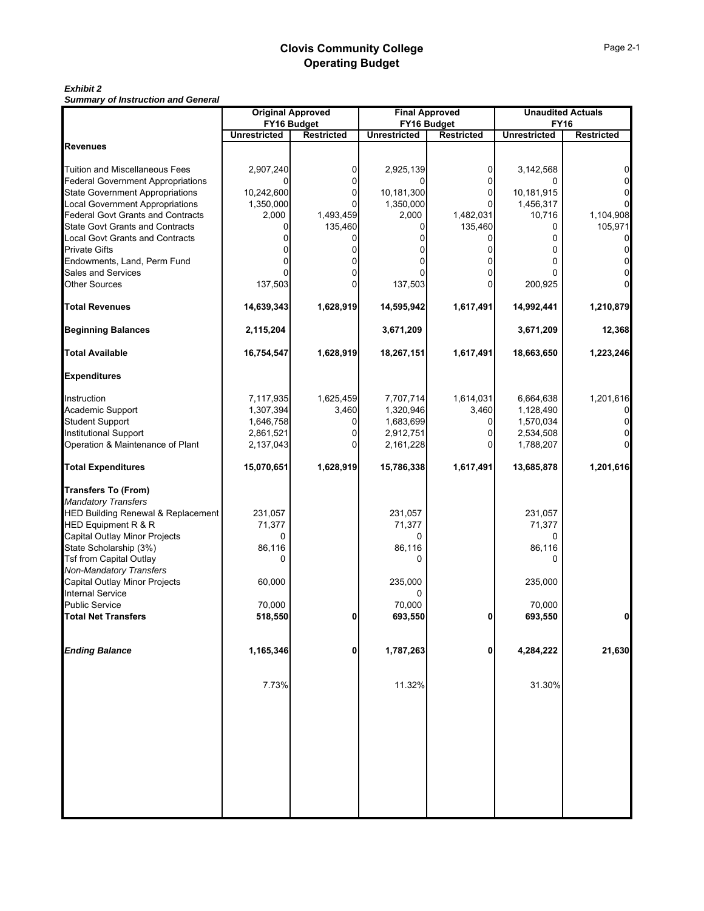# Clovis Community College
## Operating Budget

***Exhibit 2***
***Summary of Instruction and General***

| | Original Approved FY16 Budget | | Final Approved FY16 Budget | | Unaudited Actuals FY16 | |
|---|---|---|---|---|---|---|
| | Unrestricted | Restricted | Unrestricted | Restricted | Unrestricted | Restricted |
| **Revenues** | | | | | | |
| Tuition and Miscellaneous Fees | 2,907,240 | 0 | 2,925,139 | 0 | 3,142,568 | 0 |
| Federal Government Appropriations | 0 | 0 | 0 | 0 | 0 | 0 |
| State Government Appropriations | 10,242,600 | 0 | 10,181,300 | 0 | 10,181,915 | 0 |
| Local Government Appropriations | 1,350,000 | 0 | 1,350,000 | 0 | 1,456,317 | 0 |
| Federal Govt Grants and Contracts | 2,000 | 1,493,459 | 2,000 | 1,482,031 | 10,716 | 1,104,908 |
| State Govt Grants and Contracts | 0 | 135,460 | 0 | 135,460 | 0 | 105,971 |
| Local Govt Grants and Contracts | 0 | 0 | 0 | 0 | 0 | 0 |
| Private Gifts | 0 | 0 | 0 | 0 | 0 | 0 |
| Endowments, Land, Perm Fund | 0 | 0 | 0 | 0 | 0 | 0 |
| Sales and Services | 0 | 0 | 0 | 0 | 0 | 0 |
| Other Sources | 137,503 | 0 | 137,503 | 0 | 200,925 | 0 |
| **Total Revenues** | **14,639,343** | **1,628,919** | **14,595,942** | **1,617,491** | **14,992,441** | **1,210,879** |
| **Beginning Balances** | **2,115,204** | | **3,671,209** | | **3,671,209** | **12,368** |
| **Total Available** | **16,754,547** | **1,628,919** | **18,267,151** | **1,617,491** | **18,663,650** | **1,223,246** |
| **Expenditures** | | | | | | |
| Instruction | 7,117,935 | 1,625,459 | 7,707,714 | 1,614,031 | 6,664,638 | 1,201,616 |
| Academic Support | 1,307,394 | 3,460 | 1,320,946 | 3,460 | 1,128,490 | 0 |
| Student Support | 1,646,758 | 0 | 1,683,699 | 0 | 1,570,034 | 0 |
| Institutional Support | 2,861,521 | 0 | 2,912,751 | 0 | 2,534,508 | 0 |
| Operation & Maintenance of Plant | 2,137,043 | 0 | 2,161,228 | 0 | 1,788,207 | 0 |
| **Total Expenditures** | **15,070,651** | **1,628,919** | **15,786,338** | **1,617,491** | **13,685,878** | **1,201,616** |
| **Transfers To (From)** | | | | | | |
| *Mandatory Transfers* | | | | | | |
| HED Building Renewal & Replacement | 231,057 | | 231,057 | | 231,057 | |
| HED Equipment R & R | 71,377 | | 71,377 | | 71,377 | |
| Capital Outlay Minor Projects | 0 | | 0 | | 0 | |
| State Scholarship (3%) | 86,116 | | 86,116 | | 86,116 | |
| Tsf from Capital Outlay | 0 | | 0 | | 0 | |
| *Non-Mandatory Transfers* | | | | | | |
| Capital Outlay Minor Projects | 60,000 | | 235,000 | | 235,000 | |
| Internal Service | | | 0 | | | |
| Public Service | 70,000 | | 70,000 | | 70,000 | |
| **Total Net Transfers** | **518,550** | **0** | **693,550** | **0** | **693,550** | **0** |
| ***Ending Balance*** | **1,165,346** | **0** | **1,787,263** | **0** | **4,284,222** | **21,630** |
| | 7.73% | | 11.32% | | 31.30% | |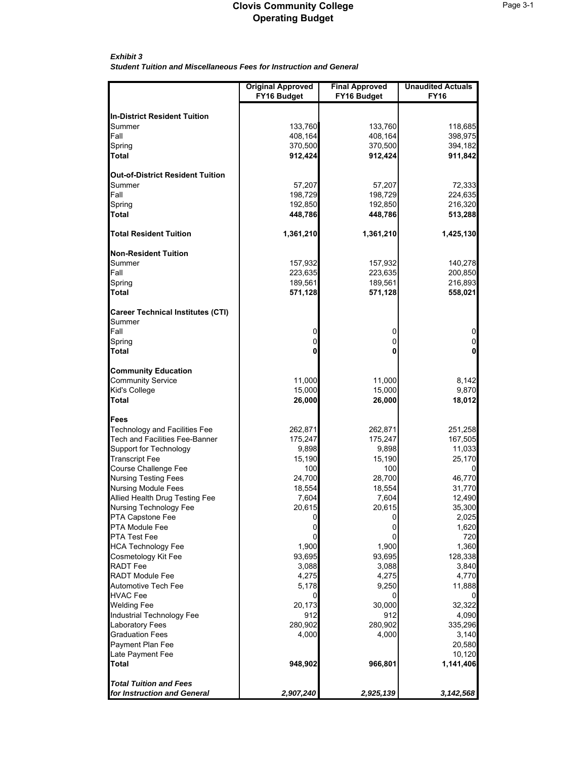# Clovis Community College
# Operating Budget

***Exhibit 3***
***Student Tuition and Miscellaneous Fees for Instruction and General***

| | Original Approved FY16 Budget | Final Approved FY16 Budget | Unaudited Actuals FY16 |
|---|---|---|---|
| **In-District Resident Tuition** | | | |
| Summer | 133,760 | 133,760 | 118,685 |
| Fall | 408,164 | 408,164 | 398,975 |
| Spring | 370,500 | 370,500 | 394,182 |
| **Total** | **912,424** | **912,424** | **911,842** |
| **Out-of-District Resident Tuition** | | | |
| Summer | 57,207 | 57,207 | 72,333 |
| Fall | 198,729 | 198,729 | 224,635 |
| Spring | 192,850 | 192,850 | 216,320 |
| **Total** | **448,786** | **448,786** | **513,288** |
| **Total Resident Tuition** | **1,361,210** | **1,361,210** | **1,425,130** |
| **Non-Resident Tuition** | | | |
| Summer | 157,932 | 157,932 | 140,278 |
| Fall | 223,635 | 223,635 | 200,850 |
| Spring | 189,561 | 189,561 | 216,893 |
| **Total** | **571,128** | **571,128** | **558,021** |
| **Career Technical Institutes (CTI)** | | | |
| Summer | | | |
| Fall | 0 | 0 | 0 |
| Spring | 0 | 0 | 0 |
| **Total** | **0** | **0** | **0** |
| **Community Education** | | | |
| Community Service | 11,000 | 11,000 | 8,142 |
| Kid's College | 15,000 | 15,000 | 9,870 |
| **Total** | **26,000** | **26,000** | **18,012** |
| **Fees** | | | |
| Technology and Facilities Fee | 262,871 | 262,871 | 251,258 |
| Tech and Facilities Fee-Banner | 175,247 | 175,247 | 167,505 |
| Support for Technology | 9,898 | 9,898 | 11,033 |
| Transcript Fee | 15,190 | 15,190 | 25,170 |
| Course Challenge Fee | 100 | 100 | 0 |
| Nursing Testing Fees | 24,700 | 28,700 | 46,770 |
| Nursing Module Fees | 18,554 | 18,554 | 31,770 |
| Allied Health Drug Testing Fee | 7,604 | 7,604 | 12,490 |
| Nursing Technology Fee | 20,615 | 20,615 | 35,300 |
| PTA Capstone Fee | 0 | 0 | 2,025 |
| PTA Module Fee | 0 | 0 | 1,620 |
| PTA Test Fee | 0 | 0 | 720 |
| HCA Technology Fee | 1,900 | 1,900 | 1,360 |
| Cosmetology Kit Fee | 93,695 | 93,695 | 128,338 |
| RADT Fee | 3,088 | 3,088 | 3,840 |
| RADT Module Fee | 4,275 | 4,275 | 4,770 |
| Automotive Tech Fee | 5,178 | 9,250 | 11,888 |
| HVAC Fee | 0 | 0 | 0 |
| Welding Fee | 20,173 | 30,000 | 32,322 |
| Industrial Technology Fee | 912 | 912 | 4,090 |
| Laboratory Fees | 280,902 | 280,902 | 335,296 |
| Graduation Fees | 4,000 | 4,000 | 3,140 |
| Payment Plan Fee | | | 20,580 |
| Late Payment Fee | | | 10,120 |
| **Total** | **948,902** | **966,801** | **1,141,406** |
| ***Total Tuition and Fees for Instruction and General*** | ***2,907,240*** | ***2,925,139*** | ***3,142,568*** |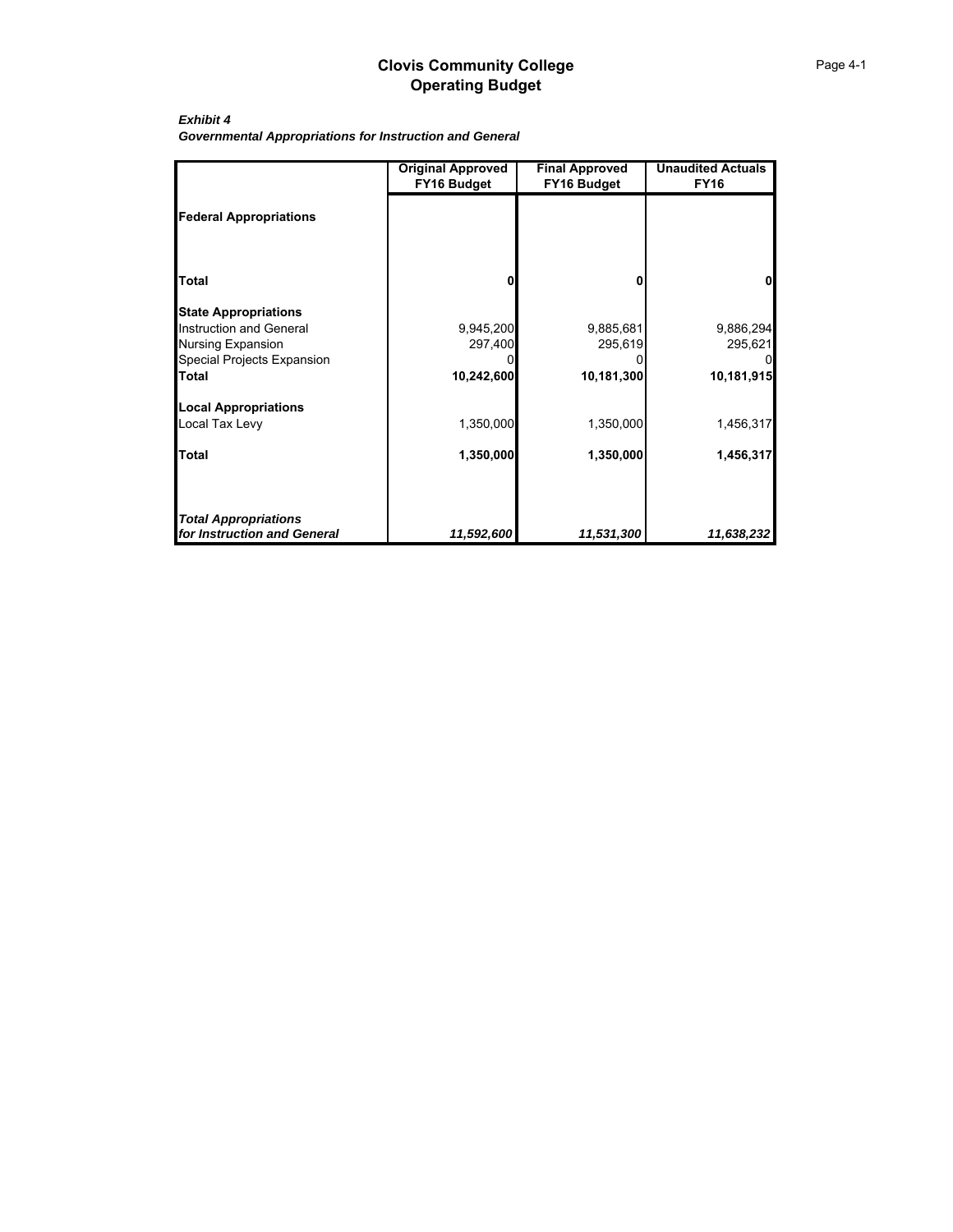# Clovis Community College
## Operating Budget

***Exhibit 4***
***Governmental Appropriations for Instruction and General***

| | Original Approved FY16 Budget | Final Approved FY16 Budget | Unaudited Actuals FY16 |
|---|---|---|---|
| **Federal Appropriations** | | | |
| **Total** | **0** | **0** | **0** |
| **State Appropriations** | | | |
| Instruction and General | 9,945,200 | 9,885,681 | 9,886,294 |
| Nursing Expansion | 297,400 | 295,619 | 295,621 |
| Special Projects Expansion | 0 | 0 | 0 |
| **Total** | **10,242,600** | **10,181,300** | **10,181,915** |
| **Local Appropriations** | | | |
| Local Tax Levy | 1,350,000 | 1,350,000 | 1,456,317 |
| **Total** | **1,350,000** | **1,350,000** | **1,456,317** |
| ***Total Appropriations for Instruction and General*** | ***11,592,600*** | ***11,531,300*** | ***11,638,232*** |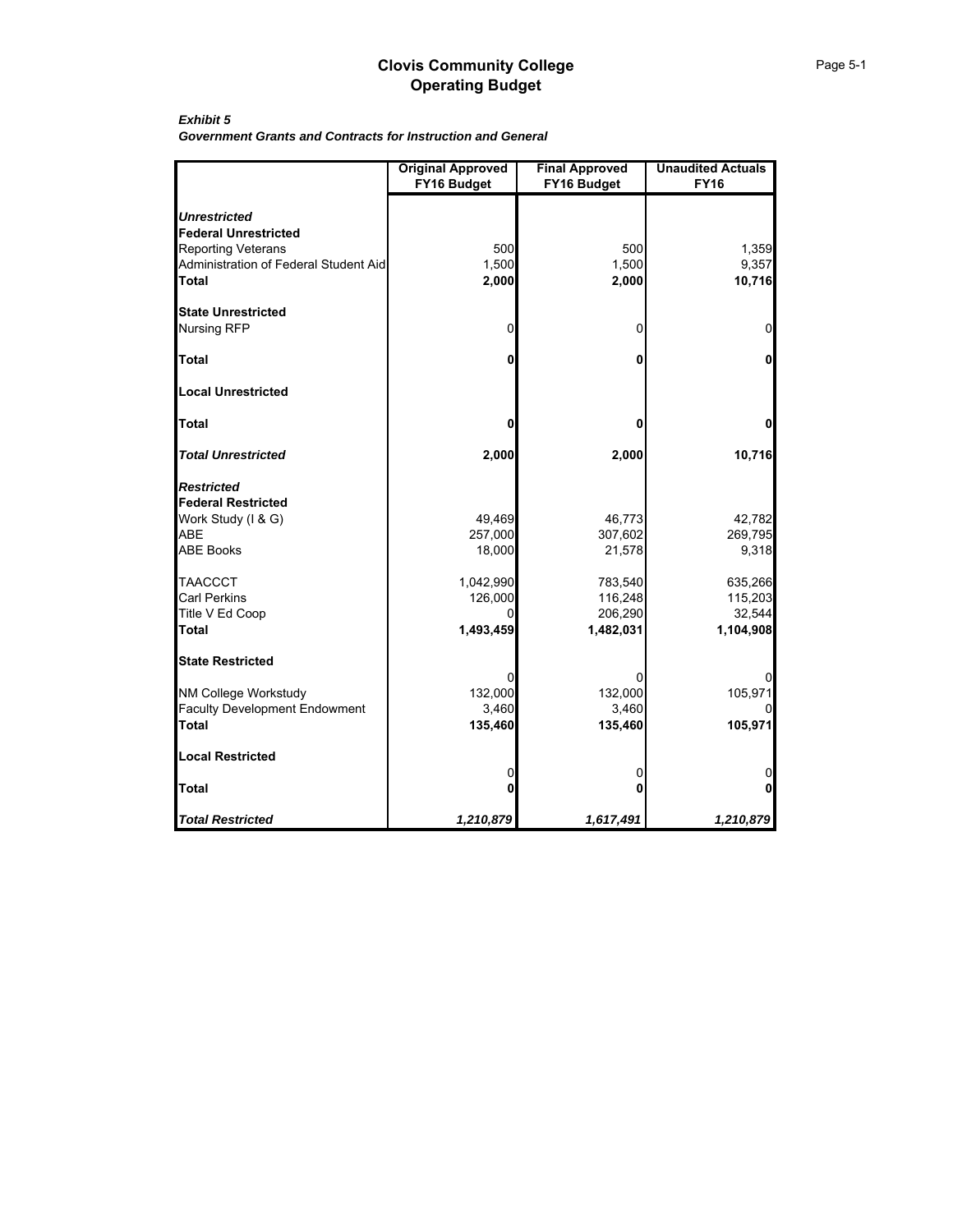# Clovis Community College
## Operating Budget

***Exhibit 5***
***Government Grants and Contracts for Instruction and General***

| | Original Approved FY16 Budget | Final Approved FY16 Budget | Unaudited Actuals FY16 |
|---|---|---|---|
| ***Unrestricted*** | | | |
| **Federal Unrestricted** | | | |
| Reporting Veterans | 500 | 500 | 1,359 |
| Administration of Federal Student Aid | 1,500 | 1,500 | 9,357 |
| **Total** | **2,000** | **2,000** | **10,716** |
| | | | |
| **State Unrestricted** | | | |
| Nursing RFP | 0 | 0 | 0 |
| | | | |
| **Total** | **0** | **0** | **0** |
| | | | |
| **Local Unrestricted** | | | |
| | | | |
| **Total** | **0** | **0** | **0** |
| | | | |
| ***Total Unrestricted*** | **2,000** | **2,000** | **10,716** |
| | | | |
| ***Restricted*** | | | |
| **Federal Restricted** | | | |
| Work Study (I & G) | 49,469 | 46,773 | 42,782 |
| ABE | 257,000 | 307,602 | 269,795 |
| ABE Books | 18,000 | 21,578 | 9,318 |
| | | | |
| TAACCCT | 1,042,990 | 783,540 | 635,266 |
| Carl Perkins | 126,000 | 116,248 | 115,203 |
| Title V Ed Coop | 0 | 206,290 | 32,544 |
| **Total** | **1,493,459** | **1,482,031** | **1,104,908** |
| | | | |
| **State Restricted** | | | |
| | 0 | 0 | 0 |
| NM College Workstudy | 132,000 | 132,000 | 105,971 |
| Faculty Development Endowment | 3,460 | 3,460 | 0 |
| **Total** | **135,460** | **135,460** | **105,971** |
| | | | |
| **Local Restricted** | | | |
| | 0 | 0 | 0 |
| **Total** | **0** | **0** | **0** |
| | | | |
| ***Total Restricted*** | ***1,210,879*** | ***1,617,491*** | ***1,210,879*** |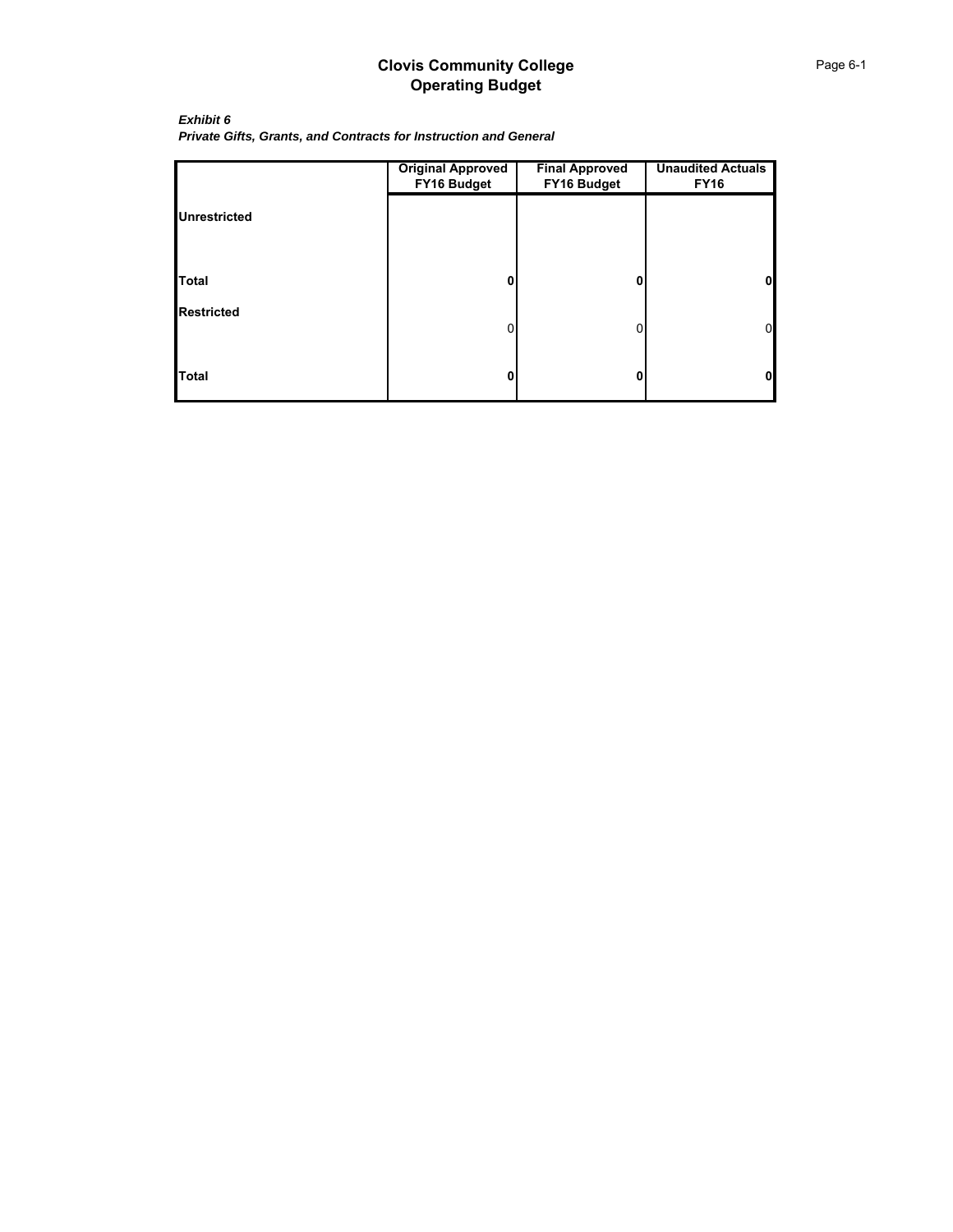# Clovis Community College
## Operating Budget

***Exhibit 6***
***Private Gifts, Grants, and Contracts for Instruction and General***

| | Original Approved FY16 Budget | Final Approved FY16 Budget | Unaudited Actuals FY16 |
|---|---|---|---|
| **Unrestricted** | | | |
| **Total** | **0** | **0** | **0** |
| **Restricted** | | | |
| | 0 | 0 | 0 |
| **Total** | **0** | **0** | **0** |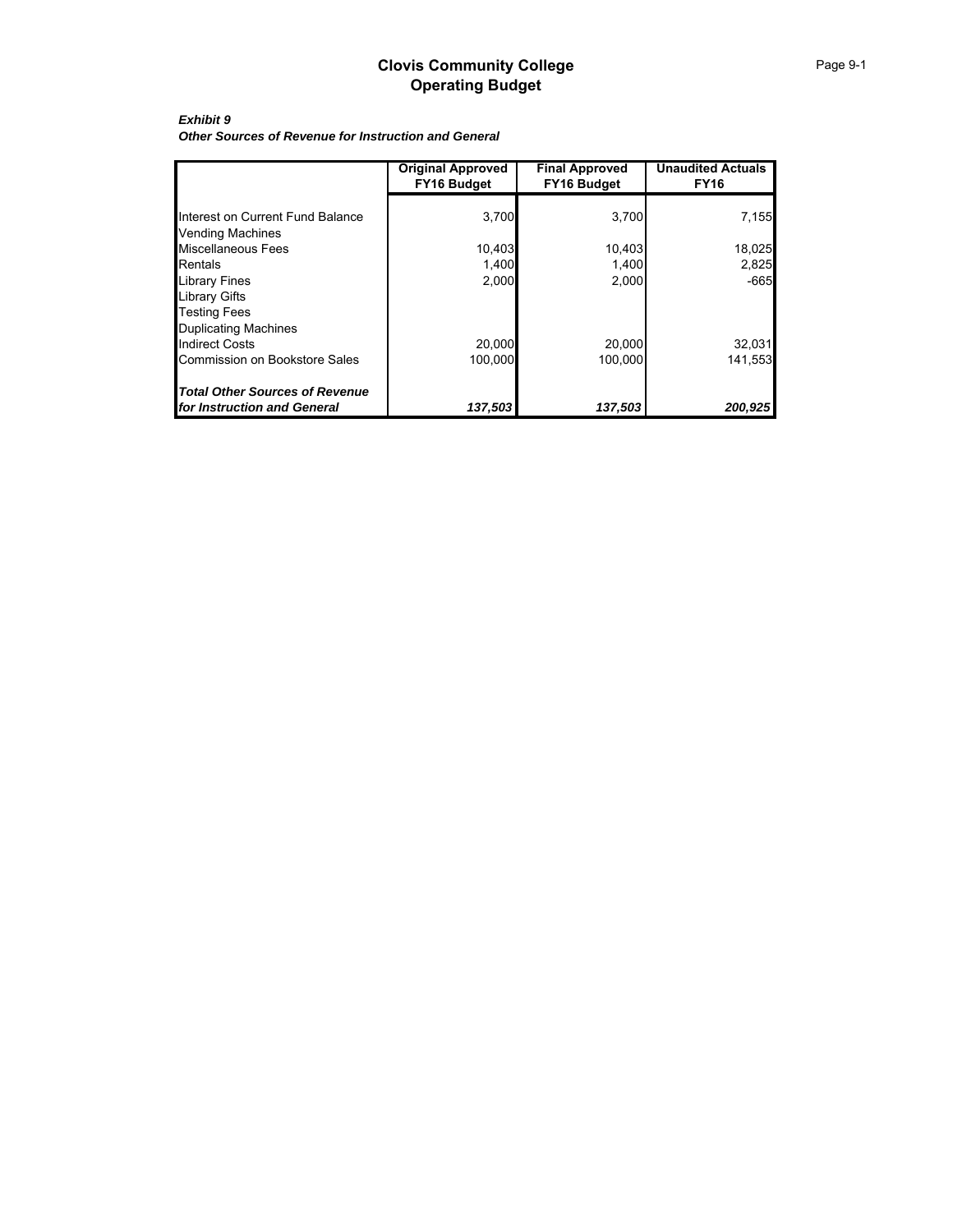# Clovis Community College
## Operating Budget

***Exhibit 9***
***Other Sources of Revenue for Instruction and General***

| | Original Approved FY16 Budget | Final Approved FY16 Budget | Unaudited Actuals FY16 |
|---|---|---|---|
| Interest on Current Fund Balance | 3,700 | 3,700 | 7,155 |
| Vending Machines | | | |
| Miscellaneous Fees | 10,403 | 10,403 | 18,025 |
| Rentals | 1,400 | 1,400 | 2,825 |
| Library Fines | 2,000 | 2,000 | -665 |
| Library Gifts | | | |
| Testing Fees | | | |
| Duplicating Machines | | | |
| Indirect Costs | 20,000 | 20,000 | 32,031 |
| Commission on Bookstore Sales | 100,000 | 100,000 | 141,553 |
| ***Total Other Sources of Revenue for Instruction and General*** | ***137,503*** | ***137,503*** | ***200,925*** |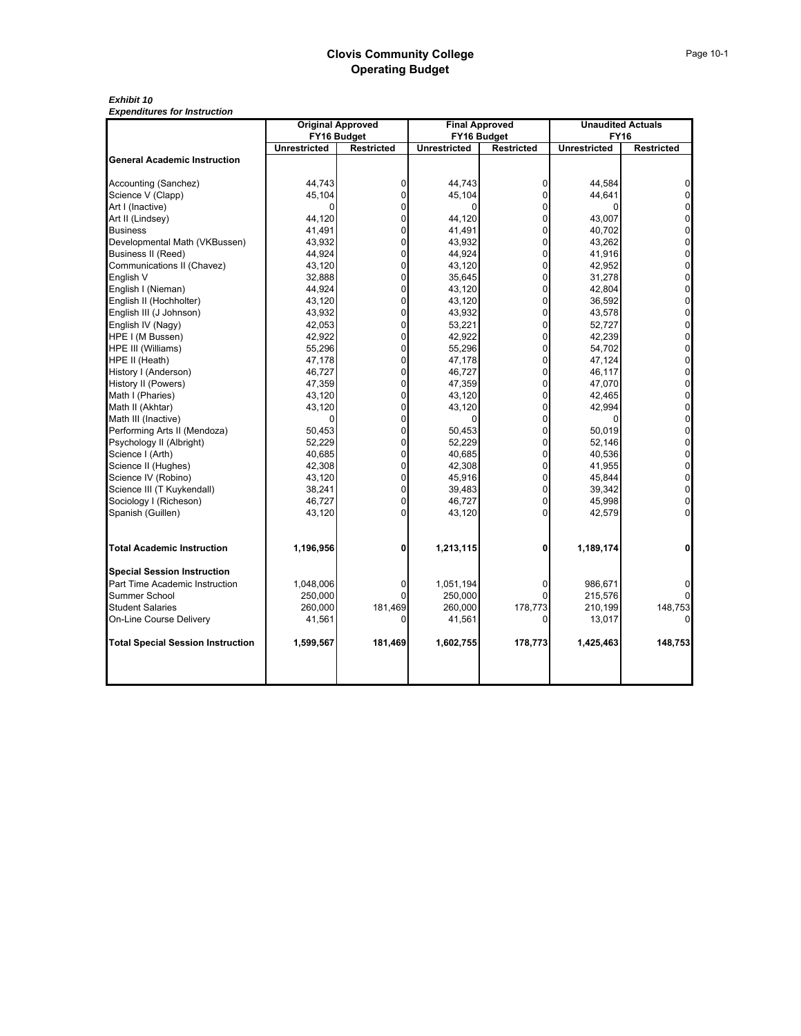# Clovis Community College
## Operating Budget

***Exhibit 10***
***Expenditures for Instruction***

| | Original Approved FY16 Budget | | Final Approved FY16 Budget | | Unaudited Actuals FY16 | |
|---|---|---|---|---|---|---|
| | **Unrestricted** | **Restricted** | **Unrestricted** | **Restricted** | **Unrestricted** | **Restricted** |
| **General Academic Instruction** | | | | | | |
| Accounting (Sanchez) | 44,743 | 0 | 44,743 | 0 | 44,584 | 0 |
| Science V (Clapp) | 45,104 | 0 | 45,104 | 0 | 44,641 | 0 |
| Art I (Inactive) | 0 | 0 | 0 | 0 | 0 | 0 |
| Art II (Lindsey) | 44,120 | 0 | 44,120 | 0 | 43,007 | 0 |
| Business | 41,491 | 0 | 41,491 | 0 | 40,702 | 0 |
| Developmental Math (VKBussen) | 43,932 | 0 | 43,932 | 0 | 43,262 | 0 |
| Business II (Reed) | 44,924 | 0 | 44,924 | 0 | 41,916 | 0 |
| Communications II (Chavez) | 43,120 | 0 | 43,120 | 0 | 42,952 | 0 |
| English V | 32,888 | 0 | 35,645 | 0 | 31,278 | 0 |
| English I (Nieman) | 44,924 | 0 | 43,120 | 0 | 42,804 | 0 |
| English II (Hochholter) | 43,120 | 0 | 43,120 | 0 | 36,592 | 0 |
| English III (J Johnson) | 43,932 | 0 | 43,932 | 0 | 43,578 | 0 |
| English IV (Nagy) | 42,053 | 0 | 53,221 | 0 | 52,727 | 0 |
| HPE I (M Bussen) | 42,922 | 0 | 42,922 | 0 | 42,239 | 0 |
| HPE III (Williams) | 55,296 | 0 | 55,296 | 0 | 54,702 | 0 |
| HPE II (Heath) | 47,178 | 0 | 47,178 | 0 | 47,124 | 0 |
| History I (Anderson) | 46,727 | 0 | 46,727 | 0 | 46,117 | 0 |
| History II (Powers) | 47,359 | 0 | 47,359 | 0 | 47,070 | 0 |
| Math I (Pharies) | 43,120 | 0 | 43,120 | 0 | 42,465 | 0 |
| Math II (Akhtar) | 43,120 | 0 | 43,120 | 0 | 42,994 | 0 |
| Math III (Inactive) | 0 | 0 | 0 | 0 | 0 | 0 |
| Performing Arts II (Mendoza) | 50,453 | 0 | 50,453 | 0 | 50,019 | 0 |
| Psychology II (Albright) | 52,229 | 0 | 52,229 | 0 | 52,146 | 0 |
| Science I (Arth) | 40,685 | 0 | 40,685 | 0 | 40,536 | 0 |
| Science II (Hughes) | 42,308 | 0 | 42,308 | 0 | 41,955 | 0 |
| Science IV (Robino) | 43,120 | 0 | 45,916 | 0 | 45,844 | 0 |
| Science III (T Kuykendall) | 38,241 | 0 | 39,483 | 0 | 39,342 | 0 |
| Sociology I (Richeson) | 46,727 | 0 | 46,727 | 0 | 45,998 | 0 |
| Spanish (Guillen) | 43,120 | 0 | 43,120 | 0 | 42,579 | 0 |
| **Total Academic Instruction** | **1,196,956** | **0** | **1,213,115** | **0** | **1,189,174** | **0** |
| **Special Session Instruction** | | | | | | |
| Part Time Academic Instruction | 1,048,006 | 0 | 1,051,194 | 0 | 986,671 | 0 |
| Summer School | 250,000 | 0 | 250,000 | 0 | 215,576 | 0 |
| Student Salaries | 260,000 | 181,469 | 260,000 | 178,773 | 210,199 | 148,753 |
| On-Line Course Delivery | 41,561 | 0 | 41,561 | 0 | 13,017 | 0 |
| **Total Special Session Instruction** | **1,599,567** | **181,469** | **1,602,755** | **178,773** | **1,425,463** | **148,753** |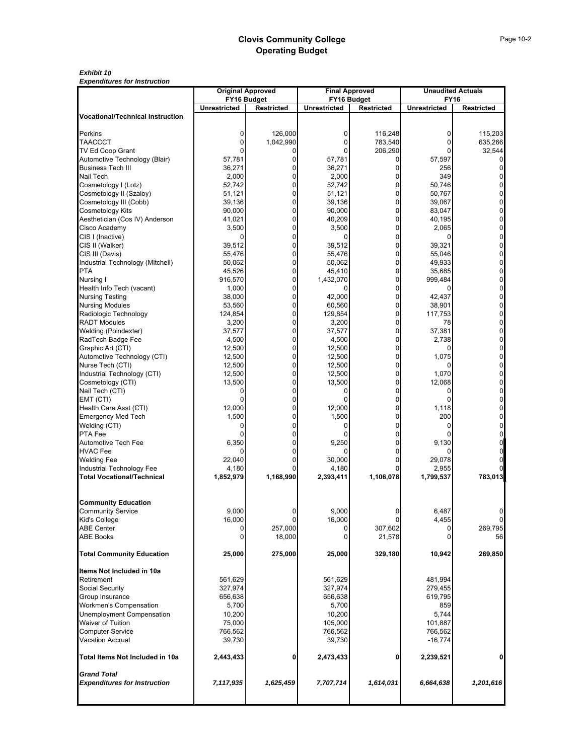# Clovis Community College
## Operating Budget

***Exhibit 10***
***Expenditures for Instruction***

| | Original Approved FY16 Budget | | Final Approved FY16 Budget | | Unaudited Actuals FY16 | |
|---|---|---|---|---|---|---|
| | **Unrestricted** | **Restricted** | **Unrestricted** | **Restricted** | **Unrestricted** | **Restricted** |
| **Vocational/Technical Instruction** | | | | | | |
| Perkins | 0 | 126,000 | 0 | 116,248 | 0 | 115,203 |
| TAACCCT | 0 | 1,042,990 | 0 | 783,540 | 0 | 635,266 |
| TV Ed Coop Grant | 0 | 0 | 0 | 206,290 | 0 | 32,544 |
| Automotive Technology (Blair) | 57,781 | 0 | 57,781 | 0 | 57,597 | 0 |
| Business Tech III | 36,271 | 0 | 36,271 | 0 | 256 | 0 |
| Nail Tech | 2,000 | 0 | 2,000 | 0 | 349 | 0 |
| Cosmetology I (Lotz) | 52,742 | 0 | 52,742 | 0 | 50,746 | 0 |
| Cosmetology II (Szaloy) | 51,121 | 0 | 51,121 | 0 | 50,767 | 0 |
| Cosmetology III (Cobb) | 39,136 | 0 | 39,136 | 0 | 39,067 | 0 |
| Cosmetology Kits | 90,000 | 0 | 90,000 | 0 | 83,047 | 0 |
| Aesthetician (Cos IV) Anderson | 41,021 | 0 | 40,209 | 0 | 40,195 | 0 |
| Cisco Academy | 3,500 | 0 | 3,500 | 0 | 2,065 | 0 |
| CIS I (Inactive) | 0 | 0 | 0 | 0 | 0 | 0 |
| CIS II (Walker) | 39,512 | 0 | 39,512 | 0 | 39,321 | 0 |
| CIS III (Davis) | 55,476 | 0 | 55,476 | 0 | 55,046 | 0 |
| Industrial Technology (Mitchell) | 50,062 | 0 | 50,062 | 0 | 49,933 | 0 |
| PTA | 45,526 | 0 | 45,410 | 0 | 35,685 | 0 |
| Nursing I | 916,570 | 0 | 1,432,070 | 0 | 999,484 | 0 |
| Health Info Tech (vacant) | 1,000 | 0 | 0 | 0 | 0 | 0 |
| Nursing Testing | 38,000 | 0 | 42,000 | 0 | 42,437 | 0 |
| Nursing Modules | 53,560 | 0 | 60,560 | 0 | 38,901 | 0 |
| Radiologic Technology | 124,854 | 0 | 129,854 | 0 | 117,753 | 0 |
| RADT Modules | 3,200 | 0 | 3,200 | 0 | 78 | 0 |
| Welding (Poindexter) | 37,577 | 0 | 37,577 | 0 | 37,381 | 0 |
| RadTech Badge Fee | 4,500 | 0 | 4,500 | 0 | 2,738 | 0 |
| Graphic Art (CTI) | 12,500 | 0 | 12,500 | 0 | 0 | 0 |
| Automotive Technology (CTI) | 12,500 | 0 | 12,500 | 0 | 1,075 | 0 |
| Nurse Tech (CTI) | 12,500 | 0 | 12,500 | 0 | 0 | 0 |
| Industrial Technology (CTI) | 12,500 | 0 | 12,500 | 0 | 1,070 | 0 |
| Cosmetology (CTI) | 13,500 | 0 | 13,500 | 0 | 12,068 | 0 |
| Nail Tech (CTI) | 0 | 0 | 0 | 0 | 0 | 0 |
| EMT (CTI) | 0 | 0 | 0 | 0 | 0 | 0 |
| Health Care Asst (CTI) | 12,000 | 0 | 12,000 | 0 | 1,118 | 0 |
| Emergency Med Tech | 1,500 | 0 | 1,500 | 0 | 200 | 0 |
| Welding (CTI) | 0 | 0 | 0 | 0 | 0 | 0 |
| PTA Fee | 0 | 0 | 0 | 0 | 0 | 0 |
| Automotive Tech Fee | 6,350 | 0 | 9,250 | 0 | 9,130 | 0 |
| HVAC Fee | 0 | 0 | 0 | 0 | 0 | 0 |
| Welding Fee | 22,040 | 0 | 30,000 | 0 | 29,078 | 0 |
| Industrial Technology Fee | 4,180 | 0 | 4,180 | 0 | 2,955 | 0 |
| **Total Vocational/Technical** | **1,852,979** | **1,168,990** | **2,393,411** | **1,106,078** | **1,799,537** | **783,013** |
| **Community Education** | | | | | | |
| Community Service | 9,000 | 0 | 9,000 | 0 | 6,487 | 0 |
| Kid's College | 16,000 | 0 | 16,000 | 0 | 4,455 | 0 |
| ABE Center | 0 | 257,000 | 0 | 307,602 | 0 | 269,795 |
| ABE Books | 0 | 18,000 | 0 | 21,578 | 0 | 56 |
| **Total Community Education** | **25,000** | **275,000** | **25,000** | **329,180** | **10,942** | **269,850** |
| **Items Not Included in 10a** | | | | | | |
| Retirement | 561,629 | | 561,629 | | 481,994 | |
| Social Security | 327,974 | | 327,974 | | 279,455 | |
| Group Insurance | 656,638 | | 656,638 | | 619,795 | |
| Workmen's Compensation | 5,700 | | 5,700 | | 859 | |
| Unemployment Compensation | 10,200 | | 10,200 | | 5,744 | |
| Waiver of Tuition | 75,000 | | 105,000 | | 101,887 | |
| Computer Service | 766,562 | | 766,562 | | 766,562 | |
| Vacation Accrual | 39,730 | | 39,730 | | -16,774 | |
| **Total Items Not Included in 10a** | **2,443,433** | **0** | **2,473,433** | **0** | **2,239,521** | **0** |
| ***Grand Total Expenditures for Instruction*** | ***7,117,935*** | ***1,625,459*** | ***7,707,714*** | ***1,614,031*** | ***6,664,638*** | ***1,201,616*** |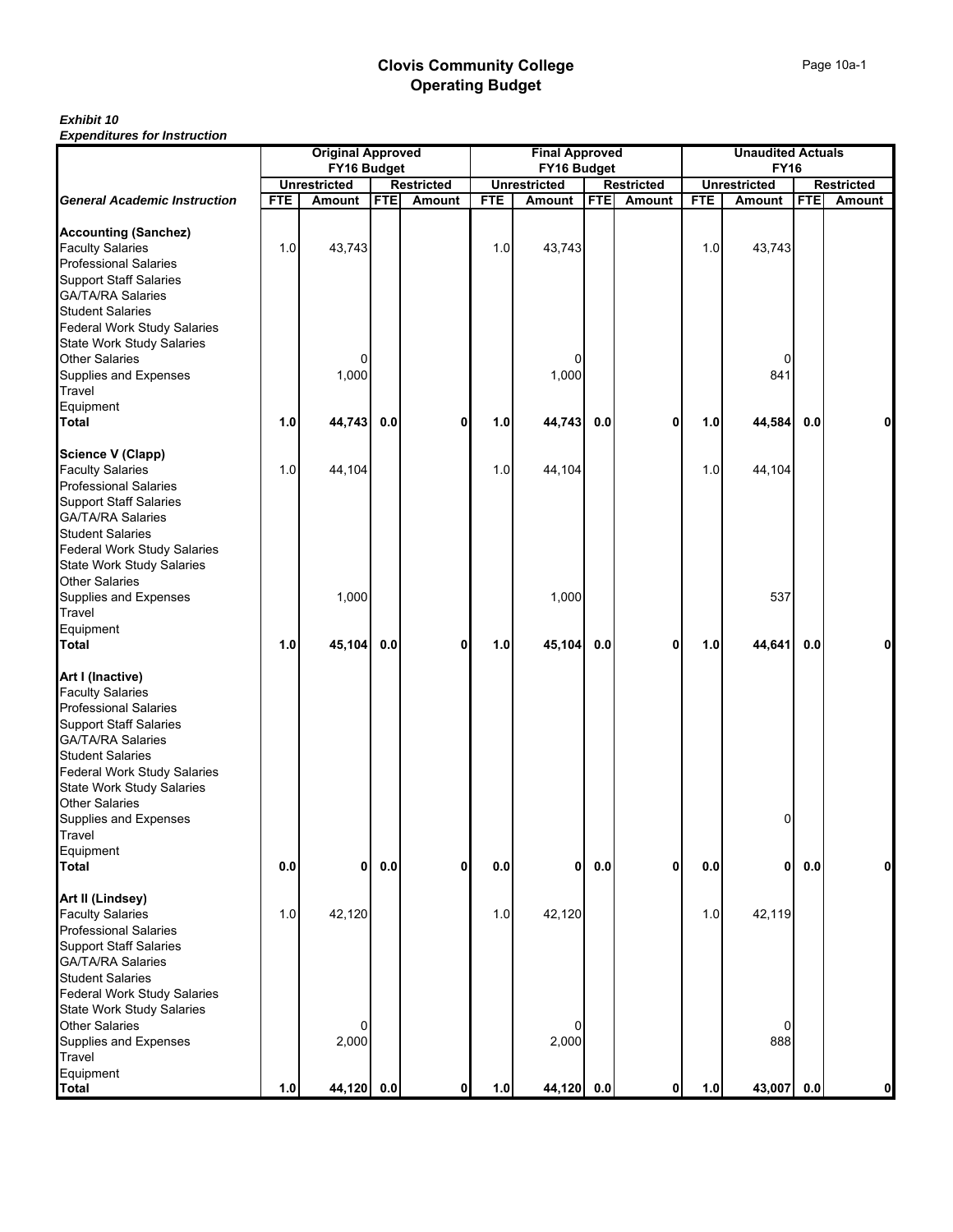# Clovis Community College
## Operating Budget

***Exhibit 10***
***Expenditures for Instruction***

| | Original Approved FY16 Budget | | | | Final Approved FY16 Budget | | | | Unaudited Actuals FY16 | | | |
|---|---|---|---|---|---|---|---|---|---|---|---|---|
| | Unrestricted | | Restricted | | Unrestricted | | Restricted | | Unrestricted | | Restricted | |
| ***General Academic Instruction*** | **FTE** | **Amount** | **FTE** | **Amount** | **FTE** | **Amount** | **FTE** | **Amount** | **FTE** | **Amount** | **FTE** | **Amount** |
| **Accounting (Sanchez)** | | | | | | | | | | | | |
| Faculty Salaries | 1.0 | 43,743 | | | 1.0 | 43,743 | | | 1.0 | 43,743 | | |
| Professional Salaries | | | | | | | | | | | | |
| Support Staff Salaries | | | | | | | | | | | | |
| GA/TA/RA Salaries | | | | | | | | | | | | |
| Student Salaries | | | | | | | | | | | | |
| Federal Work Study Salaries | | | | | | | | | | | | |
| State Work Study Salaries | | | | | | | | | | | | |
| Other Salaries | | 0 | | | | 0 | | | | 0 | | |
| Supplies and Expenses | | 1,000 | | | | 1,000 | | | | 841 | | |
| Travel | | | | | | | | | | | | |
| Equipment | | | | | | | | | | | | |
| **Total** | **1.0** | **44,743** | **0.0** | **0** | **1.0** | **44,743** | **0.0** | **0** | **1.0** | **44,584** | **0.0** | **0** |
| **Science V (Clapp)** | | | | | | | | | | | | |
| Faculty Salaries | 1.0 | 44,104 | | | 1.0 | 44,104 | | | 1.0 | 44,104 | | |
| Professional Salaries | | | | | | | | | | | | |
| Support Staff Salaries | | | | | | | | | | | | |
| GA/TA/RA Salaries | | | | | | | | | | | | |
| Student Salaries | | | | | | | | | | | | |
| Federal Work Study Salaries | | | | | | | | | | | | |
| State Work Study Salaries | | | | | | | | | | | | |
| Other Salaries | | | | | | | | | | | | |
| Supplies and Expenses | | 1,000 | | | | 1,000 | | | | 537 | | |
| Travel | | | | | | | | | | | | |
| Equipment | | | | | | | | | | | | |
| **Total** | **1.0** | **45,104** | **0.0** | **0** | **1.0** | **45,104** | **0.0** | **0** | **1.0** | **44,641** | **0.0** | **0** |
| **Art I (Inactive)** | | | | | | | | | | | | |
| Faculty Salaries | | | | | | | | | | | | |
| Professional Salaries | | | | | | | | | | | | |
| Support Staff Salaries | | | | | | | | | | | | |
| GA/TA/RA Salaries | | | | | | | | | | | | |
| Student Salaries | | | | | | | | | | | | |
| Federal Work Study Salaries | | | | | | | | | | | | |
| State Work Study Salaries | | | | | | | | | | | | |
| Other Salaries | | | | | | | | | | | | |
| Supplies and Expenses | | | | | | | | | | 0 | | |
| Travel | | | | | | | | | | | | |
| Equipment | | | | | | | | | | | | |
| **Total** | **0.0** | **0** | **0.0** | **0** | **0.0** | **0** | **0.0** | **0** | **0.0** | **0** | **0.0** | **0** |
| **Art II (Lindsey)** | | | | | | | | | | | | |
| Faculty Salaries | 1.0 | 42,120 | | | 1.0 | 42,120 | | | 1.0 | 42,119 | | |
| Professional Salaries | | | | | | | | | | | | |
| Support Staff Salaries | | | | | | | | | | | | |
| GA/TA/RA Salaries | | | | | | | | | | | | |
| Student Salaries | | | | | | | | | | | | |
| Federal Work Study Salaries | | | | | | | | | | | | |
| State Work Study Salaries | | | | | | | | | | | | |
| Other Salaries | | 0 | | | | 0 | | | | 0 | | |
| Supplies and Expenses | | 2,000 | | | | 2,000 | | | | 888 | | |
| Travel | | | | | | | | | | | | |
| Equipment | | | | | | | | | | | | |
| **Total** | **1.0** | **44,120** | **0.0** | **0** | **1.0** | **44,120** | **0.0** | **0** | **1.0** | **43,007** | **0.0** | **0** |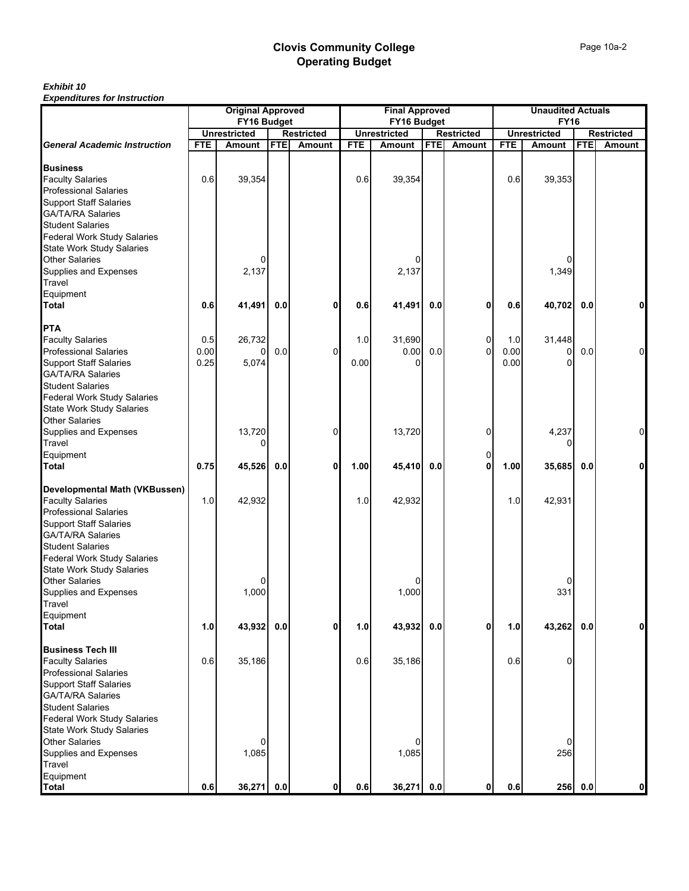# Clovis Community College
## Operating Budget

***Exhibit 10***
***Expenditures for Instruction***

| | Original Approved FY16 Budget | | | | Final Approved FY16 Budget | | | | Unaudited Actuals FY16 | | | |
|---|---|---|---|---|---|---|---|---|---|---|---|---|
| | Unrestricted | | Restricted | | Unrestricted | | Restricted | | Unrestricted | | Restricted | |
| ***General Academic Instruction*** | FTE | Amount | FTE | Amount | FTE | Amount | FTE | Amount | FTE | Amount | FTE | Amount |
| **Business** | | | | | | | | | | | | |
| Faculty Salaries | 0.6 | 39,354 | | | 0.6 | 39,354 | | | 0.6 | 39,353 | | |
| Professional Salaries | | | | | | | | | | | | |
| Support Staff Salaries | | | | | | | | | | | | |
| GA/TA/RA Salaries | | | | | | | | | | | | |
| Student Salaries | | | | | | | | | | | | |
| Federal Work Study Salaries | | | | | | | | | | | | |
| State Work Study Salaries | | | | | | | | | | | | |
| Other Salaries | | 0 | | | | 0 | | | | 0 | | |
| Supplies and Expenses | | 2,137 | | | | 2,137 | | | | 1,349 | | |
| Travel | | | | | | | | | | | | |
| Equipment | | | | | | | | | | | | |
| **Total** | **0.6** | **41,491** | **0.0** | **0** | **0.6** | **41,491** | **0.0** | **0** | **0.6** | **40,702** | **0.0** | **0** |
| **PTA** | | | | | | | | | | | | |
| Faculty Salaries | 0.5 | 26,732 | | | 1.0 | 31,690 | | 0 | 1.0 | 31,448 | | |
| Professional Salaries | 0.00 | 0 | 0.0 | 0 | | 0.00 | 0.0 | 0 | 0.00 | 0 | 0.0 | 0 |
| Support Staff Salaries | 0.25 | 5,074 | | | 0.00 | 0 | | | 0.00 | 0 | | |
| GA/TA/RA Salaries | | | | | | | | | | | | |
| Student Salaries | | | | | | | | | | | | |
| Federal Work Study Salaries | | | | | | | | | | | | |
| State Work Study Salaries | | | | | | | | | | | | |
| Other Salaries | | | | | | | | | | | | |
| Supplies and Expenses | | 13,720 | | 0 | | 13,720 | | 0 | | 4,237 | | 0 |
| Travel | | 0 | | | | | | | | 0 | | |
| Equipment | | | | | | | | 0 | | | | |
| **Total** | **0.75** | **45,526** | **0.0** | **0** | **1.00** | **45,410** | **0.0** | **0** | **1.00** | **35,685** | **0.0** | **0** |
| **Developmental Math (VKBussen)** | | | | | | | | | | | | |
| Faculty Salaries | 1.0 | 42,932 | | | 1.0 | 42,932 | | | 1.0 | 42,931 | | |
| Professional Salaries | | | | | | | | | | | | |
| Support Staff Salaries | | | | | | | | | | | | |
| GA/TA/RA Salaries | | | | | | | | | | | | |
| Student Salaries | | | | | | | | | | | | |
| Federal Work Study Salaries | | | | | | | | | | | | |
| State Work Study Salaries | | | | | | | | | | | | |
| Other Salaries | | 0 | | | | 0 | | | | 0 | | |
| Supplies and Expenses | | 1,000 | | | | 1,000 | | | | 331 | | |
| Travel | | | | | | | | | | | | |
| Equipment | | | | | | | | | | | | |
| **Total** | **1.0** | **43,932** | **0.0** | **0** | **1.0** | **43,932** | **0.0** | **0** | **1.0** | **43,262** | **0.0** | **0** |
| **Business Tech III** | | | | | | | | | | | | |
| Faculty Salaries | 0.6 | 35,186 | | | 0.6 | 35,186 | | | 0.6 | 0 | | |
| Professional Salaries | | | | | | | | | | | | |
| Support Staff Salaries | | | | | | | | | | | | |
| GA/TA/RA Salaries | | | | | | | | | | | | |
| Student Salaries | | | | | | | | | | | | |
| Federal Work Study Salaries | | | | | | | | | | | | |
| State Work Study Salaries | | | | | | | | | | | | |
| Other Salaries | | 0 | | | | 0 | | | | 0 | | |
| Supplies and Expenses | | 1,085 | | | | 1,085 | | | | 256 | | |
| Travel | | | | | | | | | | | | |
| Equipment | | | | | | | | | | | | |
| **Total** | **0.6** | **36,271** | **0.0** | **0** | **0.6** | **36,271** | **0.0** | **0** | **0.6** | **256** | **0.0** | **0** |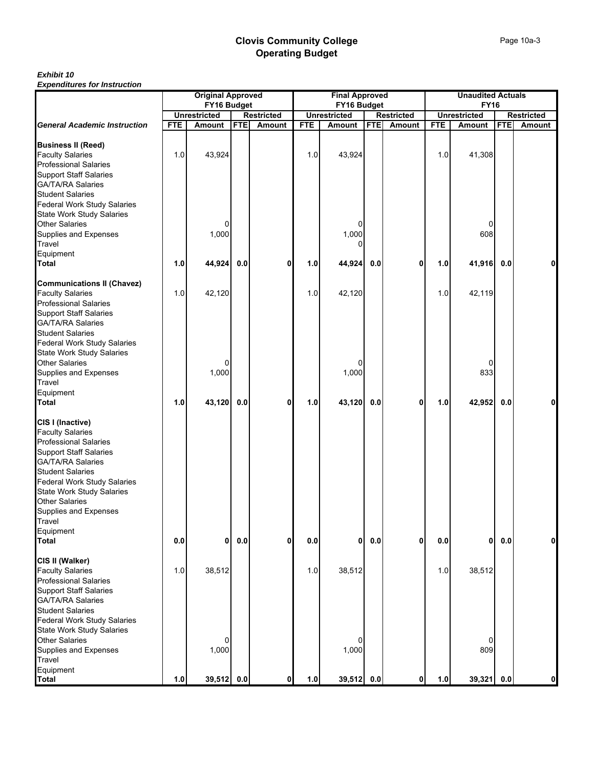# Clovis Community College
## Operating Budget

***Exhibit 10***
***Expenditures for Instruction***

| | Original Approved FY16 Budget | | | | Final Approved FY16 Budget | | | | Unaudited Actuals FY16 | | | |
|---|---|---|---|---|---|---|---|---|---|---|---|---|
| | Unrestricted | | Restricted | | Unrestricted | | Restricted | | Unrestricted | | Restricted | |
| ***General Academic Instruction*** | **FTE** | **Amount** | **FTE** | **Amount** | **FTE** | **Amount** | **FTE** | **Amount** | **FTE** | **Amount** | **FTE** | **Amount** |
| **Business II (Reed)** | | | | | | | | | | | | |
| Faculty Salaries | 1.0 | 43,924 | | | 1.0 | 43,924 | | | 1.0 | 41,308 | | |
| Professional Salaries | | | | | | | | | | | | |
| Support Staff Salaries | | | | | | | | | | | | |
| GA/TA/RA Salaries | | | | | | | | | | | | |
| Student Salaries | | | | | | | | | | | | |
| Federal Work Study Salaries | | | | | | | | | | | | |
| State Work Study Salaries | | | | | | | | | | | | |
| Other Salaries | | 0 | | | | 0 | | | | 0 | | |
| Supplies and Expenses | | 1,000 | | | | 1,000 | | | | 608 | | |
| Travel | | | | | | 0 | | | | | | |
| Equipment | | | | | | | | | | | | |
| **Total** | **1.0** | **44,924** | **0.0** | **0** | **1.0** | **44,924** | **0.0** | **0** | **1.0** | **41,916** | **0.0** | **0** |
| **Communications II (Chavez)** | | | | | | | | | | | | |
| Faculty Salaries | 1.0 | 42,120 | | | 1.0 | 42,120 | | | 1.0 | 42,119 | | |
| Professional Salaries | | | | | | | | | | | | |
| Support Staff Salaries | | | | | | | | | | | | |
| GA/TA/RA Salaries | | | | | | | | | | | | |
| Student Salaries | | | | | | | | | | | | |
| Federal Work Study Salaries | | | | | | | | | | | | |
| State Work Study Salaries | | | | | | | | | | | | |
| Other Salaries | | 0 | | | | 0 | | | | 0 | | |
| Supplies and Expenses | | 1,000 | | | | 1,000 | | | | 833 | | |
| Travel | | | | | | | | | | | | |
| Equipment | | | | | | | | | | | | |
| **Total** | **1.0** | **43,120** | **0.0** | **0** | **1.0** | **43,120** | **0.0** | **0** | **1.0** | **42,952** | **0.0** | **0** |
| **CIS I (Inactive)** | | | | | | | | | | | | |
| Faculty Salaries | | | | | | | | | | | | |
| Professional Salaries | | | | | | | | | | | | |
| Support Staff Salaries | | | | | | | | | | | | |
| GA/TA/RA Salaries | | | | | | | | | | | | |
| Student Salaries | | | | | | | | | | | | |
| Federal Work Study Salaries | | | | | | | | | | | | |
| State Work Study Salaries | | | | | | | | | | | | |
| Other Salaries | | | | | | | | | | | | |
| Supplies and Expenses | | | | | | | | | | | | |
| Travel | | | | | | | | | | | | |
| Equipment | | | | | | | | | | | | |
| **Total** | **0.0** | **0** | **0.0** | **0** | **0.0** | **0** | **0.0** | **0** | **0.0** | **0** | **0.0** | **0** |
| **CIS II (Walker)** | | | | | | | | | | | | |
| Faculty Salaries | 1.0 | 38,512 | | | 1.0 | 38,512 | | | 1.0 | 38,512 | | |
| Professional Salaries | | | | | | | | | | | | |
| Support Staff Salaries | | | | | | | | | | | | |
| GA/TA/RA Salaries | | | | | | | | | | | | |
| Student Salaries | | | | | | | | | | | | |
| Federal Work Study Salaries | | | | | | | | | | | | |
| State Work Study Salaries | | | | | | | | | | | | |
| Other Salaries | | 0 | | | | 0 | | | | 0 | | |
| Supplies and Expenses | | 1,000 | | | | 1,000 | | | | 809 | | |
| Travel | | | | | | | | | | | | |
| Equipment | | | | | | | | | | | | |
| **Total** | **1.0** | **39,512** | **0.0** | **0** | **1.0** | **39,512** | **0.0** | **0** | **1.0** | **39,321** | **0.0** | **0** |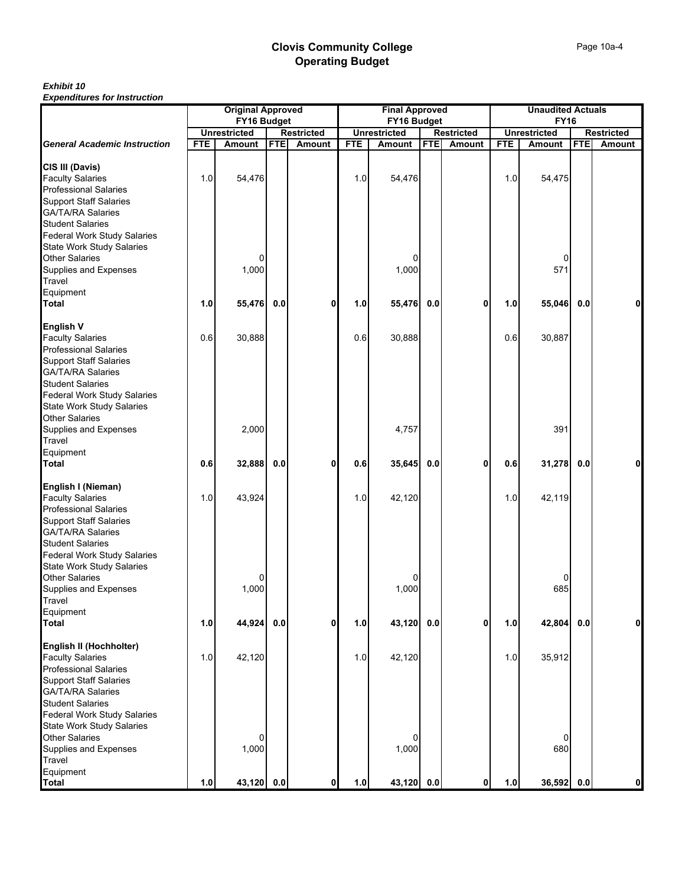# Clovis Community College
## Operating Budget

***Exhibit 10***
***Expenditures for Instruction***

| | Original Approved FY16 Budget | | | | Final Approved FY16 Budget | | | | Unaudited Actuals FY16 | | | |
|---|---|---|---|---|---|---|---|---|---|---|---|---|
| | Unrestricted | | Restricted | | Unrestricted | | Restricted | | Unrestricted | | Restricted | |
| ***General Academic Instruction*** | **FTE** | **Amount** | **FTE** | **Amount** | **FTE** | **Amount** | **FTE** | **Amount** | **FTE** | **Amount** | **FTE** | **Amount** |
| **CIS III (Davis)** | | | | | | | | | | | | |
| Faculty Salaries | 1.0 | 54,476 | | | 1.0 | 54,476 | | | 1.0 | 54,475 | | |
| Professional Salaries | | | | | | | | | | | | |
| Support Staff Salaries | | | | | | | | | | | | |
| GA/TA/RA Salaries | | | | | | | | | | | | |
| Student Salaries | | | | | | | | | | | | |
| Federal Work Study Salaries | | | | | | | | | | | | |
| State Work Study Salaries | | | | | | | | | | | | |
| Other Salaries | | 0 | | | | 0 | | | | 0 | | |
| Supplies and Expenses | | 1,000 | | | | 1,000 | | | | 571 | | |
| Travel | | | | | | | | | | | | |
| Equipment | | | | | | | | | | | | |
| **Total** | **1.0** | **55,476** | **0.0** | **0** | **1.0** | **55,476** | **0.0** | **0** | **1.0** | **55,046** | **0.0** | **0** |
| **English V** | | | | | | | | | | | | |
| Faculty Salaries | 0.6 | 30,888 | | | 0.6 | 30,888 | | | 0.6 | 30,887 | | |
| Professional Salaries | | | | | | | | | | | | |
| Support Staff Salaries | | | | | | | | | | | | |
| GA/TA/RA Salaries | | | | | | | | | | | | |
| Student Salaries | | | | | | | | | | | | |
| Federal Work Study Salaries | | | | | | | | | | | | |
| State Work Study Salaries | | | | | | | | | | | | |
| Other Salaries | | | | | | | | | | | | |
| Supplies and Expenses | | 2,000 | | | | 4,757 | | | | 391 | | |
| Travel | | | | | | | | | | | | |
| Equipment | | | | | | | | | | | | |
| **Total** | **0.6** | **32,888** | **0.0** | **0** | **0.6** | **35,645** | **0.0** | **0** | **0.6** | **31,278** | **0.0** | **0** |
| **English I (Nieman)** | | | | | | | | | | | | |
| Faculty Salaries | 1.0 | 43,924 | | | 1.0 | 42,120 | | | 1.0 | 42,119 | | |
| Professional Salaries | | | | | | | | | | | | |
| Support Staff Salaries | | | | | | | | | | | | |
| GA/TA/RA Salaries | | | | | | | | | | | | |
| Student Salaries | | | | | | | | | | | | |
| Federal Work Study Salaries | | | | | | | | | | | | |
| State Work Study Salaries | | | | | | | | | | | | |
| Other Salaries | | 0 | | | | 0 | | | | 0 | | |
| Supplies and Expenses | | 1,000 | | | | 1,000 | | | | 685 | | |
| Travel | | | | | | | | | | | | |
| Equipment | | | | | | | | | | | | |
| **Total** | **1.0** | **44,924** | **0.0** | **0** | **1.0** | **43,120** | **0.0** | **0** | **1.0** | **42,804** | **0.0** | **0** |
| **English II (Hochholter)** | | | | | | | | | | | | |
| Faculty Salaries | 1.0 | 42,120 | | | 1.0 | 42,120 | | | 1.0 | 35,912 | | |
| Professional Salaries | | | | | | | | | | | | |
| Support Staff Salaries | | | | | | | | | | | | |
| GA/TA/RA Salaries | | | | | | | | | | | | |
| Student Salaries | | | | | | | | | | | | |
| Federal Work Study Salaries | | | | | | | | | | | | |
| State Work Study Salaries | | | | | | | | | | | | |
| Other Salaries | | 0 | | | | 0 | | | | 0 | | |
| Supplies and Expenses | | 1,000 | | | | 1,000 | | | | 680 | | |
| Travel | | | | | | | | | | | | |
| Equipment | | | | | | | | | | | | |
| **Total** | **1.0** | **43,120** | **0.0** | **0** | **1.0** | **43,120** | **0.0** | **0** | **1.0** | **36,592** | **0.0** | **0** |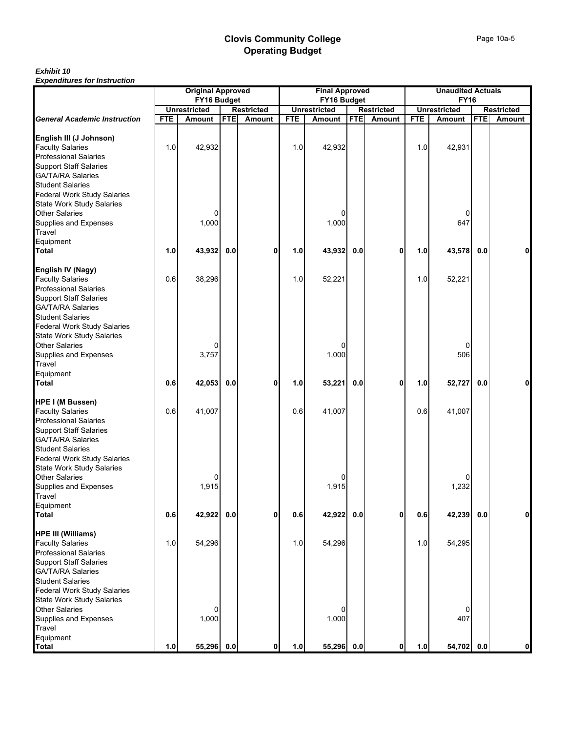# Clovis Community College
## Operating Budget

***Exhibit 10***
***Expenditures for Instruction***

| | Original Approved FY16 Budget | | | | Final Approved FY16 Budget | | | | Unaudited Actuals FY16 | | | |
|---|---|---|---|---|---|---|---|---|---|---|---|---|
| | Unrestricted | | Restricted | | Unrestricted | | Restricted | | Unrestricted | | Restricted | |
| ***General Academic Instruction*** | **FTE** | **Amount** | **FTE** | **Amount** | **FTE** | **Amount** | **FTE** | **Amount** | **FTE** | **Amount** | **FTE** | **Amount** |
| **English III (J Johnson)** | | | | | | | | | | | | |
| Faculty Salaries | 1.0 | 42,932 | | | 1.0 | 42,932 | | | 1.0 | 42,931 | | |
| Professional Salaries | | | | | | | | | | | | |
| Support Staff Salaries | | | | | | | | | | | | |
| GA/TA/RA Salaries | | | | | | | | | | | | |
| Student Salaries | | | | | | | | | | | | |
| Federal Work Study Salaries | | | | | | | | | | | | |
| State Work Study Salaries | | | | | | | | | | | | |
| Other Salaries | | 0 | | | | 0 | | | | 0 | | |
| Supplies and Expenses | | 1,000 | | | | 1,000 | | | | 647 | | |
| Travel | | | | | | | | | | | | |
| Equipment | | | | | | | | | | | | |
| **Total** | **1.0** | **43,932** | **0.0** | **0** | **1.0** | **43,932** | **0.0** | **0** | **1.0** | **43,578** | **0.0** | **0** |
| **English IV (Nagy)** | | | | | | | | | | | | |
| Faculty Salaries | 0.6 | 38,296 | | | 1.0 | 52,221 | | | 1.0 | 52,221 | | |
| Professional Salaries | | | | | | | | | | | | |
| Support Staff Salaries | | | | | | | | | | | | |
| GA/TA/RA Salaries | | | | | | | | | | | | |
| Student Salaries | | | | | | | | | | | | |
| Federal Work Study Salaries | | | | | | | | | | | | |
| State Work Study Salaries | | | | | | | | | | | | |
| Other Salaries | | 0 | | | | 0 | | | | 0 | | |
| Supplies and Expenses | | 3,757 | | | | 1,000 | | | | 506 | | |
| Travel | | | | | | | | | | | | |
| Equipment | | | | | | | | | | | | |
| **Total** | **0.6** | **42,053** | **0.0** | **0** | **1.0** | **53,221** | **0.0** | **0** | **1.0** | **52,727** | **0.0** | **0** |
| **HPE I (M Bussen)** | | | | | | | | | | | | |
| Faculty Salaries | 0.6 | 41,007 | | | 0.6 | 41,007 | | | 0.6 | 41,007 | | |
| Professional Salaries | | | | | | | | | | | | |
| Support Staff Salaries | | | | | | | | | | | | |
| GA/TA/RA Salaries | | | | | | | | | | | | |
| Student Salaries | | | | | | | | | | | | |
| Federal Work Study Salaries | | | | | | | | | | | | |
| State Work Study Salaries | | | | | | | | | | | | |
| Other Salaries | | 0 | | | | 0 | | | | 0 | | |
| Supplies and Expenses | | 1,915 | | | | 1,915 | | | | 1,232 | | |
| Travel | | | | | | | | | | | | |
| Equipment | | | | | | | | | | | | |
| **Total** | **0.6** | **42,922** | **0.0** | **0** | **0.6** | **42,922** | **0.0** | **0** | **0.6** | **42,239** | **0.0** | **0** |
| **HPE III (Williams)** | | | | | | | | | | | | |
| Faculty Salaries | 1.0 | 54,296 | | | 1.0 | 54,296 | | | 1.0 | 54,295 | | |
| Professional Salaries | | | | | | | | | | | | |
| Support Staff Salaries | | | | | | | | | | | | |
| GA/TA/RA Salaries | | | | | | | | | | | | |
| Student Salaries | | | | | | | | | | | | |
| Federal Work Study Salaries | | | | | | | | | | | | |
| State Work Study Salaries | | | | | | | | | | | | |
| Other Salaries | | 0 | | | | 0 | | | | 0 | | |
| Supplies and Expenses | | 1,000 | | | | 1,000 | | | | 407 | | |
| Travel | | | | | | | | | | | | |
| Equipment | | | | | | | | | | | | |
| **Total** | **1.0** | **55,296** | **0.0** | **0** | **1.0** | **55,296** | **0.0** | **0** | **1.0** | **54,702** | **0.0** | **0** |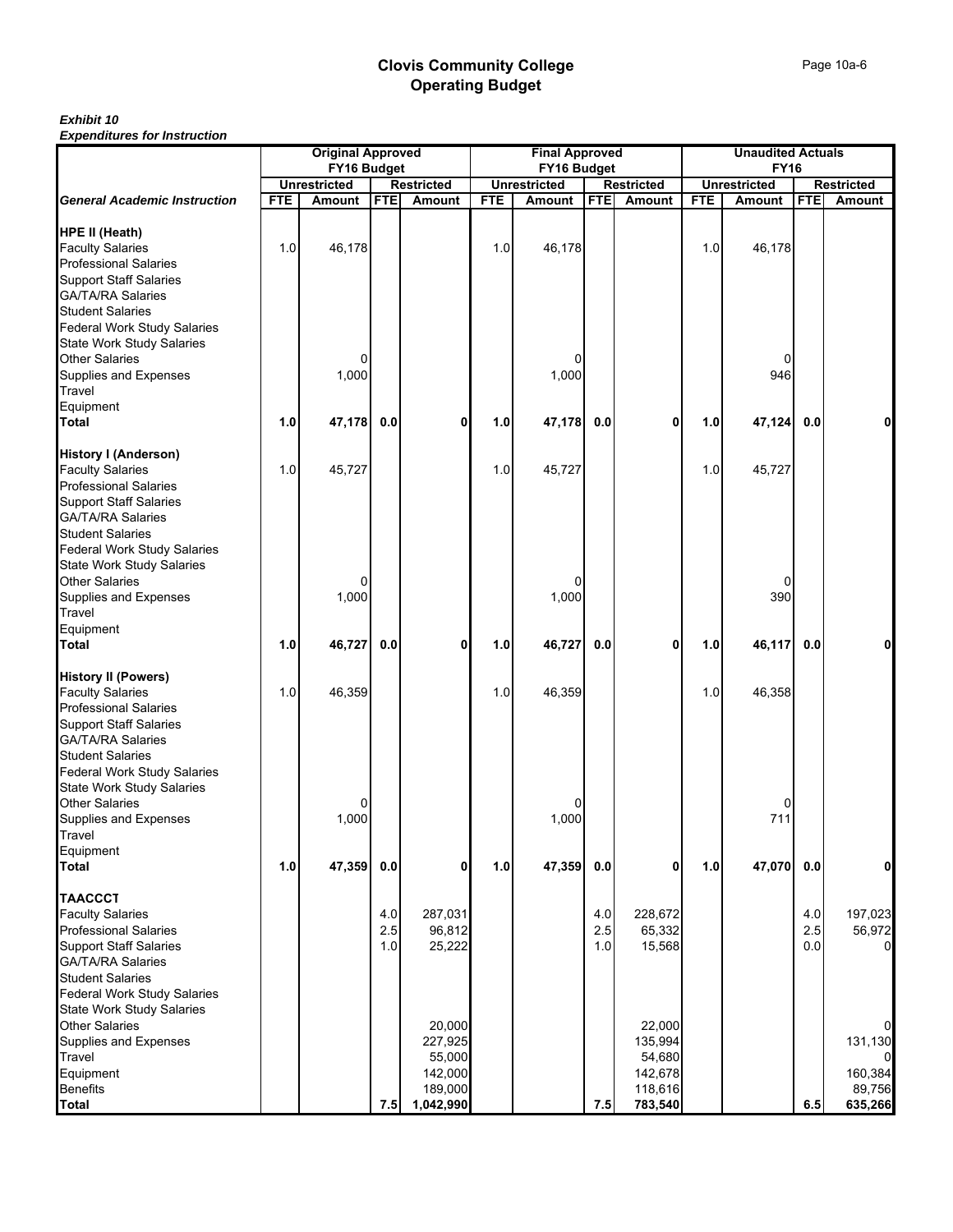# Clovis Community College
## Operating Budget

***Exhibit 10***
***Expenditures for Instruction***

| | Original Approved FY16 Budget | | | | Final Approved FY16 Budget | | | | Unaudited Actuals FY16 | | | |
|---|---|---|---|---|---|---|---|---|---|---|---|---|
| | Unrestricted | | Restricted | | Unrestricted | | Restricted | | Unrestricted | | Restricted | |
| ***General Academic Instruction*** | **FTE** | **Amount** | **FTE** | **Amount** | **FTE** | **Amount** | **FTE** | **Amount** | **FTE** | **Amount** | **FTE** | **Amount** |
| **HPE II (Heath)** | | | | | | | | | | | | |
| Faculty Salaries | 1.0 | 46,178 | | | 1.0 | 46,178 | | | 1.0 | 46,178 | | |
| Professional Salaries | | | | | | | | | | | | |
| Support Staff Salaries | | | | | | | | | | | | |
| GA/TA/RA Salaries | | | | | | | | | | | | |
| Student Salaries | | | | | | | | | | | | |
| Federal Work Study Salaries | | | | | | | | | | | | |
| State Work Study Salaries | | | | | | | | | | | | |
| Other Salaries | | 0 | | | | 0 | | | | 0 | | |
| Supplies and Expenses | | 1,000 | | | | 1,000 | | | | 946 | | |
| Travel | | | | | | | | | | | | |
| Equipment | | | | | | | | | | | | |
| **Total** | **1.0** | **47,178** | **0.0** | **0** | **1.0** | **47,178** | **0.0** | **0** | **1.0** | **47,124** | **0.0** | **0** |
| **History I (Anderson)** | | | | | | | | | | | | |
| Faculty Salaries | 1.0 | 45,727 | | | 1.0 | 45,727 | | | 1.0 | 45,727 | | |
| Professional Salaries | | | | | | | | | | | | |
| Support Staff Salaries | | | | | | | | | | | | |
| GA/TA/RA Salaries | | | | | | | | | | | | |
| Student Salaries | | | | | | | | | | | | |
| Federal Work Study Salaries | | | | | | | | | | | | |
| State Work Study Salaries | | | | | | | | | | | | |
| Other Salaries | | 0 | | | | 0 | | | | 0 | | |
| Supplies and Expenses | | 1,000 | | | | 1,000 | | | | 390 | | |
| Travel | | | | | | | | | | | | |
| Equipment | | | | | | | | | | | | |
| **Total** | **1.0** | **46,727** | **0.0** | **0** | **1.0** | **46,727** | **0.0** | **0** | **1.0** | **46,117** | **0.0** | **0** |
| **History II (Powers)** | | | | | | | | | | | | |
| Faculty Salaries | 1.0 | 46,359 | | | 1.0 | 46,359 | | | 1.0 | 46,358 | | |
| Professional Salaries | | | | | | | | | | | | |
| Support Staff Salaries | | | | | | | | | | | | |
| GA/TA/RA Salaries | | | | | | | | | | | | |
| Student Salaries | | | | | | | | | | | | |
| Federal Work Study Salaries | | | | | | | | | | | | |
| State Work Study Salaries | | | | | | | | | | | | |
| Other Salaries | | 0 | | | | 0 | | | | 0 | | |
| Supplies and Expenses | | 1,000 | | | | 1,000 | | | | 711 | | |
| Travel | | | | | | | | | | | | |
| Equipment | | | | | | | | | | | | |
| **Total** | **1.0** | **47,359** | **0.0** | **0** | **1.0** | **47,359** | **0.0** | **0** | **1.0** | **47,070** | **0.0** | **0** |
| **TAACCCT** | | | | | | | | | | | | |
| Faculty Salaries | | | 4.0 | 287,031 | | | 4.0 | 228,672 | | | 4.0 | 197,023 |
| Professional Salaries | | | 2.5 | 96,812 | | | 2.5 | 65,332 | | | 2.5 | 56,972 |
| Support Staff Salaries | | | 1.0 | 25,222 | | | 1.0 | 15,568 | | | 0.0 | 0 |
| GA/TA/RA Salaries | | | | | | | | | | | | |
| Student Salaries | | | | | | | | | | | | |
| Federal Work Study Salaries | | | | | | | | | | | | |
| State Work Study Salaries | | | | | | | | | | | | |
| Other Salaries | | | | 20,000 | | | | 22,000 | | | | 0 |
| Supplies and Expenses | | | | 227,925 | | | | 135,994 | | | | 131,130 |
| Travel | | | | 55,000 | | | | 54,680 | | | | 0 |
| Equipment | | | | 142,000 | | | | 142,678 | | | | 160,384 |
| Benefits | | | | 189,000 | | | | 118,616 | | | | 89,756 |
| **Total** | | | **7.5** | **1,042,990** | | | **7.5** | **783,540** | | | **6.5** | **635,266** |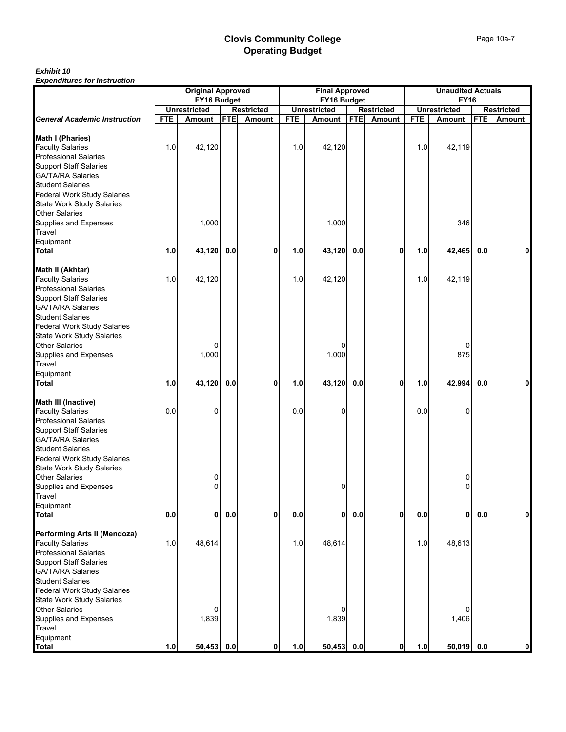# Clovis Community College
## Operating Budget

***Exhibit 10***
***Expenditures for Instruction***

| | Original Approved FY16 Budget | | | | Final Approved FY16 Budget | | | | Unaudited Actuals FY16 | | | |
|---|---|---|---|---|---|---|---|---|---|---|---|---|
| | Unrestricted | | Restricted | | Unrestricted | | Restricted | | Unrestricted | | Restricted | |
| ***General Academic Instruction*** | **FTE** | **Amount** | **FTE** | **Amount** | **FTE** | **Amount** | **FTE** | **Amount** | **FTE** | **Amount** | **FTE** | **Amount** |
| **Math I (Pharies)** | | | | | | | | | | | | |
| Faculty Salaries | 1.0 | 42,120 | | | 1.0 | 42,120 | | | 1.0 | 42,119 | | |
| Professional Salaries | | | | | | | | | | | | |
| Support Staff Salaries | | | | | | | | | | | | |
| GA/TA/RA Salaries | | | | | | | | | | | | |
| Student Salaries | | | | | | | | | | | | |
| Federal Work Study Salaries | | | | | | | | | | | | |
| State Work Study Salaries | | | | | | | | | | | | |
| Other Salaries | | | | | | | | | | | | |
| Supplies and Expenses | | 1,000 | | | | 1,000 | | | | 346 | | |
| Travel | | | | | | | | | | | | |
| Equipment | | | | | | | | | | | | |
| **Total** | **1.0** | **43,120** | **0.0** | **0** | **1.0** | **43,120** | **0.0** | **0** | **1.0** | **42,465** | **0.0** | **0** |
| **Math II (Akhtar)** | | | | | | | | | | | | |
| Faculty Salaries | 1.0 | 42,120 | | | 1.0 | 42,120 | | | 1.0 | 42,119 | | |
| Professional Salaries | | | | | | | | | | | | |
| Support Staff Salaries | | | | | | | | | | | | |
| GA/TA/RA Salaries | | | | | | | | | | | | |
| Student Salaries | | | | | | | | | | | | |
| Federal Work Study Salaries | | | | | | | | | | | | |
| State Work Study Salaries | | | | | | | | | | | | |
| Other Salaries | | 0 | | | | 0 | | | | 0 | | |
| Supplies and Expenses | | 1,000 | | | | 1,000 | | | | 875 | | |
| Travel | | | | | | | | | | | | |
| Equipment | | | | | | | | | | | | |
| **Total** | **1.0** | **43,120** | **0.0** | **0** | **1.0** | **43,120** | **0.0** | **0** | **1.0** | **42,994** | **0.0** | **0** |
| **Math III (Inactive)** | | | | | | | | | | | | |
| Faculty Salaries | 0.0 | 0 | | | 0.0 | 0 | | | 0.0 | 0 | | |
| Professional Salaries | | | | | | | | | | | | |
| Support Staff Salaries | | | | | | | | | | | | |
| GA/TA/RA Salaries | | | | | | | | | | | | |
| Student Salaries | | | | | | | | | | | | |
| Federal Work Study Salaries | | | | | | | | | | | | |
| State Work Study Salaries | | | | | | | | | | | | |
| Other Salaries | | 0 | | | | | | | | 0 | | |
| Supplies and Expenses | | 0 | | | | 0 | | | | 0 | | |
| Travel | | | | | | | | | | | | |
| Equipment | | | | | | | | | | | | |
| **Total** | **0.0** | **0** | **0.0** | **0** | **0.0** | **0** | **0.0** | **0** | **0.0** | **0** | **0.0** | **0** |
| **Performing Arts II (Mendoza)** | | | | | | | | | | | | |
| Faculty Salaries | 1.0 | 48,614 | | | 1.0 | 48,614 | | | 1.0 | 48,613 | | |
| Professional Salaries | | | | | | | | | | | | |
| Support Staff Salaries | | | | | | | | | | | | |
| GA/TA/RA Salaries | | | | | | | | | | | | |
| Student Salaries | | | | | | | | | | | | |
| Federal Work Study Salaries | | | | | | | | | | | | |
| State Work Study Salaries | | | | | | | | | | | | |
| Other Salaries | | 0 | | | | 0 | | | | 0 | | |
| Supplies and Expenses | | 1,839 | | | | 1,839 | | | | 1,406 | | |
| Travel | | | | | | | | | | | | |
| Equipment | | | | | | | | | | | | |
| **Total** | **1.0** | **50,453** | **0.0** | **0** | **1.0** | **50,453** | **0.0** | **0** | **1.0** | **50,019** | **0.0** | **0** |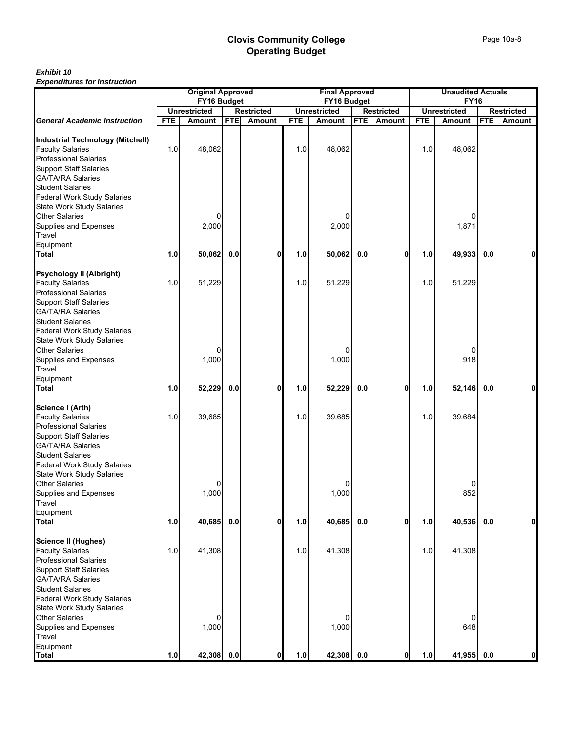# Clovis Community College
## Operating Budget

***Exhibit 10***
***Expenditures for Instruction***

| | Original Approved FY16 Budget | | | | Final Approved FY16 Budget | | | | Unaudited Actuals FY16 | | | |
|---|---|---|---|---|---|---|---|---|---|---|---|---|
| | Unrestricted | | Restricted | | Unrestricted | | Restricted | | Unrestricted | | Restricted | |
| ***General Academic Instruction*** | **FTE** | **Amount** | **FTE** | **Amount** | **FTE** | **Amount** | **FTE** | **Amount** | **FTE** | **Amount** | **FTE** | **Amount** |
| **Industrial Technology (Mitchell)** | | | | | | | | | | | | |
| Faculty Salaries | 1.0 | 48,062 | | | 1.0 | 48,062 | | | 1.0 | 48,062 | | |
| Professional Salaries | | | | | | | | | | | | |
| Support Staff Salaries | | | | | | | | | | | | |
| GA/TA/RA Salaries | | | | | | | | | | | | |
| Student Salaries | | | | | | | | | | | | |
| Federal Work Study Salaries | | | | | | | | | | | | |
| State Work Study Salaries | | | | | | | | | | | | |
| Other Salaries | | 0 | | | | 0 | | | | 0 | | |
| Supplies and Expenses | | 2,000 | | | | 2,000 | | | | 1,871 | | |
| Travel | | | | | | | | | | | | |
| Equipment | | | | | | | | | | | | |
| **Total** | **1.0** | **50,062** | **0.0** | **0** | **1.0** | **50,062** | **0.0** | **0** | **1.0** | **49,933** | **0.0** | **0** |
| **Psychology II (Albright)** | | | | | | | | | | | | |
| Faculty Salaries | 1.0 | 51,229 | | | 1.0 | 51,229 | | | 1.0 | 51,229 | | |
| Professional Salaries | | | | | | | | | | | | |
| Support Staff Salaries | | | | | | | | | | | | |
| GA/TA/RA Salaries | | | | | | | | | | | | |
| Student Salaries | | | | | | | | | | | | |
| Federal Work Study Salaries | | | | | | | | | | | | |
| State Work Study Salaries | | | | | | | | | | | | |
| Other Salaries | | 0 | | | | 0 | | | | 0 | | |
| Supplies and Expenses | | 1,000 | | | | 1,000 | | | | 918 | | |
| Travel | | | | | | | | | | | | |
| Equipment | | | | | | | | | | | | |
| **Total** | **1.0** | **52,229** | **0.0** | **0** | **1.0** | **52,229** | **0.0** | **0** | **1.0** | **52,146** | **0.0** | **0** |
| **Science I (Arth)** | | | | | | | | | | | | |
| Faculty Salaries | 1.0 | 39,685 | | | 1.0 | 39,685 | | | 1.0 | 39,684 | | |
| Professional Salaries | | | | | | | | | | | | |
| Support Staff Salaries | | | | | | | | | | | | |
| GA/TA/RA Salaries | | | | | | | | | | | | |
| Student Salaries | | | | | | | | | | | | |
| Federal Work Study Salaries | | | | | | | | | | | | |
| State Work Study Salaries | | | | | | | | | | | | |
| Other Salaries | | 0 | | | | 0 | | | | 0 | | |
| Supplies and Expenses | | 1,000 | | | | 1,000 | | | | 852 | | |
| Travel | | | | | | | | | | | | |
| Equipment | | | | | | | | | | | | |
| **Total** | **1.0** | **40,685** | **0.0** | **0** | **1.0** | **40,685** | **0.0** | **0** | **1.0** | **40,536** | **0.0** | **0** |
| **Science II (Hughes)** | | | | | | | | | | | | |
| Faculty Salaries | 1.0 | 41,308 | | | 1.0 | 41,308 | | | 1.0 | 41,308 | | |
| Professional Salaries | | | | | | | | | | | | |
| Support Staff Salaries | | | | | | | | | | | | |
| GA/TA/RA Salaries | | | | | | | | | | | | |
| Student Salaries | | | | | | | | | | | | |
| Federal Work Study Salaries | | | | | | | | | | | | |
| State Work Study Salaries | | | | | | | | | | | | |
| Other Salaries | | 0 | | | | 0 | | | | 0 | | |
| Supplies and Expenses | | 1,000 | | | | 1,000 | | | | 648 | | |
| Travel | | | | | | | | | | | | |
| Equipment | | | | | | | | | | | | |
| **Total** | **1.0** | **42,308** | **0.0** | **0** | **1.0** | **42,308** | **0.0** | **0** | **1.0** | **41,955** | **0.0** | **0** |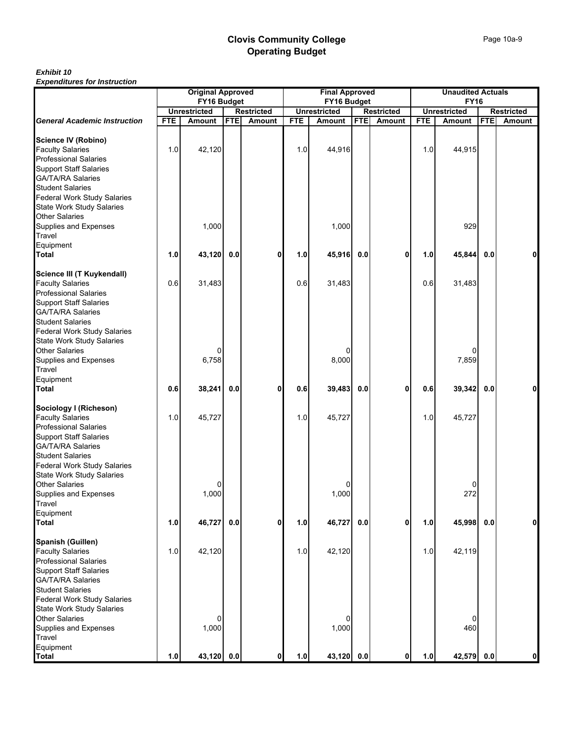# Clovis Community College
## Operating Budget

***Exhibit 10***
***Expenditures for Instruction***

| | Original Approved FY16 Budget | | | | Final Approved FY16 Budget | | | | Unaudited Actuals FY16 | | | |
|---|---|---|---|---|---|---|---|---|---|---|---|---|
| | Unrestricted | | Restricted | | Unrestricted | | Restricted | | Unrestricted | | Restricted | |
| ***General Academic Instruction*** | **FTE** | **Amount** | **FTE** | **Amount** | **FTE** | **Amount** | **FTE** | **Amount** | **FTE** | **Amount** | **FTE** | **Amount** |
| **Science IV (Robino)** | | | | | | | | | | | | |
| Faculty Salaries | 1.0 | 42,120 | | | 1.0 | 44,916 | | | 1.0 | 44,915 | | |
| Professional Salaries | | | | | | | | | | | | |
| Support Staff Salaries | | | | | | | | | | | | |
| GA/TA/RA Salaries | | | | | | | | | | | | |
| Student Salaries | | | | | | | | | | | | |
| Federal Work Study Salaries | | | | | | | | | | | | |
| State Work Study Salaries | | | | | | | | | | | | |
| Other Salaries | | | | | | | | | | | | |
| Supplies and Expenses | | 1,000 | | | | 1,000 | | | | 929 | | |
| Travel | | | | | | | | | | | | |
| Equipment | | | | | | | | | | | | |
| **Total** | **1.0** | **43,120** | **0.0** | **0** | **1.0** | **45,916** | **0.0** | **0** | **1.0** | **45,844** | **0.0** | **0** |
| **Science III (T Kuykendall)** | | | | | | | | | | | | |
| Faculty Salaries | 0.6 | 31,483 | | | 0.6 | 31,483 | | | 0.6 | 31,483 | | |
| Professional Salaries | | | | | | | | | | | | |
| Support Staff Salaries | | | | | | | | | | | | |
| GA/TA/RA Salaries | | | | | | | | | | | | |
| Student Salaries | | | | | | | | | | | | |
| Federal Work Study Salaries | | | | | | | | | | | | |
| State Work Study Salaries | | | | | | | | | | | | |
| Other Salaries | | 0 | | | | 0 | | | | 0 | | |
| Supplies and Expenses | | 6,758 | | | | 8,000 | | | | 7,859 | | |
| Travel | | | | | | | | | | | | |
| Equipment | | | | | | | | | | | | |
| **Total** | **0.6** | **38,241** | **0.0** | **0** | **0.6** | **39,483** | **0.0** | **0** | **0.6** | **39,342** | **0.0** | **0** |
| **Sociology I (Richeson)** | | | | | | | | | | | | |
| Faculty Salaries | 1.0 | 45,727 | | | 1.0 | 45,727 | | | 1.0 | 45,727 | | |
| Professional Salaries | | | | | | | | | | | | |
| Support Staff Salaries | | | | | | | | | | | | |
| GA/TA/RA Salaries | | | | | | | | | | | | |
| Student Salaries | | | | | | | | | | | | |
| Federal Work Study Salaries | | | | | | | | | | | | |
| State Work Study Salaries | | | | | | | | | | | | |
| Other Salaries | | 0 | | | | 0 | | | | 0 | | |
| Supplies and Expenses | | 1,000 | | | | 1,000 | | | | 272 | | |
| Travel | | | | | | | | | | | | |
| Equipment | | | | | | | | | | | | |
| **Total** | **1.0** | **46,727** | **0.0** | **0** | **1.0** | **46,727** | **0.0** | **0** | **1.0** | **45,998** | **0.0** | **0** |
| **Spanish (Guillen)** | | | | | | | | | | | | |
| Faculty Salaries | 1.0 | 42,120 | | | 1.0 | 42,120 | | | 1.0 | 42,119 | | |
| Professional Salaries | | | | | | | | | | | | |
| Support Staff Salaries | | | | | | | | | | | | |
| GA/TA/RA Salaries | | | | | | | | | | | | |
| Student Salaries | | | | | | | | | | | | |
| Federal Work Study Salaries | | | | | | | | | | | | |
| State Work Study Salaries | | | | | | | | | | | | |
| Other Salaries | | 0 | | | | 0 | | | | 0 | | |
| Supplies and Expenses | | 1,000 | | | | 1,000 | | | | 460 | | |
| Travel | | | | | | | | | | | | |
| Equipment | | | | | | | | | | | | |
| **Total** | **1.0** | **43,120** | **0.0** | **0** | **1.0** | **43,120** | **0.0** | **0** | **1.0** | **42,579** | **0.0** | **0** |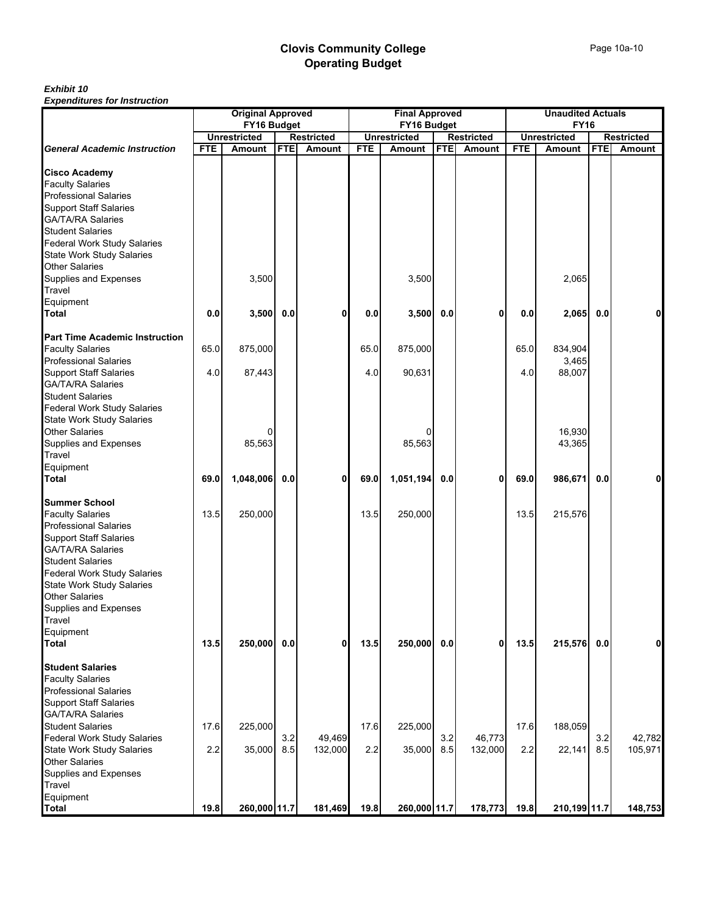# Clovis Community College
## Operating Budget

***Exhibit 10***
***Expenditures for Instruction***

| | Original Approved FY16 Budget | | | | Final Approved FY16 Budget | | | | Unaudited Actuals FY16 | | | |
|---|---|---|---|---|---|---|---|---|---|---|---|---|
| | Unrestricted | | Restricted | | Unrestricted | | Restricted | | Unrestricted | | Restricted | |
| ***General Academic Instruction*** | **FTE** | **Amount** | **FTE** | **Amount** | **FTE** | **Amount** | **FTE** | **Amount** | **FTE** | **Amount** | **FTE** | **Amount** |
| **Cisco Academy** | | | | | | | | | | | | |
| Faculty Salaries | | | | | | | | | | | | |
| Professional Salaries | | | | | | | | | | | | |
| Support Staff Salaries | | | | | | | | | | | | |
| GA/TA/RA Salaries | | | | | | | | | | | | |
| Student Salaries | | | | | | | | | | | | |
| Federal Work Study Salaries | | | | | | | | | | | | |
| State Work Study Salaries | | | | | | | | | | | | |
| Other Salaries | | | | | | | | | | | | |
| Supplies and Expenses | | 3,500 | | | | 3,500 | | | | 2,065 | | |
| Travel | | | | | | | | | | | | |
| Equipment | | | | | | | | | | | | |
| **Total** | **0.0** | **3,500** | **0.0** | **0** | **0.0** | **3,500** | **0.0** | **0** | **0.0** | **2,065** | **0.0** | **0** |
| **Part Time Academic Instruction** | | | | | | | | | | | | |
| Faculty Salaries | 65.0 | 875,000 | | | 65.0 | 875,000 | | | 65.0 | 834,904 | | |
| Professional Salaries | | | | | | | | | | 3,465 | | |
| Support Staff Salaries | 4.0 | 87,443 | | | 4.0 | 90,631 | | | 4.0 | 88,007 | | |
| GA/TA/RA Salaries | | | | | | | | | | | | |
| Student Salaries | | | | | | | | | | | | |
| Federal Work Study Salaries | | | | | | | | | | | | |
| State Work Study Salaries | | | | | | | | | | | | |
| Other Salaries | | 0 | | | | 0 | | | | 16,930 | | |
| Supplies and Expenses | | 85,563 | | | | 85,563 | | | | 43,365 | | |
| Travel | | | | | | | | | | | | |
| Equipment | | | | | | | | | | | | |
| **Total** | **69.0** | **1,048,006** | **0.0** | **0** | **69.0** | **1,051,194** | **0.0** | **0** | **69.0** | **986,671** | **0.0** | **0** |
| **Summer School** | | | | | | | | | | | | |
| Faculty Salaries | 13.5 | 250,000 | | | 13.5 | 250,000 | | | 13.5 | 215,576 | | |
| Professional Salaries | | | | | | | | | | | | |
| Support Staff Salaries | | | | | | | | | | | | |
| GA/TA/RA Salaries | | | | | | | | | | | | |
| Student Salaries | | | | | | | | | | | | |
| Federal Work Study Salaries | | | | | | | | | | | | |
| State Work Study Salaries | | | | | | | | | | | | |
| Other Salaries | | | | | | | | | | | | |
| Supplies and Expenses | | | | | | | | | | | | |
| Travel | | | | | | | | | | | | |
| Equipment | | | | | | | | | | | | |
| **Total** | **13.5** | **250,000** | **0.0** | **0** | **13.5** | **250,000** | **0.0** | **0** | **13.5** | **215,576** | **0.0** | **0** |
| **Student Salaries** | | | | | | | | | | | | |
| Faculty Salaries | | | | | | | | | | | | |
| Professional Salaries | | | | | | | | | | | | |
| Support Staff Salaries | | | | | | | | | | | | |
| GA/TA/RA Salaries | | | | | | | | | | | | |
| Student Salaries | 17.6 | 225,000 | | | 17.6 | 225,000 | | | 17.6 | 188,059 | | |
| Federal Work Study Salaries | | | 3.2 | 49,469 | | | 3.2 | 46,773 | | | 3.2 | 42,782 |
| State Work Study Salaries | 2.2 | 35,000 | 8.5 | 132,000 | 2.2 | 35,000 | 8.5 | 132,000 | 2.2 | 22,141 | 8.5 | 105,971 |
| Other Salaries | | | | | | | | | | | | |
| Supplies and Expenses | | | | | | | | | | | | |
| Travel | | | | | | | | | | | | |
| Equipment | | | | | | | | | | | | |
| **Total** | **19.8** | **260,000** | **11.7** | **181,469** | **19.8** | **260,000** | **11.7** | **178,773** | **19.8** | **210,199** | **11.7** | **148,753** |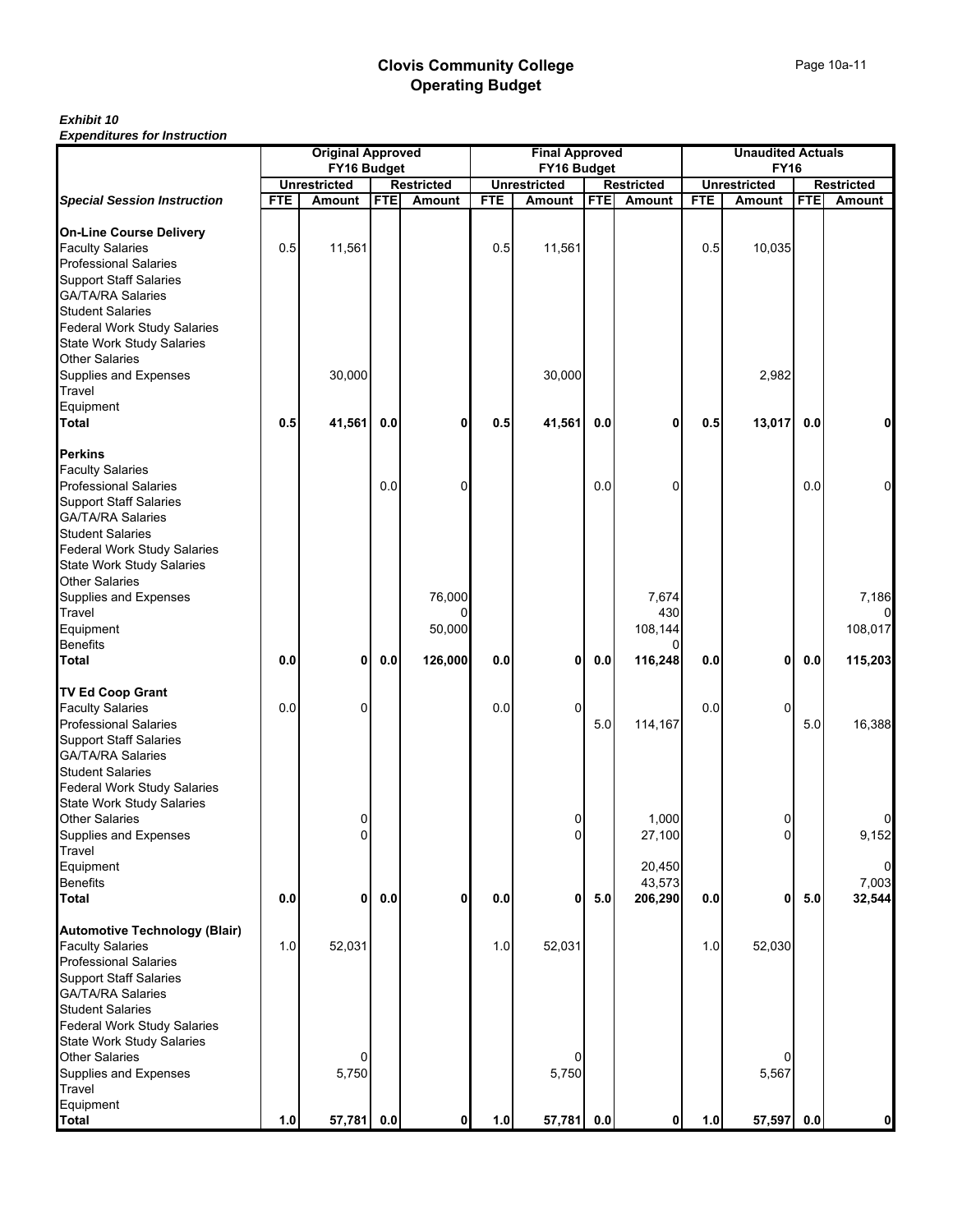# Clovis Community College
## Operating Budget

***Exhibit 10***
***Expenditures for Instruction***

| | Original Approved FY16 Budget | | | | Final Approved FY16 Budget | | | | Unaudited Actuals FY16 | | | |
|---|---|---|---|---|---|---|---|---|---|---|---|---|
| | Unrestricted | | Restricted | | Unrestricted | | Restricted | | Unrestricted | | Restricted | |
| ***Special Session Instruction*** | **FTE** | **Amount** | **FTE** | **Amount** | **FTE** | **Amount** | **FTE** | **Amount** | **FTE** | **Amount** | **FTE** | **Amount** |
| **On-Line Course Delivery** | | | | | | | | | | | | |
| Faculty Salaries | 0.5 | 11,561 | | | 0.5 | 11,561 | | | 0.5 | 10,035 | | |
| Professional Salaries | | | | | | | | | | | | |
| Support Staff Salaries | | | | | | | | | | | | |
| GA/TA/RA Salaries | | | | | | | | | | | | |
| Student Salaries | | | | | | | | | | | | |
| Federal Work Study Salaries | | | | | | | | | | | | |
| State Work Study Salaries | | | | | | | | | | | | |
| Other Salaries | | | | | | | | | | | | |
| Supplies and Expenses | | 30,000 | | | | 30,000 | | | | 2,982 | | |
| Travel | | | | | | | | | | | | |
| Equipment | | | | | | | | | | | | |
| **Total** | **0.5** | **41,561** | **0.0** | **0** | **0.5** | **41,561** | **0.0** | **0** | **0.5** | **13,017** | **0.0** | **0** |
| **Perkins** | | | | | | | | | | | | |
| Faculty Salaries | | | | | | | | | | | | |
| Professional Salaries | | | 0.0 | 0 | | | 0.0 | 0 | | | 0.0 | 0 |
| Support Staff Salaries | | | | | | | | | | | | |
| GA/TA/RA Salaries | | | | | | | | | | | | |
| Student Salaries | | | | | | | | | | | | |
| Federal Work Study Salaries | | | | | | | | | | | | |
| State Work Study Salaries | | | | | | | | | | | | |
| Other Salaries | | | | | | | | | | | | |
| Supplies and Expenses | | | | 76,000 | | | | 7,674 | | | | 7,186 |
| Travel | | | | 0 | | | | 430 | | | | 0 |
| Equipment | | | | 50,000 | | | | 108,144 | | | | 108,017 |
| Benefits | | | | | | | | 0 | | | | |
| **Total** | **0.0** | **0** | **0.0** | **126,000** | **0.0** | **0** | **0.0** | **116,248** | **0.0** | **0** | **0.0** | **115,203** |
| **TV Ed Coop Grant** | | | | | | | | | | | | |
| Faculty Salaries | 0.0 | 0 | | | 0.0 | 0 | | | 0.0 | 0 | | |
| Professional Salaries | | | | | | | 5.0 | 114,167 | | | 5.0 | 16,388 |
| Support Staff Salaries | | | | | | | | | | | | |
| GA/TA/RA Salaries | | | | | | | | | | | | |
| Student Salaries | | | | | | | | | | | | |
| Federal Work Study Salaries | | | | | | | | | | | | |
| State Work Study Salaries | | | | | | | | | | | | |
| Other Salaries | | 0 | | | | 0 | | 1,000 | | 0 | | 0 |
| Supplies and Expenses | | 0 | | | | 0 | | 27,100 | | 0 | | 9,152 |
| Travel | | | | | | | | | | | | |
| Equipment | | | | | | | | 20,450 | | | | 0 |
| Benefits | | | | | | | | 43,573 | | | | 7,003 |
| **Total** | **0.0** | **0** | **0.0** | **0** | **0.0** | **0** | **5.0** | **206,290** | **0.0** | **0** | **5.0** | **32,544** |
| **Automotive Technology (Blair)** | | | | | | | | | | | | |
| Faculty Salaries | 1.0 | 52,031 | | | 1.0 | 52,031 | | | 1.0 | 52,030 | | |
| Professional Salaries | | | | | | | | | | | | |
| Support Staff Salaries | | | | | | | | | | | | |
| GA/TA/RA Salaries | | | | | | | | | | | | |
| Student Salaries | | | | | | | | | | | | |
| Federal Work Study Salaries | | | | | | | | | | | | |
| State Work Study Salaries | | | | | | | | | | | | |
| Other Salaries | | 0 | | | | 0 | | | | 0 | | |
| Supplies and Expenses | | 5,750 | | | | 5,750 | | | | 5,567 | | |
| Travel | | | | | | | | | | | | |
| Equipment | | | | | | | | | | | | |
| **Total** | **1.0** | **57,781** | **0.0** | **0** | **1.0** | **57,781** | **0.0** | **0** | **1.0** | **57,597** | **0.0** | **0** |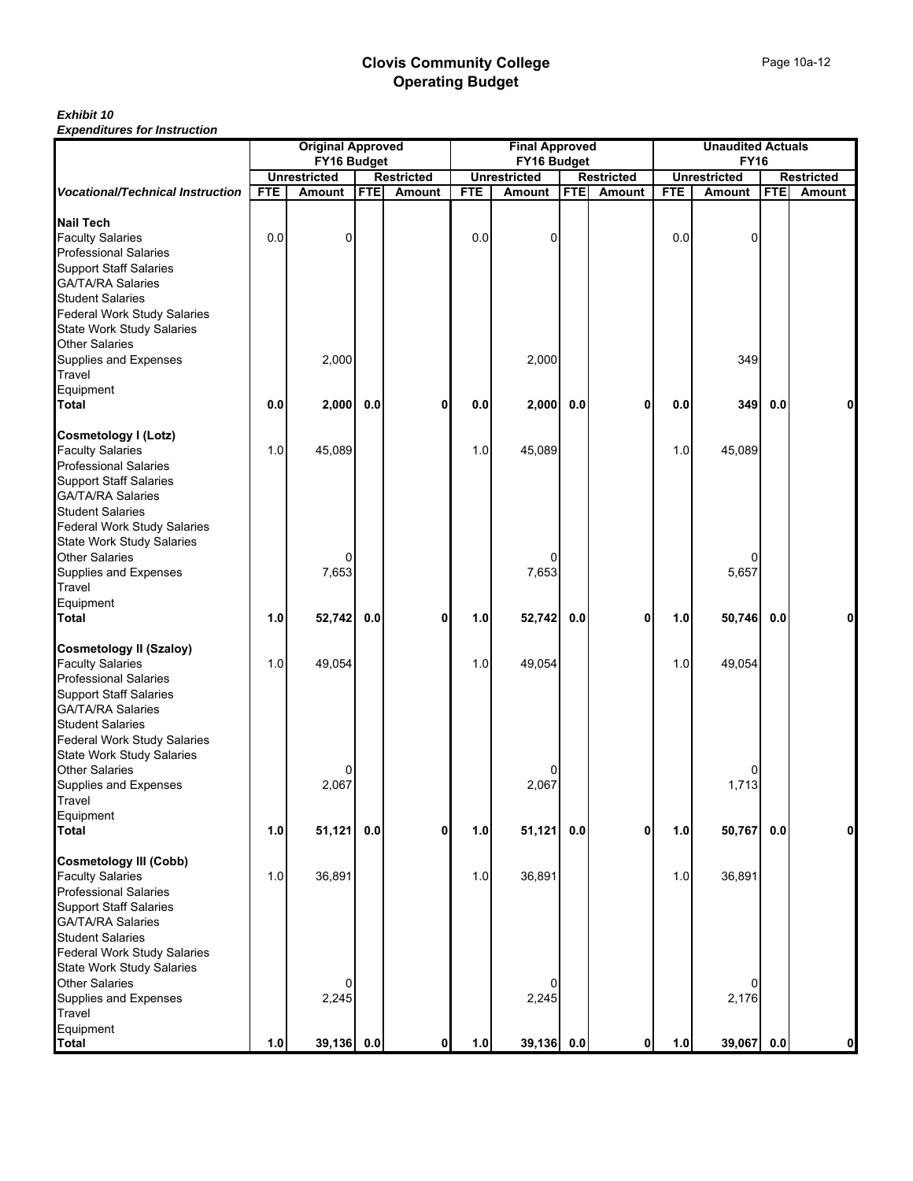# Clovis Community College
## Operating Budget

***Exhibit 10***
***Expenditures for Instruction***

| | Original Approved FY16 Budget | | | | Final Approved FY16 Budget | | | | Unaudited Actuals FY16 | | | |
|---|---|---|---|---|---|---|---|---|---|---|---|---|
| | Unrestricted | | Restricted | | Unrestricted | | Restricted | | Unrestricted | | Restricted | |
| ***Vocational/Technical Instruction*** | **FTE** | **Amount** | **FTE** | **Amount** | **FTE** | **Amount** | **FTE** | **Amount** | **FTE** | **Amount** | **FTE** | **Amount** |
| **Nail Tech** | | | | | | | | | | | | |
| Faculty Salaries | 0.0 | 0 | | | 0.0 | 0 | | | 0.0 | 0 | | |
| Professional Salaries | | | | | | | | | | | | |
| Support Staff Salaries | | | | | | | | | | | | |
| GA/TA/RA Salaries | | | | | | | | | | | | |
| Student Salaries | | | | | | | | | | | | |
| Federal Work Study Salaries | | | | | | | | | | | | |
| State Work Study Salaries | | | | | | | | | | | | |
| Other Salaries | | | | | | | | | | | | |
| Supplies and Expenses | | 2,000 | | | | 2,000 | | | | 349 | | |
| Travel | | | | | | | | | | | | |
| Equipment | | | | | | | | | | | | |
| **Total** | **0.0** | **2,000** | **0.0** | **0** | **0.0** | **2,000** | **0.0** | **0** | **0.0** | **349** | **0.0** | **0** |
| **Cosmetology I (Lotz)** | | | | | | | | | | | | |
| Faculty Salaries | 1.0 | 45,089 | | | 1.0 | 45,089 | | | 1.0 | 45,089 | | |
| Professional Salaries | | | | | | | | | | | | |
| Support Staff Salaries | | | | | | | | | | | | |
| GA/TA/RA Salaries | | | | | | | | | | | | |
| Student Salaries | | | | | | | | | | | | |
| Federal Work Study Salaries | | | | | | | | | | | | |
| State Work Study Salaries | | | | | | | | | | | | |
| Other Salaries | | 0 | | | | 0 | | | | 0 | | |
| Supplies and Expenses | | 7,653 | | | | 7,653 | | | | 5,657 | | |
| Travel | | | | | | | | | | | | |
| Equipment | | | | | | | | | | | | |
| **Total** | **1.0** | **52,742** | **0.0** | **0** | **1.0** | **52,742** | **0.0** | **0** | **1.0** | **50,746** | **0.0** | **0** |
| **Cosmetology II (Szaloy)** | | | | | | | | | | | | |
| Faculty Salaries | 1.0 | 49,054 | | | 1.0 | 49,054 | | | 1.0 | 49,054 | | |
| Professional Salaries | | | | | | | | | | | | |
| Support Staff Salaries | | | | | | | | | | | | |
| GA/TA/RA Salaries | | | | | | | | | | | | |
| Student Salaries | | | | | | | | | | | | |
| Federal Work Study Salaries | | | | | | | | | | | | |
| State Work Study Salaries | | | | | | | | | | | | |
| Other Salaries | | 0 | | | | 0 | | | | 0 | | |
| Supplies and Expenses | | 2,067 | | | | 2,067 | | | | 1,713 | | |
| Travel | | | | | | | | | | | | |
| Equipment | | | | | | | | | | | | |
| **Total** | **1.0** | **51,121** | **0.0** | **0** | **1.0** | **51,121** | **0.0** | **0** | **1.0** | **50,767** | **0.0** | **0** |
| **Cosmetology III (Cobb)** | | | | | | | | | | | | |
| Faculty Salaries | 1.0 | 36,891 | | | 1.0 | 36,891 | | | 1.0 | 36,891 | | |
| Professional Salaries | | | | | | | | | | | | |
| Support Staff Salaries | | | | | | | | | | | | |
| GA/TA/RA Salaries | | | | | | | | | | | | |
| Student Salaries | | | | | | | | | | | | |
| Federal Work Study Salaries | | | | | | | | | | | | |
| State Work Study Salaries | | | | | | | | | | | | |
| Other Salaries | | 0 | | | | 0 | | | | 0 | | |
| Supplies and Expenses | | 2,245 | | | | 2,245 | | | | 2,176 | | |
| Travel | | | | | | | | | | | | |
| Equipment | | | | | | | | | | | | |
| **Total** | **1.0** | **39,136** | **0.0** | **0** | **1.0** | **39,136** | **0.0** | **0** | **1.0** | **39,067** | **0.0** | **0** |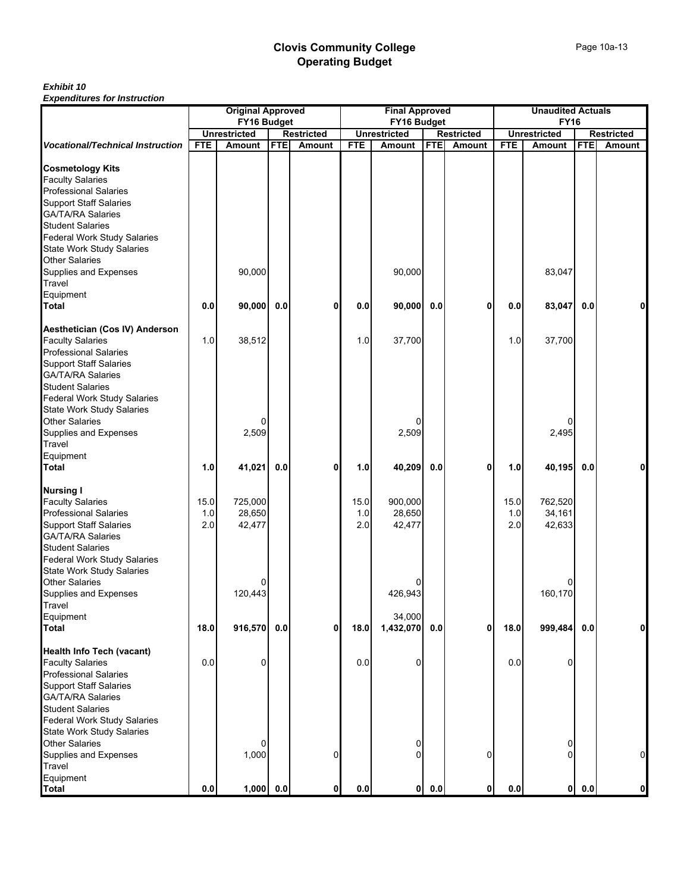# Clovis Community College
## Operating Budget

***Exhibit 10***
***Expenditures for Instruction***

| | Original Approved FY16 Budget | | | | Final Approved FY16 Budget | | | | Unaudited Actuals FY16 | | | |
|---|---|---|---|---|---|---|---|---|---|---|---|---|
| | Unrestricted | | Restricted | | Unrestricted | | Restricted | | Unrestricted | | Restricted | |
| ***Vocational/Technical Instruction*** | **FTE** | **Amount** | **FTE** | **Amount** | **FTE** | **Amount** | **FTE** | **Amount** | **FTE** | **Amount** | **FTE** | **Amount** |
| **Cosmetology Kits** | | | | | | | | | | | | |
| Faculty Salaries | | | | | | | | | | | | |
| Professional Salaries | | | | | | | | | | | | |
| Support Staff Salaries | | | | | | | | | | | | |
| GA/TA/RA Salaries | | | | | | | | | | | | |
| Student Salaries | | | | | | | | | | | | |
| Federal Work Study Salaries | | | | | | | | | | | | |
| State Work Study Salaries | | | | | | | | | | | | |
| Other Salaries | | | | | | | | | | | | |
| Supplies and Expenses | | 90,000 | | | | 90,000 | | | | 83,047 | | |
| Travel | | | | | | | | | | | | |
| Equipment | | | | | | | | | | | | |
| **Total** | **0.0** | **90,000** | **0.0** | **0** | **0.0** | **90,000** | **0.0** | **0** | **0.0** | **83,047** | **0.0** | **0** |
| **Aesthetician (Cos IV) Anderson** | | | | | | | | | | | | |
| Faculty Salaries | 1.0 | 38,512 | | | 1.0 | 37,700 | | | 1.0 | 37,700 | | |
| Professional Salaries | | | | | | | | | | | | |
| Support Staff Salaries | | | | | | | | | | | | |
| GA/TA/RA Salaries | | | | | | | | | | | | |
| Student Salaries | | | | | | | | | | | | |
| Federal Work Study Salaries | | | | | | | | | | | | |
| State Work Study Salaries | | | | | | | | | | | | |
| Other Salaries | | 0 | | | | 0 | | | | 0 | | |
| Supplies and Expenses | | 2,509 | | | | 2,509 | | | | 2,495 | | |
| Travel | | | | | | | | | | | | |
| Equipment | | | | | | | | | | | | |
| **Total** | **1.0** | **41,021** | **0.0** | **0** | **1.0** | **40,209** | **0.0** | **0** | **1.0** | **40,195** | **0.0** | **0** |
| **Nursing I** | | | | | | | | | | | | |
| Faculty Salaries | 15.0 | 725,000 | | | 15.0 | 900,000 | | | 15.0 | 762,520 | | |
| Professional Salaries | 1.0 | 28,650 | | | 1.0 | 28,650 | | | 1.0 | 34,161 | | |
| Support Staff Salaries | 2.0 | 42,477 | | | 2.0 | 42,477 | | | 2.0 | 42,633 | | |
| GA/TA/RA Salaries | | | | | | | | | | | | |
| Student Salaries | | | | | | | | | | | | |
| Federal Work Study Salaries | | | | | | | | | | | | |
| State Work Study Salaries | | | | | | | | | | | | |
| Other Salaries | | 0 | | | | 0 | | | | 0 | | |
| Supplies and Expenses | | 120,443 | | | | 426,943 | | | | 160,170 | | |
| Travel | | | | | | | | | | | | |
| Equipment | | | | | | 34,000 | | | | | | |
| **Total** | **18.0** | **916,570** | **0.0** | **0** | **18.0** | **1,432,070** | **0.0** | **0** | **18.0** | **999,484** | **0.0** | **0** |
| **Health Info Tech (vacant)** | | | | | | | | | | | | |
| Faculty Salaries | 0.0 | 0 | | | 0.0 | 0 | | | 0.0 | 0 | | |
| Professional Salaries | | | | | | | | | | | | |
| Support Staff Salaries | | | | | | | | | | | | |
| GA/TA/RA Salaries | | | | | | | | | | | | |
| Student Salaries | | | | | | | | | | | | |
| Federal Work Study Salaries | | | | | | | | | | | | |
| State Work Study Salaries | | | | | | | | | | | | |
| Other Salaries | | 0 | | | | 0 | | | | 0 | | |
| Supplies and Expenses | | 1,000 | | 0 | | 0 | | 0 | | 0 | | 0 |
| Travel | | | | | | | | | | | | |
| Equipment | | | | | | | | | | | | |
| **Total** | **0.0** | **1,000** | **0.0** | **0** | **0.0** | **0** | **0.0** | **0** | **0.0** | **0** | **0.0** | **0** |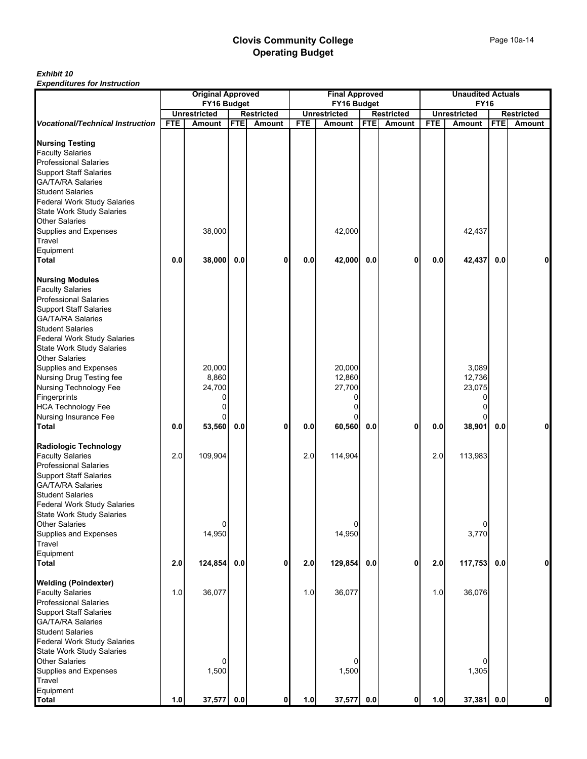# Clovis Community College
## Operating Budget

***Exhibit 10***
***Expenditures for Instruction***

| | Original Approved FY16 Budget | | | | Final Approved FY16 Budget | | | | Unaudited Actuals FY16 | | | |
|---|---|---|---|---|---|---|---|---|---|---|---|---|
| | Unrestricted | | Restricted | | Unrestricted | | Restricted | | Unrestricted | | Restricted | |
| ***Vocational/Technical Instruction*** | **FTE** | **Amount** | **FTE** | **Amount** | **FTE** | **Amount** | **FTE** | **Amount** | **FTE** | **Amount** | **FTE** | **Amount** |
| **Nursing Testing** | | | | | | | | | | | | |
| Faculty Salaries | | | | | | | | | | | | |
| Professional Salaries | | | | | | | | | | | | |
| Support Staff Salaries | | | | | | | | | | | | |
| GA/TA/RA Salaries | | | | | | | | | | | | |
| Student Salaries | | | | | | | | | | | | |
| Federal Work Study Salaries | | | | | | | | | | | | |
| State Work Study Salaries | | | | | | | | | | | | |
| Other Salaries | | | | | | | | | | | | |
| Supplies and Expenses | | 38,000 | | | | 42,000 | | | | 42,437 | | |
| Travel | | | | | | | | | | | | |
| Equipment | | | | | | | | | | | | |
| **Total** | **0.0** | **38,000** | **0.0** | **0** | **0.0** | **42,000** | **0.0** | **0** | **0.0** | **42,437** | **0.0** | **0** |
| **Nursing Modules** | | | | | | | | | | | | |
| Faculty Salaries | | | | | | | | | | | | |
| Professional Salaries | | | | | | | | | | | | |
| Support Staff Salaries | | | | | | | | | | | | |
| GA/TA/RA Salaries | | | | | | | | | | | | |
| Student Salaries | | | | | | | | | | | | |
| Federal Work Study Salaries | | | | | | | | | | | | |
| State Work Study Salaries | | | | | | | | | | | | |
| Other Salaries | | | | | | | | | | | | |
| Supplies and Expenses | | 20,000 | | | | 20,000 | | | | 3,089 | | |
| Nursing Drug Testing fee | | 8,860 | | | | 12,860 | | | | 12,736 | | |
| Nursing Technology Fee | | 24,700 | | | | 27,700 | | | | 23,075 | | |
| Fingerprints | | 0 | | | | 0 | | | | 0 | | |
| HCA Technology Fee | | 0 | | | | 0 | | | | 0 | | |
| Nursing Insurance Fee | | 0 | | | | 0 | | | | 0 | | |
| **Total** | **0.0** | **53,560** | **0.0** | **0** | **0.0** | **60,560** | **0.0** | **0** | **0.0** | **38,901** | **0.0** | **0** |
| **Radiologic Technology** | | | | | | | | | | | | |
| Faculty Salaries | 2.0 | 109,904 | | | 2.0 | 114,904 | | | 2.0 | 113,983 | | |
| Professional Salaries | | | | | | | | | | | | |
| Support Staff Salaries | | | | | | | | | | | | |
| GA/TA/RA Salaries | | | | | | | | | | | | |
| Student Salaries | | | | | | | | | | | | |
| Federal Work Study Salaries | | | | | | | | | | | | |
| State Work Study Salaries | | | | | | | | | | | | |
| Other Salaries | | 0 | | | | 0 | | | | 0 | | |
| Supplies and Expenses | | 14,950 | | | | 14,950 | | | | 3,770 | | |
| Travel | | | | | | | | | | | | |
| Equipment | | | | | | | | | | | | |
| **Total** | **2.0** | **124,854** | **0.0** | **0** | **2.0** | **129,854** | **0.0** | **0** | **2.0** | **117,753** | **0.0** | **0** |
| **Welding (Poindexter)** | | | | | | | | | | | | |
| Faculty Salaries | 1.0 | 36,077 | | | 1.0 | 36,077 | | | 1.0 | 36,076 | | |
| Professional Salaries | | | | | | | | | | | | |
| Support Staff Salaries | | | | | | | | | | | | |
| GA/TA/RA Salaries | | | | | | | | | | | | |
| Student Salaries | | | | | | | | | | | | |
| Federal Work Study Salaries | | | | | | | | | | | | |
| State Work Study Salaries | | | | | | | | | | | | |
| Other Salaries | | 0 | | | | 0 | | | | 0 | | |
| Supplies and Expenses | | 1,500 | | | | 1,500 | | | | 1,305 | | |
| Travel | | | | | | | | | | | | |
| Equipment | | | | | | | | | | | | |
| **Total** | **1.0** | **37,577** | **0.0** | **0** | **1.0** | **37,577** | **0.0** | **0** | **1.0** | **37,381** | **0.0** | **0** |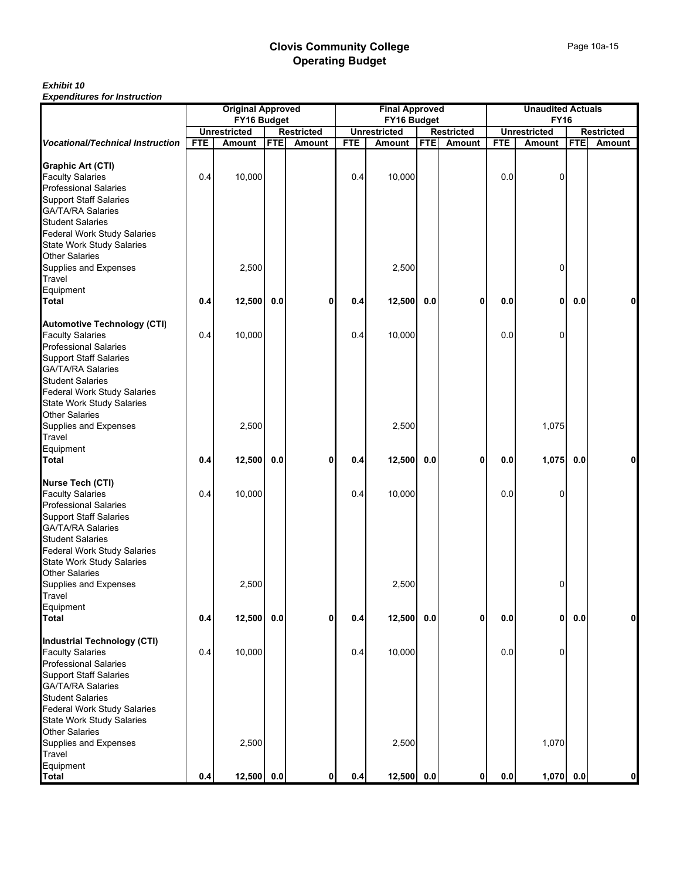# Clovis Community College
## Operating Budget

***Exhibit 10***
***Expenditures for Instruction***

| | Original Approved FY16 Budget | | | | Final Approved FY16 Budget | | | | Unaudited Actuals FY16 | | | |
|---|---|---|---|---|---|---|---|---|---|---|---|---|
| | Unrestricted | | Restricted | | Unrestricted | | Restricted | | Unrestricted | | Restricted | |
| ***Vocational/Technical Instruction*** | **FTE** | **Amount** | **FTE** | **Amount** | **FTE** | **Amount** | **FTE** | **Amount** | **FTE** | **Amount** | **FTE** | **Amount** |
| **Graphic Art (CTI)** | | | | | | | | | | | | |
| Faculty Salaries | 0.4 | 10,000 | | | 0.4 | 10,000 | | | 0.0 | 0 | | |
| Professional Salaries | | | | | | | | | | | | |
| Support Staff Salaries | | | | | | | | | | | | |
| GA/TA/RA Salaries | | | | | | | | | | | | |
| Student Salaries | | | | | | | | | | | | |
| Federal Work Study Salaries | | | | | | | | | | | | |
| State Work Study Salaries | | | | | | | | | | | | |
| Other Salaries | | | | | | | | | | | | |
| Supplies and Expenses | | 2,500 | | | | 2,500 | | | | 0 | | |
| Travel | | | | | | | | | | | | |
| Equipment | | | | | | | | | | | | |
| **Total** | **0.4** | **12,500** | **0.0** | **0** | **0.4** | **12,500** | **0.0** | **0** | **0.0** | **0** | **0.0** | **0** |
| **Automotive Technology (CTI)** | | | | | | | | | | | | |
| Faculty Salaries | 0.4 | 10,000 | | | 0.4 | 10,000 | | | 0.0 | 0 | | |
| Professional Salaries | | | | | | | | | | | | |
| Support Staff Salaries | | | | | | | | | | | | |
| GA/TA/RA Salaries | | | | | | | | | | | | |
| Student Salaries | | | | | | | | | | | | |
| Federal Work Study Salaries | | | | | | | | | | | | |
| State Work Study Salaries | | | | | | | | | | | | |
| Other Salaries | | | | | | | | | | | | |
| Supplies and Expenses | | 2,500 | | | | 2,500 | | | | 1,075 | | |
| Travel | | | | | | | | | | | | |
| Equipment | | | | | | | | | | | | |
| **Total** | **0.4** | **12,500** | **0.0** | **0** | **0.4** | **12,500** | **0.0** | **0** | **0.0** | **1,075** | **0.0** | **0** |
| **Nurse Tech (CTI)** | | | | | | | | | | | | |
| Faculty Salaries | 0.4 | 10,000 | | | 0.4 | 10,000 | | | 0.0 | 0 | | |
| Professional Salaries | | | | | | | | | | | | |
| Support Staff Salaries | | | | | | | | | | | | |
| GA/TA/RA Salaries | | | | | | | | | | | | |
| Student Salaries | | | | | | | | | | | | |
| Federal Work Study Salaries | | | | | | | | | | | | |
| State Work Study Salaries | | | | | | | | | | | | |
| Other Salaries | | | | | | | | | | | | |
| Supplies and Expenses | | 2,500 | | | | 2,500 | | | | 0 | | |
| Travel | | | | | | | | | | | | |
| Equipment | | | | | | | | | | | | |
| **Total** | **0.4** | **12,500** | **0.0** | **0** | **0.4** | **12,500** | **0.0** | **0** | **0.0** | **0** | **0.0** | **0** |
| **Industrial Technology (CTI)** | | | | | | | | | | | | |
| Faculty Salaries | 0.4 | 10,000 | | | 0.4 | 10,000 | | | 0.0 | 0 | | |
| Professional Salaries | | | | | | | | | | | | |
| Support Staff Salaries | | | | | | | | | | | | |
| GA/TA/RA Salaries | | | | | | | | | | | | |
| Student Salaries | | | | | | | | | | | | |
| Federal Work Study Salaries | | | | | | | | | | | | |
| State Work Study Salaries | | | | | | | | | | | | |
| Other Salaries | | | | | | | | | | | | |
| Supplies and Expenses | | 2,500 | | | | 2,500 | | | | 1,070 | | |
| Travel | | | | | | | | | | | | |
| Equipment | | | | | | | | | | | | |
| **Total** | **0.4** | **12,500** | **0.0** | **0** | **0.4** | **12,500** | **0.0** | **0** | **0.0** | **1,070** | **0.0** | **0** |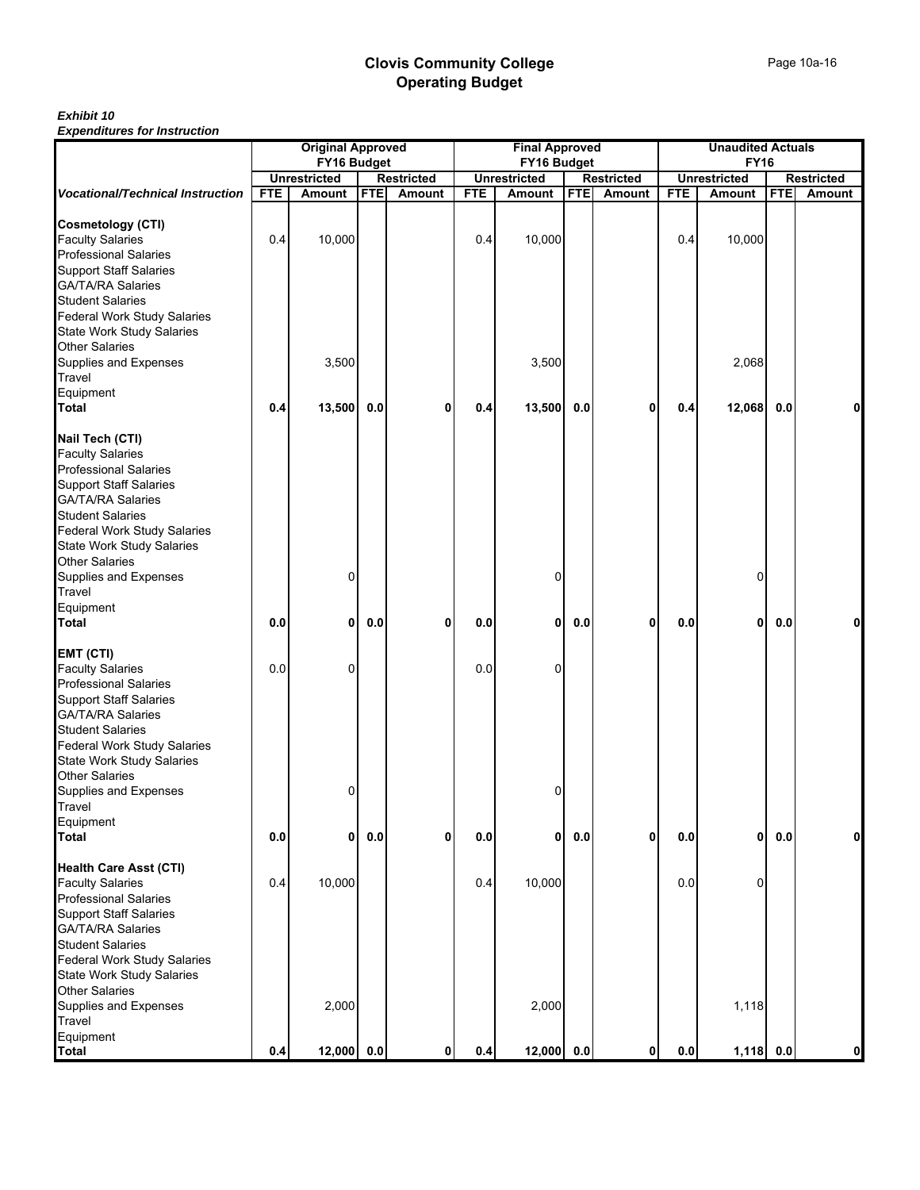# Clovis Community College
## Operating Budget

***Exhibit 10***
***Expenditures for Instruction***

| | Original Approved FY16 Budget | | | | Final Approved FY16 Budget | | | | Unaudited Actuals FY16 | | | |
|---|---|---|---|---|---|---|---|---|---|---|---|---|
| | Unrestricted | | Restricted | | Unrestricted | | Restricted | | Unrestricted | | Restricted | |
| ***Vocational/Technical Instruction*** | **FTE** | **Amount** | **FTE** | **Amount** | **FTE** | **Amount** | **FTE** | **Amount** | **FTE** | **Amount** | **FTE** | **Amount** |
| **Cosmetology (CTI)** | | | | | | | | | | | | |
| Faculty Salaries | 0.4 | 10,000 | | | 0.4 | 10,000 | | | 0.4 | 10,000 | | |
| Professional Salaries | | | | | | | | | | | | |
| Support Staff Salaries | | | | | | | | | | | | |
| GA/TA/RA Salaries | | | | | | | | | | | | |
| Student Salaries | | | | | | | | | | | | |
| Federal Work Study Salaries | | | | | | | | | | | | |
| State Work Study Salaries | | | | | | | | | | | | |
| Other Salaries | | | | | | | | | | | | |
| Supplies and Expenses | | 3,500 | | | | 3,500 | | | | 2,068 | | |
| Travel | | | | | | | | | | | | |
| Equipment | | | | | | | | | | | | |
| **Total** | **0.4** | **13,500** | **0.0** | **0** | **0.4** | **13,500** | **0.0** | **0** | **0.4** | **12,068** | **0.0** | **0** |
| **Nail Tech (CTI)** | | | | | | | | | | | | |
| Faculty Salaries | | | | | | | | | | | | |
| Professional Salaries | | | | | | | | | | | | |
| Support Staff Salaries | | | | | | | | | | | | |
| GA/TA/RA Salaries | | | | | | | | | | | | |
| Student Salaries | | | | | | | | | | | | |
| Federal Work Study Salaries | | | | | | | | | | | | |
| State Work Study Salaries | | | | | | | | | | | | |
| Other Salaries | | | | | | | | | | | | |
| Supplies and Expenses | | 0 | | | | 0 | | | | 0 | | |
| Travel | | | | | | | | | | | | |
| Equipment | | | | | | | | | | | | |
| **Total** | **0.0** | **0** | **0.0** | **0** | **0.0** | **0** | **0.0** | **0** | **0.0** | **0** | **0.0** | **0** |
| **EMT (CTI)** | | | | | | | | | | | | |
| Faculty Salaries | 0.0 | 0 | | | 0.0 | 0 | | | | | | |
| Professional Salaries | | | | | | | | | | | | |
| Support Staff Salaries | | | | | | | | | | | | |
| GA/TA/RA Salaries | | | | | | | | | | | | |
| Student Salaries | | | | | | | | | | | | |
| Federal Work Study Salaries | | | | | | | | | | | | |
| State Work Study Salaries | | | | | | | | | | | | |
| Other Salaries | | | | | | | | | | | | |
| Supplies and Expenses | | 0 | | | | 0 | | | | | | |
| Travel | | | | | | | | | | | | |
| Equipment | | | | | | | | | | | | |
| **Total** | **0.0** | **0** | **0.0** | **0** | **0.0** | **0** | **0.0** | **0** | **0.0** | **0** | **0.0** | **0** |
| **Health Care Asst (CTI)** | | | | | | | | | | | | |
| Faculty Salaries | 0.4 | 10,000 | | | 0.4 | 10,000 | | | 0.0 | 0 | | |
| Professional Salaries | | | | | | | | | | | | |
| Support Staff Salaries | | | | | | | | | | | | |
| GA/TA/RA Salaries | | | | | | | | | | | | |
| Student Salaries | | | | | | | | | | | | |
| Federal Work Study Salaries | | | | | | | | | | | | |
| State Work Study Salaries | | | | | | | | | | | | |
| Other Salaries | | | | | | | | | | | | |
| Supplies and Expenses | | 2,000 | | | | 2,000 | | | | 1,118 | | |
| Travel | | | | | | | | | | | | |
| Equipment | | | | | | | | | | | | |
| **Total** | **0.4** | **12,000** | **0.0** | **0** | **0.4** | **12,000** | **0.0** | **0** | **0.0** | **1,118** | **0.0** | **0** |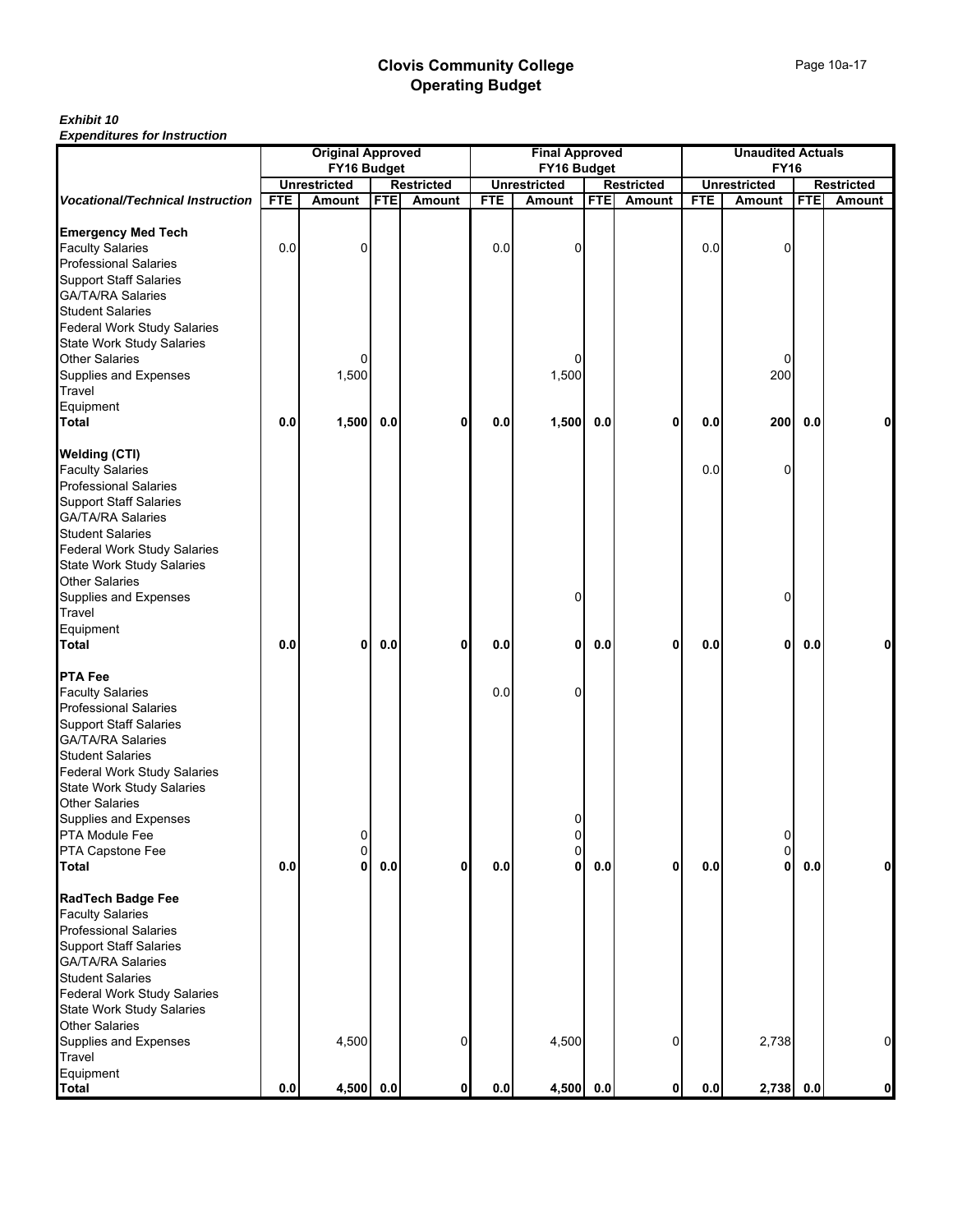# Clovis Community College
## Operating Budget

***Exhibit 10***
***Expenditures for Instruction***

| | Original Approved FY16 Budget | | | | Final Approved FY16 Budget | | | | Unaudited Actuals FY16 | | | |
|---|---|---|---|---|---|---|---|---|---|---|---|---|
| | Unrestricted | | Restricted | | Unrestricted | | Restricted | | Unrestricted | | Restricted | |
| ***Vocational/Technical Instruction*** | **FTE** | **Amount** | **FTE** | **Amount** | **FTE** | **Amount** | **FTE** | **Amount** | **FTE** | **Amount** | **FTE** | **Amount** |
| **Emergency Med Tech** | | | | | | | | | | | | |
| Faculty Salaries | 0.0 | 0 | | | 0.0 | 0 | | | 0.0 | 0 | | |
| Professional Salaries | | | | | | | | | | | | |
| Support Staff Salaries | | | | | | | | | | | | |
| GA/TA/RA Salaries | | | | | | | | | | | | |
| Student Salaries | | | | | | | | | | | | |
| Federal Work Study Salaries | | | | | | | | | | | | |
| State Work Study Salaries | | | | | | | | | | | | |
| Other Salaries | | 0 | | | | 0 | | | | 0 | | |
| Supplies and Expenses | | 1,500 | | | | 1,500 | | | | 200 | | |
| Travel | | | | | | | | | | | | |
| Equipment | | | | | | | | | | | | |
| **Total** | **0.0** | **1,500** | **0.0** | **0** | **0.0** | **1,500** | **0.0** | **0** | **0.0** | **200** | **0.0** | **0** |
| **Welding (CTI)** | | | | | | | | | | | | |
| Faculty Salaries | | | | | | | | | 0.0 | 0 | | |
| Professional Salaries | | | | | | | | | | | | |
| Support Staff Salaries | | | | | | | | | | | | |
| GA/TA/RA Salaries | | | | | | | | | | | | |
| Student Salaries | | | | | | | | | | | | |
| Federal Work Study Salaries | | | | | | | | | | | | |
| State Work Study Salaries | | | | | | | | | | | | |
| Other Salaries | | | | | | | | | | | | |
| Supplies and Expenses | | | | | | 0 | | | | 0 | | |
| Travel | | | | | | | | | | | | |
| Equipment | | | | | | | | | | | | |
| **Total** | **0.0** | **0** | **0.0** | **0** | **0.0** | **0** | **0.0** | **0** | **0.0** | **0** | **0.0** | **0** |
| **PTA Fee** | | | | | | | | | | | | |
| Faculty Salaries | | | | | 0.0 | 0 | | | | | | |
| Professional Salaries | | | | | | | | | | | | |
| Support Staff Salaries | | | | | | | | | | | | |
| GA/TA/RA Salaries | | | | | | | | | | | | |
| Student Salaries | | | | | | | | | | | | |
| Federal Work Study Salaries | | | | | | | | | | | | |
| State Work Study Salaries | | | | | | | | | | | | |
| Other Salaries | | | | | | | | | | | | |
| Supplies and Expenses | | | | | | 0 | | | | | | |
| PTA Module Fee | | 0 | | | | 0 | | | | 0 | | |
| PTA Capstone Fee | | 0 | | | | 0 | | | | 0 | | |
| **Total** | **0.0** | **0** | **0.0** | **0** | **0.0** | **0** | **0.0** | **0** | **0.0** | **0** | **0.0** | **0** |
| **RadTech Badge Fee** | | | | | | | | | | | | |
| Faculty Salaries | | | | | | | | | | | | |
| Professional Salaries | | | | | | | | | | | | |
| Support Staff Salaries | | | | | | | | | | | | |
| GA/TA/RA Salaries | | | | | | | | | | | | |
| Student Salaries | | | | | | | | | | | | |
| Federal Work Study Salaries | | | | | | | | | | | | |
| State Work Study Salaries | | | | | | | | | | | | |
| Other Salaries | | | | | | | | | | | | |
| Supplies and Expenses | | 4,500 | | 0 | | 4,500 | | 0 | | 2,738 | | 0 |
| Travel | | | | | | | | | | | | |
| Equipment | | | | | | | | | | | | |
| **Total** | **0.0** | **4,500** | **0.0** | **0** | **0.0** | **4,500** | **0.0** | **0** | **0.0** | **2,738** | **0.0** | **0** |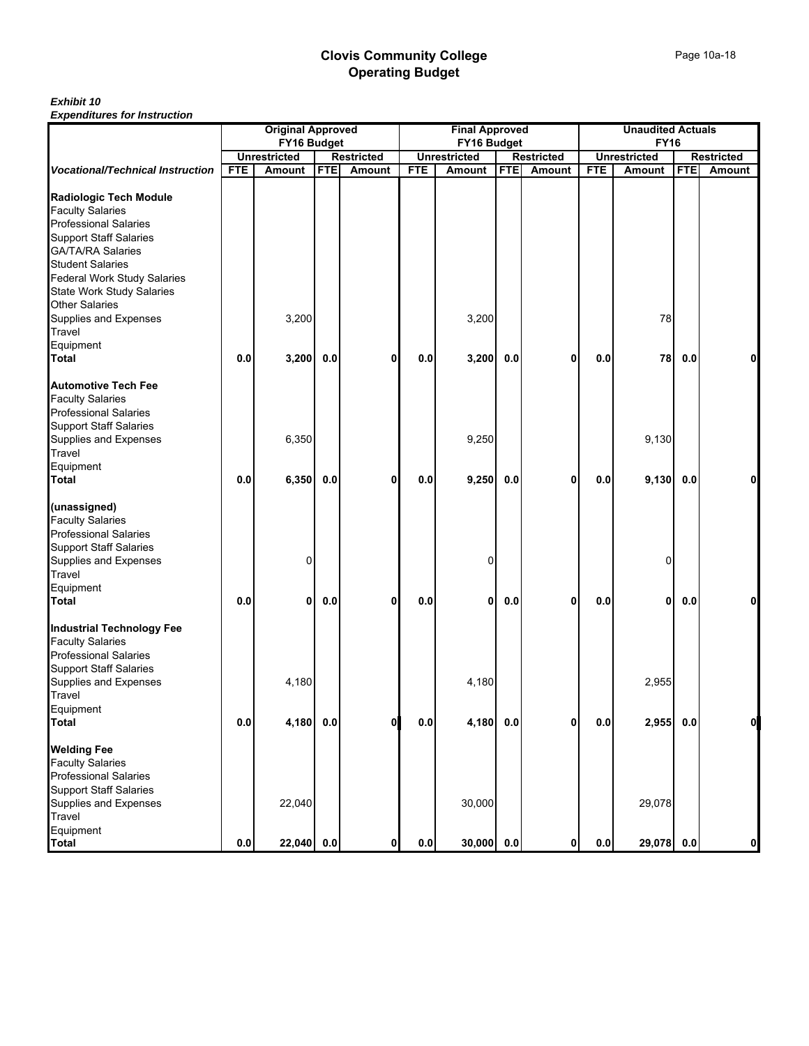# Clovis Community College
## Operating Budget

***Exhibit 10***
***Expenditures for Instruction***

| | Original Approved FY16 Budget | | | | Final Approved FY16 Budget | | | | Unaudited Actuals FY16 | | | |
|---|---|---|---|---|---|---|---|---|---|---|---|---|
| | Unrestricted | | Restricted | | Unrestricted | | Restricted | | Unrestricted | | Restricted | |
| ***Vocational/Technical Instruction*** | **FTE** | **Amount** | **FTE** | **Amount** | **FTE** | **Amount** | **FTE** | **Amount** | **FTE** | **Amount** | **FTE** | **Amount** |
| **Radiologic Tech Module** | | | | | | | | | | | | |
| Faculty Salaries | | | | | | | | | | | | |
| Professional Salaries | | | | | | | | | | | | |
| Support Staff Salaries | | | | | | | | | | | | |
| GA/TA/RA Salaries | | | | | | | | | | | | |
| Student Salaries | | | | | | | | | | | | |
| Federal Work Study Salaries | | | | | | | | | | | | |
| State Work Study Salaries | | | | | | | | | | | | |
| Other Salaries | | | | | | | | | | | | |
| Supplies and Expenses | | 3,200 | | | | 3,200 | | | | 78 | | |
| Travel | | | | | | | | | | | | |
| Equipment | | | | | | | | | | | | |
| **Total** | **0.0** | **3,200** | **0.0** | **0** | **0.0** | **3,200** | **0.0** | **0** | **0.0** | **78** | **0.0** | **0** |
| **Automotive Tech Fee** | | | | | | | | | | | | |
| Faculty Salaries | | | | | | | | | | | | |
| Professional Salaries | | | | | | | | | | | | |
| Support Staff Salaries | | | | | | | | | | | | |
| Supplies and Expenses | | 6,350 | | | | 9,250 | | | | 9,130 | | |
| Travel | | | | | | | | | | | | |
| Equipment | | | | | | | | | | | | |
| **Total** | **0.0** | **6,350** | **0.0** | **0** | **0.0** | **9,250** | **0.0** | **0** | **0.0** | **9,130** | **0.0** | **0** |
| **(unassigned)** | | | | | | | | | | | | |
| Faculty Salaries | | | | | | | | | | | | |
| Professional Salaries | | | | | | | | | | | | |
| Support Staff Salaries | | | | | | | | | | | | |
| Supplies and Expenses | | 0 | | | | 0 | | | | 0 | | |
| Travel | | | | | | | | | | | | |
| Equipment | | | | | | | | | | | | |
| **Total** | **0.0** | **0** | **0.0** | **0** | **0.0** | **0** | **0.0** | **0** | **0.0** | **0** | **0.0** | **0** |
| **Industrial Technology Fee** | | | | | | | | | | | | |
| Faculty Salaries | | | | | | | | | | | | |
| Professional Salaries | | | | | | | | | | | | |
| Support Staff Salaries | | | | | | | | | | | | |
| Supplies and Expenses | | 4,180 | | | | 4,180 | | | | 2,955 | | |
| Travel | | | | | | | | | | | | |
| Equipment | | | | | | | | | | | | |
| **Total** | **0.0** | **4,180** | **0.0** | **0** | **0.0** | **4,180** | **0.0** | **0** | **0.0** | **2,955** | **0.0** | **0** |
| **Welding Fee** | | | | | | | | | | | | |
| Faculty Salaries | | | | | | | | | | | | |
| Professional Salaries | | | | | | | | | | | | |
| Support Staff Salaries | | | | | | | | | | | | |
| Supplies and Expenses | | 22,040 | | | | 30,000 | | | | 29,078 | | |
| Travel | | | | | | | | | | | | |
| Equipment | | | | | | | | | | | | |
| **Total** | **0.0** | **22,040** | **0.0** | **0** | **0.0** | **30,000** | **0.0** | **0** | **0.0** | **29,078** | **0.0** | **0** |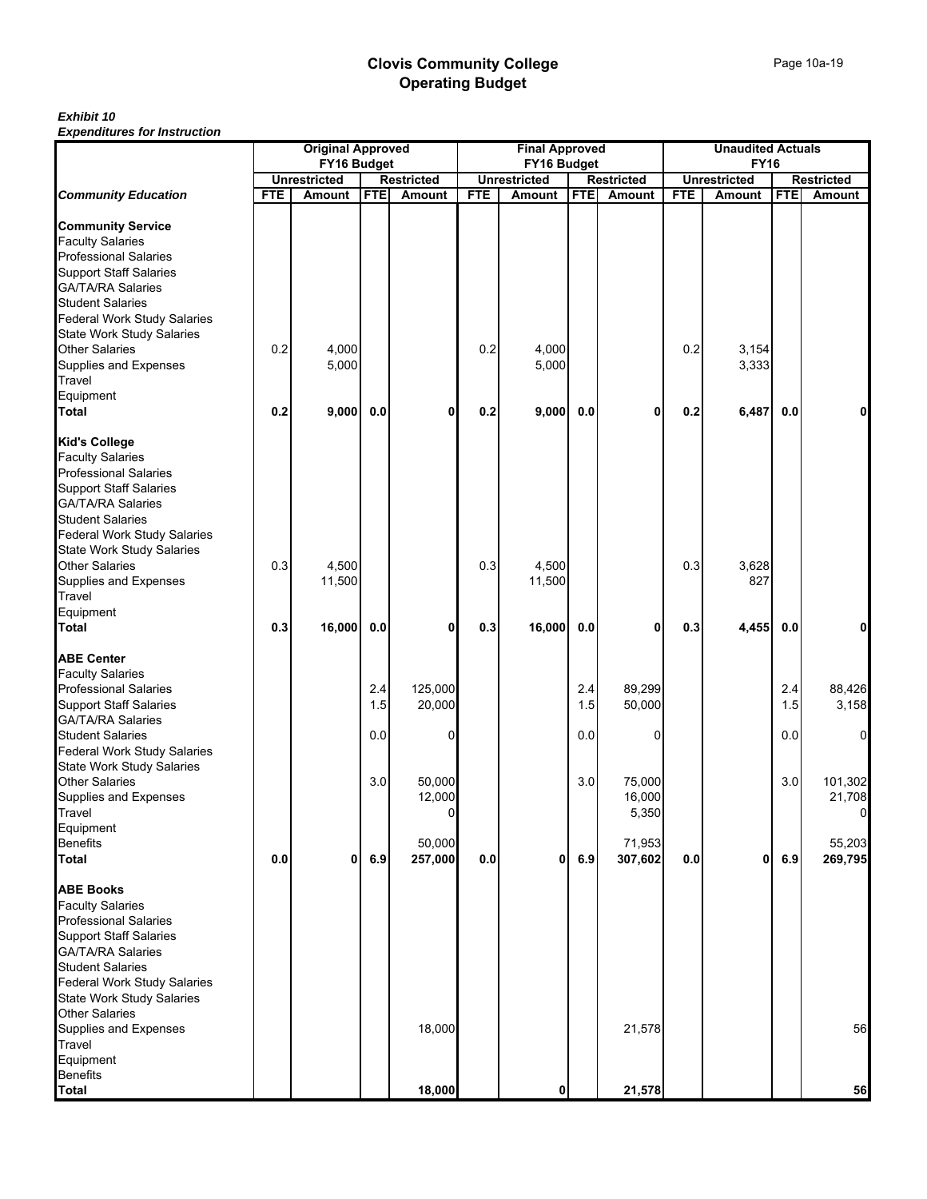# Clovis Community College
## Operating Budget

***Exhibit 10***
***Expenditures for Instruction***

| | Original Approved FY16 Budget | | | | Final Approved FY16 Budget | | | | Unaudited Actuals FY16 | | | |
|---|---|---|---|---|---|---|---|---|---|---|---|---|
| | Unrestricted | | Restricted | | Unrestricted | | Restricted | | Unrestricted | | Restricted | |
| ***Community Education*** | **FTE** | **Amount** | **FTE** | **Amount** | **FTE** | **Amount** | **FTE** | **Amount** | **FTE** | **Amount** | **FTE** | **Amount** |
| **Community Service** | | | | | | | | | | | | |
| Faculty Salaries | | | | | | | | | | | | |
| Professional Salaries | | | | | | | | | | | | |
| Support Staff Salaries | | | | | | | | | | | | |
| GA/TA/RA Salaries | | | | | | | | | | | | |
| Student Salaries | | | | | | | | | | | | |
| Federal Work Study Salaries | | | | | | | | | | | | |
| State Work Study Salaries | | | | | | | | | | | | |
| Other Salaries | 0.2 | 4,000 | | | 0.2 | 4,000 | | | 0.2 | 3,154 | | |
| Supplies and Expenses | | 5,000 | | | | 5,000 | | | | 3,333 | | |
| Travel | | | | | | | | | | | | |
| Equipment | | | | | | | | | | | | |
| **Total** | **0.2** | **9,000** | **0.0** | **0** | **0.2** | **9,000** | **0.0** | **0** | **0.2** | **6,487** | **0.0** | **0** |
| **Kid's College** | | | | | | | | | | | | |
| Faculty Salaries | | | | | | | | | | | | |
| Professional Salaries | | | | | | | | | | | | |
| Support Staff Salaries | | | | | | | | | | | | |
| GA/TA/RA Salaries | | | | | | | | | | | | |
| Student Salaries | | | | | | | | | | | | |
| Federal Work Study Salaries | | | | | | | | | | | | |
| State Work Study Salaries | | | | | | | | | | | | |
| Other Salaries | 0.3 | 4,500 | | | 0.3 | 4,500 | | | 0.3 | 3,628 | | |
| Supplies and Expenses | | 11,500 | | | | 11,500 | | | | 827 | | |
| Travel | | | | | | | | | | | | |
| Equipment | | | | | | | | | | | | |
| **Total** | **0.3** | **16,000** | **0.0** | **0** | **0.3** | **16,000** | **0.0** | **0** | **0.3** | **4,455** | **0.0** | **0** |
| **ABE Center** | | | | | | | | | | | | |
| Faculty Salaries | | | | | | | | | | | | |
| Professional Salaries | | | 2.4 | 125,000 | | | 2.4 | 89,299 | | | 2.4 | 88,426 |
| Support Staff Salaries | | | 1.5 | 20,000 | | | 1.5 | 50,000 | | | 1.5 | 3,158 |
| GA/TA/RA Salaries | | | | | | | | | | | | |
| Student Salaries | | | 0.0 | 0 | | | 0.0 | 0 | | | 0.0 | 0 |
| Federal Work Study Salaries | | | | | | | | | | | | |
| State Work Study Salaries | | | | | | | | | | | | |
| Other Salaries | | | 3.0 | 50,000 | | | 3.0 | 75,000 | | | 3.0 | 101,302 |
| Supplies and Expenses | | | | 12,000 | | | | 16,000 | | | | 21,708 |
| Travel | | | | 0 | | | | 5,350 | | | | 0 |
| Equipment | | | | | | | | | | | | |
| Benefits | | | | 50,000 | | | | 71,953 | | | | 55,203 |
| **Total** | **0.0** | **0** | **6.9** | **257,000** | **0.0** | **0** | **6.9** | **307,602** | **0.0** | **0** | **6.9** | **269,795** |
| **ABE Books** | | | | | | | | | | | | |
| Faculty Salaries | | | | | | | | | | | | |
| Professional Salaries | | | | | | | | | | | | |
| Support Staff Salaries | | | | | | | | | | | | |
| GA/TA/RA Salaries | | | | | | | | | | | | |
| Student Salaries | | | | | | | | | | | | |
| Federal Work Study Salaries | | | | | | | | | | | | |
| State Work Study Salaries | | | | | | | | | | | | |
| Other Salaries | | | | | | | | | | | | |
| Supplies and Expenses | | | | 18,000 | | | | 21,578 | | | | 56 |
| Travel | | | | | | | | | | | | |
| Equipment | | | | | | | | | | | | |
| Benefits | | | | | | | | | | | | |
| **Total** | | | | **18,000** | | **0** | | **21,578** | | | | **56** |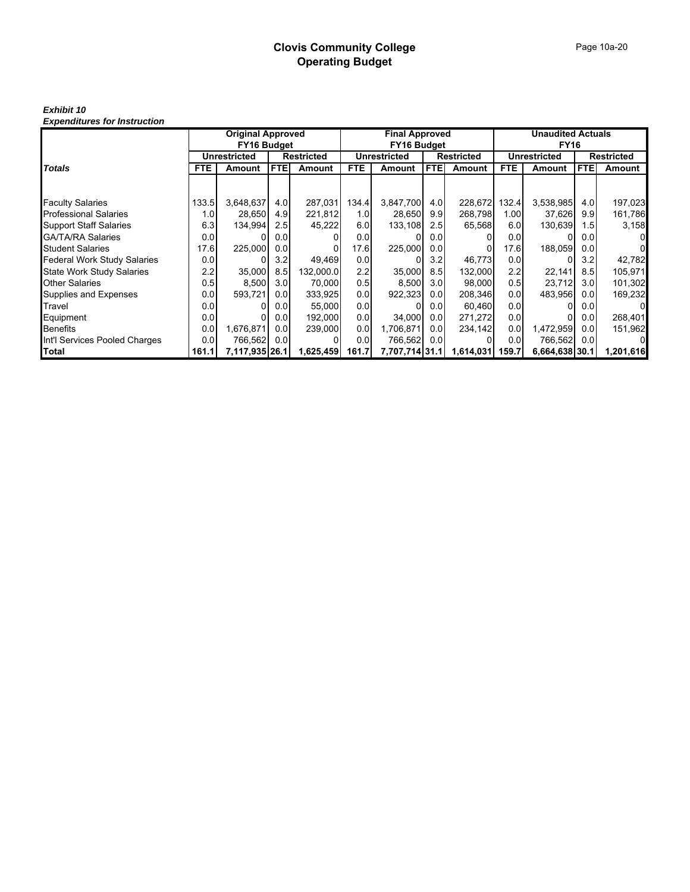# Clovis Community College
## Operating Budget

***Exhibit 10***
***Expenditures for Instruction***

| | Original Approved FY16 Budget | | | | Final Approved FY16 Budget | | | | Unaudited Actuals FY16 | | | |
|---|---|---|---|---|---|---|---|---|---|---|---|---|
| | Unrestricted | | Restricted | | Unrestricted | | Restricted | | Unrestricted | | Restricted | |
| ***Totals*** | **FTE** | **Amount** | **FTE** | **Amount** | **FTE** | **Amount** | **FTE** | **Amount** | **FTE** | **Amount** | **FTE** | **Amount** |
| Faculty Salaries | 133.5 | 3,648,637 | 4.0 | 287,031 | 134.4 | 3,847,700 | 4.0 | 228,672 | 132.4 | 3,538,985 | 4.0 | 197,023 |
| Professional Salaries | 1.0 | 28,650 | 4.9 | 221,812 | 1.0 | 28,650 | 9.9 | 268,798 | 1.00 | 37,626 | 9.9 | 161,786 |
| Support Staff Salaries | 6.3 | 134,994 | 2.5 | 45,222 | 6.0 | 133,108 | 2.5 | 65,568 | 6.0 | 130,639 | 1.5 | 3,158 |
| GA/TA/RA Salaries | 0.0 | 0 | 0.0 | 0 | 0.0 | 0 | 0.0 | 0 | 0.0 | 0 | 0.0 | 0 |
| Student Salaries | 17.6 | 225,000 | 0.0 | 0 | 17.6 | 225,000 | 0.0 | 0 | 17.6 | 188,059 | 0.0 | 0 |
| Federal Work Study Salaries | 0.0 | 0 | 3.2 | 49,469 | 0.0 | 0 | 3.2 | 46,773 | 0.0 | 0 | 3.2 | 42,782 |
| State Work Study Salaries | 2.2 | 35,000 | 8.5 | 132,000.0 | 2.2 | 35,000 | 8.5 | 132,000 | 2.2 | 22,141 | 8.5 | 105,971 |
| Other Salaries | 0.5 | 8,500 | 3.0 | 70,000 | 0.5 | 8,500 | 3.0 | 98,000 | 0.5 | 23,712 | 3.0 | 101,302 |
| Supplies and Expenses | 0.0 | 593,721 | 0.0 | 333,925 | 0.0 | 922,323 | 0.0 | 208,346 | 0.0 | 483,956 | 0.0 | 169,232 |
| Travel | 0.0 | 0 | 0.0 | 55,000 | 0.0 | 0 | 0.0 | 60,460 | 0.0 | 0 | 0.0 | 0 |
| Equipment | 0.0 | 0 | 0.0 | 192,000 | 0.0 | 34,000 | 0.0 | 271,272 | 0.0 | 0 | 0.0 | 268,401 |
| Benefits | 0.0 | 1,676,871 | 0.0 | 239,000 | 0.0 | 1,706,871 | 0.0 | 234,142 | 0.0 | 1,472,959 | 0.0 | 151,962 |
| Int'l Services Pooled Charges | 0.0 | 766,562 | 0.0 | 0 | 0.0 | 766,562 | 0.0 | 0 | 0.0 | 766,562 | 0.0 | 0 |
| **Total** | **161.1** | **7,117,935** | **26.1** | **1,625,459** | **161.7** | **7,707,714** | **31.1** | **1,614,031** | **159.7** | **6,664,638** | **30.1** | **1,201,616** |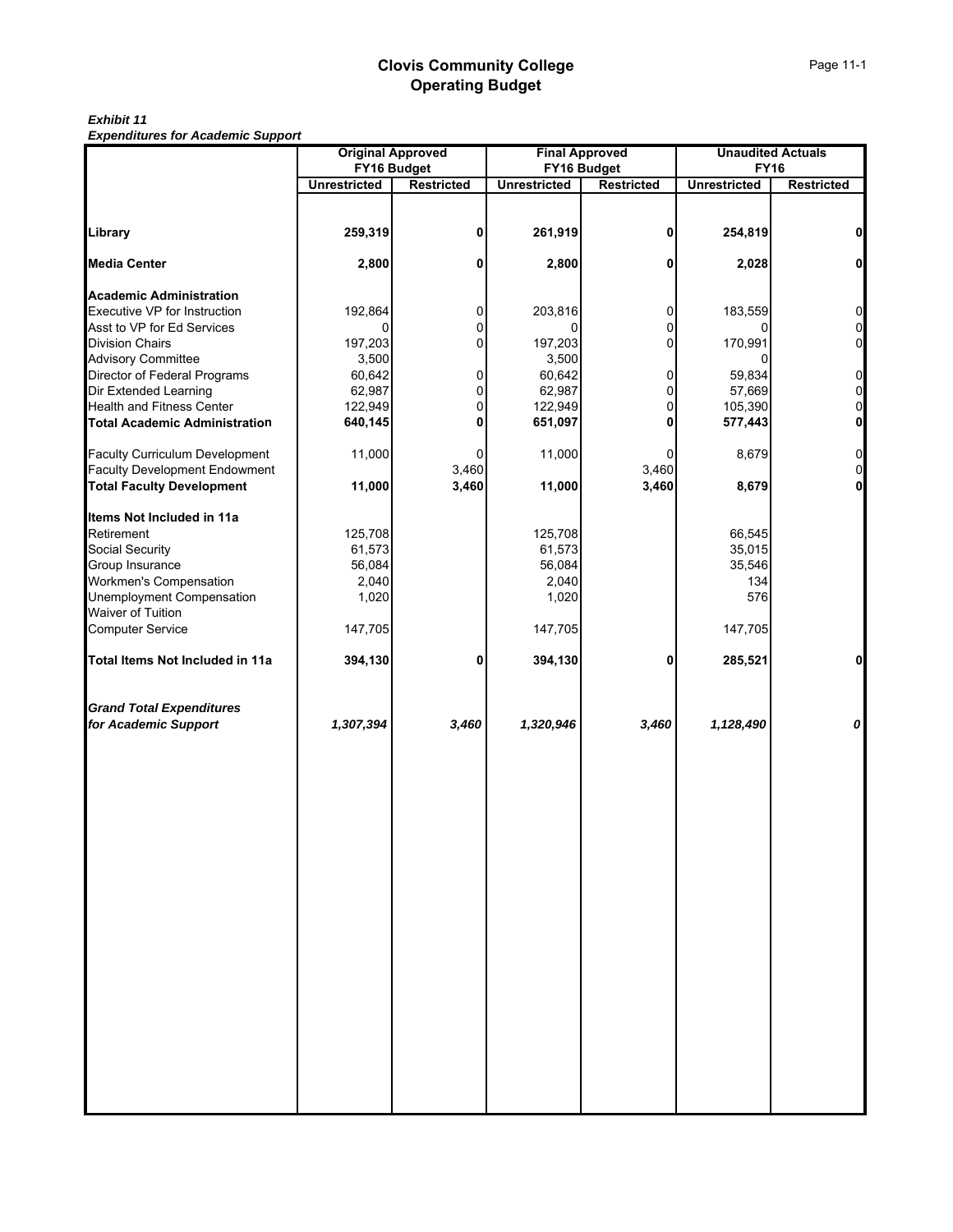# Clovis Community College
## Operating Budget

***Exhibit 11***
***Expenditures for Academic Support***

| | Original Approved FY16 Budget | | Final Approved FY16 Budget | | Unaudited Actuals FY16 | |
|---|---|---|---|---|---|---|
| | **Unrestricted** | **Restricted** | **Unrestricted** | **Restricted** | **Unrestricted** | **Restricted** |
| **Library** | **259,319** | **0** | **261,919** | **0** | **254,819** | **0** |
| **Media Center** | **2,800** | **0** | **2,800** | **0** | **2,028** | **0** |
| **Academic Administration** | | | | | | |
| Executive VP for Instruction | 192,864 | 0 | 203,816 | 0 | 183,559 | 0 |
| Asst to VP for Ed Services | 0 | 0 | 0 | 0 | 0 | 0 |
| Division Chairs | 197,203 | 0 | 197,203 | 0 | 170,991 | 0 |
| Advisory Committee | 3,500 | | 3,500 | | 0 | |
| Director of Federal Programs | 60,642 | 0 | 60,642 | 0 | 59,834 | 0 |
| Dir Extended Learning | 62,987 | 0 | 62,987 | 0 | 57,669 | 0 |
| Health and Fitness Center | 122,949 | 0 | 122,949 | 0 | 105,390 | 0 |
| **Total Academic Administration** | **640,145** | **0** | **651,097** | **0** | **577,443** | **0** |
| Faculty Curriculum Development | 11,000 | 0 | 11,000 | 0 | 8,679 | 0 |
| Faculty Development Endowment | | 3,460 | | 3,460 | | 0 |
| **Total Faculty Development** | **11,000** | **3,460** | **11,000** | **3,460** | **8,679** | **0** |
| **Items Not Included in 11a** | | | | | | |
| Retirement | 125,708 | | 125,708 | | 66,545 | |
| Social Security | 61,573 | | 61,573 | | 35,015 | |
| Group Insurance | 56,084 | | 56,084 | | 35,546 | |
| Workmen's Compensation | 2,040 | | 2,040 | | 134 | |
| Unemployment Compensation | 1,020 | | 1,020 | | 576 | |
| Waiver of Tuition | | | | | | |
| Computer Service | 147,705 | | 147,705 | | 147,705 | |
| **Total Items Not Included in 11a** | **394,130** | **0** | **394,130** | **0** | **285,521** | **0** |
| ***Grand Total Expenditures for Academic Support*** | ***1,307,394*** | ***3,460*** | ***1,320,946*** | ***3,460*** | ***1,128,490*** | ***0*** |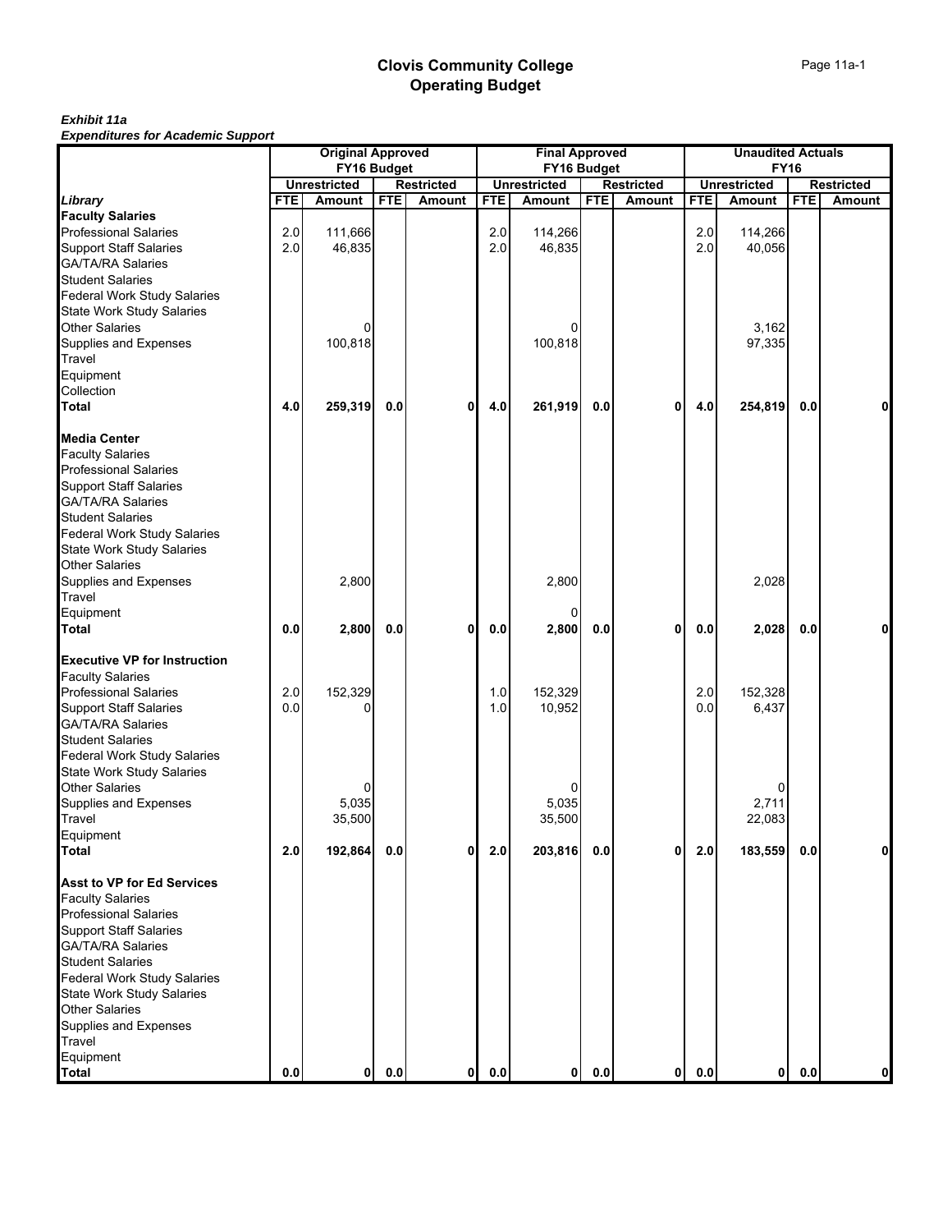# Clovis Community College
## Operating Budget

***Exhibit 11a***
***Expenditures for Academic Support***

| | Original Approved FY16 Budget | | | | Final Approved FY16 Budget | | | | Unaudited Actuals FY16 | | | |
|---|---|---|---|---|---|---|---|---|---|---|---|---|
| | Unrestricted | | Restricted | | Unrestricted | | Restricted | | Unrestricted | | Restricted | |
| ***Library*** | **FTE** | **Amount** | **FTE** | **Amount** | **FTE** | **Amount** | **FTE** | **Amount** | **FTE** | **Amount** | **FTE** | **Amount** |
| **Faculty Salaries** | | | | | | | | | | | | |
| Professional Salaries | 2.0 | 111,666 | | | 2.0 | 114,266 | | | 2.0 | 114,266 | | |
| Support Staff Salaries | 2.0 | 46,835 | | | 2.0 | 46,835 | | | 2.0 | 40,056 | | |
| GA/TA/RA Salaries | | | | | | | | | | | | |
| Student Salaries | | | | | | | | | | | | |
| Federal Work Study Salaries | | | | | | | | | | | | |
| State Work Study Salaries | | | | | | | | | | | | |
| Other Salaries | | 0 | | | | 0 | | | | 3,162 | | |
| Supplies and Expenses | | 100,818 | | | | 100,818 | | | | 97,335 | | |
| Travel | | | | | | | | | | | | |
| Equipment | | | | | | | | | | | | |
| Collection | | | | | | | | | | | | |
| **Total** | **4.0** | **259,319** | **0.0** | **0** | **4.0** | **261,919** | **0.0** | **0** | **4.0** | **254,819** | **0.0** | **0** |
| | | | | | | | | | | | | |
| **Media Center** | | | | | | | | | | | | |
| Faculty Salaries | | | | | | | | | | | | |
| Professional Salaries | | | | | | | | | | | | |
| Support Staff Salaries | | | | | | | | | | | | |
| GA/TA/RA Salaries | | | | | | | | | | | | |
| Student Salaries | | | | | | | | | | | | |
| Federal Work Study Salaries | | | | | | | | | | | | |
| State Work Study Salaries | | | | | | | | | | | | |
| Other Salaries | | | | | | | | | | | | |
| Supplies and Expenses | | 2,800 | | | | 2,800 | | | | 2,028 | | |
| Travel | | | | | | | | | | | | |
| Equipment | | | | | | 0 | | | | | | |
| **Total** | **0.0** | **2,800** | **0.0** | **0** | **0.0** | **2,800** | **0.0** | **0** | **0.0** | **2,028** | **0.0** | **0** |
| | | | | | | | | | | | | |
| **Executive VP for Instruction** | | | | | | | | | | | | |
| Faculty Salaries | | | | | | | | | | | | |
| Professional Salaries | 2.0 | 152,329 | | | 1.0 | 152,329 | | | 2.0 | 152,328 | | |
| Support Staff Salaries | 0.0 | 0 | | | 1.0 | 10,952 | | | 0.0 | 6,437 | | |
| GA/TA/RA Salaries | | | | | | | | | | | | |
| Student Salaries | | | | | | | | | | | | |
| Federal Work Study Salaries | | | | | | | | | | | | |
| State Work Study Salaries | | | | | | | | | | | | |
| Other Salaries | | 0 | | | | 0 | | | | 0 | | |
| Supplies and Expenses | | 5,035 | | | | 5,035 | | | | 2,711 | | |
| Travel | | 35,500 | | | | 35,500 | | | | 22,083 | | |
| Equipment | | | | | | | | | | | | |
| **Total** | **2.0** | **192,864** | **0.0** | **0** | **2.0** | **203,816** | **0.0** | **0** | **2.0** | **183,559** | **0.0** | **0** |
| | | | | | | | | | | | | |
| **Asst to VP for Ed Services** | | | | | | | | | | | | |
| Faculty Salaries | | | | | | | | | | | | |
| Professional Salaries | | | | | | | | | | | | |
| Support Staff Salaries | | | | | | | | | | | | |
| GA/TA/RA Salaries | | | | | | | | | | | | |
| Student Salaries | | | | | | | | | | | | |
| Federal Work Study Salaries | | | | | | | | | | | | |
| State Work Study Salaries | | | | | | | | | | | | |
| Other Salaries | | | | | | | | | | | | |
| Supplies and Expenses | | | | | | | | | | | | |
| Travel | | | | | | | | | | | | |
| Equipment | | | | | | | | | | | | |
| **Total** | **0.0** | **0** | **0.0** | **0** | **0.0** | **0** | **0.0** | **0** | **0.0** | **0** | **0.0** | **0** |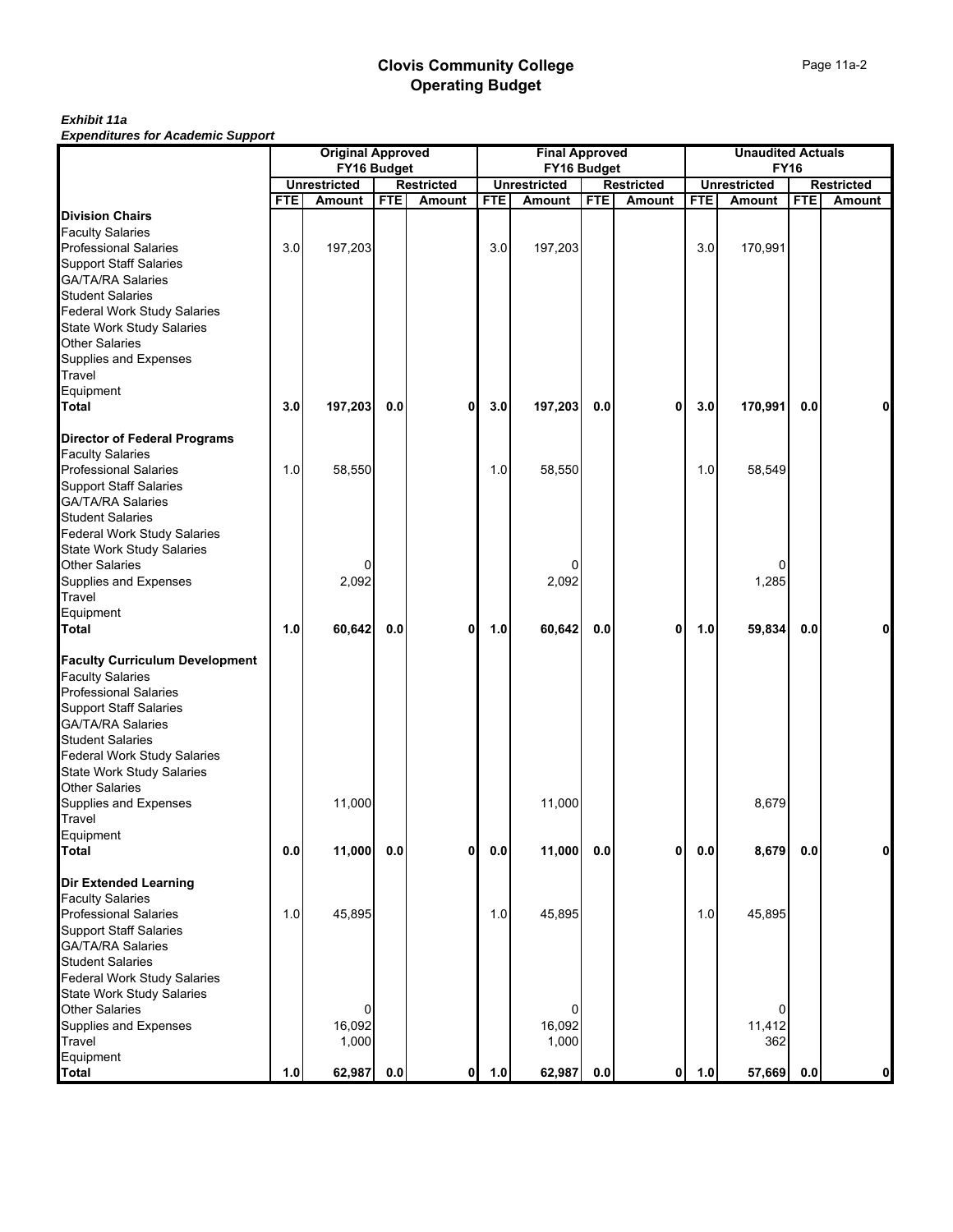# Clovis Community College
## Operating Budget

***Exhibit 11a***
***Expenditures for Academic Support***

| | Original Approved FY16 Budget | | | | Final Approved FY16 Budget | | | | Unaudited Actuals FY16 | | | |
|---|---|---|---|---|---|---|---|---|---|---|---|---|
| | Unrestricted | | Restricted | | Unrestricted | | Restricted | | Unrestricted | | Restricted | |
| | FTE | Amount | FTE | Amount | FTE | Amount | FTE | Amount | FTE | Amount | FTE | Amount |
| **Division Chairs** | | | | | | | | | | | | |
| Faculty Salaries | | | | | | | | | | | | |
| Professional Salaries | 3.0 | 197,203 | | | 3.0 | 197,203 | | | 3.0 | 170,991 | | |
| Support Staff Salaries | | | | | | | | | | | | |
| GA/TA/RA Salaries | | | | | | | | | | | | |
| Student Salaries | | | | | | | | | | | | |
| Federal Work Study Salaries | | | | | | | | | | | | |
| State Work Study Salaries | | | | | | | | | | | | |
| Other Salaries | | | | | | | | | | | | |
| Supplies and Expenses | | | | | | | | | | | | |
| Travel | | | | | | | | | | | | |
| Equipment | | | | | | | | | | | | |
| **Total** | **3.0** | **197,203** | **0.0** | **0** | **3.0** | **197,203** | **0.0** | **0** | **3.0** | **170,991** | **0.0** | **0** |
| **Director of Federal Programs** | | | | | | | | | | | | |
| Faculty Salaries | | | | | | | | | | | | |
| Professional Salaries | 1.0 | 58,550 | | | 1.0 | 58,550 | | | 1.0 | 58,549 | | |
| Support Staff Salaries | | | | | | | | | | | | |
| GA/TA/RA Salaries | | | | | | | | | | | | |
| Student Salaries | | | | | | | | | | | | |
| Federal Work Study Salaries | | | | | | | | | | | | |
| State Work Study Salaries | | | | | | | | | | | | |
| Other Salaries | | 0 | | | | 0 | | | | 0 | | |
| Supplies and Expenses | | 2,092 | | | | 2,092 | | | | 1,285 | | |
| Travel | | | | | | | | | | | | |
| Equipment | | | | | | | | | | | | |
| **Total** | **1.0** | **60,642** | **0.0** | **0** | **1.0** | **60,642** | **0.0** | **0** | **1.0** | **59,834** | **0.0** | **0** |
| **Faculty Curriculum Development** | | | | | | | | | | | | |
| Faculty Salaries | | | | | | | | | | | | |
| Professional Salaries | | | | | | | | | | | | |
| Support Staff Salaries | | | | | | | | | | | | |
| GA/TA/RA Salaries | | | | | | | | | | | | |
| Student Salaries | | | | | | | | | | | | |
| Federal Work Study Salaries | | | | | | | | | | | | |
| State Work Study Salaries | | | | | | | | | | | | |
| Other Salaries | | | | | | | | | | | | |
| Supplies and Expenses | | 11,000 | | | | 11,000 | | | | 8,679 | | |
| Travel | | | | | | | | | | | | |
| Equipment | | | | | | | | | | | | |
| **Total** | **0.0** | **11,000** | **0.0** | **0** | **0.0** | **11,000** | **0.0** | **0** | **0.0** | **8,679** | **0.0** | **0** |
| **Dir Extended Learning** | | | | | | | | | | | | |
| Faculty Salaries | | | | | | | | | | | | |
| Professional Salaries | 1.0 | 45,895 | | | 1.0 | 45,895 | | | 1.0 | 45,895 | | |
| Support Staff Salaries | | | | | | | | | | | | |
| GA/TA/RA Salaries | | | | | | | | | | | | |
| Student Salaries | | | | | | | | | | | | |
| Federal Work Study Salaries | | | | | | | | | | | | |
| State Work Study Salaries | | | | | | | | | | | | |
| Other Salaries | | 0 | | | | 0 | | | | 0 | | |
| Supplies and Expenses | | 16,092 | | | | 16,092 | | | | 11,412 | | |
| Travel | | 1,000 | | | | 1,000 | | | | 362 | | |
| Equipment | | | | | | | | | | | | |
| **Total** | **1.0** | **62,987** | **0.0** | **0** | **1.0** | **62,987** | **0.0** | **0** | **1.0** | **57,669** | **0.0** | **0** |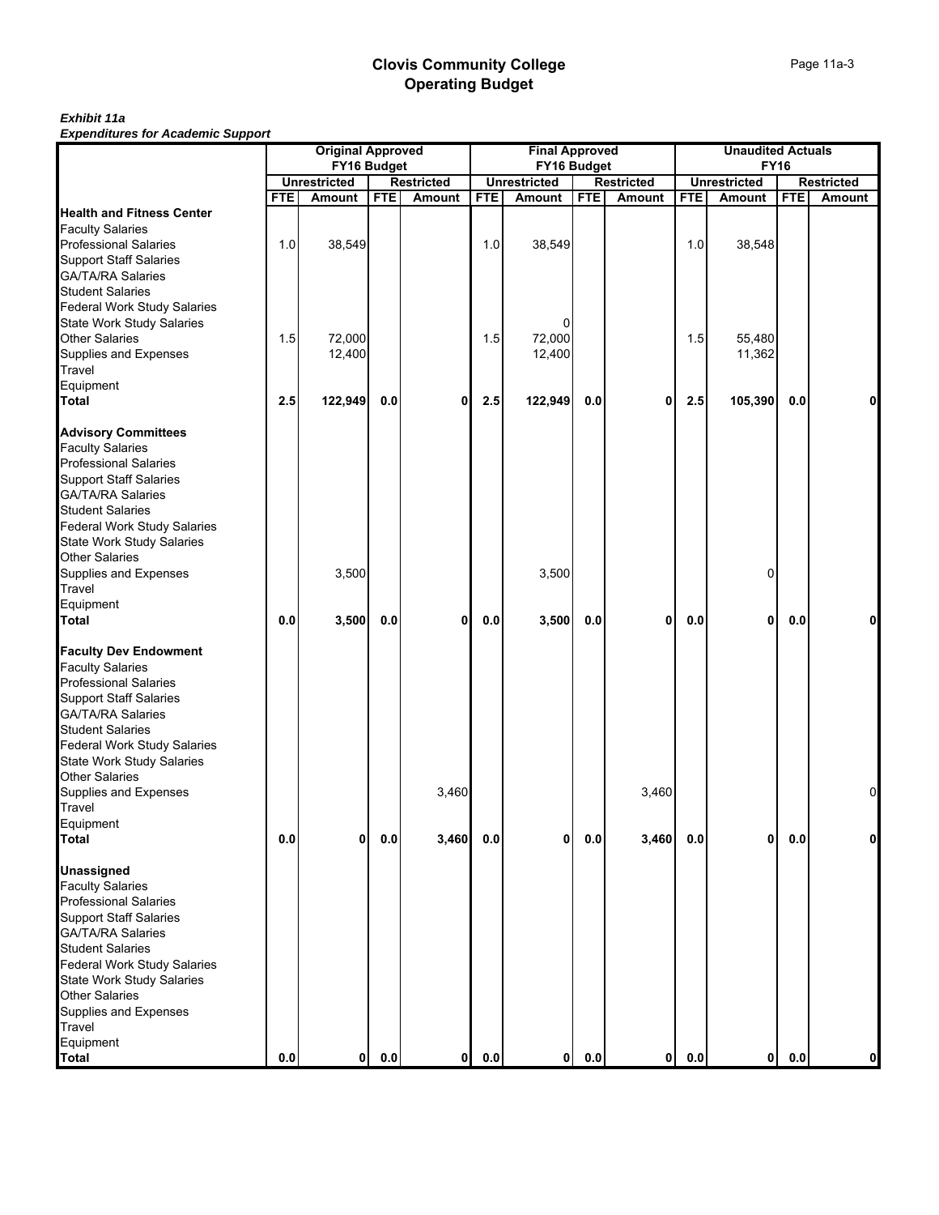# Clovis Community College
## Operating Budget

***Exhibit 11a***
***Expenditures for Academic Support***

| | Original Approved FY16 Budget | | | | Final Approved FY16 Budget | | | | Unaudited Actuals FY16 | | | |
|---|---|---|---|---|---|---|---|---|---|---|---|---|
| | Unrestricted | | Restricted | | Unrestricted | | Restricted | | Unrestricted | | Restricted | |
| | FTE | Amount | FTE | Amount | FTE | Amount | FTE | Amount | FTE | Amount | FTE | Amount |
| **Health and Fitness Center** | | | | | | | | | | | | |
| Faculty Salaries | | | | | | | | | | | | |
| Professional Salaries | 1.0 | 38,549 | | | 1.0 | 38,549 | | | 1.0 | 38,548 | | |
| Support Staff Salaries | | | | | | | | | | | | |
| GA/TA/RA Salaries | | | | | | | | | | | | |
| Student Salaries | | | | | | | | | | | | |
| Federal Work Study Salaries | | | | | | | | | | | | |
| State Work Study Salaries | | | | | | 0 | | | | | | |
| Other Salaries | 1.5 | 72,000 | | | 1.5 | 72,000 | | | 1.5 | 55,480 | | |
| Supplies and Expenses | | 12,400 | | | | 12,400 | | | | 11,362 | | |
| Travel | | | | | | | | | | | | |
| Equipment | | | | | | | | | | | | |
| **Total** | **2.5** | **122,949** | **0.0** | **0** | **2.5** | **122,949** | **0.0** | **0** | **2.5** | **105,390** | **0.0** | **0** |
| **Advisory Committees** | | | | | | | | | | | | |
| Faculty Salaries | | | | | | | | | | | | |
| Professional Salaries | | | | | | | | | | | | |
| Support Staff Salaries | | | | | | | | | | | | |
| GA/TA/RA Salaries | | | | | | | | | | | | |
| Student Salaries | | | | | | | | | | | | |
| Federal Work Study Salaries | | | | | | | | | | | | |
| State Work Study Salaries | | | | | | | | | | | | |
| Other Salaries | | | | | | | | | | | | |
| Supplies and Expenses | | 3,500 | | | | 3,500 | | | | 0 | | |
| Travel | | | | | | | | | | | | |
| Equipment | | | | | | | | | | | | |
| **Total** | **0.0** | **3,500** | **0.0** | **0** | **0.0** | **3,500** | **0.0** | **0** | **0.0** | **0** | **0.0** | **0** |
| **Faculty Dev Endowment** | | | | | | | | | | | | |
| Faculty Salaries | | | | | | | | | | | | |
| Professional Salaries | | | | | | | | | | | | |
| Support Staff Salaries | | | | | | | | | | | | |
| GA/TA/RA Salaries | | | | | | | | | | | | |
| Student Salaries | | | | | | | | | | | | |
| Federal Work Study Salaries | | | | | | | | | | | | |
| State Work Study Salaries | | | | | | | | | | | | |
| Other Salaries | | | | | | | | | | | | |
| Supplies and Expenses | | | | 3,460 | | | | 3,460 | | | | 0 |
| Travel | | | | | | | | | | | | |
| Equipment | | | | | | | | | | | | |
| **Total** | **0.0** | **0** | **0.0** | **3,460** | **0.0** | **0** | **0.0** | **3,460** | **0.0** | **0** | **0.0** | **0** |
| **Unassigned** | | | | | | | | | | | | |
| Faculty Salaries | | | | | | | | | | | | |
| Professional Salaries | | | | | | | | | | | | |
| Support Staff Salaries | | | | | | | | | | | | |
| GA/TA/RA Salaries | | | | | | | | | | | | |
| Student Salaries | | | | | | | | | | | | |
| Federal Work Study Salaries | | | | | | | | | | | | |
| State Work Study Salaries | | | | | | | | | | | | |
| Other Salaries | | | | | | | | | | | | |
| Supplies and Expenses | | | | | | | | | | | | |
| Travel | | | | | | | | | | | | |
| Equipment | | | | | | | | | | | | |
| **Total** | **0.0** | **0** | **0.0** | **0** | **0.0** | **0** | **0.0** | **0** | **0.0** | **0** | **0.0** | **0** |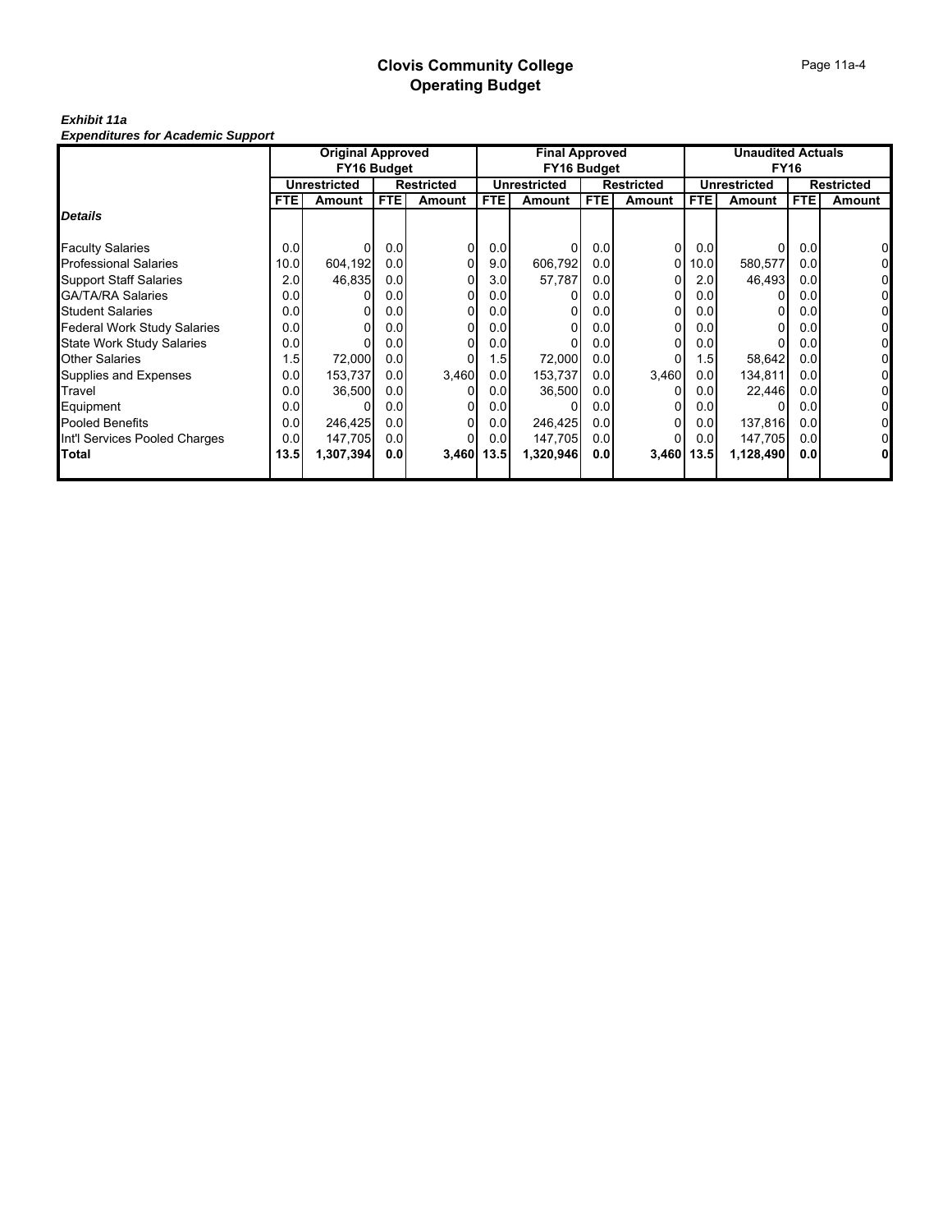# Clovis Community College
## Operating Budget

***Exhibit 11a***
***Expenditures for Academic Support***

| | Original Approved FY16 Budget | | | | Final Approved FY16 Budget | | | | Unaudited Actuals FY16 | | | |
|---|---|---|---|---|---|---|---|---|---|---|---|---|
| | Unrestricted | | Restricted | | Unrestricted | | Restricted | | Unrestricted | | Restricted | |
| | FTE | Amount | FTE | Amount | FTE | Amount | FTE | Amount | FTE | Amount | FTE | Amount |
| ***Details*** | | | | | | | | | | | | |
| Faculty Salaries | 0.0 | 0 | 0.0 | 0 | 0.0 | 0 | 0.0 | 0 | 0.0 | 0 | 0.0 | 0 |
| Professional Salaries | 10.0 | 604,192 | 0.0 | 0 | 9.0 | 606,792 | 0.0 | 0 | 10.0 | 580,577 | 0.0 | 0 |
| Support Staff Salaries | 2.0 | 46,835 | 0.0 | 0 | 3.0 | 57,787 | 0.0 | 0 | 2.0 | 46,493 | 0.0 | 0 |
| GA/TA/RA Salaries | 0.0 | 0 | 0.0 | 0 | 0.0 | 0 | 0.0 | 0 | 0.0 | 0 | 0.0 | 0 |
| Student Salaries | 0.0 | 0 | 0.0 | 0 | 0.0 | 0 | 0.0 | 0 | 0.0 | 0 | 0.0 | 0 |
| Federal Work Study Salaries | 0.0 | 0 | 0.0 | 0 | 0.0 | 0 | 0.0 | 0 | 0.0 | 0 | 0.0 | 0 |
| State Work Study Salaries | 0.0 | 0 | 0.0 | 0 | 0.0 | 0 | 0.0 | 0 | 0.0 | 0 | 0.0 | 0 |
| Other Salaries | 1.5 | 72,000 | 0.0 | 0 | 1.5 | 72,000 | 0.0 | 0 | 1.5 | 58,642 | 0.0 | 0 |
| Supplies and Expenses | 0.0 | 153,737 | 0.0 | 3,460 | 0.0 | 153,737 | 0.0 | 3,460 | 0.0 | 134,811 | 0.0 | 0 |
| Travel | 0.0 | 36,500 | 0.0 | 0 | 0.0 | 36,500 | 0.0 | 0 | 0.0 | 22,446 | 0.0 | 0 |
| Equipment | 0.0 | 0 | 0.0 | 0 | 0.0 | 0 | 0.0 | 0 | 0.0 | 0 | 0.0 | 0 |
| Pooled Benefits | 0.0 | 246,425 | 0.0 | 0 | 0.0 | 246,425 | 0.0 | 0 | 0.0 | 137,816 | 0.0 | 0 |
| Int'l Services Pooled Charges | 0.0 | 147,705 | 0.0 | 0 | 0.0 | 147,705 | 0.0 | 0 | 0.0 | 147,705 | 0.0 | 0 |
| **Total** | **13.5** | **1,307,394** | **0.0** | **3,460** | **13.5** | **1,320,946** | **0.0** | **3,460** | **13.5** | **1,128,490** | **0.0** | **0** |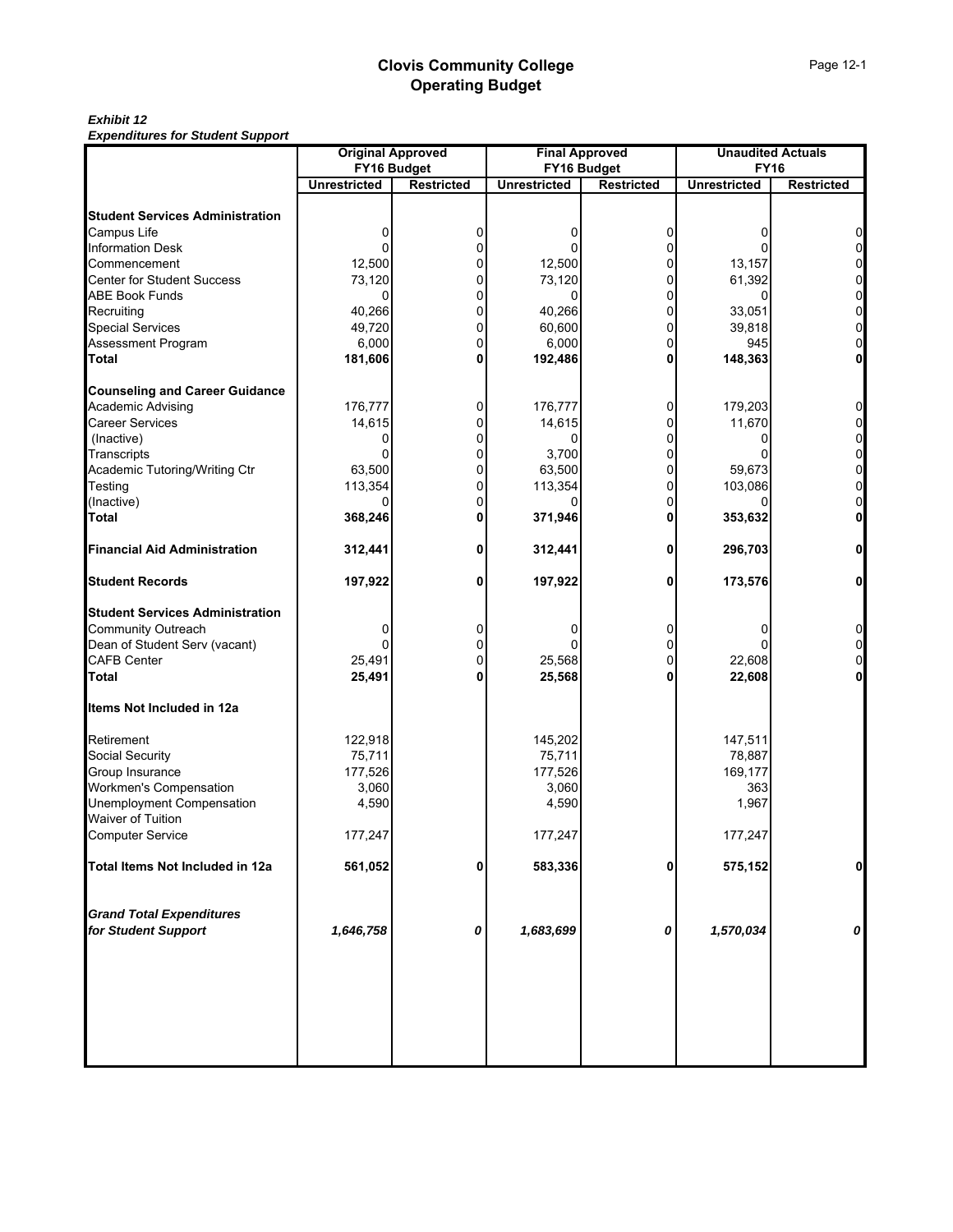# Clovis Community College
## Operating Budget

***Exhibit 12***
***Expenditures for Student Support***

| | Original Approved FY16 Budget | | Final Approved FY16 Budget | | Unaudited Actuals FY16 | |
|---|---|---|---|---|---|---|
| | **Unrestricted** | **Restricted** | **Unrestricted** | **Restricted** | **Unrestricted** | **Restricted** |
| **Student Services Administration** | | | | | | |
| Campus Life | 0 | 0 | 0 | 0 | 0 | 0 |
| Information Desk | 0 | 0 | 0 | 0 | 0 | 0 |
| Commencement | 12,500 | 0 | 12,500 | 0 | 13,157 | 0 |
| Center for Student Success | 73,120 | 0 | 73,120 | 0 | 61,392 | 0 |
| ABE Book Funds | 0 | 0 | 0 | 0 | 0 | 0 |
| Recruiting | 40,266 | 0 | 40,266 | 0 | 33,051 | 0 |
| Special Services | 49,720 | 0 | 60,600 | 0 | 39,818 | 0 |
| Assessment Program | 6,000 | 0 | 6,000 | 0 | 945 | 0 |
| **Total** | **181,606** | **0** | **192,486** | **0** | **148,363** | **0** |
| **Counseling and Career Guidance** | | | | | | |
| Academic Advising | 176,777 | 0 | 176,777 | 0 | 179,203 | 0 |
| Career Services | 14,615 | 0 | 14,615 | 0 | 11,670 | 0 |
| (Inactive) | 0 | 0 | 0 | 0 | 0 | 0 |
| Transcripts | 0 | 0 | 3,700 | 0 | 0 | 0 |
| Academic Tutoring/Writing Ctr | 63,500 | 0 | 63,500 | 0 | 59,673 | 0 |
| Testing | 113,354 | 0 | 113,354 | 0 | 103,086 | 0 |
| (Inactive) | 0 | 0 | 0 | 0 | 0 | 0 |
| **Total** | **368,246** | **0** | **371,946** | **0** | **353,632** | **0** |
| **Financial Aid Administration** | **312,441** | **0** | **312,441** | **0** | **296,703** | **0** |
| **Student Records** | **197,922** | **0** | **197,922** | **0** | **173,576** | **0** |
| **Student Services Administration** | | | | | | |
| Community Outreach | 0 | 0 | 0 | 0 | 0 | 0 |
| Dean of Student Serv (vacant) | 0 | 0 | 0 | 0 | 0 | 0 |
| CAFB Center | 25,491 | 0 | 25,568 | 0 | 22,608 | 0 |
| **Total** | **25,491** | **0** | **25,568** | **0** | **22,608** | **0** |
| **Items Not Included in 12a** | | | | | | |
| Retirement | 122,918 | | 145,202 | | 147,511 | |
| Social Security | 75,711 | | 75,711 | | 78,887 | |
| Group Insurance | 177,526 | | 177,526 | | 169,177 | |
| Workmen's Compensation | 3,060 | | 3,060 | | 363 | |
| Unemployment Compensation | 4,590 | | 4,590 | | 1,967 | |
| Waiver of Tuition | | | | | | |
| Computer Service | 177,247 | | 177,247 | | 177,247 | |
| **Total Items Not Included in 12a** | **561,052** | **0** | **583,336** | **0** | **575,152** | **0** |
| ***Grand Total Expenditures for Student Support*** | ***1,646,758*** | ***0*** | ***1,683,699*** | ***0*** | ***1,570,034*** | ***0*** |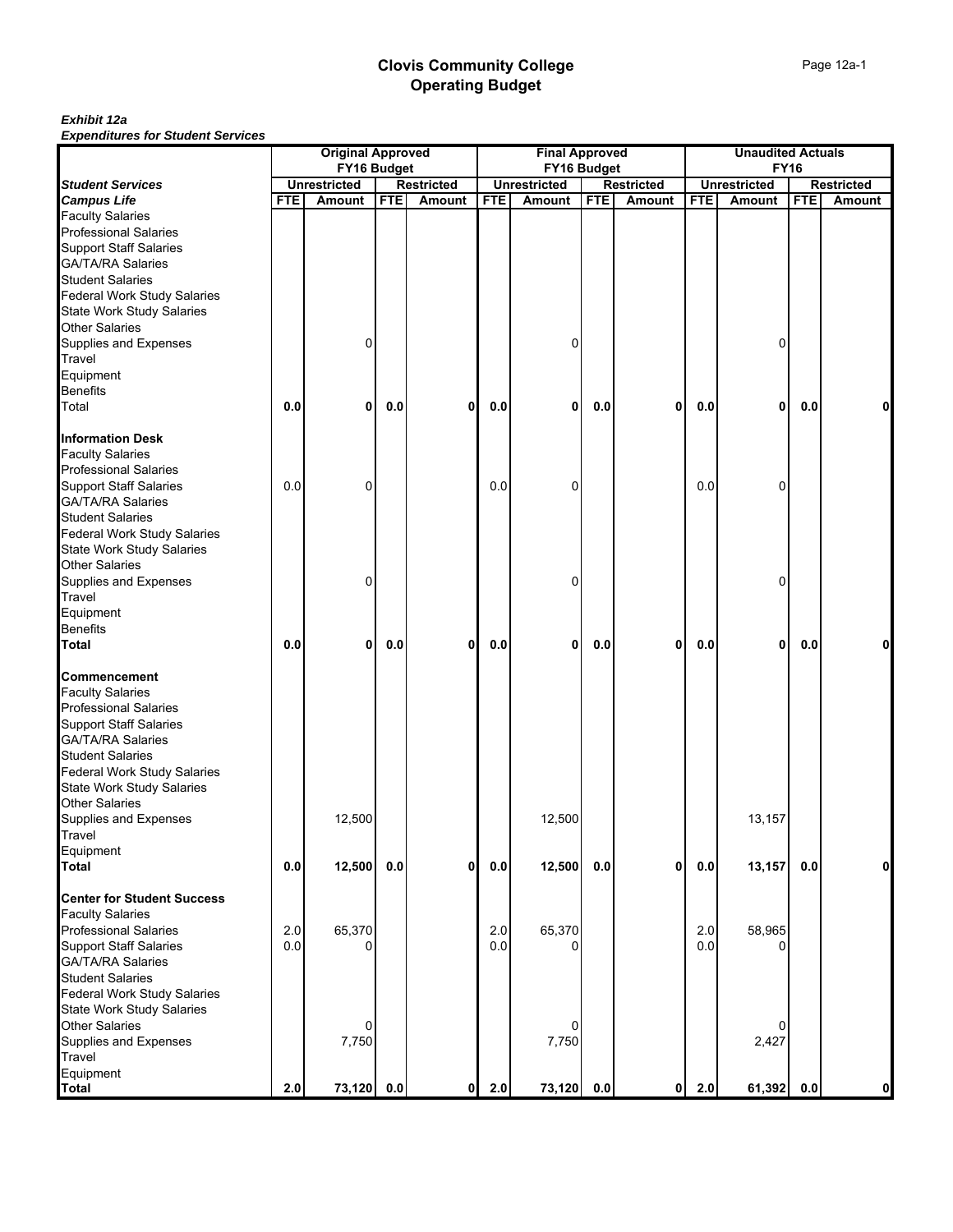# Clovis Community College
## Operating Budget

***Exhibit 12a***
***Expenditures for Student Services***

| | Original Approved FY16 Budget | | | | Final Approved FY16 Budget | | | | Unaudited Actuals FY16 | | | |
|---|---|---|---|---|---|---|---|---|---|---|---|---|
| ***Student Services*** | **Unrestricted** | | **Restricted** | | **Unrestricted** | | **Restricted** | | **Unrestricted** | | **Restricted** | |
| ***Campus Life*** | **FTE** | **Amount** | **FTE** | **Amount** | **FTE** | **Amount** | **FTE** | **Amount** | **FTE** | **Amount** | **FTE** | **Amount** |
| Faculty Salaries | | | | | | | | | | | | |
| Professional Salaries | | | | | | | | | | | | |
| Support Staff Salaries | | | | | | | | | | | | |
| GA/TA/RA Salaries | | | | | | | | | | | | |
| Student Salaries | | | | | | | | | | | | |
| Federal Work Study Salaries | | | | | | | | | | | | |
| State Work Study Salaries | | | | | | | | | | | | |
| Other Salaries | | | | | | | | | | | | |
| Supplies and Expenses | | 0 | | | | 0 | | | | 0 | | |
| Travel | | | | | | | | | | | | |
| Equipment | | | | | | | | | | | | |
| Benefits | | | | | | | | | | | | |
| Total | **0.0** | **0** | **0.0** | **0** | **0.0** | **0** | **0.0** | **0** | **0.0** | **0** | **0.0** | **0** |
| | | | | | | | | | | | | |
| **Information Desk** | | | | | | | | | | | | |
| Faculty Salaries | | | | | | | | | | | | |
| Professional Salaries | | | | | | | | | | | | |
| Support Staff Salaries | 0.0 | 0 | | | 0.0 | 0 | | | 0.0 | 0 | | |
| GA/TA/RA Salaries | | | | | | | | | | | | |
| Student Salaries | | | | | | | | | | | | |
| Federal Work Study Salaries | | | | | | | | | | | | |
| State Work Study Salaries | | | | | | | | | | | | |
| Other Salaries | | | | | | | | | | | | |
| Supplies and Expenses | | 0 | | | | 0 | | | | 0 | | |
| Travel | | | | | | | | | | | | |
| Equipment | | | | | | | | | | | | |
| Benefits | | | | | | | | | | | | |
| **Total** | **0.0** | **0** | **0.0** | **0** | **0.0** | **0** | **0.0** | **0** | **0.0** | **0** | **0.0** | **0** |
| | | | | | | | | | | | | |
| **Commencement** | | | | | | | | | | | | |
| Faculty Salaries | | | | | | | | | | | | |
| Professional Salaries | | | | | | | | | | | | |
| Support Staff Salaries | | | | | | | | | | | | |
| GA/TA/RA Salaries | | | | | | | | | | | | |
| Student Salaries | | | | | | | | | | | | |
| Federal Work Study Salaries | | | | | | | | | | | | |
| State Work Study Salaries | | | | | | | | | | | | |
| Other Salaries | | | | | | | | | | | | |
| Supplies and Expenses | | 12,500 | | | | 12,500 | | | | 13,157 | | |
| Travel | | | | | | | | | | | | |
| Equipment | | | | | | | | | | | | |
| **Total** | **0.0** | **12,500** | **0.0** | **0** | **0.0** | **12,500** | **0.0** | **0** | **0.0** | **13,157** | **0.0** | **0** |
| | | | | | | | | | | | | |
| **Center for Student Success** | | | | | | | | | | | | |
| Faculty Salaries | | | | | | | | | | | | |
| Professional Salaries | 2.0 | 65,370 | | | 2.0 | 65,370 | | | 2.0 | 58,965 | | |
| Support Staff Salaries | 0.0 | 0 | | | 0.0 | 0 | | | 0.0 | 0 | | |
| GA/TA/RA Salaries | | | | | | | | | | | | |
| Student Salaries | | | | | | | | | | | | |
| Federal Work Study Salaries | | | | | | | | | | | | |
| State Work Study Salaries | | | | | | | | | | | | |
| Other Salaries | | 0 | | | | 0 | | | | 0 | | |
| Supplies and Expenses | | 7,750 | | | | 7,750 | | | | 2,427 | | |
| Travel | | | | | | | | | | | | |
| Equipment | | | | | | | | | | | | |
| **Total** | **2.0** | **73,120** | **0.0** | **0** | **2.0** | **73,120** | **0.0** | **0** | **2.0** | **61,392** | **0.0** | **0** |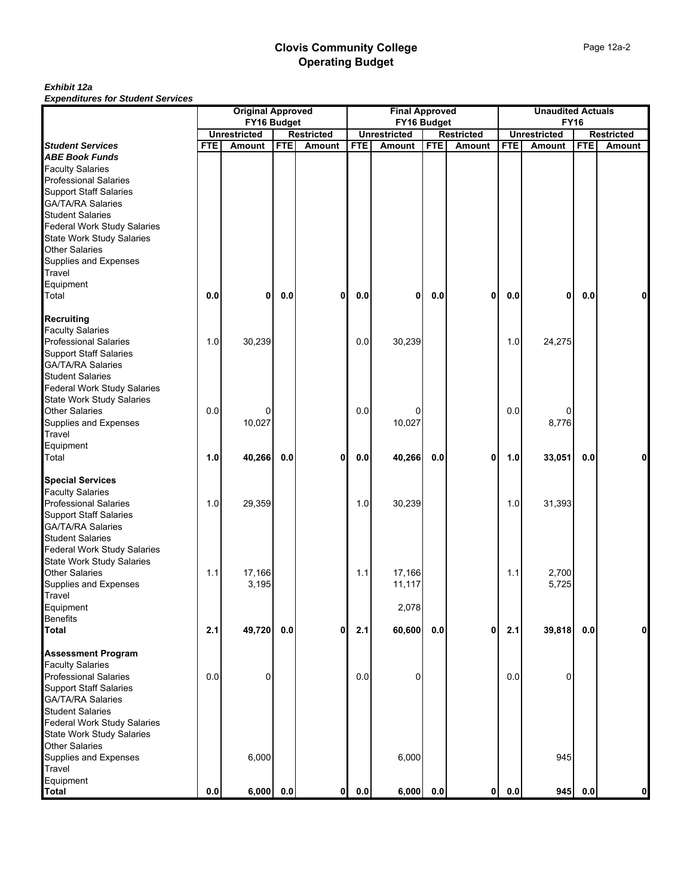# Clovis Community College
# Operating Budget

***Exhibit 12a***
***Expenditures for Student Services***

| | Original Approved FY16 Budget | | | | Final Approved FY16 Budget | | | | Unaudited Actuals FY16 | | | |
|---|---|---|---|---|---|---|---|---|---|---|---|---|
| | Unrestricted | | Restricted | | Unrestricted | | Restricted | | Unrestricted | | Restricted | |
| ***Student Services*** | **FTE** | **Amount** | **FTE** | **Amount** | **FTE** | **Amount** | **FTE** | **Amount** | **FTE** | **Amount** | **FTE** | **Amount** |
| ***ABE Book Funds*** | | | | | | | | | | | | |
| Faculty Salaries | | | | | | | | | | | | |
| Professional Salaries | | | | | | | | | | | | |
| Support Staff Salaries | | | | | | | | | | | | |
| GA/TA/RA Salaries | | | | | | | | | | | | |
| Student Salaries | | | | | | | | | | | | |
| Federal Work Study Salaries | | | | | | | | | | | | |
| State Work Study Salaries | | | | | | | | | | | | |
| Other Salaries | | | | | | | | | | | | |
| Supplies and Expenses | | | | | | | | | | | | |
| Travel | | | | | | | | | | | | |
| Equipment | | | | | | | | | | | | |
| Total | **0.0** | **0** | **0.0** | **0** | **0.0** | **0** | **0.0** | **0** | **0.0** | **0** | **0.0** | **0** |
| **Recruiting** | | | | | | | | | | | | |
| Faculty Salaries | | | | | | | | | | | | |
| Professional Salaries | 1.0 | 30,239 | | | 0.0 | 30,239 | | | 1.0 | 24,275 | | |
| Support Staff Salaries | | | | | | | | | | | | |
| GA/TA/RA Salaries | | | | | | | | | | | | |
| Student Salaries | | | | | | | | | | | | |
| Federal Work Study Salaries | | | | | | | | | | | | |
| State Work Study Salaries | | | | | | | | | | | | |
| Other Salaries | 0.0 | 0 | | | 0.0 | 0 | | | 0.0 | 0 | | |
| Supplies and Expenses | | 10,027 | | | | 10,027 | | | | 8,776 | | |
| Travel | | | | | | | | | | | | |
| Equipment | | | | | | | | | | | | |
| Total | **1.0** | **40,266** | **0.0** | **0** | **0.0** | **40,266** | **0.0** | **0** | **1.0** | **33,051** | **0.0** | **0** |
| **Special Services** | | | | | | | | | | | | |
| Faculty Salaries | | | | | | | | | | | | |
| Professional Salaries | 1.0 | 29,359 | | | 1.0 | 30,239 | | | 1.0 | 31,393 | | |
| Support Staff Salaries | | | | | | | | | | | | |
| GA/TA/RA Salaries | | | | | | | | | | | | |
| Student Salaries | | | | | | | | | | | | |
| Federal Work Study Salaries | | | | | | | | | | | | |
| State Work Study Salaries | | | | | | | | | | | | |
| Other Salaries | 1.1 | 17,166 | | | 1.1 | 17,166 | | | 1.1 | 2,700 | | |
| Supplies and Expenses | | 3,195 | | | | 11,117 | | | | 5,725 | | |
| Travel | | | | | | | | | | | | |
| Equipment | | | | | | 2,078 | | | | | | |
| Benefits | | | | | | | | | | | | |
| **Total** | **2.1** | **49,720** | **0.0** | **0** | **2.1** | **60,600** | **0.0** | **0** | **2.1** | **39,818** | **0.0** | **0** |
| **Assessment Program** | | | | | | | | | | | | |
| Faculty Salaries | | | | | | | | | | | | |
| Professional Salaries | 0.0 | 0 | | | 0.0 | 0 | | | 0.0 | 0 | | |
| Support Staff Salaries | | | | | | | | | | | | |
| GA/TA/RA Salaries | | | | | | | | | | | | |
| Student Salaries | | | | | | | | | | | | |
| Federal Work Study Salaries | | | | | | | | | | | | |
| State Work Study Salaries | | | | | | | | | | | | |
| Other Salaries | | | | | | | | | | | | |
| Supplies and Expenses | | 6,000 | | | | 6,000 | | | | 945 | | |
| Travel | | | | | | | | | | | | |
| Equipment | | | | | | | | | | | | |
| **Total** | **0.0** | **6,000** | **0.0** | **0** | **0.0** | **6,000** | **0.0** | **0** | **0.0** | **945** | **0.0** | **0** |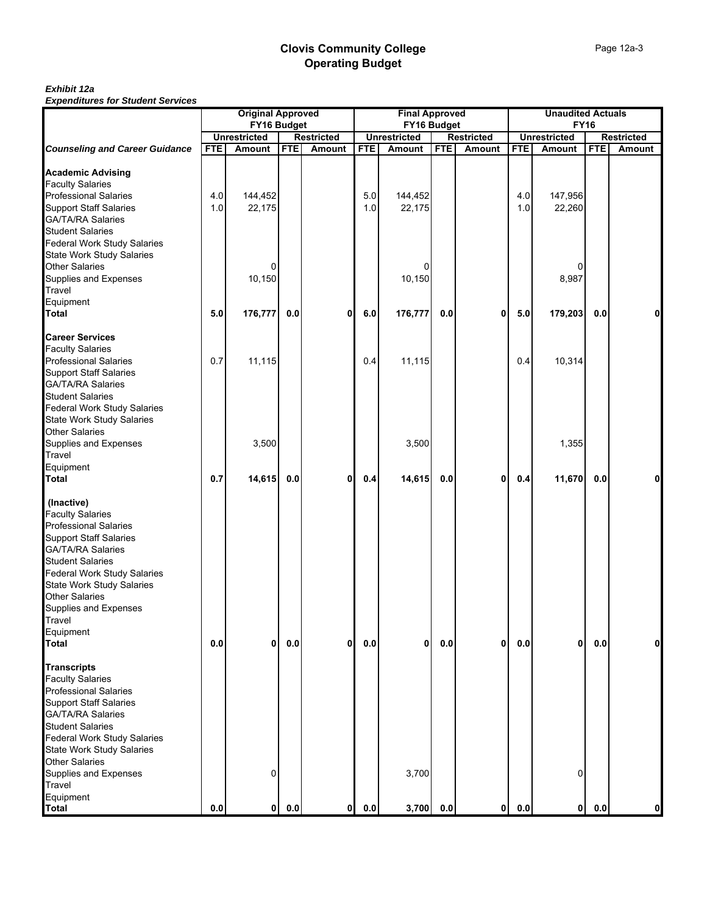# Clovis Community College
## Operating Budget

***Exhibit 12a***
***Expenditures for Student Services***

| | Original Approved FY16 Budget | | | | Final Approved FY16 Budget | | | | Unaudited Actuals FY16 | | | |
|---|---|---|---|---|---|---|---|---|---|---|---|---|
| | Unrestricted | | Restricted | | Unrestricted | | Restricted | | Unrestricted | | Restricted | |
| ***Counseling and Career Guidance*** | **FTE** | **Amount** | **FTE** | **Amount** | **FTE** | **Amount** | **FTE** | **Amount** | **FTE** | **Amount** | **FTE** | **Amount** |
| **Academic Advising** | | | | | | | | | | | | |
| Faculty Salaries | | | | | | | | | | | | |
| Professional Salaries | 4.0 | 144,452 | | | 5.0 | 144,452 | | | 4.0 | 147,956 | | |
| Support Staff Salaries | 1.0 | 22,175 | | | 1.0 | 22,175 | | | 1.0 | 22,260 | | |
| GA/TA/RA Salaries | | | | | | | | | | | | |
| Student Salaries | | | | | | | | | | | | |
| Federal Work Study Salaries | | | | | | | | | | | | |
| State Work Study Salaries | | | | | | | | | | | | |
| Other Salaries | | 0 | | | | 0 | | | | 0 | | |
| Supplies and Expenses | | 10,150 | | | | 10,150 | | | | 8,987 | | |
| Travel | | | | | | | | | | | | |
| Equipment | | | | | | | | | | | | |
| **Total** | **5.0** | **176,777** | **0.0** | **0** | **6.0** | **176,777** | **0.0** | **0** | **5.0** | **179,203** | **0.0** | **0** |
| **Career Services** | | | | | | | | | | | | |
| Faculty Salaries | | | | | | | | | | | | |
| Professional Salaries | 0.7 | 11,115 | | | 0.4 | 11,115 | | | 0.4 | 10,314 | | |
| Support Staff Salaries | | | | | | | | | | | | |
| GA/TA/RA Salaries | | | | | | | | | | | | |
| Student Salaries | | | | | | | | | | | | |
| Federal Work Study Salaries | | | | | | | | | | | | |
| State Work Study Salaries | | | | | | | | | | | | |
| Other Salaries | | | | | | | | | | | | |
| Supplies and Expenses | | 3,500 | | | | 3,500 | | | | 1,355 | | |
| Travel | | | | | | | | | | | | |
| Equipment | | | | | | | | | | | | |
| **Total** | **0.7** | **14,615** | **0.0** | **0** | **0.4** | **14,615** | **0.0** | **0** | **0.4** | **11,670** | **0.0** | **0** |
| **(Inactive)** | | | | | | | | | | | | |
| Faculty Salaries | | | | | | | | | | | | |
| Professional Salaries | | | | | | | | | | | | |
| Support Staff Salaries | | | | | | | | | | | | |
| GA/TA/RA Salaries | | | | | | | | | | | | |
| Student Salaries | | | | | | | | | | | | |
| Federal Work Study Salaries | | | | | | | | | | | | |
| State Work Study Salaries | | | | | | | | | | | | |
| Other Salaries | | | | | | | | | | | | |
| Supplies and Expenses | | | | | | | | | | | | |
| Travel | | | | | | | | | | | | |
| Equipment | | | | | | | | | | | | |
| **Total** | **0.0** | **0** | **0.0** | **0** | **0.0** | **0** | **0.0** | **0** | **0.0** | **0** | **0.0** | **0** |
| **Transcripts** | | | | | | | | | | | | |
| Faculty Salaries | | | | | | | | | | | | |
| Professional Salaries | | | | | | | | | | | | |
| Support Staff Salaries | | | | | | | | | | | | |
| GA/TA/RA Salaries | | | | | | | | | | | | |
| Student Salaries | | | | | | | | | | | | |
| Federal Work Study Salaries | | | | | | | | | | | | |
| State Work Study Salaries | | | | | | | | | | | | |
| Other Salaries | | | | | | | | | | | | |
| Supplies and Expenses | | 0 | | | | 3,700 | | | | 0 | | |
| Travel | | | | | | | | | | | | |
| Equipment | | | | | | | | | | | | |
| **Total** | **0.0** | **0** | **0.0** | **0** | **0.0** | **3,700** | **0.0** | **0** | **0.0** | **0** | **0.0** | **0** |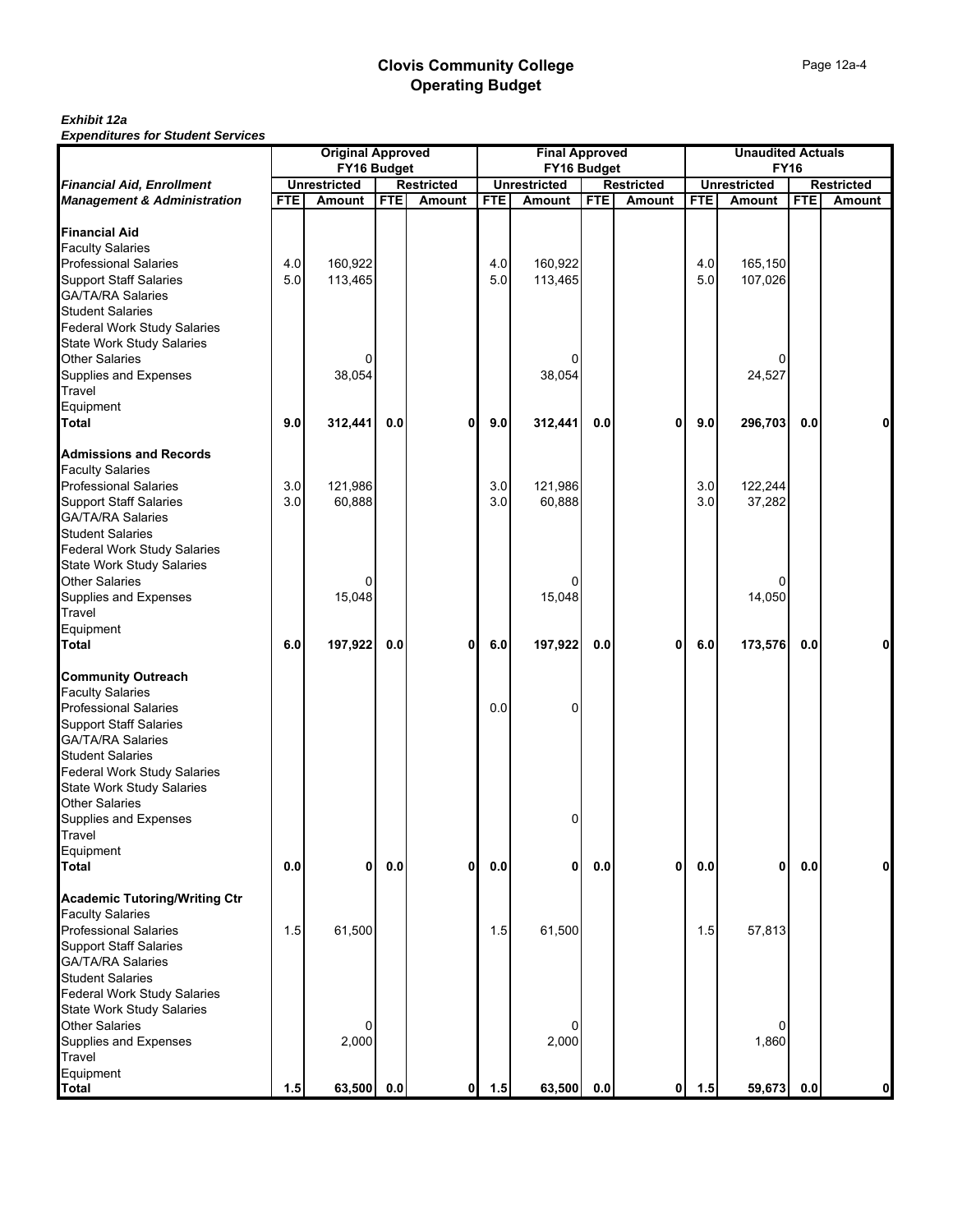# Clovis Community College
## Operating Budget

***Exhibit 12a***
***Expenditures for Student Services***

| *Financial Aid, Enrollment Management & Administration* | Original Approved FY16 Budget | | | | Final Approved FY16 Budget | | | | Unaudited Actuals FY16 | | | |
|---|---|---|---|---|---|---|---|---|---|---|---|---|
| | Unrestricted | | Restricted | | Unrestricted | | Restricted | | Unrestricted | | Restricted | |
| | FTE | Amount | FTE | Amount | FTE | Amount | FTE | Amount | FTE | Amount | FTE | Amount |
| **Financial Aid** | | | | | | | | | | | | |
| Faculty Salaries | | | | | | | | | | | | |
| Professional Salaries | 4.0 | 160,922 | | | 4.0 | 160,922 | | | 4.0 | 165,150 | | |
| Support Staff Salaries | 5.0 | 113,465 | | | 5.0 | 113,465 | | | 5.0 | 107,026 | | |
| GA/TA/RA Salaries | | | | | | | | | | | | |
| Student Salaries | | | | | | | | | | | | |
| Federal Work Study Salaries | | | | | | | | | | | | |
| State Work Study Salaries | | | | | | | | | | | | |
| Other Salaries | | 0 | | | | 0 | | | | 0 | | |
| Supplies and Expenses | | 38,054 | | | | 38,054 | | | | 24,527 | | |
| Travel | | | | | | | | | | | | |
| Equipment | | | | | | | | | | | | |
| **Total** | **9.0** | **312,441** | **0.0** | **0** | **9.0** | **312,441** | **0.0** | **0** | **9.0** | **296,703** | **0.0** | **0** |
| **Admissions and Records** | | | | | | | | | | | | |
| Faculty Salaries | | | | | | | | | | | | |
| Professional Salaries | 3.0 | 121,986 | | | 3.0 | 121,986 | | | 3.0 | 122,244 | | |
| Support Staff Salaries | 3.0 | 60,888 | | | 3.0 | 60,888 | | | 3.0 | 37,282 | | |
| GA/TA/RA Salaries | | | | | | | | | | | | |
| Student Salaries | | | | | | | | | | | | |
| Federal Work Study Salaries | | | | | | | | | | | | |
| State Work Study Salaries | | | | | | | | | | | | |
| Other Salaries | | 0 | | | | 0 | | | | 0 | | |
| Supplies and Expenses | | 15,048 | | | | 15,048 | | | | 14,050 | | |
| Travel | | | | | | | | | | | | |
| Equipment | | | | | | | | | | | | |
| **Total** | **6.0** | **197,922** | **0.0** | **0** | **6.0** | **197,922** | **0.0** | **0** | **6.0** | **173,576** | **0.0** | **0** |
| **Community Outreach** | | | | | | | | | | | | |
| Faculty Salaries | | | | | | | | | | | | |
| Professional Salaries | | | | | 0.0 | 0 | | | | | | |
| Support Staff Salaries | | | | | | | | | | | | |
| GA/TA/RA Salaries | | | | | | | | | | | | |
| Student Salaries | | | | | | | | | | | | |
| Federal Work Study Salaries | | | | | | | | | | | | |
| State Work Study Salaries | | | | | | | | | | | | |
| Other Salaries | | | | | | | | | | | | |
| Supplies and Expenses | | | | | | 0 | | | | | | |
| Travel | | | | | | | | | | | | |
| Equipment | | | | | | | | | | | | |
| **Total** | **0.0** | **0** | **0.0** | **0** | **0.0** | **0** | **0.0** | **0** | **0.0** | **0** | **0.0** | **0** |
| **Academic Tutoring/Writing Ctr** | | | | | | | | | | | | |
| Faculty Salaries | | | | | | | | | | | | |
| Professional Salaries | 1.5 | 61,500 | | | 1.5 | 61,500 | | | 1.5 | 57,813 | | |
| Support Staff Salaries | | | | | | | | | | | | |
| GA/TA/RA Salaries | | | | | | | | | | | | |
| Student Salaries | | | | | | | | | | | | |
| Federal Work Study Salaries | | | | | | | | | | | | |
| State Work Study Salaries | | | | | | | | | | | | |
| Other Salaries | | 0 | | | | 0 | | | | 0 | | |
| Supplies and Expenses | | 2,000 | | | | 2,000 | | | | 1,860 | | |
| Travel | | | | | | | | | | | | |
| Equipment | | | | | | | | | | | | |
| **Total** | **1.5** | **63,500** | **0.0** | **0** | **1.5** | **63,500** | **0.0** | **0** | **1.5** | **59,673** | **0.0** | **0** |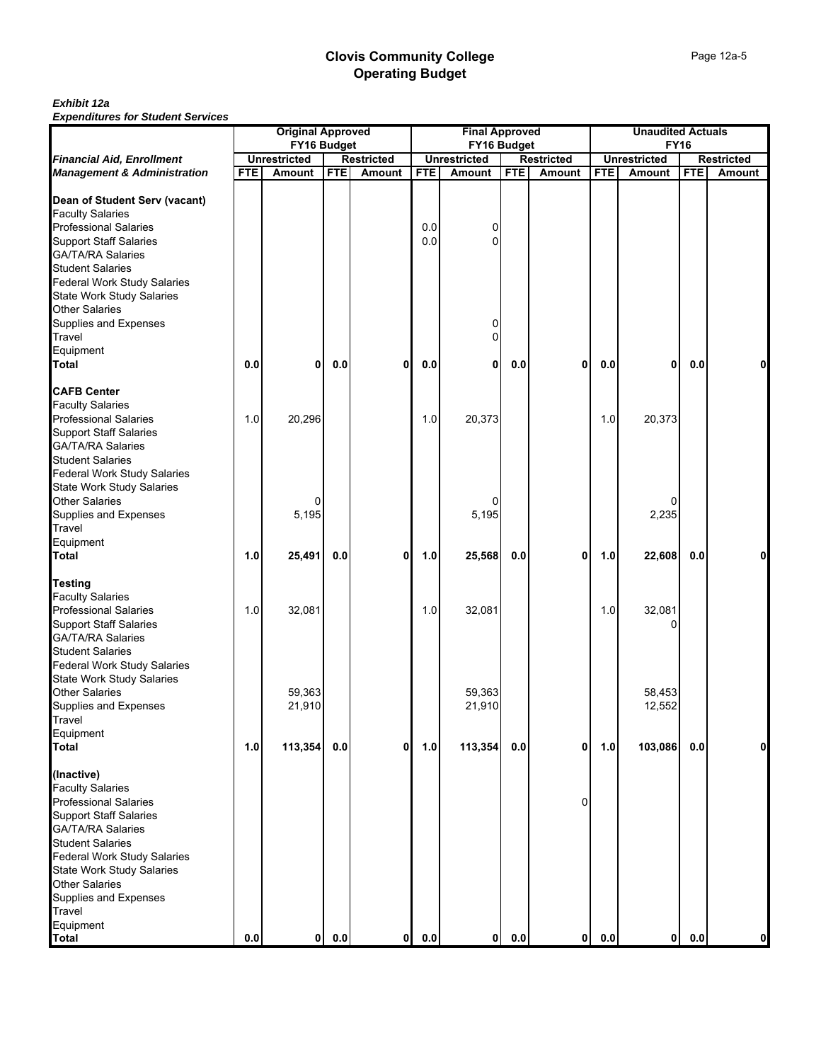# Clovis Community College
## Operating Budget

***Exhibit 12a***
***Expenditures for Student Services***

| *Financial Aid, Enrollment Management & Administration* | Original Approved FY16 Budget | | | | Final Approved FY16 Budget | | | | Unaudited Actuals FY16 | | | |
|---|---|---|---|---|---|---|---|---|---|---|---|---|
| | Unrestricted | | Restricted | | Unrestricted | | Restricted | | Unrestricted | | Restricted | |
| | FTE | Amount | FTE | Amount | FTE | Amount | FTE | Amount | FTE | Amount | FTE | Amount |
| **Dean of Student Serv (vacant)** | | | | | | | | | | | | |
| Faculty Salaries | | | | | | | | | | | | |
| Professional Salaries | | | | | 0.0 | 0 | | | | | | |
| Support Staff Salaries | | | | | 0.0 | 0 | | | | | | |
| GA/TA/RA Salaries | | | | | | | | | | | | |
| Student Salaries | | | | | | | | | | | | |
| Federal Work Study Salaries | | | | | | | | | | | | |
| State Work Study Salaries | | | | | | | | | | | | |
| Other Salaries | | | | | | | | | | | | |
| Supplies and Expenses | | | | | | 0 | | | | | | |
| Travel | | | | | | 0 | | | | | | |
| Equipment | | | | | | | | | | | | |
| **Total** | **0.0** | **0** | **0.0** | **0** | **0.0** | **0** | **0.0** | **0** | **0.0** | **0** | **0.0** | **0** |
| **CAFB Center** | | | | | | | | | | | | |
| Faculty Salaries | | | | | | | | | | | | |
| Professional Salaries | 1.0 | 20,296 | | | 1.0 | 20,373 | | | 1.0 | 20,373 | | |
| Support Staff Salaries | | | | | | | | | | | | |
| GA/TA/RA Salaries | | | | | | | | | | | | |
| Student Salaries | | | | | | | | | | | | |
| Federal Work Study Salaries | | | | | | | | | | | | |
| State Work Study Salaries | | | | | | | | | | | | |
| Other Salaries | | 0 | | | | 0 | | | | 0 | | |
| Supplies and Expenses | | 5,195 | | | | 5,195 | | | | 2,235 | | |
| Travel | | | | | | | | | | | | |
| Equipment | | | | | | | | | | | | |
| **Total** | **1.0** | **25,491** | **0.0** | **0** | **1.0** | **25,568** | **0.0** | **0** | **1.0** | **22,608** | **0.0** | **0** |
| **Testing** | | | | | | | | | | | | |
| Faculty Salaries | | | | | | | | | | | | |
| Professional Salaries | 1.0 | 32,081 | | | 1.0 | 32,081 | | | 1.0 | 32,081 | | |
| Support Staff Salaries | | | | | | | | | | 0 | | |
| GA/TA/RA Salaries | | | | | | | | | | | | |
| Student Salaries | | | | | | | | | | | | |
| Federal Work Study Salaries | | | | | | | | | | | | |
| State Work Study Salaries | | | | | | | | | | | | |
| Other Salaries | | 59,363 | | | | 59,363 | | | | 58,453 | | |
| Supplies and Expenses | | 21,910 | | | | 21,910 | | | | 12,552 | | |
| Travel | | | | | | | | | | | | |
| Equipment | | | | | | | | | | | | |
| **Total** | **1.0** | **113,354** | **0.0** | **0** | **1.0** | **113,354** | **0.0** | **0** | **1.0** | **103,086** | **0.0** | **0** |
| **(Inactive)** | | | | | | | | | | | | |
| Faculty Salaries | | | | | | | | | | | | |
| Professional Salaries | | | | | | | | 0 | | | | |
| Support Staff Salaries | | | | | | | | | | | | |
| GA/TA/RA Salaries | | | | | | | | | | | | |
| Student Salaries | | | | | | | | | | | | |
| Federal Work Study Salaries | | | | | | | | | | | | |
| State Work Study Salaries | | | | | | | | | | | | |
| Other Salaries | | | | | | | | | | | | |
| Supplies and Expenses | | | | | | | | | | | | |
| Travel | | | | | | | | | | | | |
| Equipment | | | | | | | | | | | | |
| **Total** | **0.0** | **0** | **0.0** | **0** | **0.0** | **0** | **0.0** | **0** | **0.0** | **0** | **0.0** | **0** |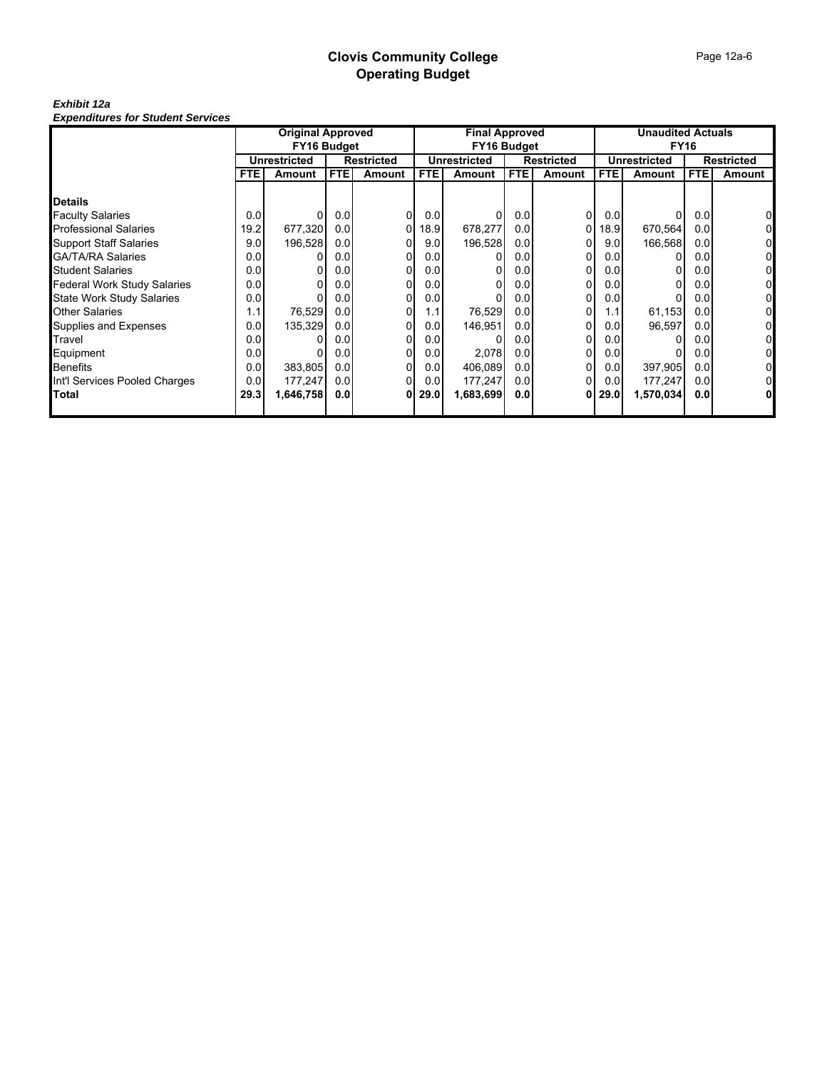# Clovis Community College
## Operating Budget

***Exhibit 12a***
***Expenditures for Student Services***

| | Original Approved FY16 Budget | | | | Final Approved FY16 Budget | | | | Unaudited Actuals FY16 | | | |
|---|---|---|---|---|---|---|---|---|---|---|---|---|
| | Unrestricted | | Restricted | | Unrestricted | | Restricted | | Unrestricted | | Restricted | |
| | FTE | Amount | FTE | Amount | FTE | Amount | FTE | Amount | FTE | Amount | FTE | Amount |
| **Details** | | | | | | | | | | | | |
| Faculty Salaries | 0.0 | 0 | 0.0 | 0 | 0.0 | 0 | 0.0 | 0 | 0.0 | 0 | 0.0 | 0 |
| Professional Salaries | 19.2 | 677,320 | 0.0 | 0 | 18.9 | 678,277 | 0.0 | 0 | 18.9 | 670,564 | 0.0 | 0 |
| Support Staff Salaries | 9.0 | 196,528 | 0.0 | 0 | 9.0 | 196,528 | 0.0 | 0 | 9.0 | 166,568 | 0.0 | 0 |
| GA/TA/RA Salaries | 0.0 | 0 | 0.0 | 0 | 0.0 | 0 | 0.0 | 0 | 0.0 | 0 | 0.0 | 0 |
| Student Salaries | 0.0 | 0 | 0.0 | 0 | 0.0 | 0 | 0.0 | 0 | 0.0 | 0 | 0.0 | 0 |
| Federal Work Study Salaries | 0.0 | 0 | 0.0 | 0 | 0.0 | 0 | 0.0 | 0 | 0.0 | 0 | 0.0 | 0 |
| State Work Study Salaries | 0.0 | 0 | 0.0 | 0 | 0.0 | 0 | 0.0 | 0 | 0.0 | 0 | 0.0 | 0 |
| Other Salaries | 1.1 | 76,529 | 0.0 | 0 | 1.1 | 76,529 | 0.0 | 0 | 1.1 | 61,153 | 0.0 | 0 |
| Supplies and Expenses | 0.0 | 135,329 | 0.0 | 0 | 0.0 | 146,951 | 0.0 | 0 | 0.0 | 96,597 | 0.0 | 0 |
| Travel | 0.0 | 0 | 0.0 | 0 | 0.0 | 0 | 0.0 | 0 | 0.0 | 0 | 0.0 | 0 |
| Equipment | 0.0 | 0 | 0.0 | 0 | 0.0 | 2,078 | 0.0 | 0 | 0.0 | 0 | 0.0 | 0 |
| Benefits | 0.0 | 383,805 | 0.0 | 0 | 0.0 | 406,089 | 0.0 | 0 | 0.0 | 397,905 | 0.0 | 0 |
| Int'l Services Pooled Charges | 0.0 | 177,247 | 0.0 | 0 | 0.0 | 177,247 | 0.0 | 0 | 0.0 | 177,247 | 0.0 | 0 |
| **Total** | **29.3** | **1,646,758** | **0.0** | **0** | **29.0** | **1,683,699** | **0.0** | **0** | **29.0** | **1,570,034** | **0.0** | **0** |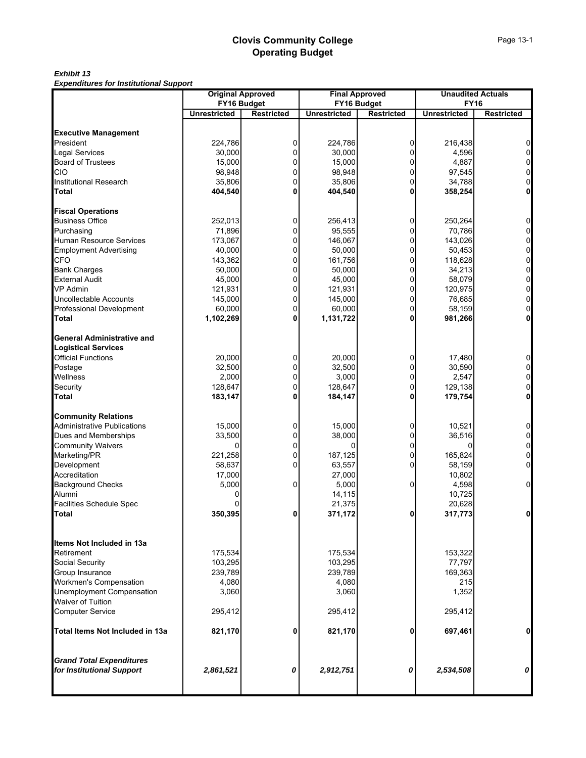# Clovis Community College
## Operating Budget

***Exhibit 13***
***Expenditures for Institutional Support***

| | Original Approved FY16 Budget | | Final Approved FY16 Budget | | Unaudited Actuals FY16 | |
|---|---|---|---|---|---|---|
| | **Unrestricted** | **Restricted** | **Unrestricted** | **Restricted** | **Unrestricted** | **Restricted** |
| **Executive Management** | | | | | | |
| President | 224,786 | 0 | 224,786 | 0 | 216,438 | 0 |
| Legal Services | 30,000 | 0 | 30,000 | 0 | 4,596 | 0 |
| Board of Trustees | 15,000 | 0 | 15,000 | 0 | 4,887 | 0 |
| CIO | 98,948 | 0 | 98,948 | 0 | 97,545 | 0 |
| Institutional Research | 35,806 | 0 | 35,806 | 0 | 34,788 | 0 |
| **Total** | **404,540** | **0** | **404,540** | **0** | **358,254** | **0** |
| **Fiscal Operations** | | | | | | |
| Business Office | 252,013 | 0 | 256,413 | 0 | 250,264 | 0 |
| Purchasing | 71,896 | 0 | 95,555 | 0 | 70,786 | 0 |
| Human Resource Services | 173,067 | 0 | 146,067 | 0 | 143,026 | 0 |
| Employment Advertising | 40,000 | 0 | 50,000 | 0 | 50,453 | 0 |
| CFO | 143,362 | 0 | 161,756 | 0 | 118,628 | 0 |
| Bank Charges | 50,000 | 0 | 50,000 | 0 | 34,213 | 0 |
| External Audit | 45,000 | 0 | 45,000 | 0 | 58,079 | 0 |
| VP Admin | 121,931 | 0 | 121,931 | 0 | 120,975 | 0 |
| Uncollectable Accounts | 145,000 | 0 | 145,000 | 0 | 76,685 | 0 |
| Professional Development | 60,000 | 0 | 60,000 | 0 | 58,159 | 0 |
| **Total** | **1,102,269** | **0** | **1,131,722** | **0** | **981,266** | **0** |
| **General Administrative and Logistical Services** | | | | | | |
| Official Functions | 20,000 | 0 | 20,000 | 0 | 17,480 | 0 |
| Postage | 32,500 | 0 | 32,500 | 0 | 30,590 | 0 |
| Wellness | 2,000 | 0 | 3,000 | 0 | 2,547 | 0 |
| Security | 128,647 | 0 | 128,647 | 0 | 129,138 | 0 |
| **Total** | **183,147** | **0** | **184,147** | **0** | **179,754** | **0** |
| **Community Relations** | | | | | | |
| Administrative Publications | 15,000 | 0 | 15,000 | 0 | 10,521 | 0 |
| Dues and Memberships | 33,500 | 0 | 38,000 | 0 | 36,516 | 0 |
| Community Waivers | 0 | 0 | 0 | 0 | 0 | 0 |
| Marketing/PR | 221,258 | 0 | 187,125 | 0 | 165,824 | 0 |
| Development | 58,637 | 0 | 63,557 | 0 | 58,159 | 0 |
| Accreditation | 17,000 | | 27,000 | | 10,802 | |
| Background Checks | 5,000 | 0 | 5,000 | 0 | 4,598 | 0 |
| Alumni | 0 | | 14,115 | | 10,725 | |
| Facilities Schedule Spec | 0 | | 21,375 | | 20,628 | |
| **Total** | **350,395** | **0** | **371,172** | **0** | **317,773** | **0** |
| **Items Not Included in 13a** | | | | | | |
| Retirement | 175,534 | | 175,534 | | 153,322 | |
| Social Security | 103,295 | | 103,295 | | 77,797 | |
| Group Insurance | 239,789 | | 239,789 | | 169,363 | |
| Workmen's Compensation | 4,080 | | 4,080 | | 215 | |
| Unemployment Compensation | 3,060 | | 3,060 | | 1,352 | |
| Waiver of Tuition | | | | | | |
| Computer Service | 295,412 | | 295,412 | | 295,412 | |
| **Total Items Not Included in 13a** | **821,170** | **0** | **821,170** | **0** | **697,461** | **0** |
| ***Grand Total Expenditures for Institutional Support*** | ***2,861,521*** | ***0*** | ***2,912,751*** | ***0*** | ***2,534,508*** | ***0*** |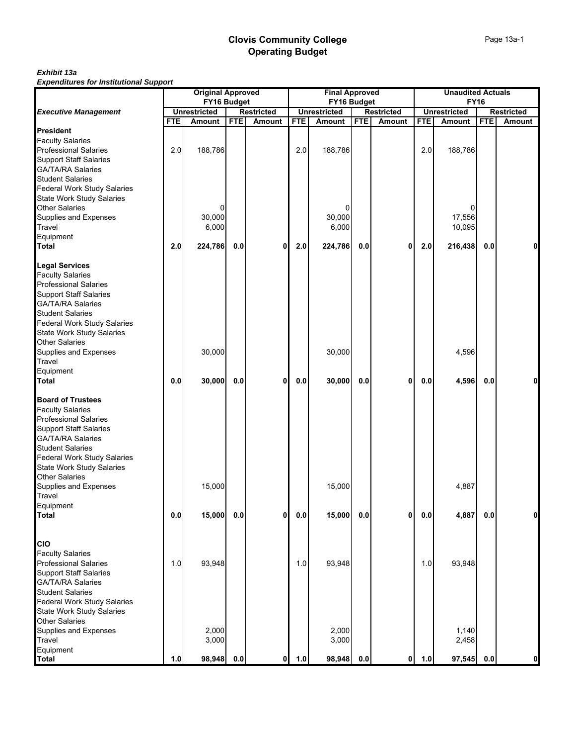# Clovis Community College
## Operating Budget

***Exhibit 13a***
***Expenditures for Institutional Support***

| | Original Approved FY16 Budget | | | | Final Approved FY16 Budget | | | | Unaudited Actuals FY16 | | | |
|---|---|---|---|---|---|---|---|---|---|---|---|---|
| ***Executive Management*** | Unrestricted | | Restricted | | Unrestricted | | Restricted | | Unrestricted | | Restricted | |
| | FTE | Amount | FTE | Amount | FTE | Amount | FTE | Amount | FTE | Amount | FTE | Amount |
| **President** | | | | | | | | | | | | |
| Faculty Salaries | | | | | | | | | | | | |
| Professional Salaries | 2.0 | 188,786 | | | 2.0 | 188,786 | | | 2.0 | 188,786 | | |
| Support Staff Salaries | | | | | | | | | | | | |
| GA/TA/RA Salaries | | | | | | | | | | | | |
| Student Salaries | | | | | | | | | | | | |
| Federal Work Study Salaries | | | | | | | | | | | | |
| State Work Study Salaries | | | | | | | | | | | | |
| Other Salaries | | 0 | | | | 0 | | | | 0 | | |
| Supplies and Expenses | | 30,000 | | | | 30,000 | | | | 17,556 | | |
| Travel | | 6,000 | | | | 6,000 | | | | 10,095 | | |
| Equipment | | | | | | | | | | | | |
| **Total** | **2.0** | **224,786** | **0.0** | **0** | **2.0** | **224,786** | **0.0** | **0** | **2.0** | **216,438** | **0.0** | **0** |
| **Legal Services** | | | | | | | | | | | | |
| Faculty Salaries | | | | | | | | | | | | |
| Professional Salaries | | | | | | | | | | | | |
| Support Staff Salaries | | | | | | | | | | | | |
| GA/TA/RA Salaries | | | | | | | | | | | | |
| Student Salaries | | | | | | | | | | | | |
| Federal Work Study Salaries | | | | | | | | | | | | |
| State Work Study Salaries | | | | | | | | | | | | |
| Other Salaries | | | | | | | | | | | | |
| Supplies and Expenses | | 30,000 | | | | 30,000 | | | | 4,596 | | |
| Travel | | | | | | | | | | | | |
| Equipment | | | | | | | | | | | | |
| **Total** | **0.0** | **30,000** | **0.0** | **0** | **0.0** | **30,000** | **0.0** | **0** | **0.0** | **4,596** | **0.0** | **0** |
| **Board of Trustees** | | | | | | | | | | | | |
| Faculty Salaries | | | | | | | | | | | | |
| Professional Salaries | | | | | | | | | | | | |
| Support Staff Salaries | | | | | | | | | | | | |
| GA/TA/RA Salaries | | | | | | | | | | | | |
| Student Salaries | | | | | | | | | | | | |
| Federal Work Study Salaries | | | | | | | | | | | | |
| State Work Study Salaries | | | | | | | | | | | | |
| Other Salaries | | | | | | | | | | | | |
| Supplies and Expenses | | 15,000 | | | | 15,000 | | | | 4,887 | | |
| Travel | | | | | | | | | | | | |
| Equipment | | | | | | | | | | | | |
| **Total** | **0.0** | **15,000** | **0.0** | **0** | **0.0** | **15,000** | **0.0** | **0** | **0.0** | **4,887** | **0.0** | **0** |
| **CIO** | | | | | | | | | | | | |
| Faculty Salaries | | | | | | | | | | | | |
| Professional Salaries | 1.0 | 93,948 | | | 1.0 | 93,948 | | | 1.0 | 93,948 | | |
| Support Staff Salaries | | | | | | | | | | | | |
| GA/TA/RA Salaries | | | | | | | | | | | | |
| Student Salaries | | | | | | | | | | | | |
| Federal Work Study Salaries | | | | | | | | | | | | |
| State Work Study Salaries | | | | | | | | | | | | |
| Other Salaries | | | | | | | | | | | | |
| Supplies and Expenses | | 2,000 | | | | 2,000 | | | | 1,140 | | |
| Travel | | 3,000 | | | | 3,000 | | | | 2,458 | | |
| Equipment | | | | | | | | | | | | |
| **Total** | **1.0** | **98,948** | **0.0** | **0** | **1.0** | **98,948** | **0.0** | **0** | **1.0** | **97,545** | **0.0** | **0** |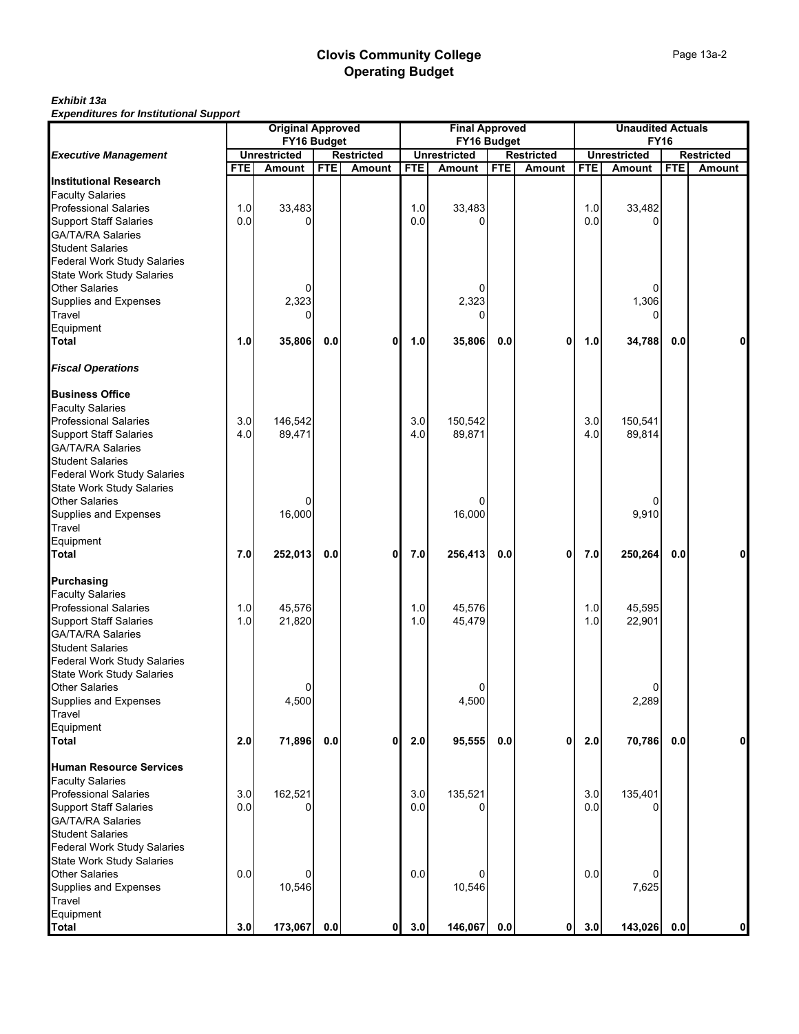# Clovis Community College
## Operating Budget

***Exhibit 13a***
***Expenditures for Institutional Support***

| | Original Approved FY16 Budget | | | | Final Approved FY16 Budget | | | | Unaudited Actuals FY16 | | | |
|---|---|---|---|---|---|---|---|---|---|---|---|---|
| ***Executive Management*** | **Unrestricted** | | **Restricted** | | **Unrestricted** | | **Restricted** | | **Unrestricted** | | **Restricted** | |
| | **FTE** | **Amount** | **FTE** | **Amount** | **FTE** | **Amount** | **FTE** | **Amount** | **FTE** | **Amount** | **FTE** | **Amount** |
| **Institutional Research** | | | | | | | | | | | | |
| Faculty Salaries | | | | | | | | | | | | |
| Professional Salaries | 1.0 | 33,483 | | | 1.0 | 33,483 | | | 1.0 | 33,482 | | |
| Support Staff Salaries | 0.0 | 0 | | | 0.0 | 0 | | | 0.0 | 0 | | |
| GA/TA/RA Salaries | | | | | | | | | | | | |
| Student Salaries | | | | | | | | | | | | |
| Federal Work Study Salaries | | | | | | | | | | | | |
| State Work Study Salaries | | | | | | | | | | | | |
| Other Salaries | | 0 | | | | 0 | | | | 0 | | |
| Supplies and Expenses | | 2,323 | | | | 2,323 | | | | 1,306 | | |
| Travel | | 0 | | | | 0 | | | | 0 | | |
| Equipment | | | | | | | | | | | | |
| **Total** | **1.0** | **35,806** | **0.0** | **0** | **1.0** | **35,806** | **0.0** | **0** | **1.0** | **34,788** | **0.0** | **0** |
| ***Fiscal Operations*** | | | | | | | | | | | | |
| **Business Office** | | | | | | | | | | | | |
| Faculty Salaries | | | | | | | | | | | | |
| Professional Salaries | 3.0 | 146,542 | | | 3.0 | 150,542 | | | 3.0 | 150,541 | | |
| Support Staff Salaries | 4.0 | 89,471 | | | 4.0 | 89,871 | | | 4.0 | 89,814 | | |
| GA/TA/RA Salaries | | | | | | | | | | | | |
| Student Salaries | | | | | | | | | | | | |
| Federal Work Study Salaries | | | | | | | | | | | | |
| State Work Study Salaries | | | | | | | | | | | | |
| Other Salaries | | 0 | | | | 0 | | | | 0 | | |
| Supplies and Expenses | | 16,000 | | | | 16,000 | | | | 9,910 | | |
| Travel | | | | | | | | | | | | |
| Equipment | | | | | | | | | | | | |
| **Total** | **7.0** | **252,013** | **0.0** | **0** | **7.0** | **256,413** | **0.0** | **0** | **7.0** | **250,264** | **0.0** | **0** |
| **Purchasing** | | | | | | | | | | | | |
| Faculty Salaries | | | | | | | | | | | | |
| Professional Salaries | 1.0 | 45,576 | | | 1.0 | 45,576 | | | 1.0 | 45,595 | | |
| Support Staff Salaries | 1.0 | 21,820 | | | 1.0 | 45,479 | | | 1.0 | 22,901 | | |
| GA/TA/RA Salaries | | | | | | | | | | | | |
| Student Salaries | | | | | | | | | | | | |
| Federal Work Study Salaries | | | | | | | | | | | | |
| State Work Study Salaries | | | | | | | | | | | | |
| Other Salaries | | 0 | | | | 0 | | | | 0 | | |
| Supplies and Expenses | | 4,500 | | | | 4,500 | | | | 2,289 | | |
| Travel | | | | | | | | | | | | |
| Equipment | | | | | | | | | | | | |
| **Total** | **2.0** | **71,896** | **0.0** | **0** | **2.0** | **95,555** | **0.0** | **0** | **2.0** | **70,786** | **0.0** | **0** |
| **Human Resource Services** | | | | | | | | | | | | |
| Faculty Salaries | | | | | | | | | | | | |
| Professional Salaries | 3.0 | 162,521 | | | 3.0 | 135,521 | | | 3.0 | 135,401 | | |
| Support Staff Salaries | 0.0 | 0 | | | 0.0 | 0 | | | 0.0 | 0 | | |
| GA/TA/RA Salaries | | | | | | | | | | | | |
| Student Salaries | | | | | | | | | | | | |
| Federal Work Study Salaries | | | | | | | | | | | | |
| State Work Study Salaries | | | | | | | | | | | | |
| Other Salaries | 0.0 | 0 | | | 0.0 | 0 | | | 0.0 | 0 | | |
| Supplies and Expenses | | 10,546 | | | | 10,546 | | | | 7,625 | | |
| Travel | | | | | | | | | | | | |
| Equipment | | | | | | | | | | | | |
| **Total** | **3.0** | **173,067** | **0.0** | **0** | **3.0** | **146,067** | **0.0** | **0** | **3.0** | **143,026** | **0.0** | **0** |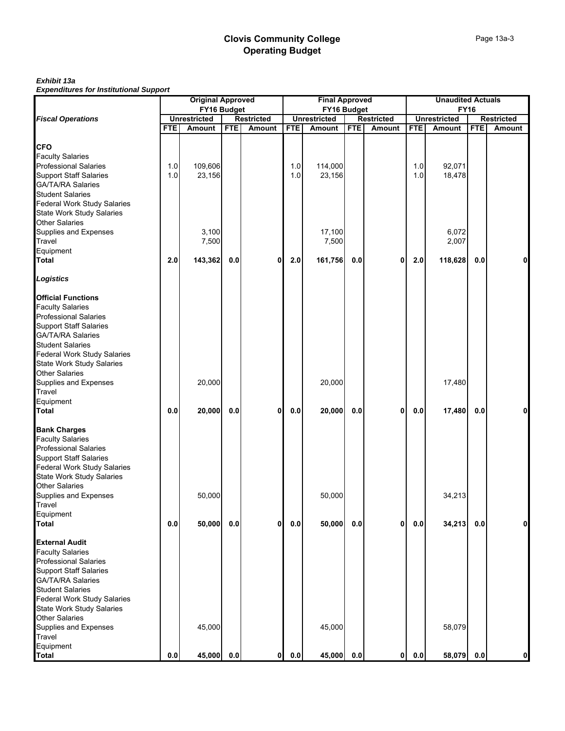# Clovis Community College
## Operating Budget

***Exhibit 13a***
***Expenditures for Institutional Support***

| *Fiscal Operations* | Original Approved FY16 Budget | | | | Final Approved FY16 Budget | | | | Unaudited Actuals FY16 | | | |
|---|---|---|---|---|---|---|---|---|---|---|---|---|
| | Unrestricted | | Restricted | | Unrestricted | | Restricted | | Unrestricted | | Restricted | |
| | FTE | Amount | FTE | Amount | FTE | Amount | FTE | Amount | FTE | Amount | FTE | Amount |
| **CFO** | | | | | | | | | | | | |
| Faculty Salaries | | | | | | | | | | | | |
| Professional Salaries | 1.0 | 109,606 | | | 1.0 | 114,000 | | | 1.0 | 92,071 | | |
| Support Staff Salaries | 1.0 | 23,156 | | | 1.0 | 23,156 | | | 1.0 | 18,478 | | |
| GA/TA/RA Salaries | | | | | | | | | | | | |
| Student Salaries | | | | | | | | | | | | |
| Federal Work Study Salaries | | | | | | | | | | | | |
| State Work Study Salaries | | | | | | | | | | | | |
| Other Salaries | | | | | | | | | | | | |
| Supplies and Expenses | | 3,100 | | | | 17,100 | | | | 6,072 | | |
| Travel | | 7,500 | | | | 7,500 | | | | 2,007 | | |
| Equipment | | | | | | | | | | | | |
| **Total** | **2.0** | **143,362** | **0.0** | **0** | **2.0** | **161,756** | **0.0** | **0** | **2.0** | **118,628** | **0.0** | **0** |
| ***Logistics*** | | | | | | | | | | | | |
| **Official Functions** | | | | | | | | | | | | |
| Faculty Salaries | | | | | | | | | | | | |
| Professional Salaries | | | | | | | | | | | | |
| Support Staff Salaries | | | | | | | | | | | | |
| GA/TA/RA Salaries | | | | | | | | | | | | |
| Student Salaries | | | | | | | | | | | | |
| Federal Work Study Salaries | | | | | | | | | | | | |
| State Work Study Salaries | | | | | | | | | | | | |
| Other Salaries | | | | | | | | | | | | |
| Supplies and Expenses | | 20,000 | | | | 20,000 | | | | 17,480 | | |
| Travel | | | | | | | | | | | | |
| Equipment | | | | | | | | | | | | |
| **Total** | **0.0** | **20,000** | **0.0** | **0** | **0.0** | **20,000** | **0.0** | **0** | **0.0** | **17,480** | **0.0** | **0** |
| **Bank Charges** | | | | | | | | | | | | |
| Faculty Salaries | | | | | | | | | | | | |
| Professional Salaries | | | | | | | | | | | | |
| Support Staff Salaries | | | | | | | | | | | | |
| Federal Work Study Salaries | | | | | | | | | | | | |
| State Work Study Salaries | | | | | | | | | | | | |
| Other Salaries | | | | | | | | | | | | |
| Supplies and Expenses | | 50,000 | | | | 50,000 | | | | 34,213 | | |
| Travel | | | | | | | | | | | | |
| Equipment | | | | | | | | | | | | |
| **Total** | **0.0** | **50,000** | **0.0** | **0** | **0.0** | **50,000** | **0.0** | **0** | **0.0** | **34,213** | **0.0** | **0** |
| **External Audit** | | | | | | | | | | | | |
| Faculty Salaries | | | | | | | | | | | | |
| Professional Salaries | | | | | | | | | | | | |
| Support Staff Salaries | | | | | | | | | | | | |
| GA/TA/RA Salaries | | | | | | | | | | | | |
| Student Salaries | | | | | | | | | | | | |
| Federal Work Study Salaries | | | | | | | | | | | | |
| State Work Study Salaries | | | | | | | | | | | | |
| Other Salaries | | | | | | | | | | | | |
| Supplies and Expenses | | 45,000 | | | | 45,000 | | | | 58,079 | | |
| Travel | | | | | | | | | | | | |
| Equipment | | | | | | | | | | | | |
| **Total** | **0.0** | **45,000** | **0.0** | **0** | **0.0** | **45,000** | **0.0** | **0** | **0.0** | **58,079** | **0.0** | **0** |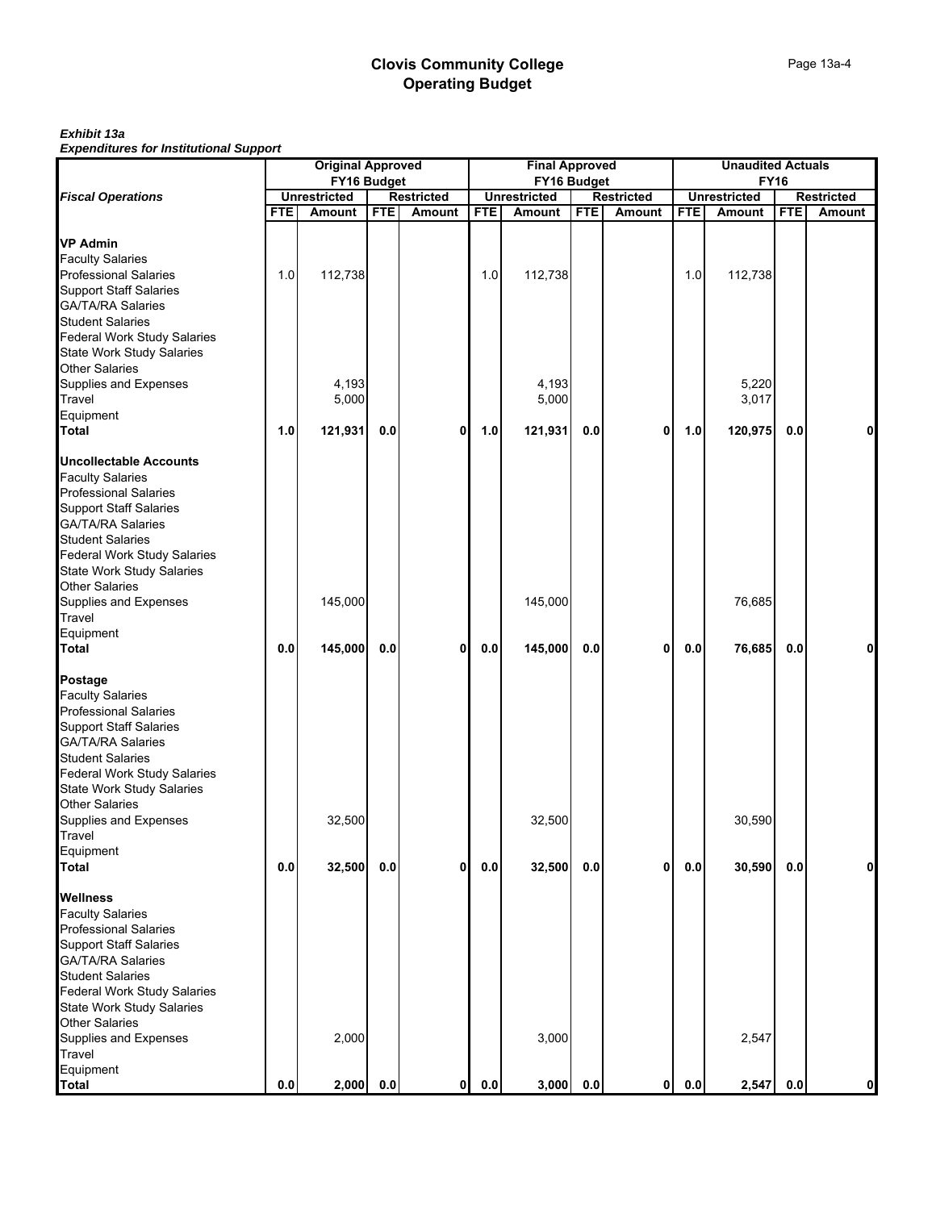# Clovis Community College
## Operating Budget

***Exhibit 13a***
***Expenditures for Institutional Support***

| | Original Approved FY16 Budget | | | | Final Approved FY16 Budget | | | | Unaudited Actuals FY16 | | | |
|---|---|---|---|---|---|---|---|---|---|---|---|---|
| ***Fiscal Operations*** | **Unrestricted** | | **Restricted** | | **Unrestricted** | | **Restricted** | | **Unrestricted** | | **Restricted** | |
| | **FTE** | **Amount** | **FTE** | **Amount** | **FTE** | **Amount** | **FTE** | **Amount** | **FTE** | **Amount** | **FTE** | **Amount** |
| **VP Admin** | | | | | | | | | | | | |
| Faculty Salaries | | | | | | | | | | | | |
| Professional Salaries | 1.0 | 112,738 | | | 1.0 | 112,738 | | | 1.0 | 112,738 | | |
| Support Staff Salaries | | | | | | | | | | | | |
| GA/TA/RA Salaries | | | | | | | | | | | | |
| Student Salaries | | | | | | | | | | | | |
| Federal Work Study Salaries | | | | | | | | | | | | |
| State Work Study Salaries | | | | | | | | | | | | |
| Other Salaries | | | | | | | | | | | | |
| Supplies and Expenses | | 4,193 | | | | 4,193 | | | | 5,220 | | |
| Travel | | 5,000 | | | | 5,000 | | | | 3,017 | | |
| Equipment | | | | | | | | | | | | |
| **Total** | **1.0** | **121,931** | **0.0** | **0** | **1.0** | **121,931** | **0.0** | **0** | **1.0** | **120,975** | **0.0** | **0** |
| **Uncollectable Accounts** | | | | | | | | | | | | |
| Faculty Salaries | | | | | | | | | | | | |
| Professional Salaries | | | | | | | | | | | | |
| Support Staff Salaries | | | | | | | | | | | | |
| GA/TA/RA Salaries | | | | | | | | | | | | |
| Student Salaries | | | | | | | | | | | | |
| Federal Work Study Salaries | | | | | | | | | | | | |
| State Work Study Salaries | | | | | | | | | | | | |
| Other Salaries | | | | | | | | | | | | |
| Supplies and Expenses | | 145,000 | | | | 145,000 | | | | 76,685 | | |
| Travel | | | | | | | | | | | | |
| Equipment | | | | | | | | | | | | |
| **Total** | **0.0** | **145,000** | **0.0** | **0** | **0.0** | **145,000** | **0.0** | **0** | **0.0** | **76,685** | **0.0** | **0** |
| **Postage** | | | | | | | | | | | | |
| Faculty Salaries | | | | | | | | | | | | |
| Professional Salaries | | | | | | | | | | | | |
| Support Staff Salaries | | | | | | | | | | | | |
| GA/TA/RA Salaries | | | | | | | | | | | | |
| Student Salaries | | | | | | | | | | | | |
| Federal Work Study Salaries | | | | | | | | | | | | |
| State Work Study Salaries | | | | | | | | | | | | |
| Other Salaries | | | | | | | | | | | | |
| Supplies and Expenses | | 32,500 | | | | 32,500 | | | | 30,590 | | |
| Travel | | | | | | | | | | | | |
| Equipment | | | | | | | | | | | | |
| **Total** | **0.0** | **32,500** | **0.0** | **0** | **0.0** | **32,500** | **0.0** | **0** | **0.0** | **30,590** | **0.0** | **0** |
| **Wellness** | | | | | | | | | | | | |
| Faculty Salaries | | | | | | | | | | | | |
| Professional Salaries | | | | | | | | | | | | |
| Support Staff Salaries | | | | | | | | | | | | |
| GA/TA/RA Salaries | | | | | | | | | | | | |
| Student Salaries | | | | | | | | | | | | |
| Federal Work Study Salaries | | | | | | | | | | | | |
| State Work Study Salaries | | | | | | | | | | | | |
| Other Salaries | | | | | | | | | | | | |
| Supplies and Expenses | | 2,000 | | | | 3,000 | | | | 2,547 | | |
| Travel | | | | | | | | | | | | |
| Equipment | | | | | | | | | | | | |
| **Total** | **0.0** | **2,000** | **0.0** | **0** | **0.0** | **3,000** | **0.0** | **0** | **0.0** | **2,547** | **0.0** | **0** |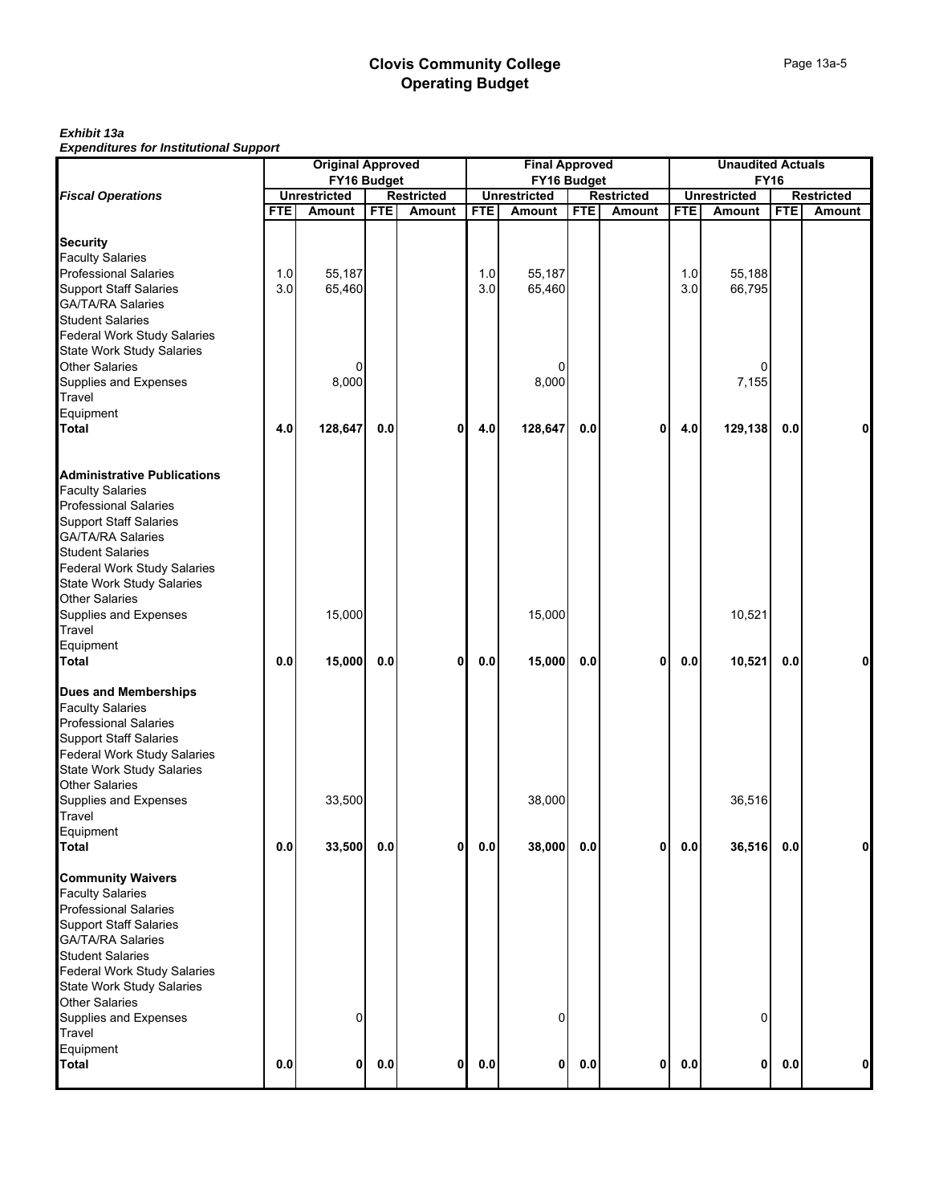# Clovis Community College
## Operating Budget

***Exhibit 13a***
***Expenditures for Institutional Support***

| | Original Approved FY16 Budget | | | | Final Approved FY16 Budget | | | | Unaudited Actuals FY16 | | | |
|---|---|---|---|---|---|---|---|---|---|---|---|---|
| ***Fiscal Operations*** | Unrestricted | | Restricted | | Unrestricted | | Restricted | | Unrestricted | | Restricted | |
| | FTE | Amount | FTE | Amount | FTE | Amount | FTE | Amount | FTE | Amount | FTE | Amount |
| **Security** | | | | | | | | | | | | |
| Faculty Salaries | | | | | | | | | | | | |
| Professional Salaries | 1.0 | 55,187 | | | 1.0 | 55,187 | | | 1.0 | 55,188 | | |
| Support Staff Salaries | 3.0 | 65,460 | | | 3.0 | 65,460 | | | 3.0 | 66,795 | | |
| GA/TA/RA Salaries | | | | | | | | | | | | |
| Student Salaries | | | | | | | | | | | | |
| Federal Work Study Salaries | | | | | | | | | | | | |
| State Work Study Salaries | | | | | | | | | | | | |
| Other Salaries | | 0 | | | | 0 | | | | 0 | | |
| Supplies and Expenses | | 8,000 | | | | 8,000 | | | | 7,155 | | |
| Travel | | | | | | | | | | | | |
| Equipment | | | | | | | | | | | | |
| **Total** | **4.0** | **128,647** | **0.0** | **0** | **4.0** | **128,647** | **0.0** | **0** | **4.0** | **129,138** | **0.0** | **0** |
| **Administrative Publications** | | | | | | | | | | | | |
| Faculty Salaries | | | | | | | | | | | | |
| Professional Salaries | | | | | | | | | | | | |
| Support Staff Salaries | | | | | | | | | | | | |
| GA/TA/RA Salaries | | | | | | | | | | | | |
| Student Salaries | | | | | | | | | | | | |
| Federal Work Study Salaries | | | | | | | | | | | | |
| State Work Study Salaries | | | | | | | | | | | | |
| Other Salaries | | | | | | | | | | | | |
| Supplies and Expenses | | 15,000 | | | | 15,000 | | | | 10,521 | | |
| Travel | | | | | | | | | | | | |
| Equipment | | | | | | | | | | | | |
| **Total** | **0.0** | **15,000** | **0.0** | **0** | **0.0** | **15,000** | **0.0** | **0** | **0.0** | **10,521** | **0.0** | **0** |
| **Dues and Memberships** | | | | | | | | | | | | |
| Faculty Salaries | | | | | | | | | | | | |
| Professional Salaries | | | | | | | | | | | | |
| Support Staff Salaries | | | | | | | | | | | | |
| Federal Work Study Salaries | | | | | | | | | | | | |
| State Work Study Salaries | | | | | | | | | | | | |
| Other Salaries | | | | | | | | | | | | |
| Supplies and Expenses | | 33,500 | | | | 38,000 | | | | 36,516 | | |
| Travel | | | | | | | | | | | | |
| Equipment | | | | | | | | | | | | |
| **Total** | **0.0** | **33,500** | **0.0** | **0** | **0.0** | **38,000** | **0.0** | **0** | **0.0** | **36,516** | **0.0** | **0** |
| **Community Waivers** | | | | | | | | | | | | |
| Faculty Salaries | | | | | | | | | | | | |
| Professional Salaries | | | | | | | | | | | | |
| Support Staff Salaries | | | | | | | | | | | | |
| GA/TA/RA Salaries | | | | | | | | | | | | |
| Student Salaries | | | | | | | | | | | | |
| Federal Work Study Salaries | | | | | | | | | | | | |
| State Work Study Salaries | | | | | | | | | | | | |
| Other Salaries | | | | | | | | | | | | |
| Supplies and Expenses | | 0 | | | | 0 | | | | 0 | | |
| Travel | | | | | | | | | | | | |
| Equipment | | | | | | | | | | | | |
| **Total** | **0.0** | **0** | **0.0** | **0** | **0.0** | **0** | **0.0** | **0** | **0.0** | **0** | **0.0** | **0** |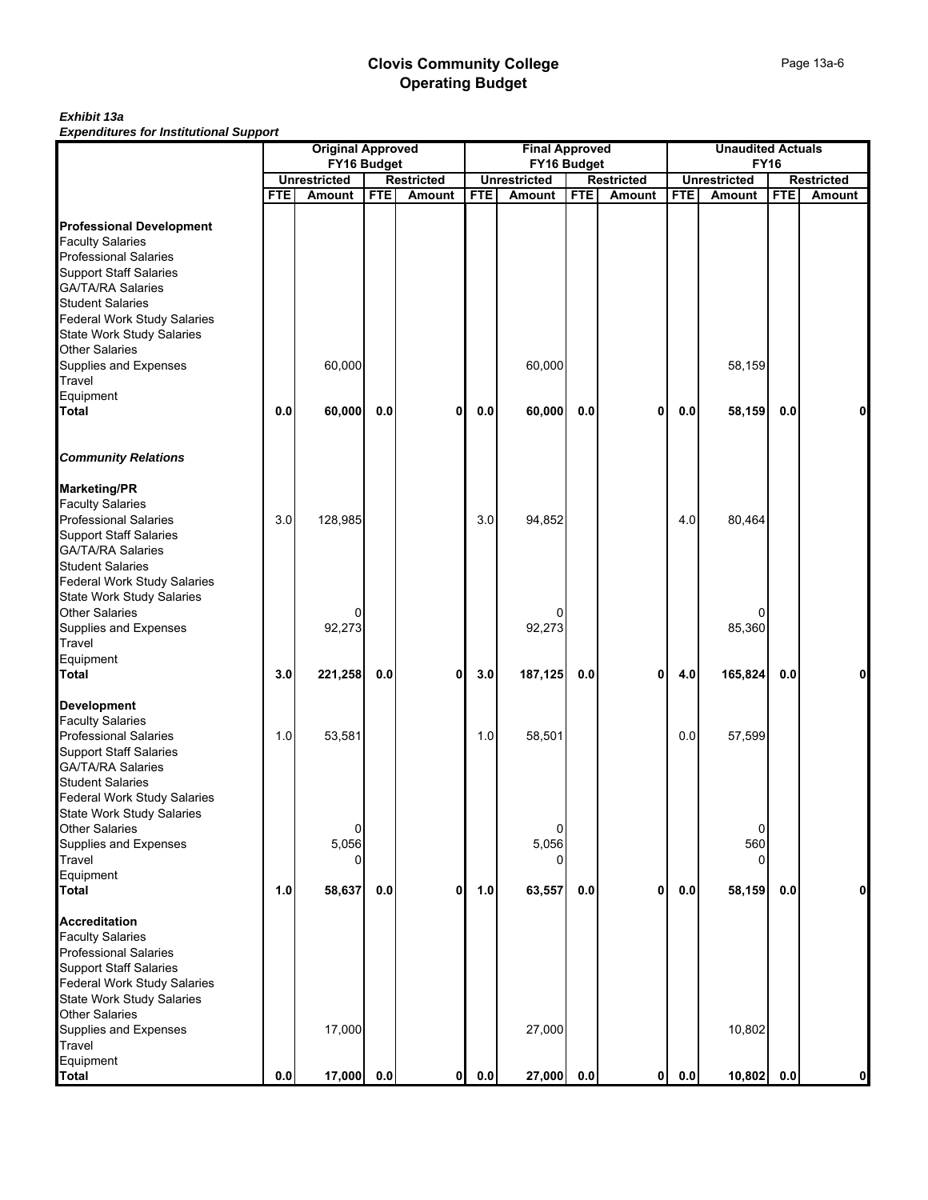# Clovis Community College
## Operating Budget

***Exhibit 13a***
***Expenditures for Institutional Support***

| | Original Approved FY16 Budget | | | | Final Approved FY16 Budget | | | | Unaudited Actuals FY16 | | | |
|---|---|---|---|---|---|---|---|---|---|---|---|---|
| | Unrestricted | | Restricted | | Unrestricted | | Restricted | | Unrestricted | | Restricted | |
| | FTE | Amount | FTE | Amount | FTE | Amount | FTE | Amount | FTE | Amount | FTE | Amount |
| **Professional Development** | | | | | | | | | | | | |
| Faculty Salaries | | | | | | | | | | | | |
| Professional Salaries | | | | | | | | | | | | |
| Support Staff Salaries | | | | | | | | | | | | |
| GA/TA/RA Salaries | | | | | | | | | | | | |
| Student Salaries | | | | | | | | | | | | |
| Federal Work Study Salaries | | | | | | | | | | | | |
| State Work Study Salaries | | | | | | | | | | | | |
| Other Salaries | | | | | | | | | | | | |
| Supplies and Expenses | | 60,000 | | | | 60,000 | | | | 58,159 | | |
| Travel | | | | | | | | | | | | |
| Equipment | | | | | | | | | | | | |
| **Total** | **0.0** | **60,000** | **0.0** | **0** | **0.0** | **60,000** | **0.0** | **0** | **0.0** | **58,159** | **0.0** | **0** |
| ***Community Relations*** | | | | | | | | | | | | |
| **Marketing/PR** | | | | | | | | | | | | |
| Faculty Salaries | | | | | | | | | | | | |
| Professional Salaries | 3.0 | 128,985 | | | 3.0 | 94,852 | | | 4.0 | 80,464 | | |
| Support Staff Salaries | | | | | | | | | | | | |
| GA/TA/RA Salaries | | | | | | | | | | | | |
| Student Salaries | | | | | | | | | | | | |
| Federal Work Study Salaries | | | | | | | | | | | | |
| State Work Study Salaries | | | | | | | | | | | | |
| Other Salaries | | 0 | | | | 0 | | | | 0 | | |
| Supplies and Expenses | | 92,273 | | | | 92,273 | | | | 85,360 | | |
| Travel | | | | | | | | | | | | |
| Equipment | | | | | | | | | | | | |
| **Total** | **3.0** | **221,258** | **0.0** | **0** | **3.0** | **187,125** | **0.0** | **0** | **4.0** | **165,824** | **0.0** | **0** |
| **Development** | | | | | | | | | | | | |
| Faculty Salaries | | | | | | | | | | | | |
| Professional Salaries | 1.0 | 53,581 | | | 1.0 | 58,501 | | | 0.0 | 57,599 | | |
| Support Staff Salaries | | | | | | | | | | | | |
| GA/TA/RA Salaries | | | | | | | | | | | | |
| Student Salaries | | | | | | | | | | | | |
| Federal Work Study Salaries | | | | | | | | | | | | |
| State Work Study Salaries | | | | | | | | | | | | |
| Other Salaries | | 0 | | | | 0 | | | | 0 | | |
| Supplies and Expenses | | 5,056 | | | | 5,056 | | | | 560 | | |
| Travel | | 0 | | | | 0 | | | | 0 | | |
| Equipment | | | | | | | | | | | | |
| **Total** | **1.0** | **58,637** | **0.0** | **0** | **1.0** | **63,557** | **0.0** | **0** | **0.0** | **58,159** | **0.0** | **0** |
| **Accreditation** | | | | | | | | | | | | |
| Faculty Salaries | | | | | | | | | | | | |
| Professional Salaries | | | | | | | | | | | | |
| Support Staff Salaries | | | | | | | | | | | | |
| Federal Work Study Salaries | | | | | | | | | | | | |
| State Work Study Salaries | | | | | | | | | | | | |
| Other Salaries | | | | | | | | | | | | |
| Supplies and Expenses | | 17,000 | | | | 27,000 | | | | 10,802 | | |
| Travel | | | | | | | | | | | | |
| Equipment | | | | | | | | | | | | |
| **Total** | **0.0** | **17,000** | **0.0** | **0** | **0.0** | **27,000** | **0.0** | **0** | **0.0** | **10,802** | **0.0** | **0** |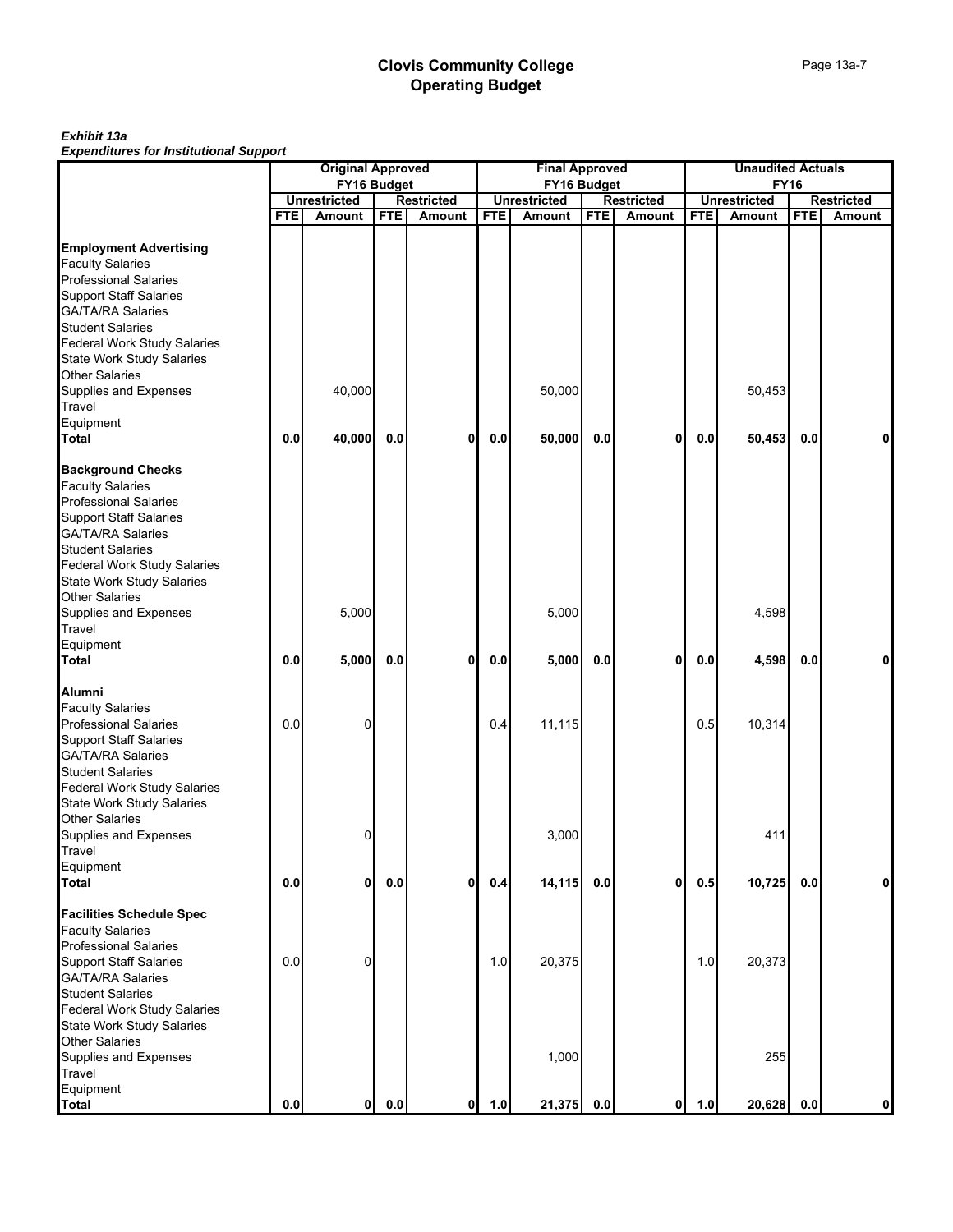# Clovis Community College
## Operating Budget

***Exhibit 13a***
***Expenditures for Institutional Support***

| | Original Approved FY16 Budget | | | | Final Approved FY16 Budget | | | | Unaudited Actuals FY16 | | | |
|---|---|---|---|---|---|---|---|---|---|---|---|---|
| | Unrestricted | | Restricted | | Unrestricted | | Restricted | | Unrestricted | | Restricted | |
| | FTE | Amount | FTE | Amount | FTE | Amount | FTE | Amount | FTE | Amount | FTE | Amount |
| **Employment Advertising** | | | | | | | | | | | | |
| Faculty Salaries | | | | | | | | | | | | |
| Professional Salaries | | | | | | | | | | | | |
| Support Staff Salaries | | | | | | | | | | | | |
| GA/TA/RA Salaries | | | | | | | | | | | | |
| Student Salaries | | | | | | | | | | | | |
| Federal Work Study Salaries | | | | | | | | | | | | |
| State Work Study Salaries | | | | | | | | | | | | |
| Other Salaries | | | | | | | | | | | | |
| Supplies and Expenses | | 40,000 | | | | 50,000 | | | | 50,453 | | |
| Travel | | | | | | | | | | | | |
| Equipment | | | | | | | | | | | | |
| **Total** | **0.0** | **40,000** | **0.0** | **0** | **0.0** | **50,000** | **0.0** | **0** | **0.0** | **50,453** | **0.0** | **0** |
| **Background Checks** | | | | | | | | | | | | |
| Faculty Salaries | | | | | | | | | | | | |
| Professional Salaries | | | | | | | | | | | | |
| Support Staff Salaries | | | | | | | | | | | | |
| GA/TA/RA Salaries | | | | | | | | | | | | |
| Student Salaries | | | | | | | | | | | | |
| Federal Work Study Salaries | | | | | | | | | | | | |
| State Work Study Salaries | | | | | | | | | | | | |
| Other Salaries | | | | | | | | | | | | |
| Supplies and Expenses | | 5,000 | | | | 5,000 | | | | 4,598 | | |
| Travel | | | | | | | | | | | | |
| Equipment | | | | | | | | | | | | |
| **Total** | **0.0** | **5,000** | **0.0** | **0** | **0.0** | **5,000** | **0.0** | **0** | **0.0** | **4,598** | **0.0** | **0** |
| **Alumni** | | | | | | | | | | | | |
| Faculty Salaries | | | | | | | | | | | | |
| Professional Salaries | 0.0 | 0 | | | 0.4 | 11,115 | | | 0.5 | 10,314 | | |
| Support Staff Salaries | | | | | | | | | | | | |
| GA/TA/RA Salaries | | | | | | | | | | | | |
| Student Salaries | | | | | | | | | | | | |
| Federal Work Study Salaries | | | | | | | | | | | | |
| State Work Study Salaries | | | | | | | | | | | | |
| Other Salaries | | | | | | | | | | | | |
| Supplies and Expenses | | 0 | | | | 3,000 | | | | 411 | | |
| Travel | | | | | | | | | | | | |
| Equipment | | | | | | | | | | | | |
| **Total** | **0.0** | **0** | **0.0** | **0** | **0.4** | **14,115** | **0.0** | **0** | **0.5** | **10,725** | **0.0** | **0** |
| **Facilities Schedule Spec** | | | | | | | | | | | | |
| Faculty Salaries | | | | | | | | | | | | |
| Professional Salaries | | | | | | | | | | | | |
| Support Staff Salaries | 0.0 | 0 | | | 1.0 | 20,375 | | | 1.0 | 20,373 | | |
| GA/TA/RA Salaries | | | | | | | | | | | | |
| Student Salaries | | | | | | | | | | | | |
| Federal Work Study Salaries | | | | | | | | | | | | |
| State Work Study Salaries | | | | | | | | | | | | |
| Other Salaries | | | | | | | | | | | | |
| Supplies and Expenses | | | | | | 1,000 | | | | 255 | | |
| Travel | | | | | | | | | | | | |
| Equipment | | | | | | | | | | | | |
| **Total** | **0.0** | **0** | **0.0** | **0** | **1.0** | **21,375** | **0.0** | **0** | **1.0** | **20,628** | **0.0** | **0** |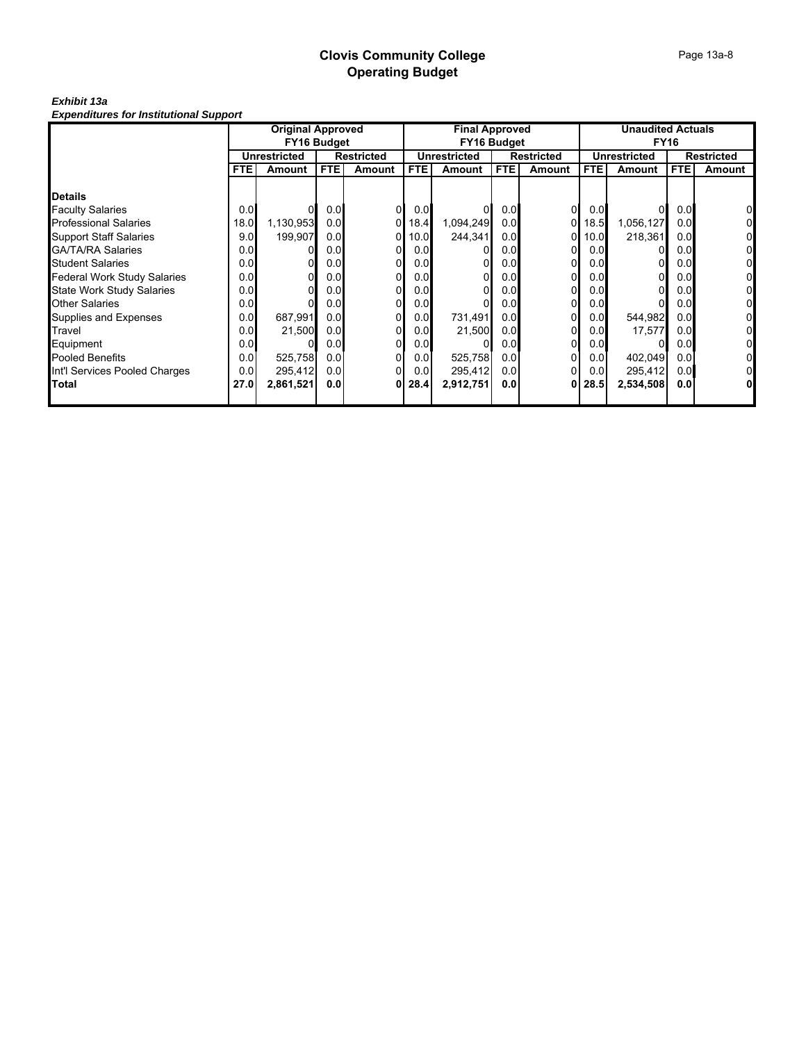# Clovis Community College
## Operating Budget

***Exhibit 13a***
***Expenditures for Institutional Support***

| | Original Approved FY16 Budget | | | | Final Approved FY16 Budget | | | | Unaudited Actuals FY16 | | | |
|---|---|---|---|---|---|---|---|---|---|---|---|---|
| | Unrestricted | | Restricted | | Unrestricted | | Restricted | | Unrestricted | | Restricted | |
| | FTE | Amount | FTE | Amount | FTE | Amount | FTE | Amount | FTE | Amount | FTE | Amount |
| **Details** | | | | | | | | | | | | |
| Faculty Salaries | 0.0 | 0 | 0.0 | 0 | 0.0 | 0 | 0.0 | 0 | 0.0 | 0 | 0.0 | 0 |
| Professional Salaries | 18.0 | 1,130,953 | 0.0 | 0 | 18.4 | 1,094,249 | 0.0 | 0 | 18.5 | 1,056,127 | 0.0 | 0 |
| Support Staff Salaries | 9.0 | 199,907 | 0.0 | 0 | 10.0 | 244,341 | 0.0 | 0 | 10.0 | 218,361 | 0.0 | 0 |
| GA/TA/RA Salaries | 0.0 | 0 | 0.0 | 0 | 0.0 | 0 | 0.0 | 0 | 0.0 | 0 | 0.0 | 0 |
| Student Salaries | 0.0 | 0 | 0.0 | 0 | 0.0 | 0 | 0.0 | 0 | 0.0 | 0 | 0.0 | 0 |
| Federal Work Study Salaries | 0.0 | 0 | 0.0 | 0 | 0.0 | 0 | 0.0 | 0 | 0.0 | 0 | 0.0 | 0 |
| State Work Study Salaries | 0.0 | 0 | 0.0 | 0 | 0.0 | 0 | 0.0 | 0 | 0.0 | 0 | 0.0 | 0 |
| Other Salaries | 0.0 | 0 | 0.0 | 0 | 0.0 | 0 | 0.0 | 0 | 0.0 | 0 | 0.0 | 0 |
| Supplies and Expenses | 0.0 | 687,991 | 0.0 | 0 | 0.0 | 731,491 | 0.0 | 0 | 0.0 | 544,982 | 0.0 | 0 |
| Travel | 0.0 | 21,500 | 0.0 | 0 | 0.0 | 21,500 | 0.0 | 0 | 0.0 | 17,577 | 0.0 | 0 |
| Equipment | 0.0 | 0 | 0.0 | 0 | 0.0 | 0 | 0.0 | 0 | 0.0 | 0 | 0.0 | 0 |
| Pooled Benefits | 0.0 | 525,758 | 0.0 | 0 | 0.0 | 525,758 | 0.0 | 0 | 0.0 | 402,049 | 0.0 | 0 |
| Int'l Services Pooled Charges | 0.0 | 295,412 | 0.0 | 0 | 0.0 | 295,412 | 0.0 | 0 | 0.0 | 295,412 | 0.0 | 0 |
| **Total** | **27.0** | **2,861,521** | **0.0** | **0** | **28.4** | **2,912,751** | **0.0** | **0** | **28.5** | **2,534,508** | **0.0** | **0** |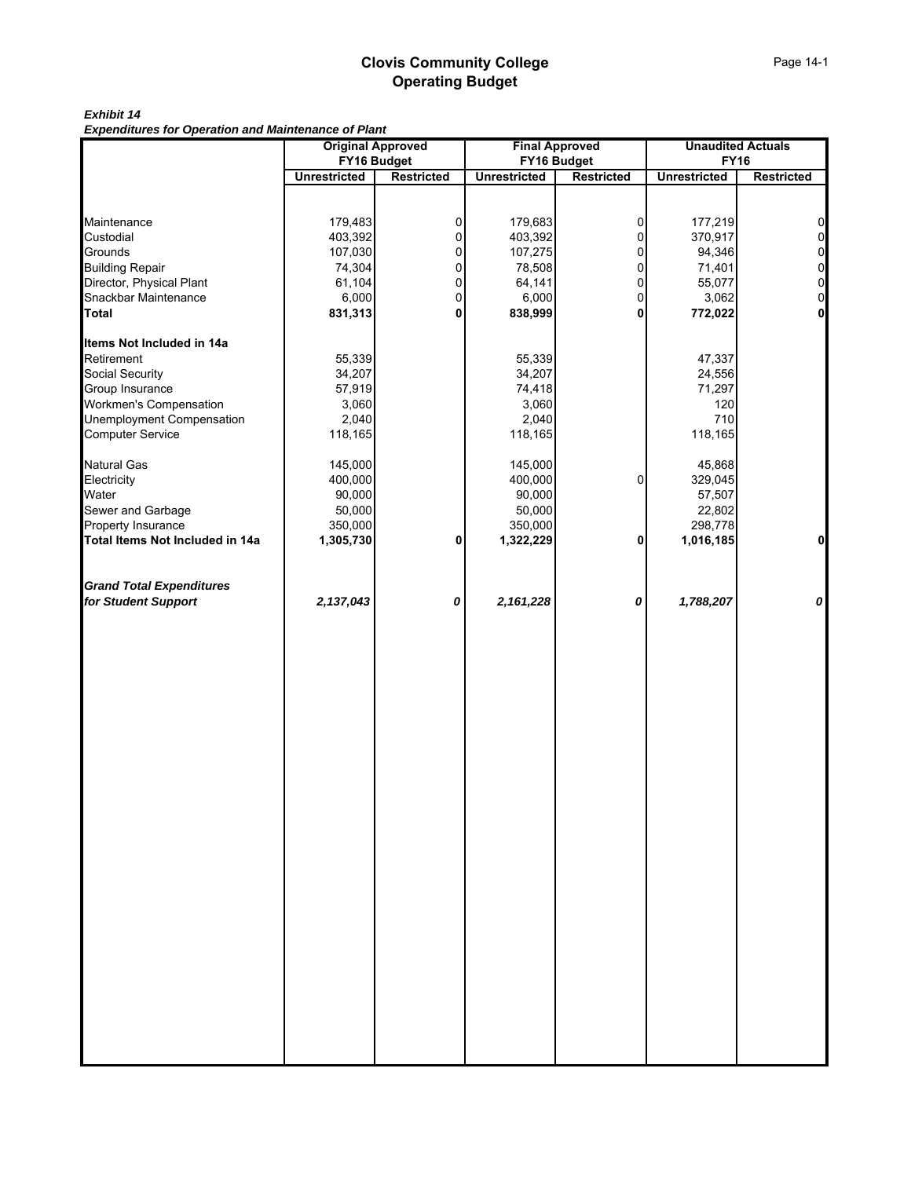# Clovis Community College
## Operating Budget

***Exhibit 14***
***Expenditures for Operation and Maintenance of Plant***

| | Original Approved FY16 Budget | | Final Approved FY16 Budget | | Unaudited Actuals FY16 | |
|---|---|---|---|---|---|---|
| | **Unrestricted** | **Restricted** | **Unrestricted** | **Restricted** | **Unrestricted** | **Restricted** |
| Maintenance | 179,483 | 0 | 179,683 | 0 | 177,219 | 0 |
| Custodial | 403,392 | 0 | 403,392 | 0 | 370,917 | 0 |
| Grounds | 107,030 | 0 | 107,275 | 0 | 94,346 | 0 |
| Building Repair | 74,304 | 0 | 78,508 | 0 | 71,401 | 0 |
| Director, Physical Plant | 61,104 | 0 | 64,141 | 0 | 55,077 | 0 |
| Snackbar Maintenance | 6,000 | 0 | 6,000 | 0 | 3,062 | 0 |
| **Total** | **831,313** | **0** | **838,999** | **0** | **772,022** | **0** |
| **Items Not Included in 14a** | | | | | | |
| Retirement | 55,339 | | 55,339 | | 47,337 | |
| Social Security | 34,207 | | 34,207 | | 24,556 | |
| Group Insurance | 57,919 | | 74,418 | | 71,297 | |
| Workmen's Compensation | 3,060 | | 3,060 | | 120 | |
| Unemployment Compensation | 2,040 | | 2,040 | | 710 | |
| Computer Service | 118,165 | | 118,165 | | 118,165 | |
| Natural Gas | 145,000 | | 145,000 | | 45,868 | |
| Electricity | 400,000 | | 400,000 | 0 | 329,045 | |
| Water | 90,000 | | 90,000 | | 57,507 | |
| Sewer and Garbage | 50,000 | | 50,000 | | 22,802 | |
| Property Insurance | 350,000 | | 350,000 | | 298,778 | |
| **Total Items Not Included in 14a** | **1,305,730** | **0** | **1,322,229** | **0** | **1,016,185** | **0** |
| ***Grand Total Expenditures for Student Support*** | ***2,137,043*** | ***0*** | ***2,161,228*** | ***0*** | ***1,788,207*** | ***0*** |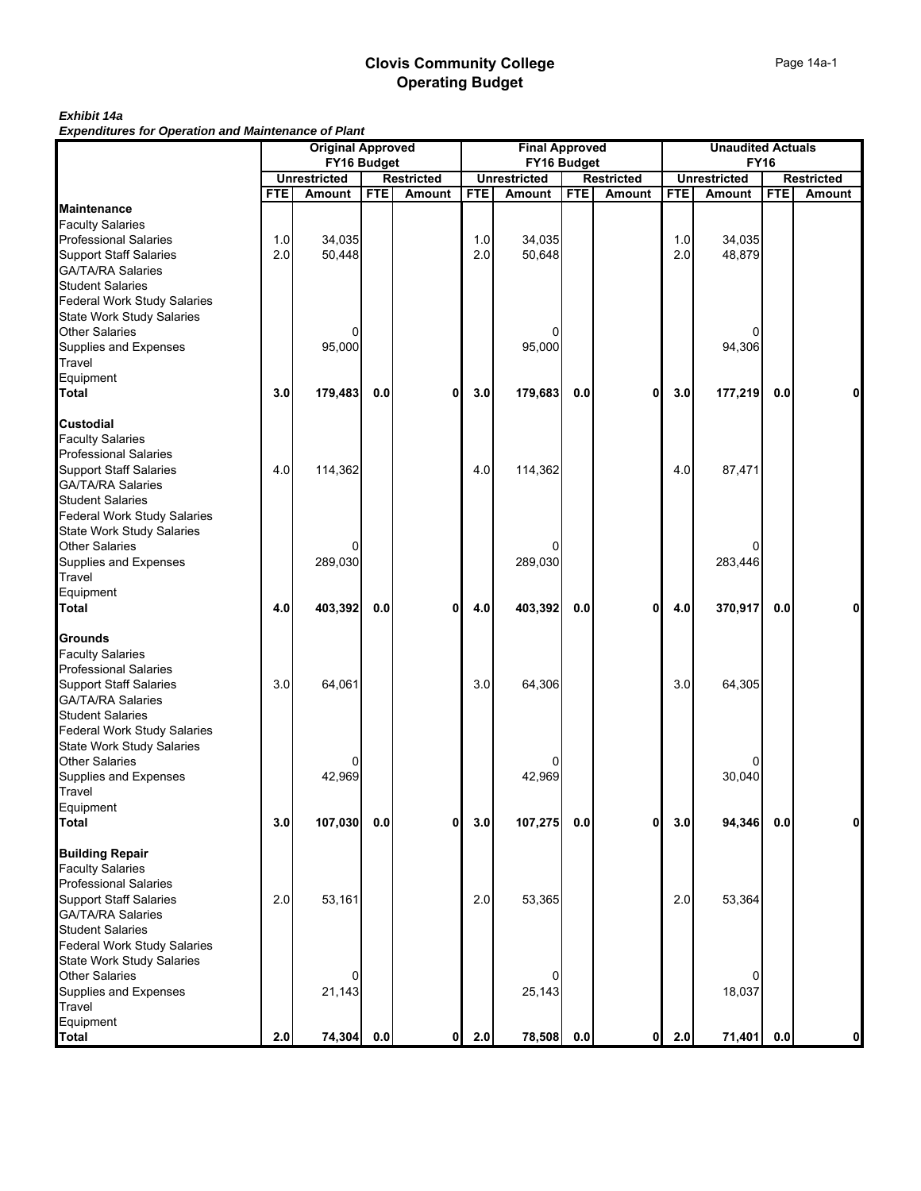# Clovis Community College
## Operating Budget

***Exhibit 14a***
***Expenditures for Operation and Maintenance of Plant***

| | Original Approved FY16 Budget | | | | Final Approved FY16 Budget | | | | Unaudited Actuals FY16 | | | |
|---|---|---|---|---|---|---|---|---|---|---|---|---|
| | Unrestricted | | Restricted | | Unrestricted | | Restricted | | Unrestricted | | Restricted | |
| | FTE | Amount | FTE | Amount | FTE | Amount | FTE | Amount | FTE | Amount | FTE | Amount |
| **Maintenance** | | | | | | | | | | | | |
| Faculty Salaries | | | | | | | | | | | | |
| Professional Salaries | 1.0 | 34,035 | | | 1.0 | 34,035 | | | 1.0 | 34,035 | | |
| Support Staff Salaries | 2.0 | 50,448 | | | 2.0 | 50,648 | | | 2.0 | 48,879 | | |
| GA/TA/RA Salaries | | | | | | | | | | | | |
| Student Salaries | | | | | | | | | | | | |
| Federal Work Study Salaries | | | | | | | | | | | | |
| State Work Study Salaries | | | | | | | | | | | | |
| Other Salaries | | 0 | | | | 0 | | | | 0 | | |
| Supplies and Expenses | | 95,000 | | | | 95,000 | | | | 94,306 | | |
| Travel | | | | | | | | | | | | |
| Equipment | | | | | | | | | | | | |
| **Total** | **3.0** | **179,483** | **0.0** | **0** | **3.0** | **179,683** | **0.0** | **0** | **3.0** | **177,219** | **0.0** | **0** |
| **Custodial** | | | | | | | | | | | | |
| Faculty Salaries | | | | | | | | | | | | |
| Professional Salaries | | | | | | | | | | | | |
| Support Staff Salaries | 4.0 | 114,362 | | | 4.0 | 114,362 | | | 4.0 | 87,471 | | |
| GA/TA/RA Salaries | | | | | | | | | | | | |
| Student Salaries | | | | | | | | | | | | |
| Federal Work Study Salaries | | | | | | | | | | | | |
| State Work Study Salaries | | | | | | | | | | | | |
| Other Salaries | | 0 | | | | 0 | | | | 0 | | |
| Supplies and Expenses | | 289,030 | | | | 289,030 | | | | 283,446 | | |
| Travel | | | | | | | | | | | | |
| Equipment | | | | | | | | | | | | |
| **Total** | **4.0** | **403,392** | **0.0** | **0** | **4.0** | **403,392** | **0.0** | **0** | **4.0** | **370,917** | **0.0** | **0** |
| **Grounds** | | | | | | | | | | | | |
| Faculty Salaries | | | | | | | | | | | | |
| Professional Salaries | | | | | | | | | | | | |
| Support Staff Salaries | 3.0 | 64,061 | | | 3.0 | 64,306 | | | 3.0 | 64,305 | | |
| GA/TA/RA Salaries | | | | | | | | | | | | |
| Student Salaries | | | | | | | | | | | | |
| Federal Work Study Salaries | | | | | | | | | | | | |
| State Work Study Salaries | | | | | | | | | | | | |
| Other Salaries | | 0 | | | | 0 | | | | 0 | | |
| Supplies and Expenses | | 42,969 | | | | 42,969 | | | | 30,040 | | |
| Travel | | | | | | | | | | | | |
| Equipment | | | | | | | | | | | | |
| **Total** | **3.0** | **107,030** | **0.0** | **0** | **3.0** | **107,275** | **0.0** | **0** | **3.0** | **94,346** | **0.0** | **0** |
| **Building Repair** | | | | | | | | | | | | |
| Faculty Salaries | | | | | | | | | | | | |
| Professional Salaries | | | | | | | | | | | | |
| Support Staff Salaries | 2.0 | 53,161 | | | 2.0 | 53,365 | | | 2.0 | 53,364 | | |
| GA/TA/RA Salaries | | | | | | | | | | | | |
| Student Salaries | | | | | | | | | | | | |
| Federal Work Study Salaries | | | | | | | | | | | | |
| State Work Study Salaries | | | | | | | | | | | | |
| Other Salaries | | 0 | | | | 0 | | | | 0 | | |
| Supplies and Expenses | | 21,143 | | | | 25,143 | | | | 18,037 | | |
| Travel | | | | | | | | | | | | |
| Equipment | | | | | | | | | | | | |
| **Total** | **2.0** | **74,304** | **0.0** | **0** | **2.0** | **78,508** | **0.0** | **0** | **2.0** | **71,401** | **0.0** | **0** |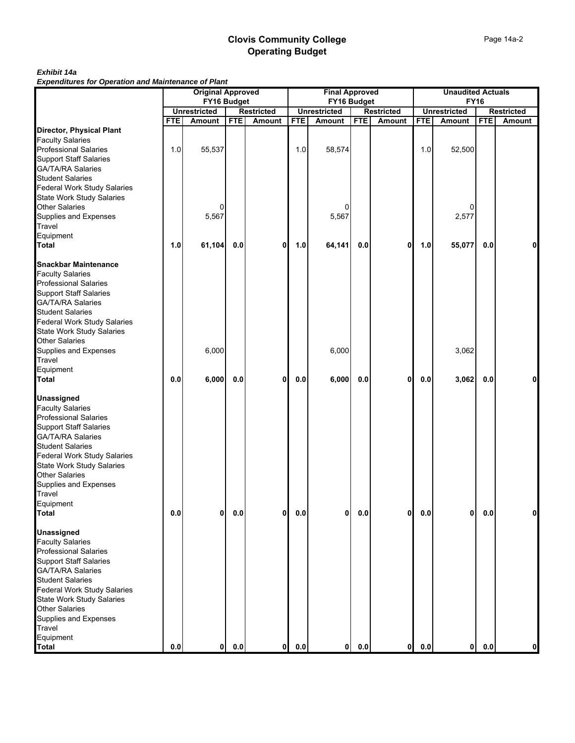# Clovis Community College
## Operating Budget

***Exhibit 14a***
***Expenditures for Operation and Maintenance of Plant***

| | Original Approved FY16 Budget | | | | Final Approved FY16 Budget | | | | Unaudited Actuals FY16 | | | |
|---|---|---|---|---|---|---|---|---|---|---|---|---|
| | Unrestricted | | Restricted | | Unrestricted | | Restricted | | Unrestricted | | Restricted | |
| | FTE | Amount | FTE | Amount | FTE | Amount | FTE | Amount | FTE | Amount | FTE | Amount |
| **Director, Physical Plant** | | | | | | | | | | | | |
| Faculty Salaries | | | | | | | | | | | | |
| Professional Salaries | 1.0 | 55,537 | | | 1.0 | 58,574 | | | 1.0 | 52,500 | | |
| Support Staff Salaries | | | | | | | | | | | | |
| GA/TA/RA Salaries | | | | | | | | | | | | |
| Student Salaries | | | | | | | | | | | | |
| Federal Work Study Salaries | | | | | | | | | | | | |
| State Work Study Salaries | | | | | | | | | | | | |
| Other Salaries | | 0 | | | | 0 | | | | 0 | | |
| Supplies and Expenses | | 5,567 | | | | 5,567 | | | | 2,577 | | |
| Travel | | | | | | | | | | | | |
| Equipment | | | | | | | | | | | | |
| **Total** | **1.0** | **61,104** | **0.0** | **0** | **1.0** | **64,141** | **0.0** | **0** | **1.0** | **55,077** | **0.0** | **0** |
| **Snackbar Maintenance** | | | | | | | | | | | | |
| Faculty Salaries | | | | | | | | | | | | |
| Professional Salaries | | | | | | | | | | | | |
| Support Staff Salaries | | | | | | | | | | | | |
| GA/TA/RA Salaries | | | | | | | | | | | | |
| Student Salaries | | | | | | | | | | | | |
| Federal Work Study Salaries | | | | | | | | | | | | |
| State Work Study Salaries | | | | | | | | | | | | |
| Other Salaries | | | | | | | | | | | | |
| Supplies and Expenses | | 6,000 | | | | 6,000 | | | | 3,062 | | |
| Travel | | | | | | | | | | | | |
| Equipment | | | | | | | | | | | | |
| **Total** | **0.0** | **6,000** | **0.0** | **0** | **0.0** | **6,000** | **0.0** | **0** | **0.0** | **3,062** | **0.0** | **0** |
| **Unassigned** | | | | | | | | | | | | |
| Faculty Salaries | | | | | | | | | | | | |
| Professional Salaries | | | | | | | | | | | | |
| Support Staff Salaries | | | | | | | | | | | | |
| GA/TA/RA Salaries | | | | | | | | | | | | |
| Student Salaries | | | | | | | | | | | | |
| Federal Work Study Salaries | | | | | | | | | | | | |
| State Work Study Salaries | | | | | | | | | | | | |
| Other Salaries | | | | | | | | | | | | |
| Supplies and Expenses | | | | | | | | | | | | |
| Travel | | | | | | | | | | | | |
| Equipment | | | | | | | | | | | | |
| **Total** | **0.0** | **0** | **0.0** | **0** | **0.0** | **0** | **0.0** | **0** | **0.0** | **0** | **0.0** | **0** |
| **Unassigned** | | | | | | | | | | | | |
| Faculty Salaries | | | | | | | | | | | | |
| Professional Salaries | | | | | | | | | | | | |
| Support Staff Salaries | | | | | | | | | | | | |
| GA/TA/RA Salaries | | | | | | | | | | | | |
| Student Salaries | | | | | | | | | | | | |
| Federal Work Study Salaries | | | | | | | | | | | | |
| State Work Study Salaries | | | | | | | | | | | | |
| Other Salaries | | | | | | | | | | | | |
| Supplies and Expenses | | | | | | | | | | | | |
| Travel | | | | | | | | | | | | |
| Equipment | | | | | | | | | | | | |
| **Total** | **0.0** | **0** | **0.0** | **0** | **0.0** | **0** | **0.0** | **0** | **0.0** | **0** | **0.0** | **0** |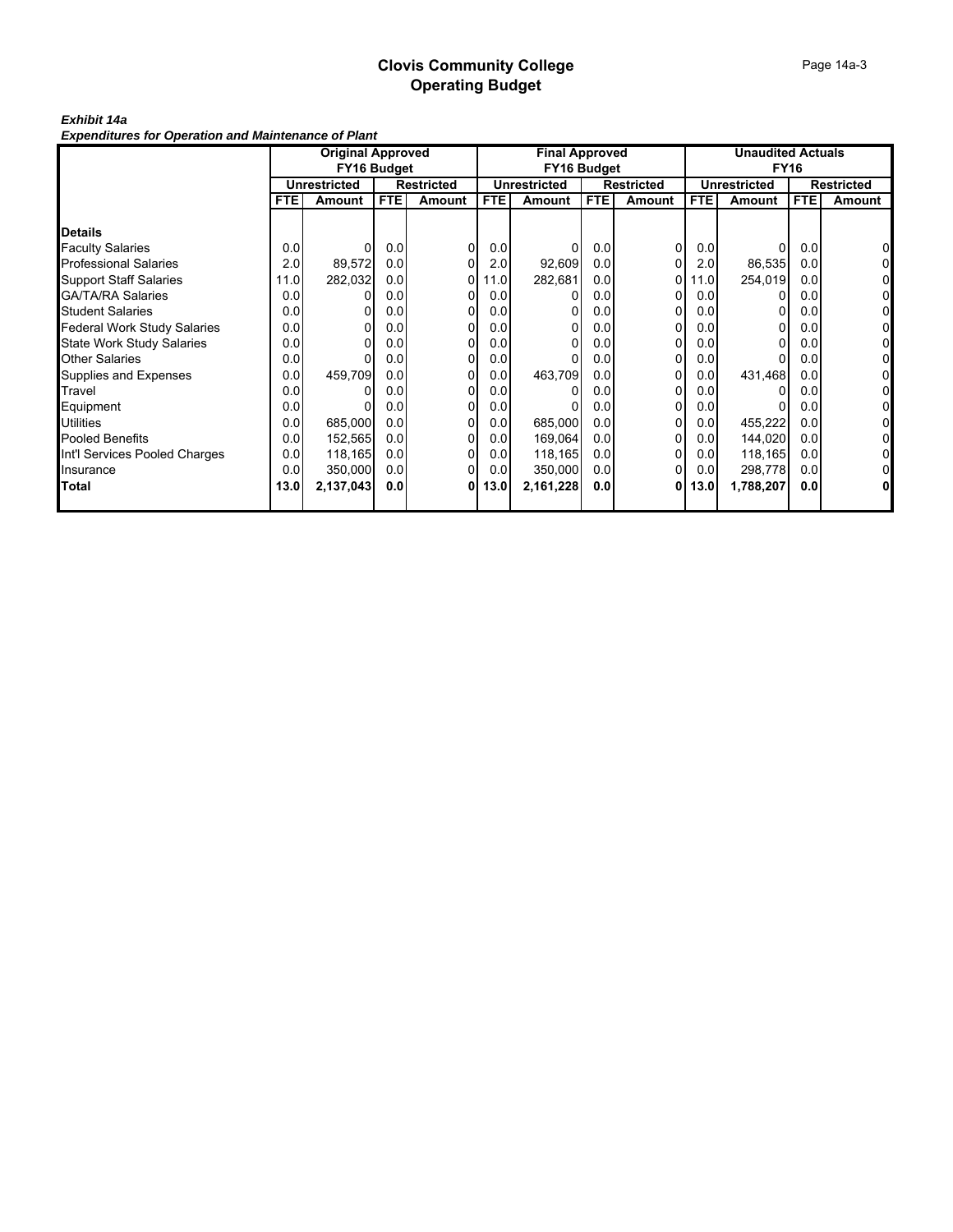# Clovis Community College
## Operating Budget

***Exhibit 14a***
***Expenditures for Operation and Maintenance of Plant***

| | Original Approved FY16 Budget | | | | Final Approved FY16 Budget | | | | Unaudited Actuals FY16 | | | |
|---|---|---|---|---|---|---|---|---|---|---|---|---|
| | Unrestricted | | Restricted | | Unrestricted | | Restricted | | Unrestricted | | Restricted | |
| | FTE | Amount | FTE | Amount | FTE | Amount | FTE | Amount | FTE | Amount | FTE | Amount |
| **Details** | | | | | | | | | | | | |
| Faculty Salaries | 0.0 | 0 | 0.0 | 0 | 0.0 | 0 | 0.0 | 0 | 0.0 | 0 | 0.0 | 0 |
| Professional Salaries | 2.0 | 89,572 | 0.0 | 0 | 2.0 | 92,609 | 0.0 | 0 | 2.0 | 86,535 | 0.0 | 0 |
| Support Staff Salaries | 11.0 | 282,032 | 0.0 | 0 | 11.0 | 282,681 | 0.0 | 0 | 11.0 | 254,019 | 0.0 | 0 |
| GA/TA/RA Salaries | 0.0 | 0 | 0.0 | 0 | 0.0 | 0 | 0.0 | 0 | 0.0 | 0 | 0.0 | 0 |
| Student Salaries | 0.0 | 0 | 0.0 | 0 | 0.0 | 0 | 0.0 | 0 | 0.0 | 0 | 0.0 | 0 |
| Federal Work Study Salaries | 0.0 | 0 | 0.0 | 0 | 0.0 | 0 | 0.0 | 0 | 0.0 | 0 | 0.0 | 0 |
| State Work Study Salaries | 0.0 | 0 | 0.0 | 0 | 0.0 | 0 | 0.0 | 0 | 0.0 | 0 | 0.0 | 0 |
| Other Salaries | 0.0 | 0 | 0.0 | 0 | 0.0 | 0 | 0.0 | 0 | 0.0 | 0 | 0.0 | 0 |
| Supplies and Expenses | 0.0 | 459,709 | 0.0 | 0 | 0.0 | 463,709 | 0.0 | 0 | 0.0 | 431,468 | 0.0 | 0 |
| Travel | 0.0 | 0 | 0.0 | 0 | 0.0 | 0 | 0.0 | 0 | 0.0 | 0 | 0.0 | 0 |
| Equipment | 0.0 | 0 | 0.0 | 0 | 0.0 | 0 | 0.0 | 0 | 0.0 | 0 | 0.0 | 0 |
| Utilities | 0.0 | 685,000 | 0.0 | 0 | 0.0 | 685,000 | 0.0 | 0 | 0.0 | 455,222 | 0.0 | 0 |
| Pooled Benefits | 0.0 | 152,565 | 0.0 | 0 | 0.0 | 169,064 | 0.0 | 0 | 0.0 | 144,020 | 0.0 | 0 |
| Int'l Services Pooled Charges | 0.0 | 118,165 | 0.0 | 0 | 0.0 | 118,165 | 0.0 | 0 | 0.0 | 118,165 | 0.0 | 0 |
| Insurance | 0.0 | 350,000 | 0.0 | 0 | 0.0 | 350,000 | 0.0 | 0 | 0.0 | 298,778 | 0.0 | 0 |
| **Total** | **13.0** | **2,137,043** | **0.0** | **0** | **13.0** | **2,161,228** | **0.0** | **0** | **13.0** | **1,788,207** | **0.0** | **0** |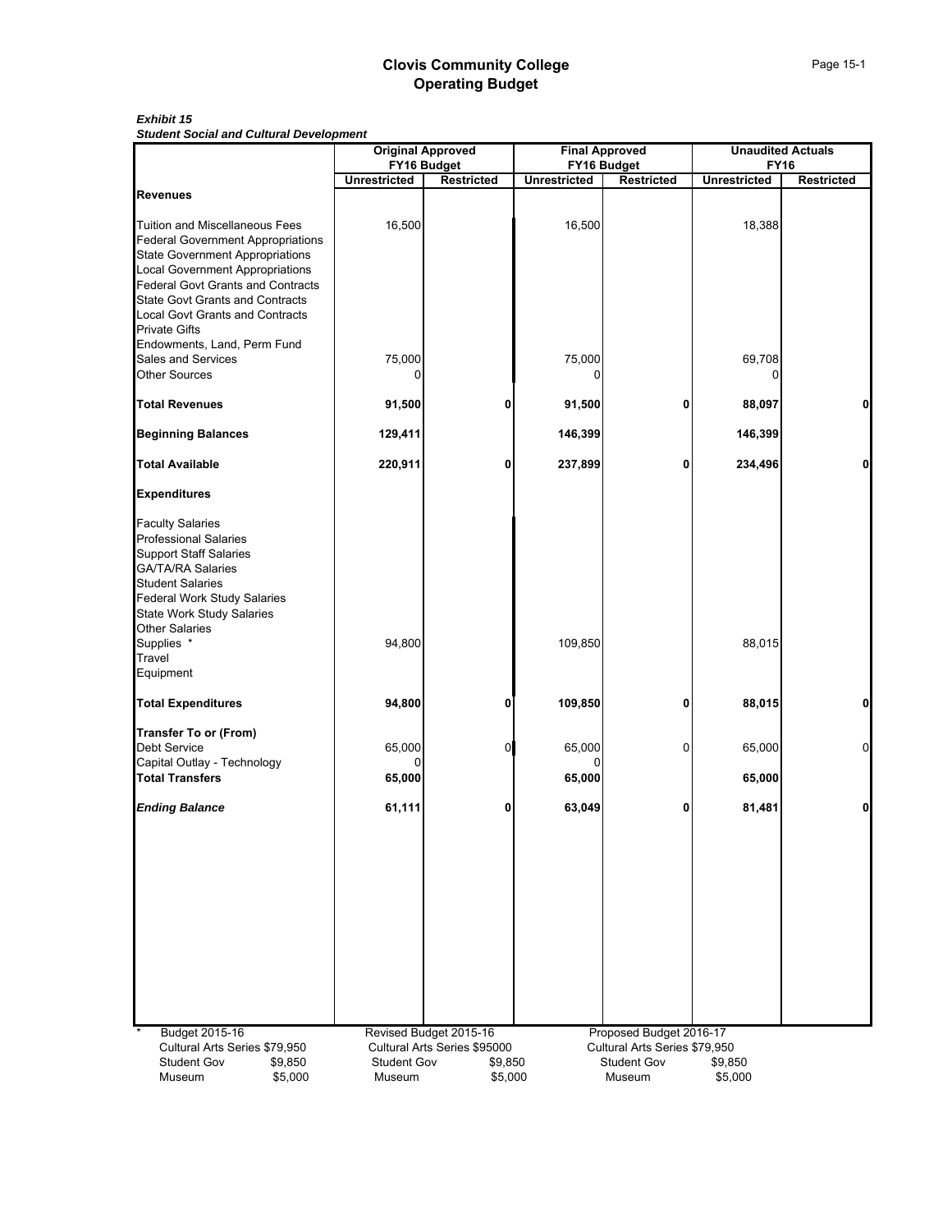# Clovis Community College
## Operating Budget

***Exhibit 15***
***Student Social and Cultural Development***

| | Original Approved FY16 Budget | | Final Approved FY16 Budget | | Unaudited Actuals FY16 | |
|---|---|---|---|---|---|---|
| | Unrestricted | Restricted | Unrestricted | Restricted | Unrestricted | Restricted |
| **Revenues** | | | | | | |
| Tuition and Miscellaneous Fees | 16,500 | | 16,500 | | 18,388 | |
| Federal Government Appropriations | | | | | | |
| State Government Appropriations | | | | | | |
| Local Government Appropriations | | | | | | |
| Federal Govt Grants and Contracts | | | | | | |
| State Govt Grants and Contracts | | | | | | |
| Local Govt Grants and Contracts | | | | | | |
| Private Gifts | | | | | | |
| Endowments, Land, Perm Fund | | | | | | |
| Sales and Services | 75,000 | | 75,000 | | 69,708 | |
| Other Sources | 0 | | 0 | | 0 | |
| **Total Revenues** | **91,500** | **0** | **91,500** | **0** | **88,097** | **0** |
| **Beginning Balances** | **129,411** | | **146,399** | | **146,399** | |
| **Total Available** | **220,911** | **0** | **237,899** | **0** | **234,496** | **0** |
| **Expenditures** | | | | | | |
| Faculty Salaries | | | | | | |
| Professional Salaries | | | | | | |
| Support Staff Salaries | | | | | | |
| GA/TA/RA Salaries | | | | | | |
| Student Salaries | | | | | | |
| Federal Work Study Salaries | | | | | | |
| State Work Study Salaries | | | | | | |
| Other Salaries | | | | | | |
| Supplies * | 94,800 | | 109,850 | | 88,015 | |
| Travel | | | | | | |
| Equipment | | | | | | |
| **Total Expenditures** | **94,800** | **0** | **109,850** | **0** | **88,015** | **0** |
| **Transfer To or (From)** | | | | | | |
| Debt Service | 65,000 | 0 | 65,000 | 0 | 65,000 | 0 |
| Capital Outlay - Technology | 0 | | 0 | | | |
| **Total Transfers** | **65,000** | | **65,000** | | **65,000** | |
| ***Ending Balance*** | **61,111** | **0** | **63,049** | **0** | **81,481** | **0** |

\* 

| Budget 2015-16 | | Revised Budget 2015-16 | | Proposed Budget 2016-17 | |
|---|---|---|---|---|---|
| Cultural Arts Series $79,950 | | Cultural Arts Series $95000 | | Cultural Arts Series $79,950 | |
| Student Gov | $9,850 | Student Gov | $9,850 | Student Gov | $9,850 |
| Museum | $5,000 | Museum | $5,000 | Museum | $5,000 |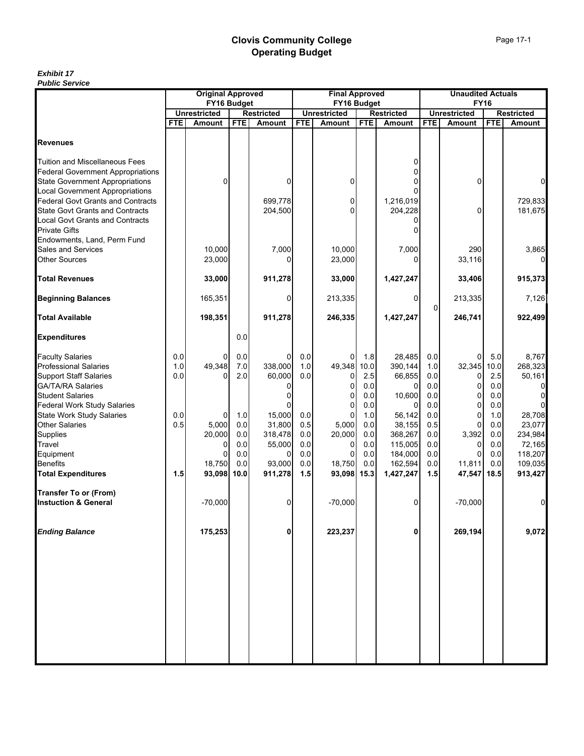# Clovis Community College
## Operating Budget

***Exhibit 17***
***Public Service***

| | Original Approved FY16 Budget | | | | Final Approved FY16 Budget | | | | Unaudited Actuals FY16 | | | |
|---|---|---|---|---|---|---|---|---|---|---|---|---|
| | Unrestricted | | Restricted | | Unrestricted | | Restricted | | Unrestricted | | Restricted | |
| | FTE | Amount | FTE | Amount | FTE | Amount | FTE | Amount | FTE | Amount | FTE | Amount |
| **Revenues** | | | | | | | | | | | | |
| Tuition and Miscellaneous Fees | | | | | | | | 0 | | | | |
| Federal Government Appropriations | | | | | | | | 0 | | | | |
| State Government Appropriations | | 0 | | 0 | | 0 | | 0 | | 0 | | 0 |
| Local Government Appropriations | | | | | | | | 0 | | | | |
| Federal Govt Grants and Contracts | | | | 699,778 | | 0 | | 1,216,019 | | | | 729,833 |
| State Govt Grants and Contracts | | | | 204,500 | | 0 | | 204,228 | | 0 | | 181,675 |
| Local Govt Grants and Contracts | | | | | | | | 0 | | | | |
| Private Gifts | | | | | | | | 0 | | | | |
| Endowments, Land, Perm Fund | | | | | | | | | | | | |
| Sales and Services | | 10,000 | | 7,000 | | 10,000 | | 7,000 | | 290 | | 3,865 |
| Other Sources | | 23,000 | | 0 | | 23,000 | | 0 | | 33,116 | | 0 |
| **Total Revenues** | | **33,000** | | **911,278** | | **33,000** | | **1,427,247** | | **33,406** | | **915,373** |
| **Beginning Balances** | | 165,351 | | 0 | | 213,335 | | 0 | 0 | 213,335 | | 7,126 |
| **Total Available** | | **198,351** | | **911,278** | | **246,335** | | **1,427,247** | | **246,741** | | **922,499** |
| **Expenditures** | | | 0.0 | | | | | | | | | |
| Faculty Salaries | 0.0 | 0 | 0.0 | 0 | 0.0 | 0 | 1.8 | 28,485 | 0.0 | 0 | 5.0 | 8,767 |
| Professional Salaries | 1.0 | 49,348 | 7.0 | 338,000 | 1.0 | 49,348 | 10.0 | 390,144 | 1.0 | 32,345 | 10.0 | 268,323 |
| Support Staff Salaries | 0.0 | 0 | 2.0 | 60,000 | 0.0 | 0 | 2.5 | 66,855 | 0.0 | 0 | 2.5 | 50,161 |
| GA/TA/RA Salaries | | | | 0 | | 0 | 0.0 | 0 | 0.0 | 0 | 0.0 | 0 |
| Student Salaries | | | | 0 | | 0 | 0.0 | 10,600 | 0.0 | 0 | 0.0 | 0 |
| Federal Work Study Salaries | | | | 0 | | 0 | 0.0 | 0 | 0.0 | 0 | 0.0 | 0 |
| State Work Study Salaries | 0.0 | 0 | 1.0 | 15,000 | 0.0 | 0 | 1.0 | 56,142 | 0.0 | 0 | 1.0 | 28,708 |
| Other Salaries | 0.5 | 5,000 | 0.0 | 31,800 | 0.5 | 5,000 | 0.0 | 38,155 | 0.5 | 0 | 0.0 | 23,077 |
| Supplies | | 20,000 | 0.0 | 318,478 | 0.0 | 20,000 | 0.0 | 368,267 | 0.0 | 3,392 | 0.0 | 234,984 |
| Travel | | 0 | 0.0 | 55,000 | 0.0 | 0 | 0.0 | 115,005 | 0.0 | 0 | 0.0 | 72,165 |
| Equipment | | 0 | 0.0 | 0 | 0.0 | 0 | 0.0 | 184,000 | 0.0 | 0 | 0.0 | 118,207 |
| Benefits | | 18,750 | 0.0 | 93,000 | 0.0 | 18,750 | 0.0 | 162,594 | 0.0 | 11,811 | 0.0 | 109,035 |
| **Total Expenditures** | **1.5** | **93,098** | **10.0** | **911,278** | **1.5** | **93,098** | **15.3** | **1,427,247** | **1.5** | **47,547** | **18.5** | **913,427** |
| **Transfer To or (From) Instuction & General** | | -70,000 | | 0 | | -70,000 | | 0 | | -70,000 | | 0 |
| ***Ending Balance*** | | **175,253** | | **0** | | **223,237** | | **0** | | **269,194** | | **9,072** |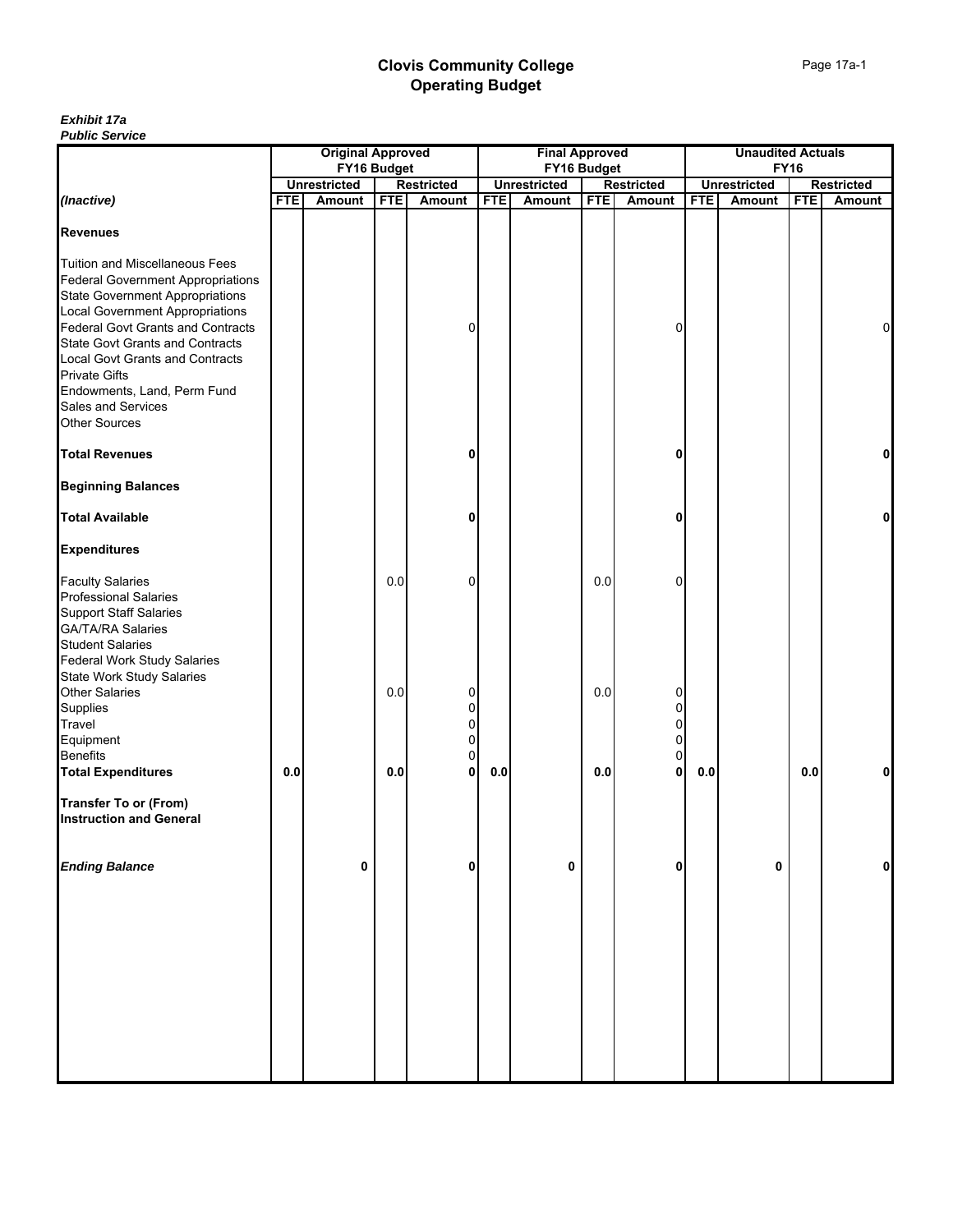# Clovis Community College
## Operating Budget

***Exhibit 17a***
***Public Service***

| | Original Approved FY16 Budget | | | | Final Approved FY16 Budget | | | | Unaudited Actuals FY16 | | | |
|---|---|---|---|---|---|---|---|---|---|---|---|---|
| | Unrestricted | | Restricted | | Unrestricted | | Restricted | | Unrestricted | | Restricted | |
| ***(Inactive)*** | **FTE** | **Amount** | **FTE** | **Amount** | **FTE** | **Amount** | **FTE** | **Amount** | **FTE** | **Amount** | **FTE** | **Amount** |
| **Revenues** | | | | | | | | | | | | |
| Tuition and Miscellaneous Fees | | | | | | | | | | | | |
| Federal Government Appropriations | | | | | | | | | | | | |
| State Government Appropriations | | | | | | | | | | | | |
| Local Government Appropriations | | | | | | | | | | | | |
| Federal Govt Grants and Contracts | | | | 0 | | | | 0 | | | | 0 |
| State Govt Grants and Contracts | | | | | | | | | | | | |
| Local Govt Grants and Contracts | | | | | | | | | | | | |
| Private Gifts | | | | | | | | | | | | |
| Endowments, Land, Perm Fund | | | | | | | | | | | | |
| Sales and Services | | | | | | | | | | | | |
| Other Sources | | | | | | | | | | | | |
| **Total Revenues** | | | | **0** | | | | **0** | | | | **0** |
| **Beginning Balances** | | | | | | | | | | | | |
| **Total Available** | | | | **0** | | | | **0** | | | | **0** |
| **Expenditures** | | | | | | | | | | | | |
| Faculty Salaries | | | 0.0 | 0 | | | 0.0 | 0 | | | | |
| Professional Salaries | | | | | | | | | | | | |
| Support Staff Salaries | | | | | | | | | | | | |
| GA/TA/RA Salaries | | | | | | | | | | | | |
| Student Salaries | | | | | | | | | | | | |
| Federal Work Study Salaries | | | | | | | | | | | | |
| State Work Study Salaries | | | | | | | | | | | | |
| Other Salaries | | | 0.0 | 0 | | | 0.0 | 0 | | | | |
| Supplies | | | | 0 | | | | 0 | | | | |
| Travel | | | | 0 | | | | 0 | | | | |
| Equipment | | | | 0 | | | | 0 | | | | |
| Benefits | | | | 0 | | | | 0 | | | | |
| **Total Expenditures** | **0.0** | | **0.0** | **0** | **0.0** | | **0.0** | **0** | **0.0** | | **0.0** | **0** |
| **Transfer To or (From) Instruction and General** | | | | | | | | | | | | |
| ***Ending Balance*** | | **0** | | **0** | | **0** | | **0** | | **0** | | **0** |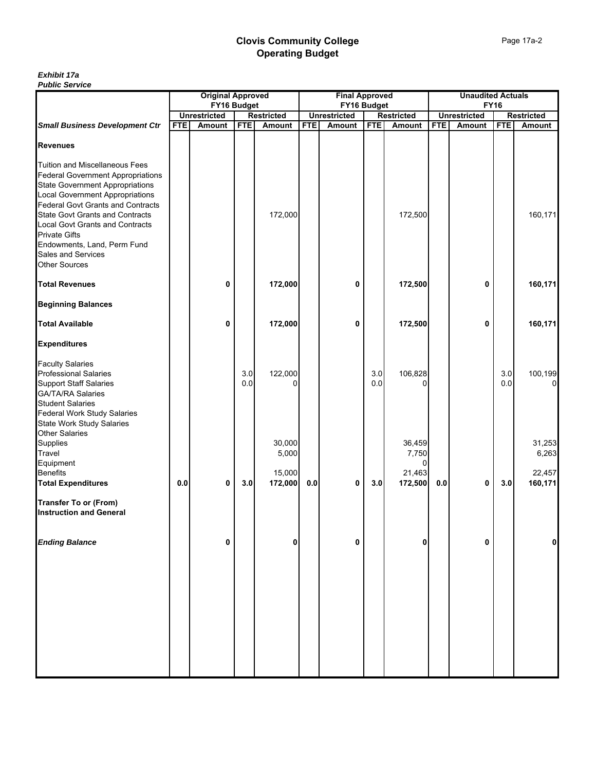# Clovis Community College
## Operating Budget

***Exhibit 17a***
***Public Service***

| | Original Approved FY16 Budget | | | | Final Approved FY16 Budget | | | | Unaudited Actuals FY16 | | | |
|---|---|---|---|---|---|---|---|---|---|---|---|---|
| | Unrestricted | | Restricted | | Unrestricted | | Restricted | | Unrestricted | | Restricted | |
| ***Small Business Development Ctr*** | **FTE** | **Amount** | **FTE** | **Amount** | **FTE** | **Amount** | **FTE** | **Amount** | **FTE** | **Amount** | **FTE** | **Amount** |
| **Revenues** | | | | | | | | | | | | |
| Tuition and Miscellaneous Fees | | | | | | | | | | | | |
| Federal Government Appropriations | | | | | | | | | | | | |
| State Government Appropriations | | | | | | | | | | | | |
| Local Government Appropriations | | | | | | | | | | | | |
| Federal Govt Grants and Contracts | | | | | | | | | | | | |
| State Govt Grants and Contracts | | | | 172,000 | | | | 172,500 | | | | 160,171 |
| Local Govt Grants and Contracts | | | | | | | | | | | | |
| Private Gifts | | | | | | | | | | | | |
| Endowments, Land, Perm Fund | | | | | | | | | | | | |
| Sales and Services | | | | | | | | | | | | |
| Other Sources | | | | | | | | | | | | |
| **Total Revenues** | | **0** | | **172,000** | | **0** | | **172,500** | | **0** | | **160,171** |
| **Beginning Balances** | | | | | | | | | | | | |
| **Total Available** | | **0** | | **172,000** | | **0** | | **172,500** | | **0** | | **160,171** |
| **Expenditures** | | | | | | | | | | | | |
| Faculty Salaries | | | | | | | | | | | | |
| Professional Salaries | | | 3.0 | 122,000 | | | 3.0 | 106,828 | | | 3.0 | 100,199 |
| Support Staff Salaries | | | 0.0 | 0 | | | 0.0 | 0 | | | 0.0 | 0 |
| GA/TA/RA Salaries | | | | | | | | | | | | |
| Student Salaries | | | | | | | | | | | | |
| Federal Work Study Salaries | | | | | | | | | | | | |
| State Work Study Salaries | | | | | | | | | | | | |
| Other Salaries | | | | | | | | | | | | |
| Supplies | | | | 30,000 | | | | 36,459 | | | | 31,253 |
| Travel | | | | 5,000 | | | | 7,750 | | | | 6,263 |
| Equipment | | | | | | | | 0 | | | | |
| Benefits | | | | 15,000 | | | | 21,463 | | | | 22,457 |
| **Total Expenditures** | **0.0** | **0** | **3.0** | **172,000** | **0.0** | **0** | **3.0** | **172,500** | **0.0** | **0** | **3.0** | **160,171** |
| **Transfer To or (From)** | | | | | | | | | | | | |
| **Instruction and General** | | | | | | | | | | | | |
| ***Ending Balance*** | | **0** | | **0** | | **0** | | **0** | | **0** | | **0** |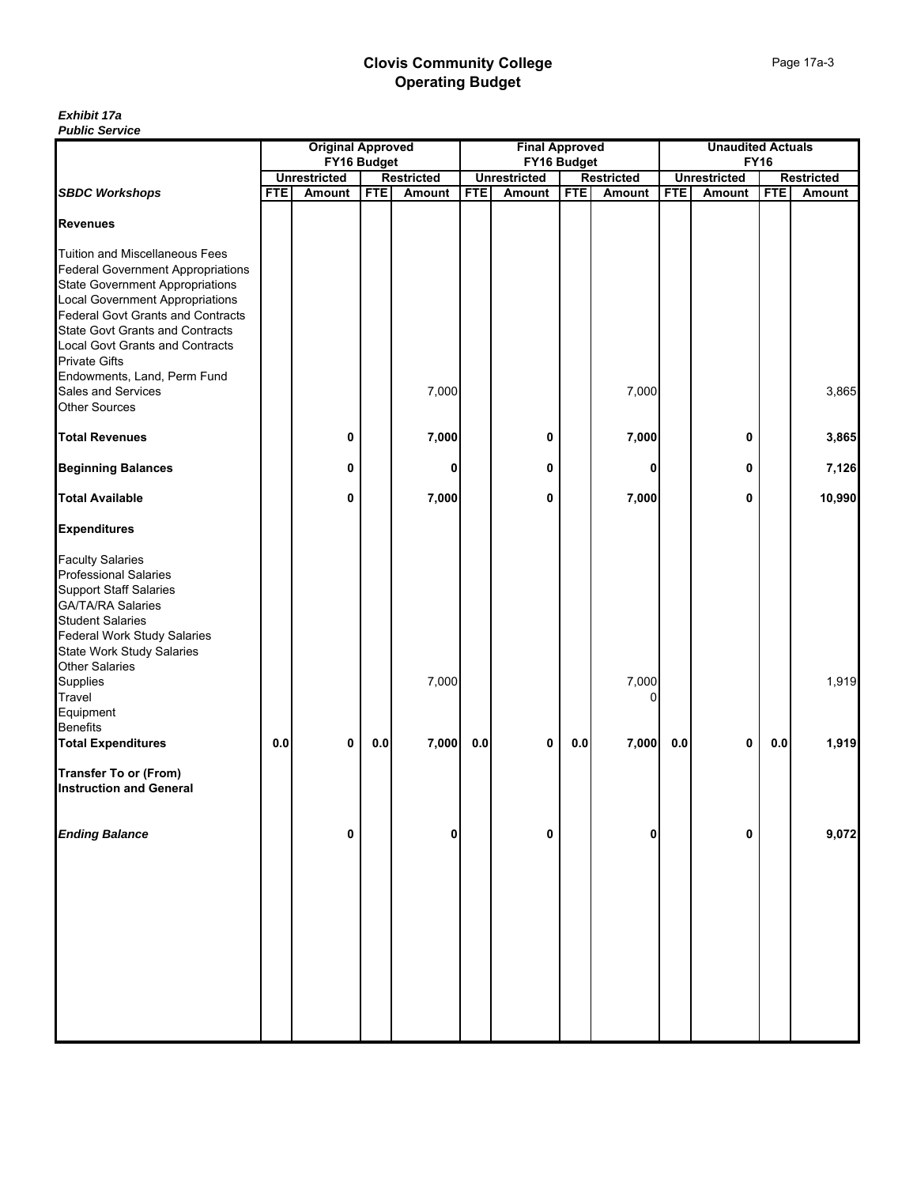# Clovis Community College
## Operating Budget

***Exhibit 17a***
***Public Service***

| | Original Approved FY16 Budget | | | | Final Approved FY16 Budget | | | | Unaudited Actuals FY16 | | | |
|---|---|---|---|---|---|---|---|---|---|---|---|---|
| | Unrestricted | | Restricted | | Unrestricted | | Restricted | | Unrestricted | | Restricted | |
| ***SBDC Workshops*** | **FTE** | **Amount** | **FTE** | **Amount** | **FTE** | **Amount** | **FTE** | **Amount** | **FTE** | **Amount** | **FTE** | **Amount** |
| **Revenues** | | | | | | | | | | | | |
| Tuition and Miscellaneous Fees | | | | | | | | | | | | |
| Federal Government Appropriations | | | | | | | | | | | | |
| State Government Appropriations | | | | | | | | | | | | |
| Local Government Appropriations | | | | | | | | | | | | |
| Federal Govt Grants and Contracts | | | | | | | | | | | | |
| State Govt Grants and Contracts | | | | | | | | | | | | |
| Local Govt Grants and Contracts | | | | | | | | | | | | |
| Private Gifts | | | | | | | | | | | | |
| Endowments, Land, Perm Fund | | | | | | | | | | | | |
| Sales and Services | | | | 7,000 | | | | 7,000 | | | | 3,865 |
| Other Sources | | | | | | | | | | | | |
| **Total Revenues** | | **0** | | **7,000** | | **0** | | **7,000** | | **0** | | **3,865** |
| **Beginning Balances** | | **0** | | **0** | | **0** | | **0** | | **0** | | **7,126** |
| **Total Available** | | **0** | | **7,000** | | **0** | | **7,000** | | **0** | | **10,990** |
| **Expenditures** | | | | | | | | | | | | |
| Faculty Salaries | | | | | | | | | | | | |
| Professional Salaries | | | | | | | | | | | | |
| Support Staff Salaries | | | | | | | | | | | | |
| GA/TA/RA Salaries | | | | | | | | | | | | |
| Student Salaries | | | | | | | | | | | | |
| Federal Work Study Salaries | | | | | | | | | | | | |
| State Work Study Salaries | | | | | | | | | | | | |
| Other Salaries | | | | | | | | | | | | |
| Supplies | | | | 7,000 | | | | 7,000 | | | | 1,919 |
| Travel | | | | | | | | 0 | | | | |
| Equipment | | | | | | | | | | | | |
| Benefits | | | | | | | | | | | | |
| **Total Expenditures** | **0.0** | **0** | **0.0** | **7,000** | **0.0** | **0** | **0.0** | **7,000** | **0.0** | **0** | **0.0** | **1,919** |
| **Transfer To or (From) Instruction and General** | | | | | | | | | | | | |
| ***Ending Balance*** | | **0** | | **0** | | **0** | | **0** | | **0** | | **9,072** |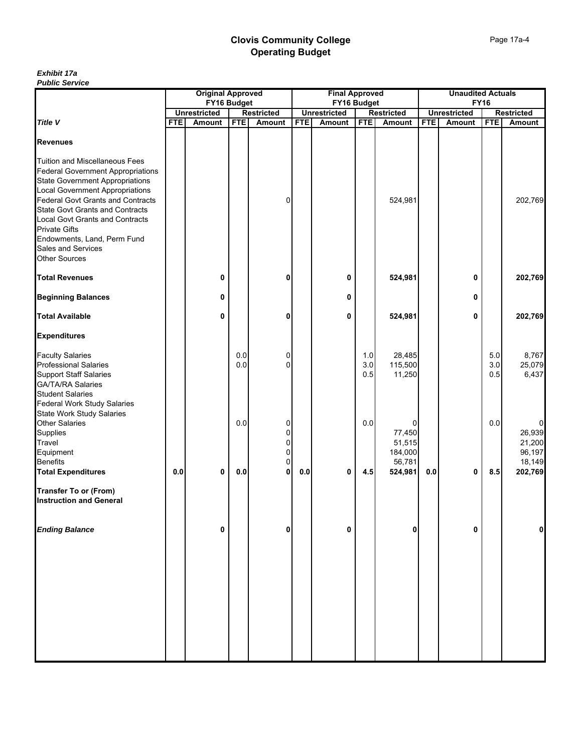# Clovis Community College
## Operating Budget

***Exhibit 17a***
***Public Service***

| Title V | Original Approved FY16 Budget | | | | Final Approved FY16 Budget | | | | Unaudited Actuals FY16 | | | |
|---|---|---|---|---|---|---|---|---|---|---|---|---|
| | Unrestricted | | Restricted | | Unrestricted | | Restricted | | Unrestricted | | Restricted | |
| | FTE | Amount | FTE | Amount | FTE | Amount | FTE | Amount | FTE | Amount | FTE | Amount |
| **Revenues** | | | | | | | | | | | | |
| Tuition and Miscellaneous Fees | | | | | | | | | | | | |
| Federal Government Appropriations | | | | | | | | | | | | |
| State Government Appropriations | | | | | | | | | | | | |
| Local Government Appropriations | | | | | | | | | | | | |
| Federal Govt Grants and Contracts | | | | 0 | | | | 524,981 | | | | 202,769 |
| State Govt Grants and Contracts | | | | | | | | | | | | |
| Local Govt Grants and Contracts | | | | | | | | | | | | |
| Private Gifts | | | | | | | | | | | | |
| Endowments, Land, Perm Fund | | | | | | | | | | | | |
| Sales and Services | | | | | | | | | | | | |
| Other Sources | | | | | | | | | | | | |
| **Total Revenues** | | **0** | | **0** | | **0** | | **524,981** | | **0** | | **202,769** |
| **Beginning Balances** | | **0** | | | | **0** | | | | **0** | | |
| **Total Available** | | **0** | | **0** | | **0** | | **524,981** | | **0** | | **202,769** |
| **Expenditures** | | | | | | | | | | | | |
| Faculty Salaries | | | 0.0 | 0 | | | 1.0 | 28,485 | | | 5.0 | 8,767 |
| Professional Salaries | | | 0.0 | 0 | | | 3.0 | 115,500 | | | 3.0 | 25,079 |
| Support Staff Salaries | | | | | | | 0.5 | 11,250 | | | 0.5 | 6,437 |
| GA/TA/RA Salaries | | | | | | | | | | | | |
| Student Salaries | | | | | | | | | | | | |
| Federal Work Study Salaries | | | | | | | | | | | | |
| State Work Study Salaries | | | | | | | | | | | | |
| Other Salaries | | | 0.0 | 0 | | | 0.0 | 0 | | | 0.0 | 0 |
| Supplies | | | | 0 | | | | 77,450 | | | | 26,939 |
| Travel | | | | 0 | | | | 51,515 | | | | 21,200 |
| Equipment | | | | 0 | | | | 184,000 | | | | 96,197 |
| Benefits | | | | 0 | | | | 56,781 | | | | 18,149 |
| **Total Expenditures** | **0.0** | **0** | **0.0** | **0** | **0.0** | **0** | **4.5** | **524,981** | **0.0** | **0** | **8.5** | **202,769** |
| **Transfer To or (From) Instruction and General** | | | | | | | | | | | | |
| ***Ending Balance*** | | **0** | | **0** | | **0** | | **0** | | **0** | | **0** |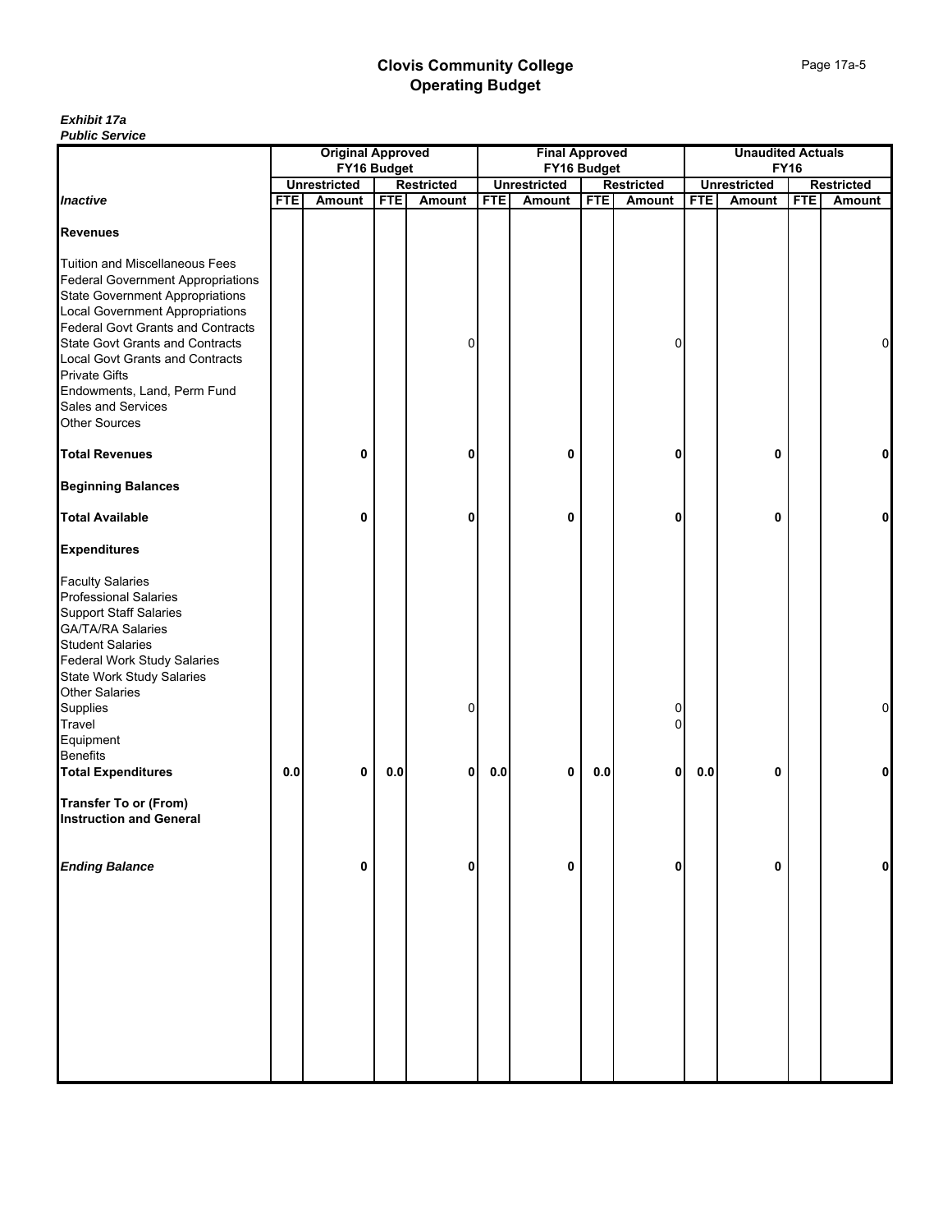# Clovis Community College
## Operating Budget

***Exhibit 17a***
***Public Service***

| | Original Approved FY16 Budget | | | | Final Approved FY16 Budget | | | | Unaudited Actuals FY16 | | | |
|---|---|---|---|---|---|---|---|---|---|---|---|---|
| | Unrestricted | | Restricted | | Unrestricted | | Restricted | | Unrestricted | | Restricted | |
| ***Inactive*** | **FTE** | **Amount** | **FTE** | **Amount** | **FTE** | **Amount** | **FTE** | **Amount** | **FTE** | **Amount** | **FTE** | **Amount** |
| **Revenues** | | | | | | | | | | | | |
| Tuition and Miscellaneous Fees | | | | | | | | | | | | |
| Federal Government Appropriations | | | | | | | | | | | | |
| State Government Appropriations | | | | | | | | | | | | |
| Local Government Appropriations | | | | | | | | | | | | |
| Federal Govt Grants and Contracts | | | | | | | | | | | | |
| State Govt Grants and Contracts | | | | 0 | | | | 0 | | | | 0 |
| Local Govt Grants and Contracts | | | | | | | | | | | | |
| Private Gifts | | | | | | | | | | | | |
| Endowments, Land, Perm Fund | | | | | | | | | | | | |
| Sales and Services | | | | | | | | | | | | |
| Other Sources | | | | | | | | | | | | |
| **Total Revenues** | | **0** | | **0** | | **0** | | **0** | | **0** | | **0** |
| **Beginning Balances** | | | | | | | | | | | | |
| **Total Available** | | **0** | | **0** | | **0** | | **0** | | **0** | | **0** |
| **Expenditures** | | | | | | | | | | | | |
| Faculty Salaries | | | | | | | | | | | | |
| Professional Salaries | | | | | | | | | | | | |
| Support Staff Salaries | | | | | | | | | | | | |
| GA/TA/RA Salaries | | | | | | | | | | | | |
| Student Salaries | | | | | | | | | | | | |
| Federal Work Study Salaries | | | | | | | | | | | | |
| State Work Study Salaries | | | | | | | | | | | | |
| Other Salaries | | | | | | | | | | | | |
| Supplies | | | | 0 | | | | 0 | | | | 0 |
| Travel | | | | | | | | 0 | | | | |
| Equipment | | | | | | | | | | | | |
| Benefits | | | | | | | | | | | | |
| **Total Expenditures** | **0.0** | **0** | **0.0** | **0** | **0.0** | **0** | **0.0** | **0** | **0.0** | **0** | | **0** |
| **Transfer To or (From) Instruction and General** | | | | | | | | | | | | |
| ***Ending Balance*** | | **0** | | **0** | | **0** | | **0** | | **0** | | **0** |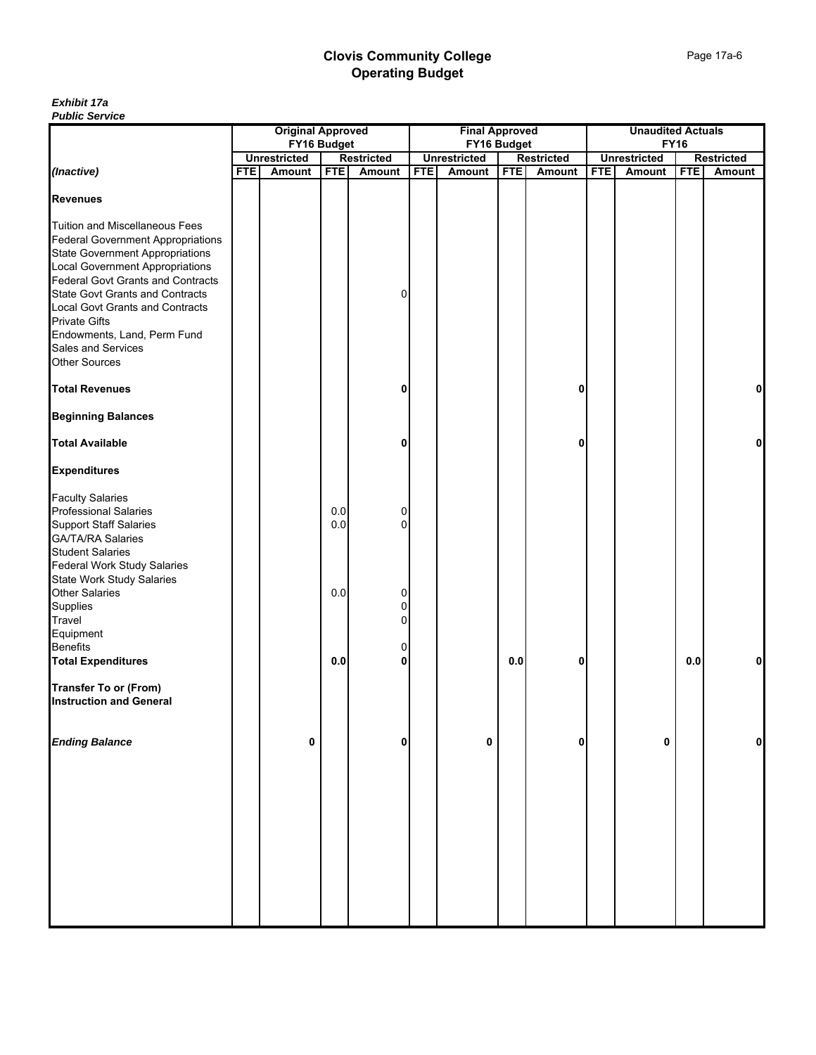# Clovis Community College
## Operating Budget

***Exhibit 17a***
***Public Service***

| | Original Approved FY16 Budget | | | | Final Approved FY16 Budget | | | | Unaudited Actuals FY16 | | | |
|---|---|---|---|---|---|---|---|---|---|---|---|---|
| | Unrestricted | | Restricted | | Unrestricted | | Restricted | | Unrestricted | | Restricted | |
| ***(Inactive)*** | **FTE** | **Amount** | **FTE** | **Amount** | **FTE** | **Amount** | **FTE** | **Amount** | **FTE** | **Amount** | **FTE** | **Amount** |
| **Revenues** | | | | | | | | | | | | |
| Tuition and Miscellaneous Fees | | | | | | | | | | | | |
| Federal Government Appropriations | | | | | | | | | | | | |
| State Government Appropriations | | | | | | | | | | | | |
| Local Government Appropriations | | | | | | | | | | | | |
| Federal Govt Grants and Contracts | | | | | | | | | | | | |
| State Govt Grants and Contracts | | | | 0 | | | | | | | | |
| Local Govt Grants and Contracts | | | | | | | | | | | | |
| Private Gifts | | | | | | | | | | | | |
| Endowments, Land, Perm Fund | | | | | | | | | | | | |
| Sales and Services | | | | | | | | | | | | |
| Other Sources | | | | | | | | | | | | |
| **Total Revenues** | | | | **0** | | | | **0** | | | | **0** |
| **Beginning Balances** | | | | | | | | | | | | |
| **Total Available** | | | | **0** | | | | **0** | | | | **0** |
| **Expenditures** | | | | | | | | | | | | |
| Faculty Salaries | | | | | | | | | | | | |
| Professional Salaries | | | 0.0 | 0 | | | | | | | | |
| Support Staff Salaries | | | 0.0 | 0 | | | | | | | | |
| GA/TA/RA Salaries | | | | | | | | | | | | |
| Student Salaries | | | | | | | | | | | | |
| Federal Work Study Salaries | | | | | | | | | | | | |
| State Work Study Salaries | | | | | | | | | | | | |
| Other Salaries | | | 0.0 | 0 | | | | | | | | |
| Supplies | | | | 0 | | | | | | | | |
| Travel | | | | 0 | | | | | | | | |
| Equipment | | | | | | | | | | | | |
| Benefits | | | | 0 | | | | | | | | |
| **Total Expenditures** | | | **0.0** | **0** | | | **0.0** | **0** | | | **0.0** | **0** |
| **Transfer To or (From) Instruction and General** | | | | | | | | | | | | |
| ***Ending Balance*** | | **0** | | **0** | | **0** | | **0** | | **0** | | **0** |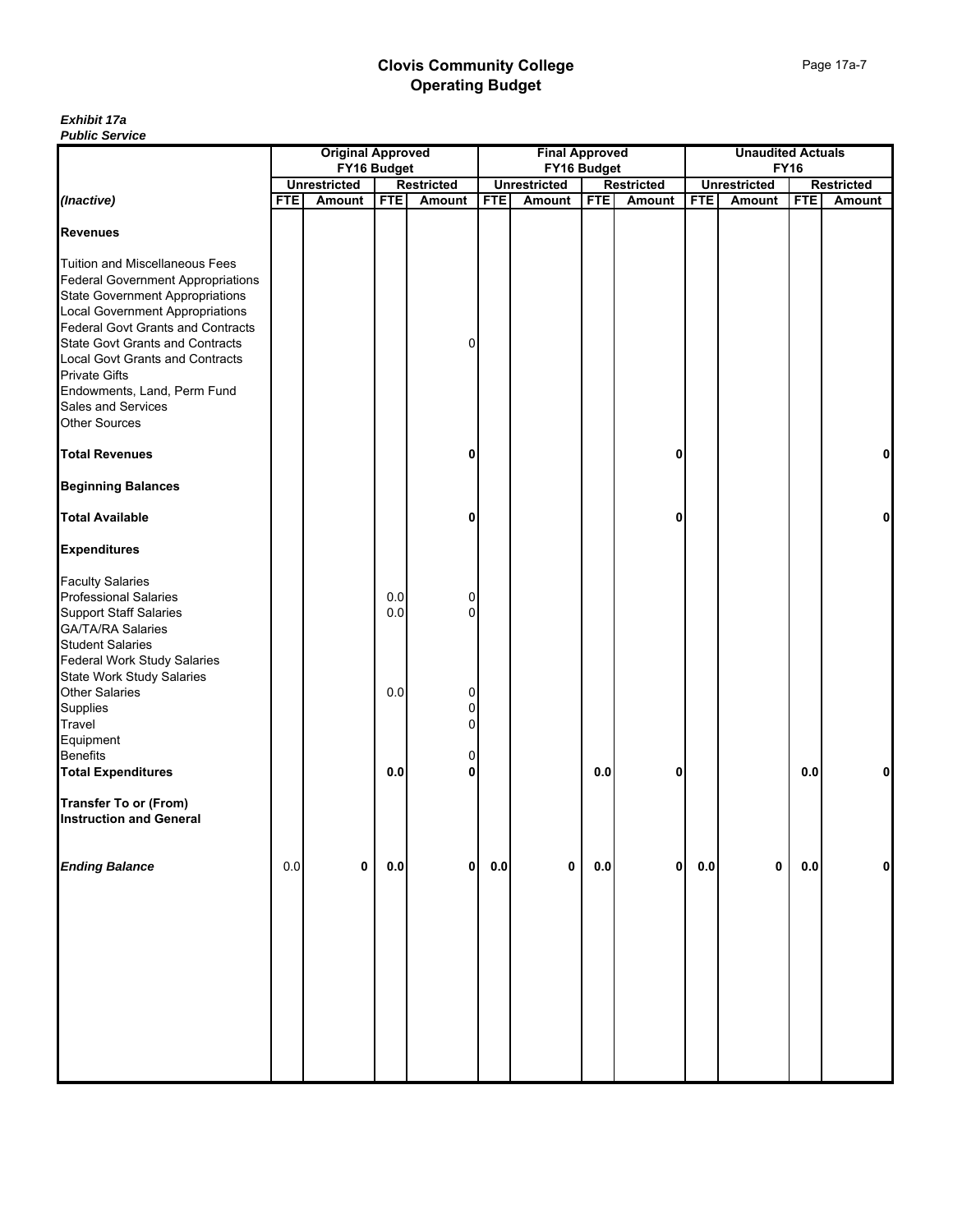# Clovis Community College
## Operating Budget

***Exhibit 17a***
***Public Service***

| | Original Approved FY16 Budget | | | | Final Approved FY16 Budget | | | | Unaudited Actuals FY16 | | | |
|---|---|---|---|---|---|---|---|---|---|---|---|---|
| | Unrestricted | | Restricted | | Unrestricted | | Restricted | | Unrestricted | | Restricted | |
| ***(Inactive)*** | **FTE** | **Amount** | **FTE** | **Amount** | **FTE** | **Amount** | **FTE** | **Amount** | **FTE** | **Amount** | **FTE** | **Amount** |
| **Revenues** | | | | | | | | | | | | |
| Tuition and Miscellaneous Fees | | | | | | | | | | | | |
| Federal Government Appropriations | | | | | | | | | | | | |
| State Government Appropriations | | | | | | | | | | | | |
| Local Government Appropriations | | | | | | | | | | | | |
| Federal Govt Grants and Contracts | | | | | | | | | | | | |
| State Govt Grants and Contracts | | | | 0 | | | | | | | | |
| Local Govt Grants and Contracts | | | | | | | | | | | | |
| Private Gifts | | | | | | | | | | | | |
| Endowments, Land, Perm Fund | | | | | | | | | | | | |
| Sales and Services | | | | | | | | | | | | |
| Other Sources | | | | | | | | | | | | |
| **Total Revenues** | | | | **0** | | | | **0** | | | | **0** |
| **Beginning Balances** | | | | | | | | | | | | |
| **Total Available** | | | | **0** | | | | **0** | | | | **0** |
| **Expenditures** | | | | | | | | | | | | |
| Faculty Salaries | | | | | | | | | | | | |
| Professional Salaries | | | 0.0 | 0 | | | | | | | | |
| Support Staff Salaries | | | 0.0 | 0 | | | | | | | | |
| GA/TA/RA Salaries | | | | | | | | | | | | |
| Student Salaries | | | | | | | | | | | | |
| Federal Work Study Salaries | | | | | | | | | | | | |
| State Work Study Salaries | | | | | | | | | | | | |
| Other Salaries | | | 0.0 | 0 | | | | | | | | |
| Supplies | | | | 0 | | | | | | | | |
| Travel | | | | 0 | | | | | | | | |
| Equipment | | | | | | | | | | | | |
| Benefits | | | | 0 | | | | | | | | |
| **Total Expenditures** | | | **0.0** | **0** | | | **0.0** | **0** | | | **0.0** | **0** |
| **Transfer To or (From) Instruction and General** | | | | | | | | | | | | |
| ***Ending Balance*** | 0.0 | **0** | **0.0** | **0** | **0.0** | **0** | **0.0** | **0** | **0.0** | **0** | **0.0** | **0** |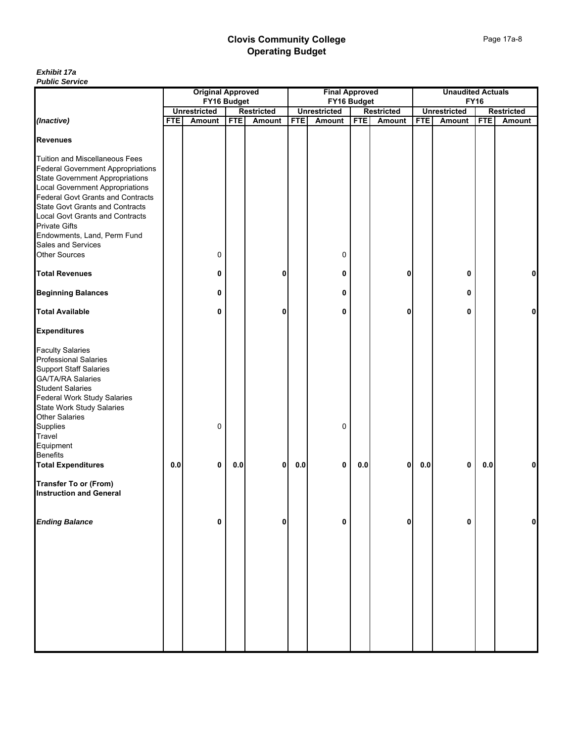# Clovis Community College
## Operating Budget

***Exhibit 17a***
***Public Service***

| | Original Approved FY16 Budget | | | | Final Approved FY16 Budget | | | | Unaudited Actuals FY16 | | | |
|---|---|---|---|---|---|---|---|---|---|---|---|---|
| | Unrestricted | | Restricted | | Unrestricted | | Restricted | | Unrestricted | | Restricted | |
| ***(Inactive)*** | FTE | Amount | FTE | Amount | FTE | Amount | FTE | Amount | FTE | Amount | FTE | Amount |
| **Revenues** | | | | | | | | | | | | |
| Tuition and Miscellaneous Fees | | | | | | | | | | | | |
| Federal Government Appropriations | | | | | | | | | | | | |
| State Government Appropriations | | | | | | | | | | | | |
| Local Government Appropriations | | | | | | | | | | | | |
| Federal Govt Grants and Contracts | | | | | | | | | | | | |
| State Govt Grants and Contracts | | | | | | | | | | | | |
| Local Govt Grants and Contracts | | | | | | | | | | | | |
| Private Gifts | | | | | | | | | | | | |
| Endowments, Land, Perm Fund | | | | | | | | | | | | |
| Sales and Services | | | | | | | | | | | | |
| Other Sources | | 0 | | | | 0 | | | | | | |
| **Total Revenues** | | **0** | | **0** | | **0** | | **0** | | **0** | | **0** |
| **Beginning Balances** | | **0** | | | | **0** | | | | **0** | | |
| **Total Available** | | **0** | | **0** | | **0** | | **0** | | **0** | | **0** |
| **Expenditures** | | | | | | | | | | | | |
| Faculty Salaries | | | | | | | | | | | | |
| Professional Salaries | | | | | | | | | | | | |
| Support Staff Salaries | | | | | | | | | | | | |
| GA/TA/RA Salaries | | | | | | | | | | | | |
| Student Salaries | | | | | | | | | | | | |
| Federal Work Study Salaries | | | | | | | | | | | | |
| State Work Study Salaries | | | | | | | | | | | | |
| Other Salaries | | | | | | | | | | | | |
| Supplies | | 0 | | | | 0 | | | | | | |
| Travel | | | | | | | | | | | | |
| Equipment | | | | | | | | | | | | |
| Benefits | | | | | | | | | | | | |
| **Total Expenditures** | **0.0** | **0** | **0.0** | **0** | **0.0** | **0** | **0.0** | **0** | **0.0** | **0** | **0.0** | **0** |
| **Transfer To or (From) Instruction and General** | | | | | | | | | | | | |
| ***Ending Balance*** | | **0** | | **0** | | **0** | | **0** | | **0** | | **0** |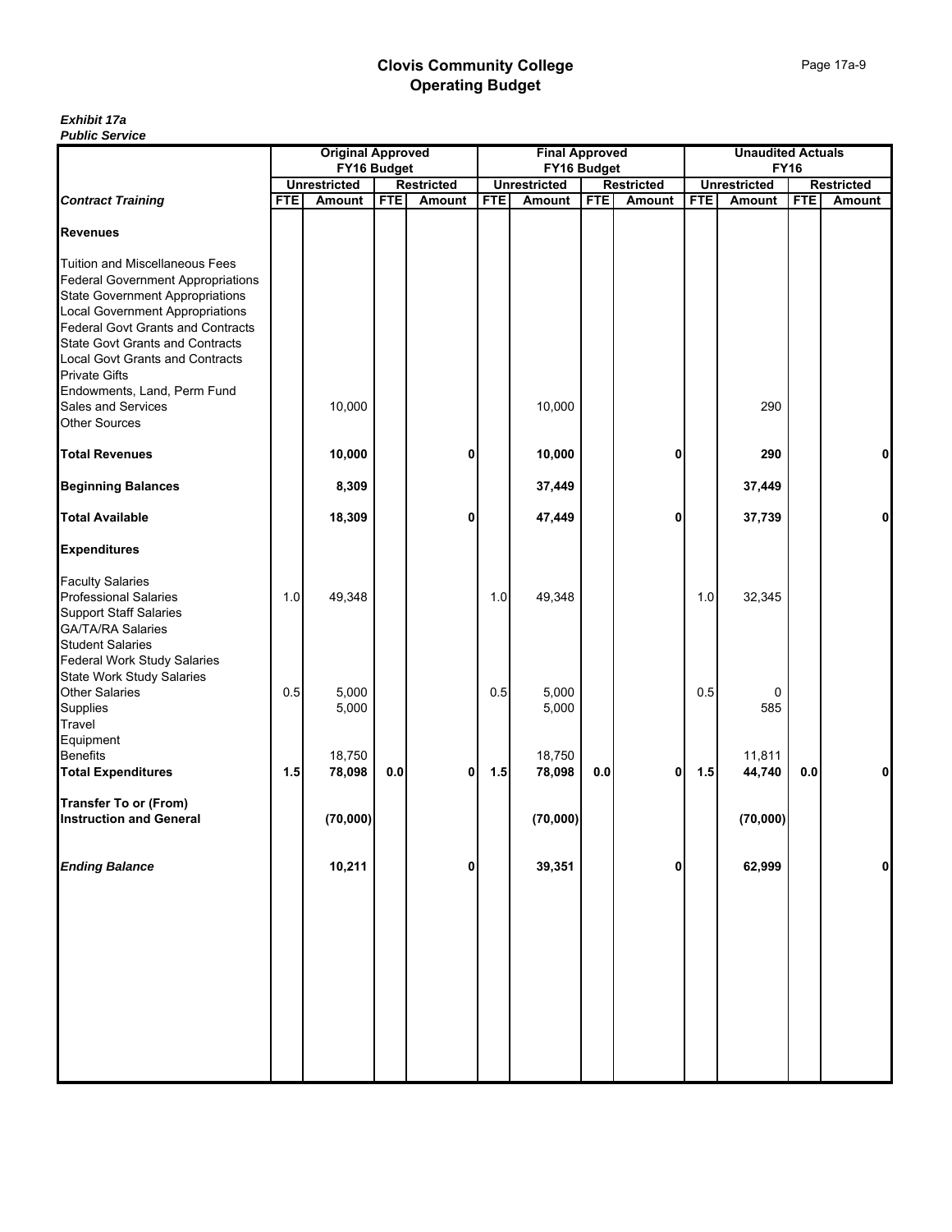# Clovis Community College
## Operating Budget

***Exhibit 17a***
***Public Service***

| | Original Approved FY16 Budget | | | | Final Approved FY16 Budget | | | | Unaudited Actuals FY16 | | | |
|---|---|---|---|---|---|---|---|---|---|---|---|---|
| | Unrestricted | | Restricted | | Unrestricted | | Restricted | | Unrestricted | | Restricted | |
| ***Contract Training*** | **FTE** | **Amount** | **FTE** | **Amount** | **FTE** | **Amount** | **FTE** | **Amount** | **FTE** | **Amount** | **FTE** | **Amount** |
| **Revenues** | | | | | | | | | | | | |
| Tuition and Miscellaneous Fees | | | | | | | | | | | | |
| Federal Government Appropriations | | | | | | | | | | | | |
| State Government Appropriations | | | | | | | | | | | | |
| Local Government Appropriations | | | | | | | | | | | | |
| Federal Govt Grants and Contracts | | | | | | | | | | | | |
| State Govt Grants and Contracts | | | | | | | | | | | | |
| Local Govt Grants and Contracts | | | | | | | | | | | | |
| Private Gifts | | | | | | | | | | | | |
| Endowments, Land, Perm Fund | | | | | | | | | | | | |
| Sales and Services | | 10,000 | | | | 10,000 | | | | 290 | | |
| Other Sources | | | | | | | | | | | | |
| **Total Revenues** | | **10,000** | | **0** | | **10,000** | | **0** | | **290** | | **0** |
| **Beginning Balances** | | **8,309** | | | | **37,449** | | | | **37,449** | | |
| **Total Available** | | **18,309** | | **0** | | **47,449** | | **0** | | **37,739** | | **0** |
| **Expenditures** | | | | | | | | | | | | |
| Faculty Salaries | | | | | | | | | | | | |
| Professional Salaries | 1.0 | 49,348 | | | 1.0 | 49,348 | | | 1.0 | 32,345 | | |
| Support Staff Salaries | | | | | | | | | | | | |
| GA/TA/RA Salaries | | | | | | | | | | | | |
| Student Salaries | | | | | | | | | | | | |
| Federal Work Study Salaries | | | | | | | | | | | | |
| State Work Study Salaries | | | | | | | | | | | | |
| Other Salaries | 0.5 | 5,000 | | | 0.5 | 5,000 | | | 0.5 | 0 | | |
| Supplies | | 5,000 | | | | 5,000 | | | | 585 | | |
| Travel | | | | | | | | | | | | |
| Equipment | | | | | | | | | | | | |
| Benefits | | 18,750 | | | | 18,750 | | | | 11,811 | | |
| **Total Expenditures** | **1.5** | **78,098** | **0.0** | **0** | **1.5** | **78,098** | **0.0** | **0** | **1.5** | **44,740** | **0.0** | **0** |
| **Transfer To or (From) Instruction and General** | | **(70,000)** | | | | **(70,000)** | | | | **(70,000)** | | |
| ***Ending Balance*** | | **10,211** | | **0** | | **39,351** | | **0** | | **62,999** | | **0** |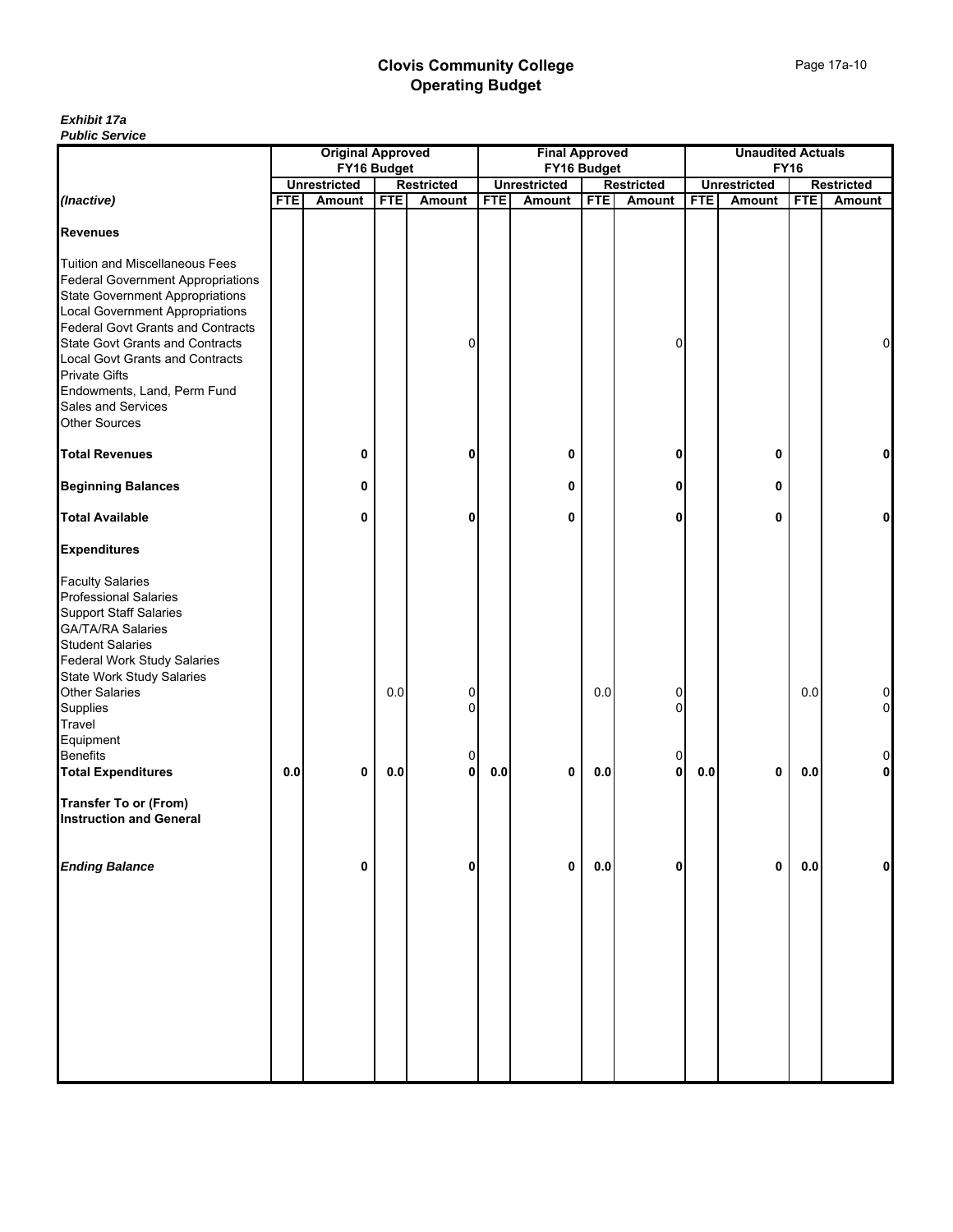# Clovis Community College
## Operating Budget

***Exhibit 17a***
***Public Service***

| | Original Approved FY16 Budget | | | | Final Approved FY16 Budget | | | | Unaudited Actuals FY16 | | | |
|---|---|---|---|---|---|---|---|---|---|---|---|---|
| | Unrestricted | | Restricted | | Unrestricted | | Restricted | | Unrestricted | | Restricted | |
| ***(Inactive)*** | **FTE** | **Amount** | **FTE** | **Amount** | **FTE** | **Amount** | **FTE** | **Amount** | **FTE** | **Amount** | **FTE** | **Amount** |
| **Revenues** | | | | | | | | | | | | |
| Tuition and Miscellaneous Fees | | | | | | | | | | | | |
| Federal Government Appropriations | | | | | | | | | | | | |
| State Government Appropriations | | | | | | | | | | | | |
| Local Government Appropriations | | | | | | | | | | | | |
| Federal Govt Grants and Contracts | | | | | | | | | | | | |
| State Govt Grants and Contracts | | | | 0 | | | | 0 | | | | 0 |
| Local Govt Grants and Contracts | | | | | | | | | | | | |
| Private Gifts | | | | | | | | | | | | |
| Endowments, Land, Perm Fund | | | | | | | | | | | | |
| Sales and Services | | | | | | | | | | | | |
| Other Sources | | | | | | | | | | | | |
| **Total Revenues** | | **0** | | **0** | | **0** | | **0** | | **0** | | **0** |
| **Beginning Balances** | | **0** | | | | **0** | | **0** | | **0** | | |
| **Total Available** | | **0** | | **0** | | **0** | | **0** | | **0** | | **0** |
| **Expenditures** | | | | | | | | | | | | |
| Faculty Salaries | | | | | | | | | | | | |
| Professional Salaries | | | | | | | | | | | | |
| Support Staff Salaries | | | | | | | | | | | | |
| GA/TA/RA Salaries | | | | | | | | | | | | |
| Student Salaries | | | | | | | | | | | | |
| Federal Work Study Salaries | | | | | | | | | | | | |
| State Work Study Salaries | | | | | | | | | | | | |
| Other Salaries | | | 0.0 | 0 | | | 0.0 | 0 | | | 0.0 | 0 |
| Supplies | | | | 0 | | | | 0 | | | | 0 |
| Travel | | | | | | | | | | | | |
| Equipment | | | | | | | | | | | | |
| Benefits | | | | 0 | | | | 0 | | | | 0 |
| **Total Expenditures** | **0.0** | **0** | **0.0** | **0** | **0.0** | **0** | **0.0** | **0** | **0.0** | **0** | **0.0** | **0** |
| **Transfer To or (From) Instruction and General** | | | | | | | | | | | | |
| ***Ending Balance*** | | **0** | | **0** | | **0** | **0.0** | **0** | | **0** | **0.0** | **0** |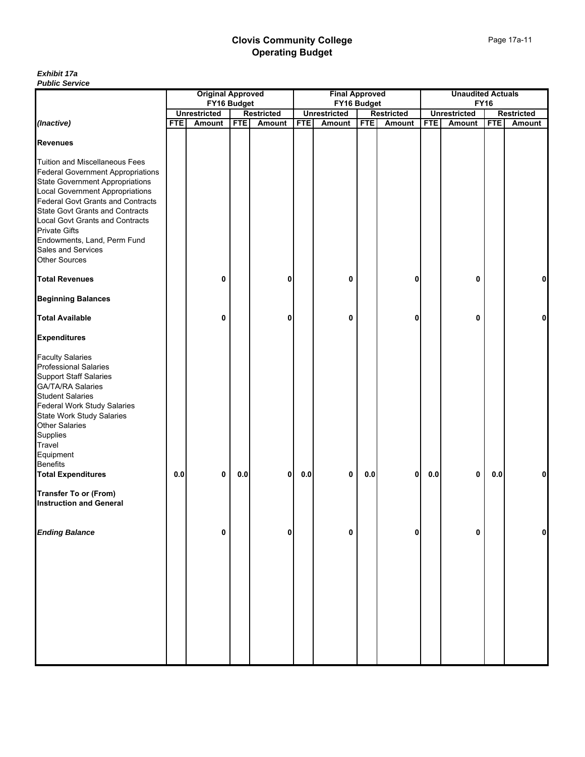# Clovis Community College
## Operating Budget

***Exhibit 17a***
***Public Service***

| | Original Approved FY16 Budget | | | | Final Approved FY16 Budget | | | | Unaudited Actuals FY16 | | | |
|---|---|---|---|---|---|---|---|---|---|---|---|---|
| | Unrestricted | | Restricted | | Unrestricted | | Restricted | | Unrestricted | | Restricted | |
| ***(Inactive)*** | **FTE** | **Amount** | **FTE** | **Amount** | **FTE** | **Amount** | **FTE** | **Amount** | **FTE** | **Amount** | **FTE** | **Amount** |
| **Revenues** | | | | | | | | | | | | |
| Tuition and Miscellaneous Fees | | | | | | | | | | | | |
| Federal Government Appropriations | | | | | | | | | | | | |
| State Government Appropriations | | | | | | | | | | | | |
| Local Government Appropriations | | | | | | | | | | | | |
| Federal Govt Grants and Contracts | | | | | | | | | | | | |
| State Govt Grants and Contracts | | | | | | | | | | | | |
| Local Govt Grants and Contracts | | | | | | | | | | | | |
| Private Gifts | | | | | | | | | | | | |
| Endowments, Land, Perm Fund | | | | | | | | | | | | |
| Sales and Services | | | | | | | | | | | | |
| Other Sources | | | | | | | | | | | | |
| **Total Revenues** | | **0** | | **0** | | **0** | | **0** | | **0** | | **0** |
| **Beginning Balances** | | | | | | | | | | | | |
| **Total Available** | | **0** | | **0** | | **0** | | **0** | | **0** | | **0** |
| **Expenditures** | | | | | | | | | | | | |
| Faculty Salaries | | | | | | | | | | | | |
| Professional Salaries | | | | | | | | | | | | |
| Support Staff Salaries | | | | | | | | | | | | |
| GA/TA/RA Salaries | | | | | | | | | | | | |
| Student Salaries | | | | | | | | | | | | |
| Federal Work Study Salaries | | | | | | | | | | | | |
| State Work Study Salaries | | | | | | | | | | | | |
| Other Salaries | | | | | | | | | | | | |
| Supplies | | | | | | | | | | | | |
| Travel | | | | | | | | | | | | |
| Equipment | | | | | | | | | | | | |
| Benefits | | | | | | | | | | | | |
| **Total Expenditures** | **0.0** | **0** | **0.0** | **0** | **0.0** | **0** | **0.0** | **0** | **0.0** | **0** | **0.0** | **0** |
| **Transfer To or (From) Instruction and General** | | | | | | | | | | | | |
| ***Ending Balance*** | | **0** | | **0** | | **0** | | **0** | | **0** | | **0** |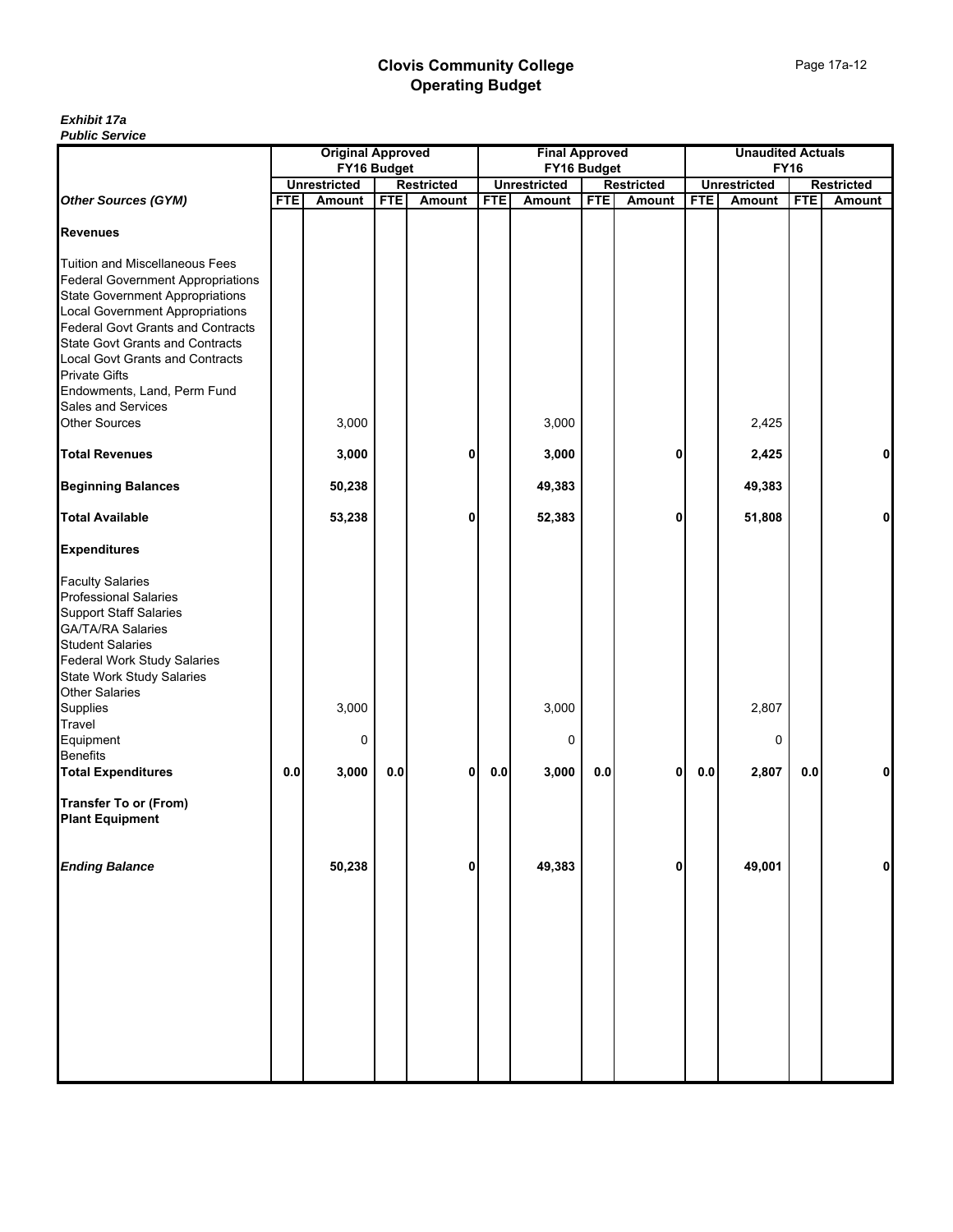# Clovis Community College
## Operating Budget

***Exhibit 17a***
***Public Service***

| | Original Approved FY16 Budget | | | | Final Approved FY16 Budget | | | | Unaudited Actuals FY16 | | | |
|---|---|---|---|---|---|---|---|---|---|---|---|---|
| | Unrestricted | | Restricted | | Unrestricted | | Restricted | | Unrestricted | | Restricted | |
| ***Other Sources (GYM)*** | **FTE** | **Amount** | **FTE** | **Amount** | **FTE** | **Amount** | **FTE** | **Amount** | **FTE** | **Amount** | **FTE** | **Amount** |
| **Revenues** | | | | | | | | | | | | |
| Tuition and Miscellaneous Fees | | | | | | | | | | | | |
| Federal Government Appropriations | | | | | | | | | | | | |
| State Government Appropriations | | | | | | | | | | | | |
| Local Government Appropriations | | | | | | | | | | | | |
| Federal Govt Grants and Contracts | | | | | | | | | | | | |
| State Govt Grants and Contracts | | | | | | | | | | | | |
| Local Govt Grants and Contracts | | | | | | | | | | | | |
| Private Gifts | | | | | | | | | | | | |
| Endowments, Land, Perm Fund | | | | | | | | | | | | |
| Sales and Services | | | | | | | | | | | | |
| Other Sources | | 3,000 | | | | 3,000 | | | | 2,425 | | |
| **Total Revenues** | | **3,000** | | **0** | | **3,000** | | **0** | | **2,425** | | **0** |
| **Beginning Balances** | | **50,238** | | | | **49,383** | | | | **49,383** | | |
| **Total Available** | | **53,238** | | **0** | | **52,383** | | **0** | | **51,808** | | **0** |
| **Expenditures** | | | | | | | | | | | | |
| Faculty Salaries | | | | | | | | | | | | |
| Professional Salaries | | | | | | | | | | | | |
| Support Staff Salaries | | | | | | | | | | | | |
| GA/TA/RA Salaries | | | | | | | | | | | | |
| Student Salaries | | | | | | | | | | | | |
| Federal Work Study Salaries | | | | | | | | | | | | |
| State Work Study Salaries | | | | | | | | | | | | |
| Other Salaries | | | | | | | | | | | | |
| Supplies | | 3,000 | | | | 3,000 | | | | 2,807 | | |
| Travel | | | | | | | | | | | | |
| Equipment | | 0 | | | | 0 | | | | 0 | | |
| Benefits | | | | | | | | | | | | |
| **Total Expenditures** | **0.0** | **3,000** | **0.0** | **0** | **0.0** | **3,000** | **0.0** | **0** | **0.0** | **2,807** | **0.0** | **0** |
| **Transfer To or (From) Plant Equipment** | | | | | | | | | | | | |
| ***Ending Balance*** | | **50,238** | | **0** | | **49,383** | | **0** | | **49,001** | | **0** |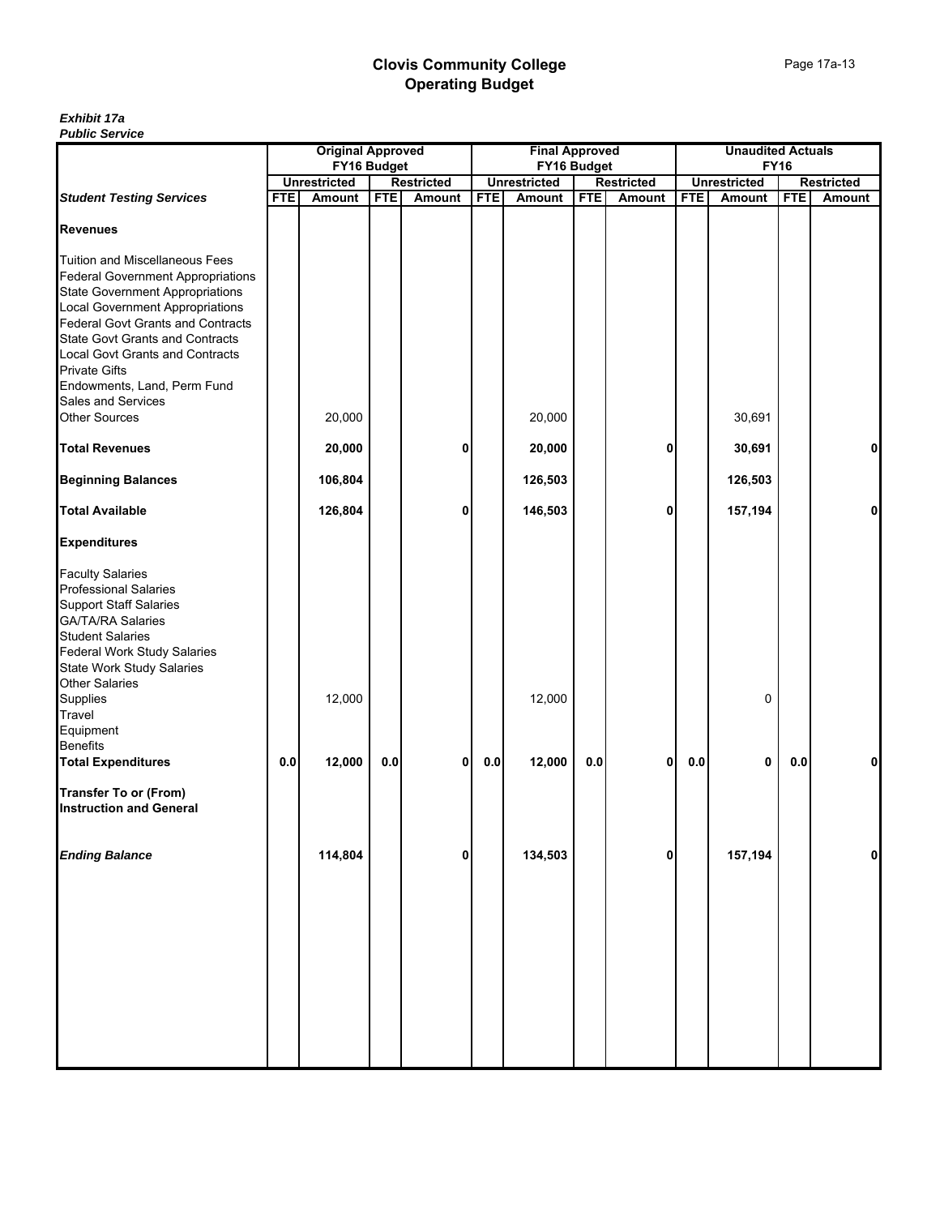# Clovis Community College
## Operating Budget

***Exhibit 17a***
***Public Service***

| Student Testing Services | Original Approved FY16 Budget | | | | Final Approved FY16 Budget | | | | Unaudited Actuals FY16 | | | |
|---|---|---|---|---|---|---|---|---|---|---|---|---|
| | Unrestricted | | Restricted | | Unrestricted | | Restricted | | Unrestricted | | Restricted | |
| | FTE | Amount | FTE | Amount | FTE | Amount | FTE | Amount | FTE | Amount | FTE | Amount |
| **Revenues** | | | | | | | | | | | | |
| Tuition and Miscellaneous Fees | | | | | | | | | | | | |
| Federal Government Appropriations | | | | | | | | | | | | |
| State Government Appropriations | | | | | | | | | | | | |
| Local Government Appropriations | | | | | | | | | | | | |
| Federal Govt Grants and Contracts | | | | | | | | | | | | |
| State Govt Grants and Contracts | | | | | | | | | | | | |
| Local Govt Grants and Contracts | | | | | | | | | | | | |
| Private Gifts | | | | | | | | | | | | |
| Endowments, Land, Perm Fund | | | | | | | | | | | | |
| Sales and Services | | | | | | | | | | | | |
| Other Sources | | 20,000 | | | | 20,000 | | | | 30,691 | | |
| **Total Revenues** | | **20,000** | | **0** | | **20,000** | | **0** | | **30,691** | | **0** |
| **Beginning Balances** | | **106,804** | | | | **126,503** | | | | **126,503** | | |
| **Total Available** | | **126,804** | | **0** | | **146,503** | | **0** | | **157,194** | | **0** |
| **Expenditures** | | | | | | | | | | | | |
| Faculty Salaries | | | | | | | | | | | | |
| Professional Salaries | | | | | | | | | | | | |
| Support Staff Salaries | | | | | | | | | | | | |
| GA/TA/RA Salaries | | | | | | | | | | | | |
| Student Salaries | | | | | | | | | | | | |
| Federal Work Study Salaries | | | | | | | | | | | | |
| State Work Study Salaries | | | | | | | | | | | | |
| Other Salaries | | | | | | | | | | | | |
| Supplies | | 12,000 | | | | 12,000 | | | | 0 | | |
| Travel | | | | | | | | | | | | |
| Equipment | | | | | | | | | | | | |
| Benefits | | | | | | | | | | | | |
| **Total Expenditures** | **0.0** | **12,000** | **0.0** | **0** | **0.0** | **12,000** | **0.0** | **0** | **0.0** | **0** | **0.0** | **0** |
| **Transfer To or (From) Instruction and General** | | | | | | | | | | | | |
| ***Ending Balance*** | | **114,804** | | **0** | | **134,503** | | **0** | | **157,194** | | **0** |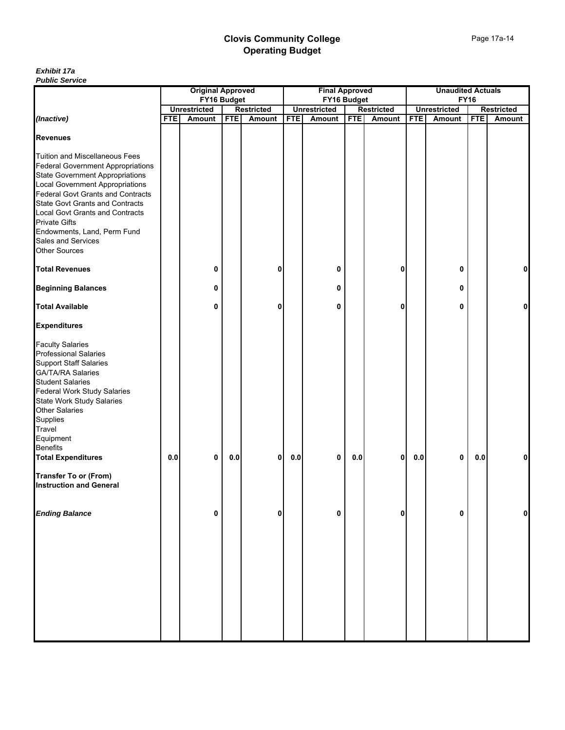# Clovis Community College
## Operating Budget

***Exhibit 17a***
***Public Service***

| | Original Approved FY16 Budget | | | | Final Approved FY16 Budget | | | | Unaudited Actuals FY16 | | | |
|---|---|---|---|---|---|---|---|---|---|---|---|---|
| | Unrestricted | | Restricted | | Unrestricted | | Restricted | | Unrestricted | | Restricted | |
| ***(Inactive)*** | FTE | Amount | FTE | Amount | FTE | Amount | FTE | Amount | FTE | Amount | FTE | Amount |
| **Revenues** | | | | | | | | | | | | |
| Tuition and Miscellaneous Fees | | | | | | | | | | | | |
| Federal Government Appropriations | | | | | | | | | | | | |
| State Government Appropriations | | | | | | | | | | | | |
| Local Government Appropriations | | | | | | | | | | | | |
| Federal Govt Grants and Contracts | | | | | | | | | | | | |
| State Govt Grants and Contracts | | | | | | | | | | | | |
| Local Govt Grants and Contracts | | | | | | | | | | | | |
| Private Gifts | | | | | | | | | | | | |
| Endowments, Land, Perm Fund | | | | | | | | | | | | |
| Sales and Services | | | | | | | | | | | | |
| Other Sources | | | | | | | | | | | | |
| **Total Revenues** | | **0** | | **0** | | **0** | | **0** | | **0** | | **0** |
| **Beginning Balances** | | **0** | | | | **0** | | | | **0** | | |
| **Total Available** | | **0** | | **0** | | **0** | | **0** | | **0** | | **0** |
| **Expenditures** | | | | | | | | | | | | |
| Faculty Salaries | | | | | | | | | | | | |
| Professional Salaries | | | | | | | | | | | | |
| Support Staff Salaries | | | | | | | | | | | | |
| GA/TA/RA Salaries | | | | | | | | | | | | |
| Student Salaries | | | | | | | | | | | | |
| Federal Work Study Salaries | | | | | | | | | | | | |
| State Work Study Salaries | | | | | | | | | | | | |
| Other Salaries | | | | | | | | | | | | |
| Supplies | | | | | | | | | | | | |
| Travel | | | | | | | | | | | | |
| Equipment | | | | | | | | | | | | |
| Benefits | | | | | | | | | | | | |
| **Total Expenditures** | **0.0** | **0** | **0.0** | **0** | **0.0** | **0** | **0.0** | **0** | **0.0** | **0** | **0.0** | **0** |
| **Transfer To or (From) Instruction and General** | | | | | | | | | | | | |
| ***Ending Balance*** | | **0** | | **0** | | **0** | | **0** | | **0** | | **0** |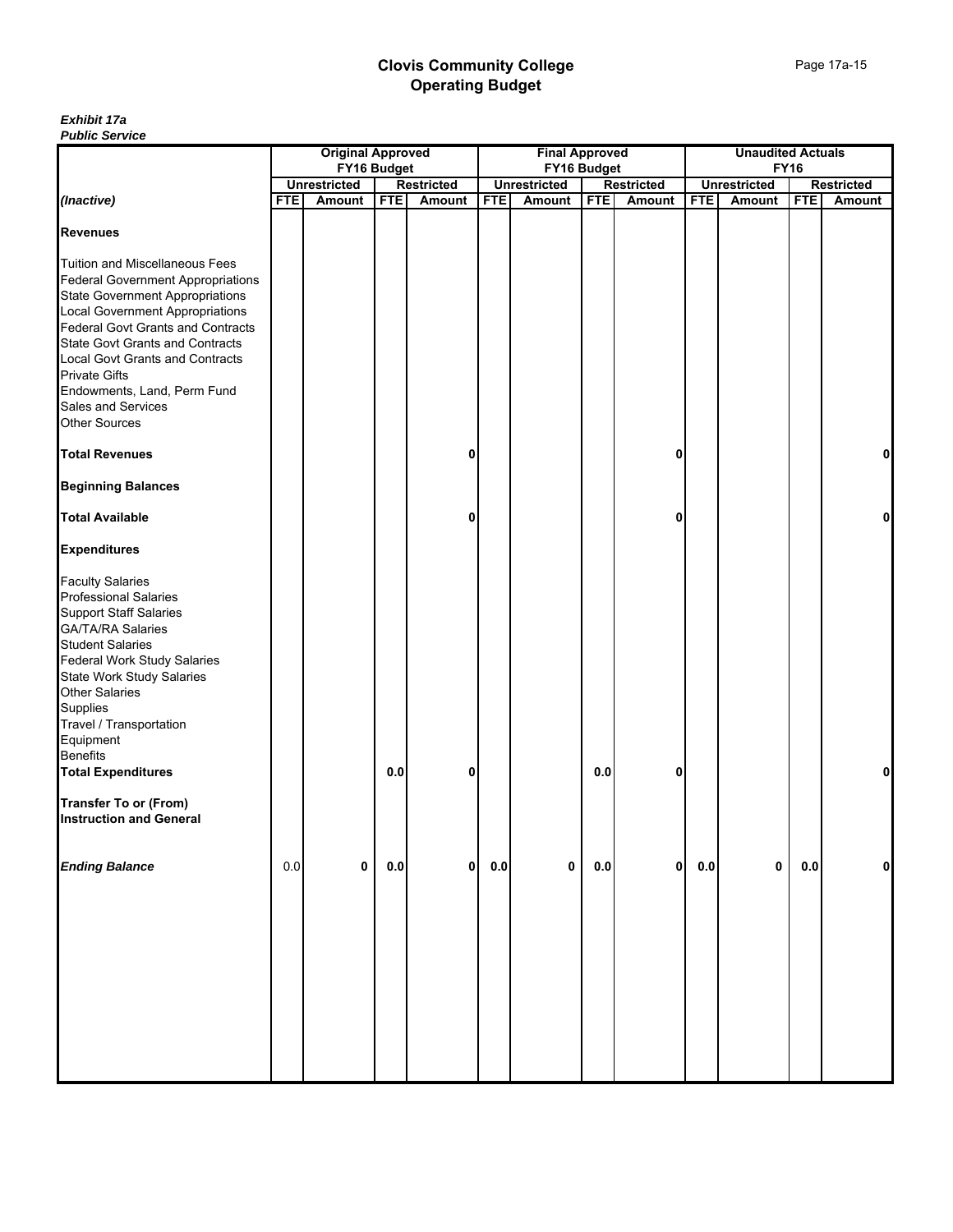# Clovis Community College
## Operating Budget

***Exhibit 17a***
***Public Service***

| | Original Approved FY16 Budget | | | | Final Approved FY16 Budget | | | | Unaudited Actuals FY16 | | | |
|---|---|---|---|---|---|---|---|---|---|---|---|---|
| | Unrestricted | | Restricted | | Unrestricted | | Restricted | | Unrestricted | | Restricted | |
| ***(Inactive)*** | **FTE** | **Amount** | **FTE** | **Amount** | **FTE** | **Amount** | **FTE** | **Amount** | **FTE** | **Amount** | **FTE** | **Amount** |
| **Revenues** | | | | | | | | | | | | |
| Tuition and Miscellaneous Fees | | | | | | | | | | | | |
| Federal Government Appropriations | | | | | | | | | | | | |
| State Government Appropriations | | | | | | | | | | | | |
| Local Government Appropriations | | | | | | | | | | | | |
| Federal Govt Grants and Contracts | | | | | | | | | | | | |
| State Govt Grants and Contracts | | | | | | | | | | | | |
| Local Govt Grants and Contracts | | | | | | | | | | | | |
| Private Gifts | | | | | | | | | | | | |
| Endowments, Land, Perm Fund | | | | | | | | | | | | |
| Sales and Services | | | | | | | | | | | | |
| Other Sources | | | | | | | | | | | | |
| **Total Revenues** | | | | **0** | | | | **0** | | | | **0** |
| **Beginning Balances** | | | | | | | | | | | | |
| **Total Available** | | | | **0** | | | | **0** | | | | **0** |
| **Expenditures** | | | | | | | | | | | | |
| Faculty Salaries | | | | | | | | | | | | |
| Professional Salaries | | | | | | | | | | | | |
| Support Staff Salaries | | | | | | | | | | | | |
| GA/TA/RA Salaries | | | | | | | | | | | | |
| Student Salaries | | | | | | | | | | | | |
| Federal Work Study Salaries | | | | | | | | | | | | |
| State Work Study Salaries | | | | | | | | | | | | |
| Other Salaries | | | | | | | | | | | | |
| Supplies | | | | | | | | | | | | |
| Travel / Transportation | | | | | | | | | | | | |
| Equipment | | | | | | | | | | | | |
| Benefits | | | | | | | | | | | | |
| **Total Expenditures** | | | **0.0** | **0** | | | **0.0** | **0** | | | | **0** |
| **Transfer To or (From) Instruction and General** | | | | | | | | | | | | |
| ***Ending Balance*** | 0.0 | **0** | **0.0** | **0** | **0.0** | **0** | **0.0** | **0** | **0.0** | **0** | **0.0** | **0** |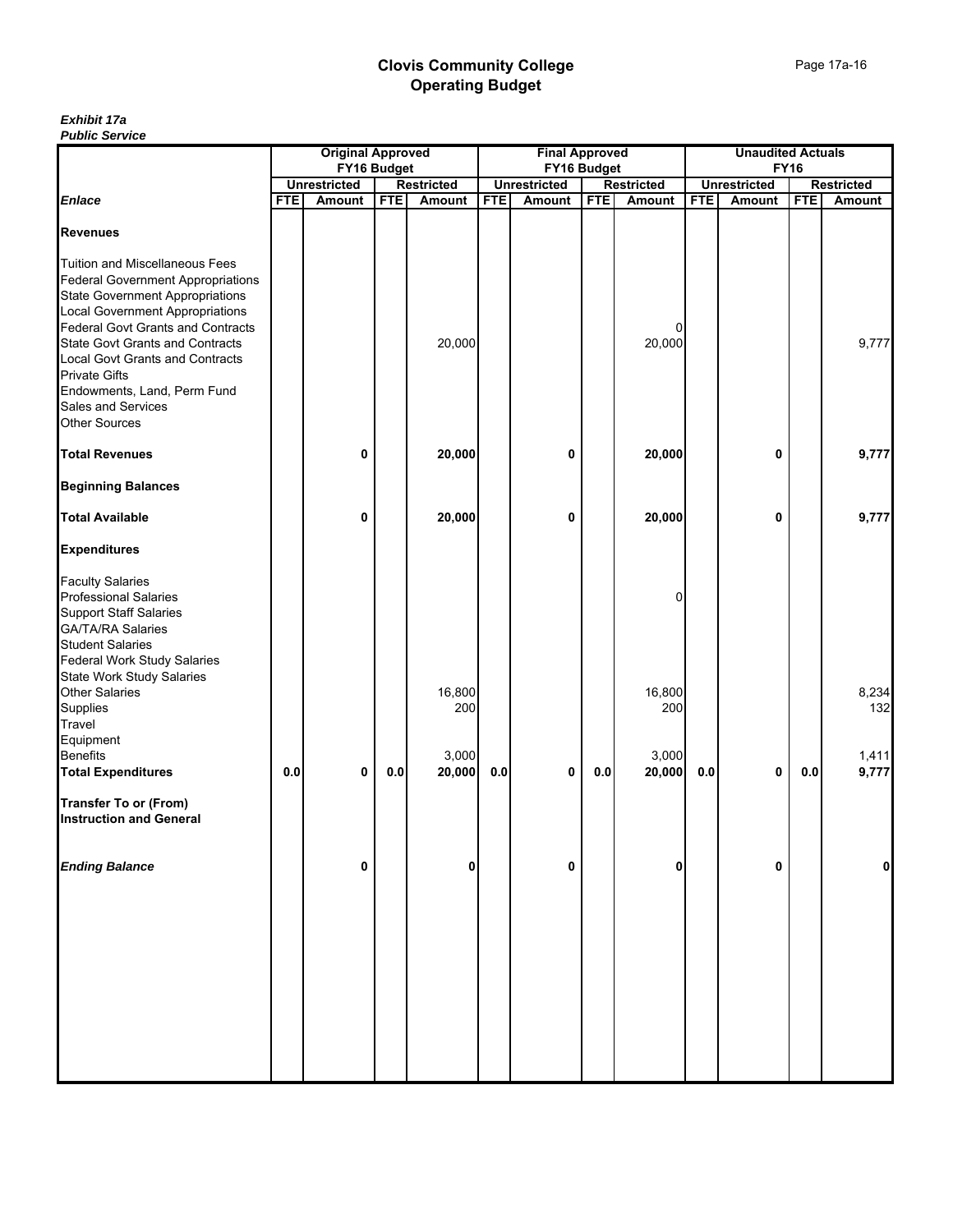# Clovis Community College
## Operating Budget

***Exhibit 17a***
***Public Service***

| | Original Approved FY16 Budget | | | | Final Approved FY16 Budget | | | | Unaudited Actuals FY16 | | | |
|---|---|---|---|---|---|---|---|---|---|---|---|---|
| | Unrestricted | | Restricted | | Unrestricted | | Restricted | | Unrestricted | | Restricted | |
| ***Enlace*** | **FTE** | **Amount** | **FTE** | **Amount** | **FTE** | **Amount** | **FTE** | **Amount** | **FTE** | **Amount** | **FTE** | **Amount** |
| **Revenues** | | | | | | | | | | | | |
| Tuition and Miscellaneous Fees | | | | | | | | | | | | |
| Federal Government Appropriations | | | | | | | | | | | | |
| State Government Appropriations | | | | | | | | | | | | |
| Local Government Appropriations | | | | | | | | | | | | |
| Federal Govt Grants and Contracts | | | | | | | | 0 | | | | |
| State Govt Grants and Contracts | | | | 20,000 | | | | 20,000 | | | | 9,777 |
| Local Govt Grants and Contracts | | | | | | | | | | | | |
| Private Gifts | | | | | | | | | | | | |
| Endowments, Land, Perm Fund | | | | | | | | | | | | |
| Sales and Services | | | | | | | | | | | | |
| Other Sources | | | | | | | | | | | | |
| **Total Revenues** | | **0** | | **20,000** | | **0** | | **20,000** | | **0** | | **9,777** |
| **Beginning Balances** | | | | | | | | | | | | |
| **Total Available** | | **0** | | **20,000** | | **0** | | **20,000** | | **0** | | **9,777** |
| **Expenditures** | | | | | | | | | | | | |
| Faculty Salaries | | | | | | | | | | | | |
| Professional Salaries | | | | | | | | 0 | | | | |
| Support Staff Salaries | | | | | | | | | | | | |
| GA/TA/RA Salaries | | | | | | | | | | | | |
| Student Salaries | | | | | | | | | | | | |
| Federal Work Study Salaries | | | | | | | | | | | | |
| State Work Study Salaries | | | | | | | | | | | | |
| Other Salaries | | | | 16,800 | | | | 16,800 | | | | 8,234 |
| Supplies | | | | 200 | | | | 200 | | | | 132 |
| Travel | | | | | | | | | | | | |
| Equipment | | | | | | | | | | | | |
| Benefits | | | | 3,000 | | | | 3,000 | | | | 1,411 |
| **Total Expenditures** | **0.0** | **0** | **0.0** | **20,000** | **0.0** | **0** | **0.0** | **20,000** | **0.0** | **0** | **0.0** | **9,777** |
| **Transfer To or (From) Instruction and General** | | | | | | | | | | | | |
| ***Ending Balance*** | | **0** | | **0** | | **0** | | **0** | | **0** | | **0** |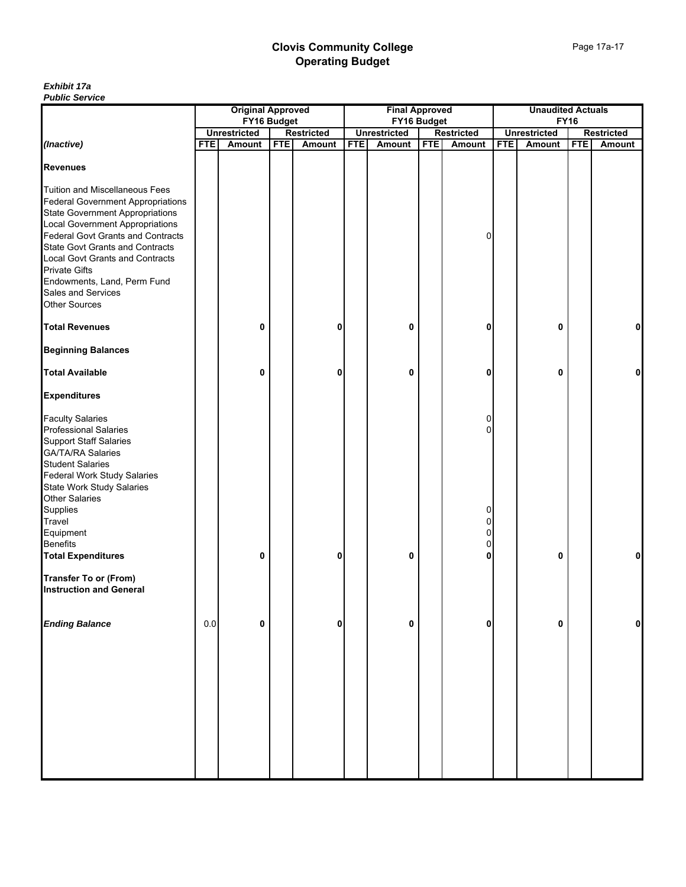# Clovis Community College
## Operating Budget

***Exhibit 17a***
***Public Service***

| | Original Approved FY16 Budget | | | | Final Approved FY16 Budget | | | | Unaudited Actuals FY16 | | | |
|---|---|---|---|---|---|---|---|---|---|---|---|---|
| | Unrestricted | | Restricted | | Unrestricted | | Restricted | | Unrestricted | | Restricted | |
| ***(Inactive)*** | **FTE** | **Amount** | **FTE** | **Amount** | **FTE** | **Amount** | **FTE** | **Amount** | **FTE** | **Amount** | **FTE** | **Amount** |
| **Revenues** | | | | | | | | | | | | |
| Tuition and Miscellaneous Fees | | | | | | | | | | | | |
| Federal Government Appropriations | | | | | | | | | | | | |
| State Government Appropriations | | | | | | | | | | | | |
| Local Government Appropriations | | | | | | | | | | | | |
| Federal Govt Grants and Contracts | | | | | | | | 0 | | | | |
| State Govt Grants and Contracts | | | | | | | | | | | | |
| Local Govt Grants and Contracts | | | | | | | | | | | | |
| Private Gifts | | | | | | | | | | | | |
| Endowments, Land, Perm Fund | | | | | | | | | | | | |
| Sales and Services | | | | | | | | | | | | |
| Other Sources | | | | | | | | | | | | |
| **Total Revenues** | | **0** | | **0** | | **0** | | **0** | | **0** | | **0** |
| **Beginning Balances** | | | | | | | | | | | | |
| **Total Available** | | **0** | | **0** | | **0** | | **0** | | **0** | | **0** |
| **Expenditures** | | | | | | | | | | | | |
| Faculty Salaries | | | | | | | | 0 | | | | |
| Professional Salaries | | | | | | | | 0 | | | | |
| Support Staff Salaries | | | | | | | | | | | | |
| GA/TA/RA Salaries | | | | | | | | | | | | |
| Student Salaries | | | | | | | | | | | | |
| Federal Work Study Salaries | | | | | | | | | | | | |
| State Work Study Salaries | | | | | | | | | | | | |
| Other Salaries | | | | | | | | | | | | |
| Supplies | | | | | | | | 0 | | | | |
| Travel | | | | | | | | 0 | | | | |
| Equipment | | | | | | | | 0 | | | | |
| Benefits | | | | | | | | 0 | | | | |
| **Total Expenditures** | | **0** | | **0** | | **0** | | **0** | | **0** | | **0** |
| **Transfer To or (From) Instruction and General** | | | | | | | | | | | | |
| ***Ending Balance*** | 0.0 | **0** | | **0** | | **0** | | **0** | | **0** | | **0** |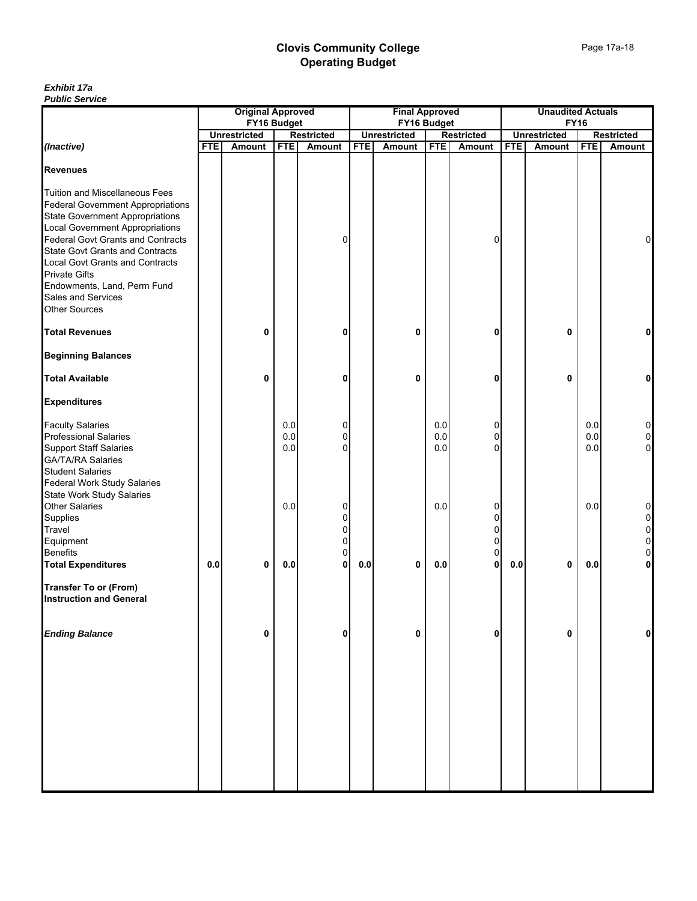# Clovis Community College
## Operating Budget

***Exhibit 17a***
***Public Service***

| (Inactive) | Original Approved FY16 Budget | | | | Final Approved FY16 Budget | | | | Unaudited Actuals FY16 | | | |
|---|---|---|---|---|---|---|---|---|---|---|---|---|
| | Unrestricted | | Restricted | | Unrestricted | | Restricted | | Unrestricted | | Restricted | |
| | FTE | Amount | FTE | Amount | FTE | Amount | FTE | Amount | FTE | Amount | FTE | Amount |
| **Revenues** | | | | | | | | | | | | |
| Tuition and Miscellaneous Fees | | | | | | | | | | | | |
| Federal Government Appropriations | | | | | | | | | | | | |
| State Government Appropriations | | | | | | | | | | | | |
| Local Government Appropriations | | | | | | | | | | | | |
| Federal Govt Grants and Contracts | | | | 0 | | | | 0 | | | | 0 |
| State Govt Grants and Contracts | | | | | | | | | | | | |
| Local Govt Grants and Contracts | | | | | | | | | | | | |
| Private Gifts | | | | | | | | | | | | |
| Endowments, Land, Perm Fund | | | | | | | | | | | | |
| Sales and Services | | | | | | | | | | | | |
| Other Sources | | | | | | | | | | | | |
| **Total Revenues** | | **0** | | **0** | | **0** | | **0** | | **0** | | **0** |
| **Beginning Balances** | | | | | | | | | | | | |
| **Total Available** | | **0** | | **0** | | **0** | | **0** | | **0** | | **0** |
| **Expenditures** | | | | | | | | | | | | |
| Faculty Salaries | | | 0.0 | 0 | | | 0.0 | 0 | | | 0.0 | 0 |
| Professional Salaries | | | 0.0 | 0 | | | 0.0 | 0 | | | 0.0 | 0 |
| Support Staff Salaries | | | 0.0 | 0 | | | 0.0 | 0 | | | 0.0 | 0 |
| GA/TA/RA Salaries | | | | | | | | | | | | |
| Student Salaries | | | | | | | | | | | | |
| Federal Work Study Salaries | | | | | | | | | | | | |
| State Work Study Salaries | | | | | | | | | | | | |
| Other Salaries | | | 0.0 | 0 | | | 0.0 | 0 | | | 0.0 | 0 |
| Supplies | | | | 0 | | | | 0 | | | | 0 |
| Travel | | | | 0 | | | | 0 | | | | 0 |
| Equipment | | | | 0 | | | | 0 | | | | 0 |
| Benefits | | | | 0 | | | | 0 | | | | 0 |
| **Total Expenditures** | **0.0** | **0** | **0.0** | **0** | **0.0** | **0** | **0.0** | **0** | **0.0** | **0** | **0.0** | **0** |
| **Transfer To or (From) Instruction and General** | | | | | | | | | | | | |
| ***Ending Balance*** | | **0** | | **0** | | **0** | | **0** | | **0** | | **0** |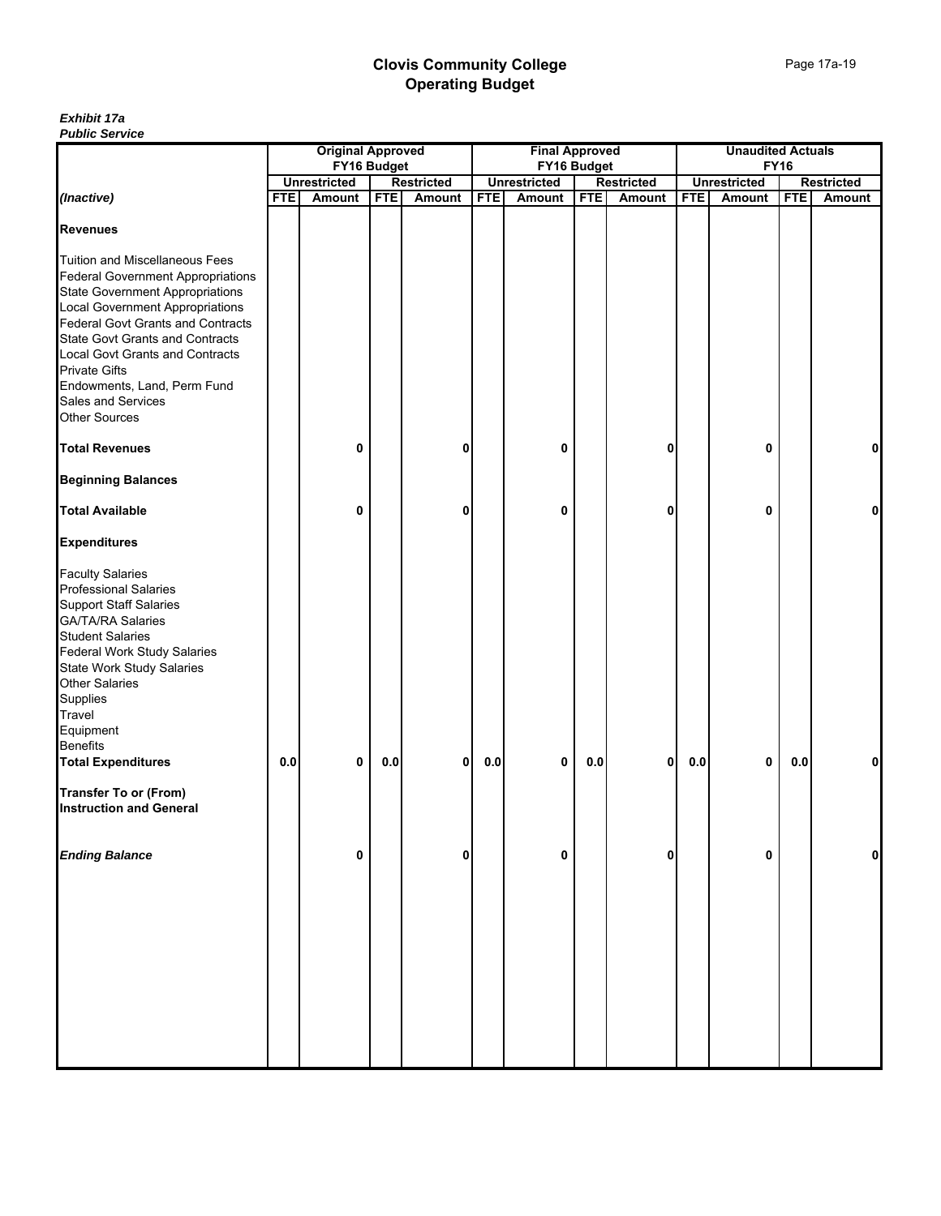# Clovis Community College
## Operating Budget

***Exhibit 17a***
***Public Service***

| | Original Approved FY16 Budget | | | | Final Approved FY16 Budget | | | | Unaudited Actuals FY16 | | | |
|---|---|---|---|---|---|---|---|---|---|---|---|---|
| | Unrestricted | | Restricted | | Unrestricted | | Restricted | | Unrestricted | | Restricted | |
| ***(Inactive)*** | **FTE** | **Amount** | **FTE** | **Amount** | **FTE** | **Amount** | **FTE** | **Amount** | **FTE** | **Amount** | **FTE** | **Amount** |
| **Revenues** | | | | | | | | | | | | |
| Tuition and Miscellaneous Fees | | | | | | | | | | | | |
| Federal Government Appropriations | | | | | | | | | | | | |
| State Government Appropriations | | | | | | | | | | | | |
| Local Government Appropriations | | | | | | | | | | | | |
| Federal Govt Grants and Contracts | | | | | | | | | | | | |
| State Govt Grants and Contracts | | | | | | | | | | | | |
| Local Govt Grants and Contracts | | | | | | | | | | | | |
| Private Gifts | | | | | | | | | | | | |
| Endowments, Land, Perm Fund | | | | | | | | | | | | |
| Sales and Services | | | | | | | | | | | | |
| Other Sources | | | | | | | | | | | | |
| **Total Revenues** | | **0** | | **0** | | **0** | | **0** | | **0** | | **0** |
| **Beginning Balances** | | | | | | | | | | | | |
| **Total Available** | | **0** | | **0** | | **0** | | **0** | | **0** | | **0** |
| **Expenditures** | | | | | | | | | | | | |
| Faculty Salaries | | | | | | | | | | | | |
| Professional Salaries | | | | | | | | | | | | |
| Support Staff Salaries | | | | | | | | | | | | |
| GA/TA/RA Salaries | | | | | | | | | | | | |
| Student Salaries | | | | | | | | | | | | |
| Federal Work Study Salaries | | | | | | | | | | | | |
| State Work Study Salaries | | | | | | | | | | | | |
| Other Salaries | | | | | | | | | | | | |
| Supplies | | | | | | | | | | | | |
| Travel | | | | | | | | | | | | |
| Equipment | | | | | | | | | | | | |
| Benefits | | | | | | | | | | | | |
| **Total Expenditures** | **0.0** | **0** | **0.0** | **0** | **0.0** | **0** | **0.0** | **0** | **0.0** | **0** | **0.0** | **0** |
| **Transfer To or (From) Instruction and General** | | | | | | | | | | | | |
| ***Ending Balance*** | | **0** | | **0** | | **0** | | **0** | | **0** | | **0** |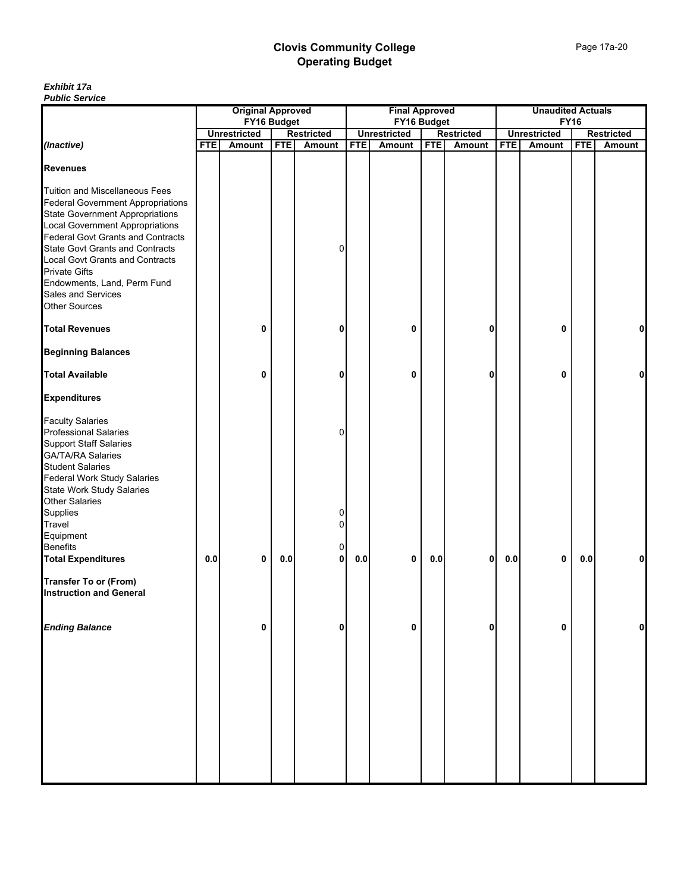# Clovis Community College
## Operating Budget

***Exhibit 17a***
***Public Service***

| (Inactive) | Original Approved FY16 Budget | | | | Final Approved FY16 Budget | | | | Unaudited Actuals FY16 | | | |
|---|---|---|---|---|---|---|---|---|---|---|---|---|
| | Unrestricted | | Restricted | | Unrestricted | | Restricted | | Unrestricted | | Restricted | |
| | FTE | Amount | FTE | Amount | FTE | Amount | FTE | Amount | FTE | Amount | FTE | Amount |
| **Revenues** | | | | | | | | | | | | |
| Tuition and Miscellaneous Fees | | | | | | | | | | | | |
| Federal Government Appropriations | | | | | | | | | | | | |
| State Government Appropriations | | | | | | | | | | | | |
| Local Government Appropriations | | | | | | | | | | | | |
| Federal Govt Grants and Contracts | | | | | | | | | | | | |
| State Govt Grants and Contracts | | | | 0 | | | | | | | | |
| Local Govt Grants and Contracts | | | | | | | | | | | | |
| Private Gifts | | | | | | | | | | | | |
| Endowments, Land, Perm Fund | | | | | | | | | | | | |
| Sales and Services | | | | | | | | | | | | |
| Other Sources | | | | | | | | | | | | |
| **Total Revenues** | | **0** | | **0** | | **0** | | **0** | | **0** | | **0** |
| **Beginning Balances** | | | | | | | | | | | | |
| **Total Available** | | **0** | | **0** | | **0** | | **0** | | **0** | | **0** |
| **Expenditures** | | | | | | | | | | | | |
| Faculty Salaries | | | | | | | | | | | | |
| Professional Salaries | | | | 0 | | | | | | | | |
| Support Staff Salaries | | | | | | | | | | | | |
| GA/TA/RA Salaries | | | | | | | | | | | | |
| Student Salaries | | | | | | | | | | | | |
| Federal Work Study Salaries | | | | | | | | | | | | |
| State Work Study Salaries | | | | | | | | | | | | |
| Other Salaries | | | | | | | | | | | | |
| Supplies | | | | 0 | | | | | | | | |
| Travel | | | | 0 | | | | | | | | |
| Equipment | | | | | | | | | | | | |
| Benefits | | | | 0 | | | | | | | | |
| **Total Expenditures** | **0.0** | **0** | **0.0** | **0** | **0.0** | **0** | **0.0** | **0** | **0.0** | **0** | **0.0** | **0** |
| **Transfer To or (From) Instruction and General** | | | | | | | | | | | | |
| ***Ending Balance*** | | **0** | | **0** | | **0** | | **0** | | **0** | | **0** |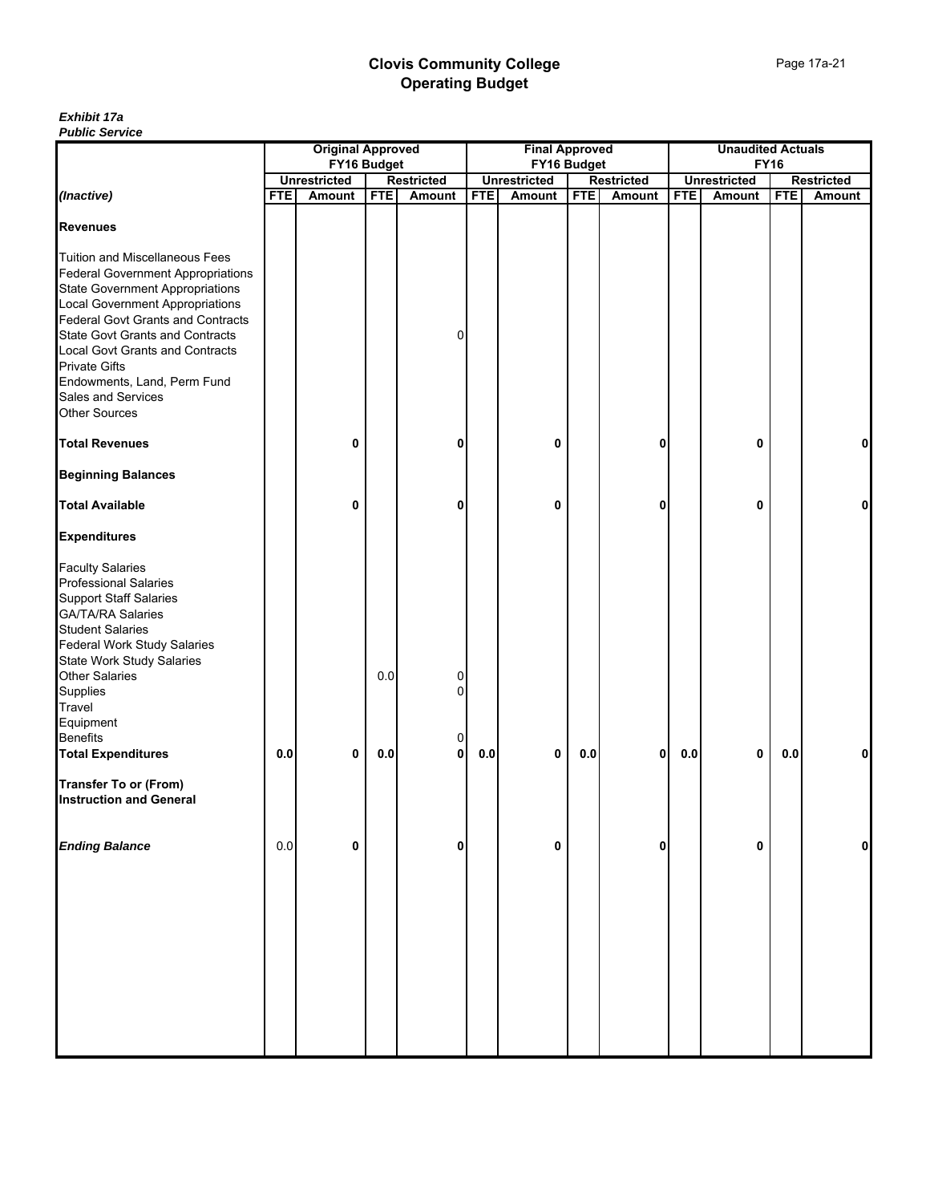# Clovis Community College
## Operating Budget

***Exhibit 17a***
***Public Service***

| | Original Approved FY16 Budget | | | | Final Approved FY16 Budget | | | | Unaudited Actuals FY16 | | | |
|---|---|---|---|---|---|---|---|---|---|---|---|---|
| | Unrestricted | | Restricted | | Unrestricted | | Restricted | | Unrestricted | | Restricted | |
| ***(Inactive)*** | **FTE** | **Amount** | **FTE** | **Amount** | **FTE** | **Amount** | **FTE** | **Amount** | **FTE** | **Amount** | **FTE** | **Amount** |
| **Revenues** | | | | | | | | | | | | |
| Tuition and Miscellaneous Fees | | | | | | | | | | | | |
| Federal Government Appropriations | | | | | | | | | | | | |
| State Government Appropriations | | | | | | | | | | | | |
| Local Government Appropriations | | | | | | | | | | | | |
| Federal Govt Grants and Contracts | | | | | | | | | | | | |
| State Govt Grants and Contracts | | | | 0 | | | | | | | | |
| Local Govt Grants and Contracts | | | | | | | | | | | | |
| Private Gifts | | | | | | | | | | | | |
| Endowments, Land, Perm Fund | | | | | | | | | | | | |
| Sales and Services | | | | | | | | | | | | |
| Other Sources | | | | | | | | | | | | |
| **Total Revenues** | | **0** | | **0** | | **0** | | **0** | | **0** | | **0** |
| **Beginning Balances** | | | | | | | | | | | | |
| **Total Available** | | **0** | | **0** | | **0** | | **0** | | **0** | | **0** |
| **Expenditures** | | | | | | | | | | | | |
| Faculty Salaries | | | | | | | | | | | | |
| Professional Salaries | | | | | | | | | | | | |
| Support Staff Salaries | | | | | | | | | | | | |
| GA/TA/RA Salaries | | | | | | | | | | | | |
| Student Salaries | | | | | | | | | | | | |
| Federal Work Study Salaries | | | | | | | | | | | | |
| State Work Study Salaries | | | | | | | | | | | | |
| Other Salaries | | | 0.0 | 0 | | | | | | | | |
| Supplies | | | | 0 | | | | | | | | |
| Travel | | | | | | | | | | | | |
| Equipment | | | | | | | | | | | | |
| Benefits | | | | 0 | | | | | | | | |
| **Total Expenditures** | **0.0** | **0** | **0.0** | **0** | **0.0** | **0** | **0.0** | **0** | **0.0** | **0** | **0.0** | **0** |
| **Transfer To or (From) Instruction and General** | | | | | | | | | | | | |
| ***Ending Balance*** | 0.0 | **0** | | **0** | | **0** | | **0** | | **0** | | **0** |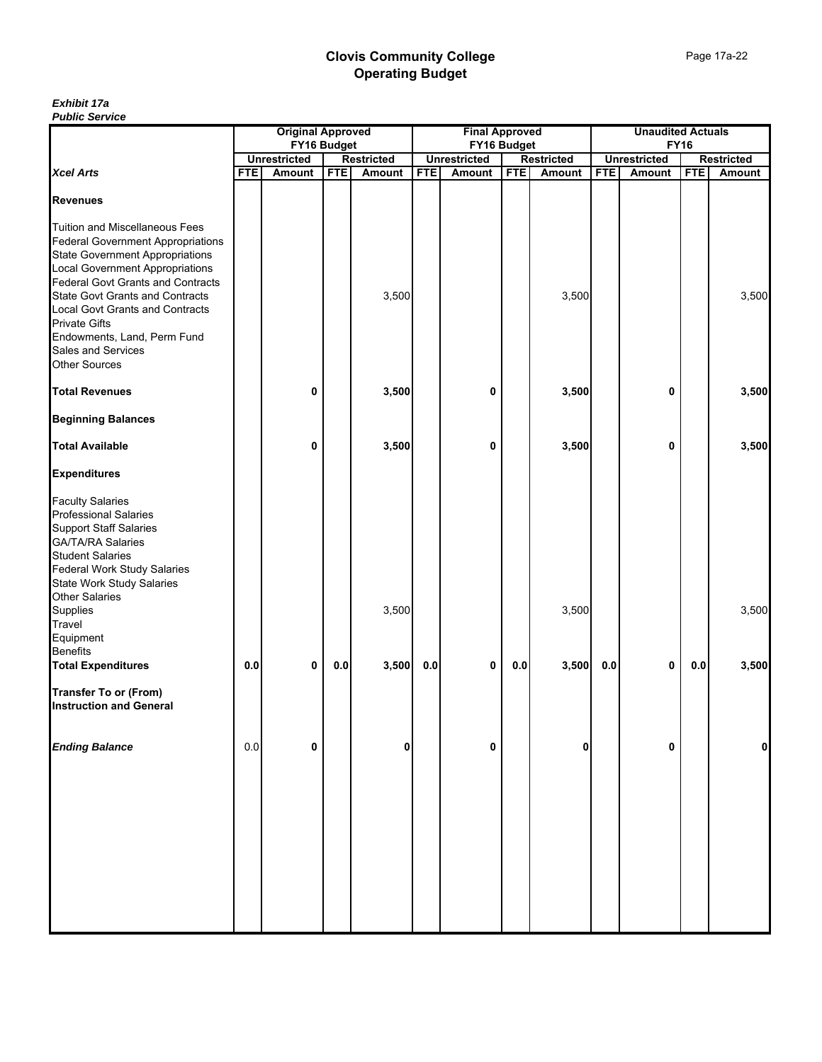# Clovis Community College
## Operating Budget

***Exhibit 17a***
***Public Service***

| | Original Approved FY16 Budget | | | | Final Approved FY16 Budget | | | | Unaudited Actuals FY16 | | | |
|---|---|---|---|---|---|---|---|---|---|---|---|---|
| | Unrestricted | | Restricted | | Unrestricted | | Restricted | | Unrestricted | | Restricted | |
| ***Xcel Arts*** | **FTE** | **Amount** | **FTE** | **Amount** | **FTE** | **Amount** | **FTE** | **Amount** | **FTE** | **Amount** | **FTE** | **Amount** |
| **Revenues** | | | | | | | | | | | | |
| Tuition and Miscellaneous Fees | | | | | | | | | | | | |
| Federal Government Appropriations | | | | | | | | | | | | |
| State Government Appropriations | | | | | | | | | | | | |
| Local Government Appropriations | | | | | | | | | | | | |
| Federal Govt Grants and Contracts | | | | | | | | | | | | |
| State Govt Grants and Contracts | | | | 3,500 | | | | 3,500 | | | | 3,500 |
| Local Govt Grants and Contracts | | | | | | | | | | | | |
| Private Gifts | | | | | | | | | | | | |
| Endowments, Land, Perm Fund | | | | | | | | | | | | |
| Sales and Services | | | | | | | | | | | | |
| Other Sources | | | | | | | | | | | | |
| **Total Revenues** | | **0** | | **3,500** | | **0** | | **3,500** | | **0** | | **3,500** |
| **Beginning Balances** | | | | | | | | | | | | |
| **Total Available** | | **0** | | **3,500** | | **0** | | **3,500** | | **0** | | **3,500** |
| **Expenditures** | | | | | | | | | | | | |
| Faculty Salaries | | | | | | | | | | | | |
| Professional Salaries | | | | | | | | | | | | |
| Support Staff Salaries | | | | | | | | | | | | |
| GA/TA/RA Salaries | | | | | | | | | | | | |
| Student Salaries | | | | | | | | | | | | |
| Federal Work Study Salaries | | | | | | | | | | | | |
| State Work Study Salaries | | | | | | | | | | | | |
| Other Salaries | | | | | | | | | | | | |
| Supplies | | | | 3,500 | | | | 3,500 | | | | 3,500 |
| Travel | | | | | | | | | | | | |
| Equipment | | | | | | | | | | | | |
| Benefits | | | | | | | | | | | | |
| **Total Expenditures** | **0.0** | **0** | **0.0** | **3,500** | **0.0** | **0** | **0.0** | **3,500** | **0.0** | **0** | **0.0** | **3,500** |
| **Transfer To or (From) Instruction and General** | | | | | | | | | | | | |
| ***Ending Balance*** | 0.0 | **0** | | **0** | | **0** | | **0** | | **0** | | **0** |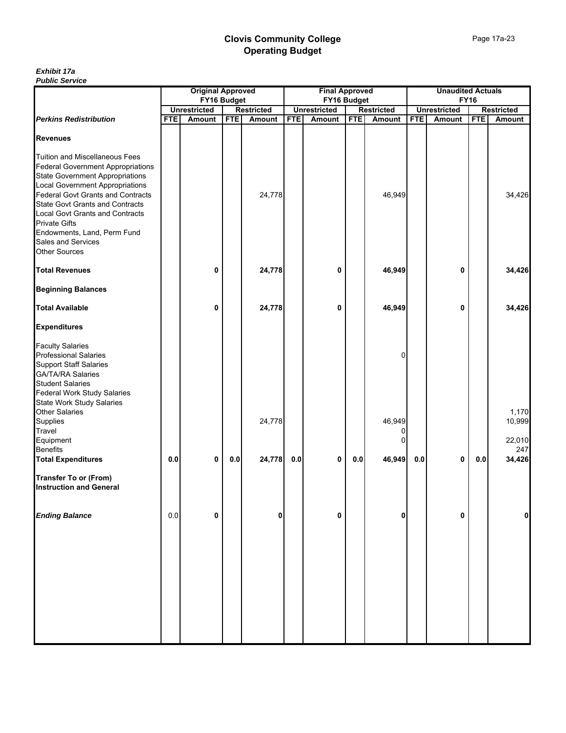# Clovis Community College
## Operating Budget

***Exhibit 17a***
***Public Service***

| | Original Approved FY16 Budget | | | | Final Approved FY16 Budget | | | | Unaudited Actuals FY16 | | | |
|---|---|---|---|---|---|---|---|---|---|---|---|---|
| | Unrestricted | | Restricted | | Unrestricted | | Restricted | | Unrestricted | | Restricted | |
| ***Perkins Redistribution*** | FTE | Amount | FTE | Amount | FTE | Amount | FTE | Amount | FTE | Amount | FTE | Amount |
| **Revenues** | | | | | | | | | | | | |
| Tuition and Miscellaneous Fees | | | | | | | | | | | | |
| Federal Government Appropriations | | | | | | | | | | | | |
| State Government Appropriations | | | | | | | | | | | | |
| Local Government Appropriations | | | | | | | | | | | | |
| Federal Govt Grants and Contracts | | | | 24,778 | | | | 46,949 | | | | 34,426 |
| State Govt Grants and Contracts | | | | | | | | | | | | |
| Local Govt Grants and Contracts | | | | | | | | | | | | |
| Private Gifts | | | | | | | | | | | | |
| Endowments, Land, Perm Fund | | | | | | | | | | | | |
| Sales and Services | | | | | | | | | | | | |
| Other Sources | | | | | | | | | | | | |
| **Total Revenues** | | **0** | | **24,778** | | **0** | | **46,949** | | **0** | | **34,426** |
| **Beginning Balances** | | | | | | | | | | | | |
| **Total Available** | | **0** | | **24,778** | | **0** | | **46,949** | | **0** | | **34,426** |
| **Expenditures** | | | | | | | | | | | | |
| Faculty Salaries | | | | | | | | | | | | |
| Professional Salaries | | | | | | | | 0 | | | | |
| Support Staff Salaries | | | | | | | | | | | | |
| GA/TA/RA Salaries | | | | | | | | | | | | |
| Student Salaries | | | | | | | | | | | | |
| Federal Work Study Salaries | | | | | | | | | | | | |
| State Work Study Salaries | | | | | | | | | | | | |
| Other Salaries | | | | | | | | | | | | 1,170 |
| Supplies | | | | 24,778 | | | | 46,949 | | | | 10,999 |
| Travel | | | | | | | | 0 | | | | |
| Equipment | | | | | | | | 0 | | | | 22,010 |
| Benefits | | | | | | | | | | | | 247 |
| **Total Expenditures** | **0.0** | **0** | **0.0** | **24,778** | **0.0** | **0** | **0.0** | **46,949** | **0.0** | **0** | **0.0** | **34,426** |
| **Transfer To or (From) Instruction and General** | | | | | | | | | | | | |
| ***Ending Balance*** | 0.0 | **0** | | **0** | | **0** | | **0** | | **0** | | **0** |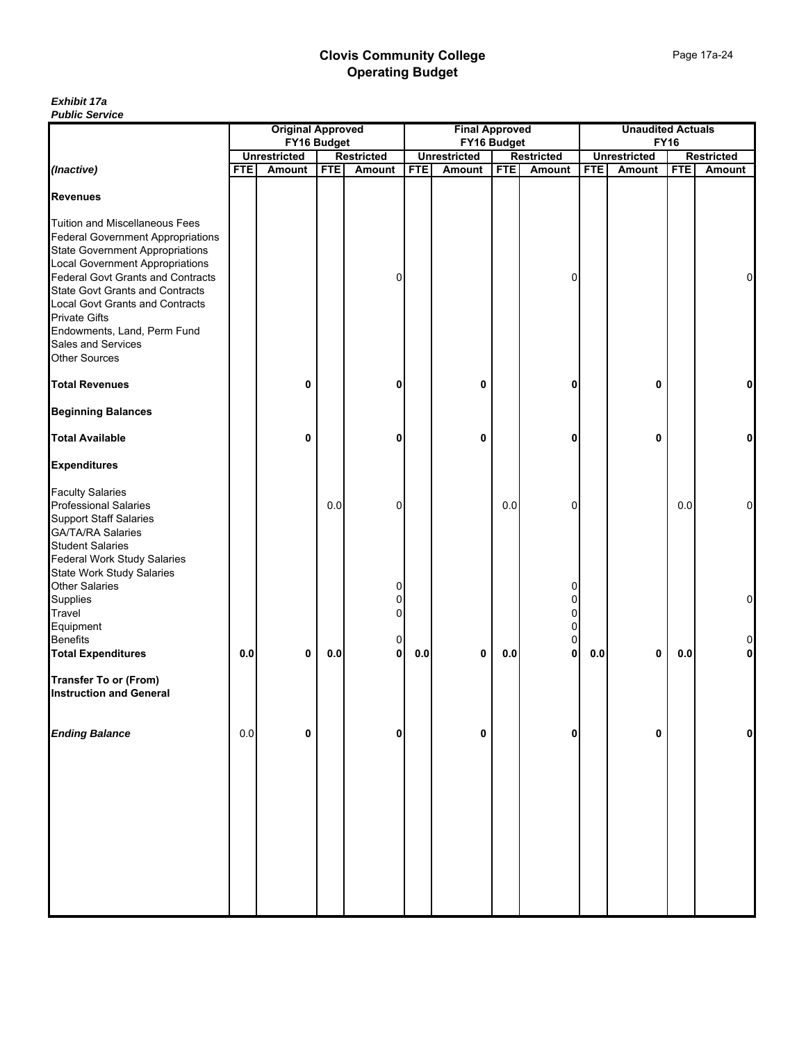# Clovis Community College
## Operating Budget

***Exhibit 17a***
***Public Service***

| (Inactive) | Original Approved FY16 Budget | | | | Final Approved FY16 Budget | | | | Unaudited Actuals FY16 | | | |
|---|---|---|---|---|---|---|---|---|---|---|---|---|
| | Unrestricted | | Restricted | | Unrestricted | | Restricted | | Unrestricted | | Restricted | |
| | FTE | Amount | FTE | Amount | FTE | Amount | FTE | Amount | FTE | Amount | FTE | Amount |
| **Revenues** | | | | | | | | | | | | |
| Tuition and Miscellaneous Fees | | | | | | | | | | | | |
| Federal Government Appropriations | | | | | | | | | | | | |
| State Government Appropriations | | | | | | | | | | | | |
| Local Government Appropriations | | | | | | | | | | | | |
| Federal Govt Grants and Contracts | | | | 0 | | | | 0 | | | | 0 |
| State Govt Grants and Contracts | | | | | | | | | | | | |
| Local Govt Grants and Contracts | | | | | | | | | | | | |
| Private Gifts | | | | | | | | | | | | |
| Endowments, Land, Perm Fund | | | | | | | | | | | | |
| Sales and Services | | | | | | | | | | | | |
| Other Sources | | | | | | | | | | | | |
| **Total Revenues** | | **0** | | **0** | | **0** | | **0** | | **0** | | **0** |
| **Beginning Balances** | | | | | | | | | | | | |
| **Total Available** | | **0** | | **0** | | **0** | | **0** | | **0** | | **0** |
| **Expenditures** | | | | | | | | | | | | |
| Faculty Salaries | | | | | | | | | | | | |
| Professional Salaries | | | 0.0 | 0 | | | 0.0 | 0 | | | 0.0 | 0 |
| Support Staff Salaries | | | | | | | | | | | | |
| GA/TA/RA Salaries | | | | | | | | | | | | |
| Student Salaries | | | | | | | | | | | | |
| Federal Work Study Salaries | | | | | | | | | | | | |
| State Work Study Salaries | | | | | | | | | | | | |
| Other Salaries | | | | 0 | | | | 0 | | | | |
| Supplies | | | | 0 | | | | 0 | | | | 0 |
| Travel | | | | 0 | | | | 0 | | | | |
| Equipment | | | | | | | | 0 | | | | |
| Benefits | | | | 0 | | | | 0 | | | | 0 |
| **Total Expenditures** | **0.0** | **0** | **0.0** | **0** | **0.0** | **0** | **0.0** | **0** | **0.0** | **0** | **0.0** | **0** |
| **Transfer To or (From) Instruction and General** | | | | | | | | | | | | |
| ***Ending Balance*** | 0.0 | **0** | | **0** | | **0** | | **0** | | **0** | | **0** |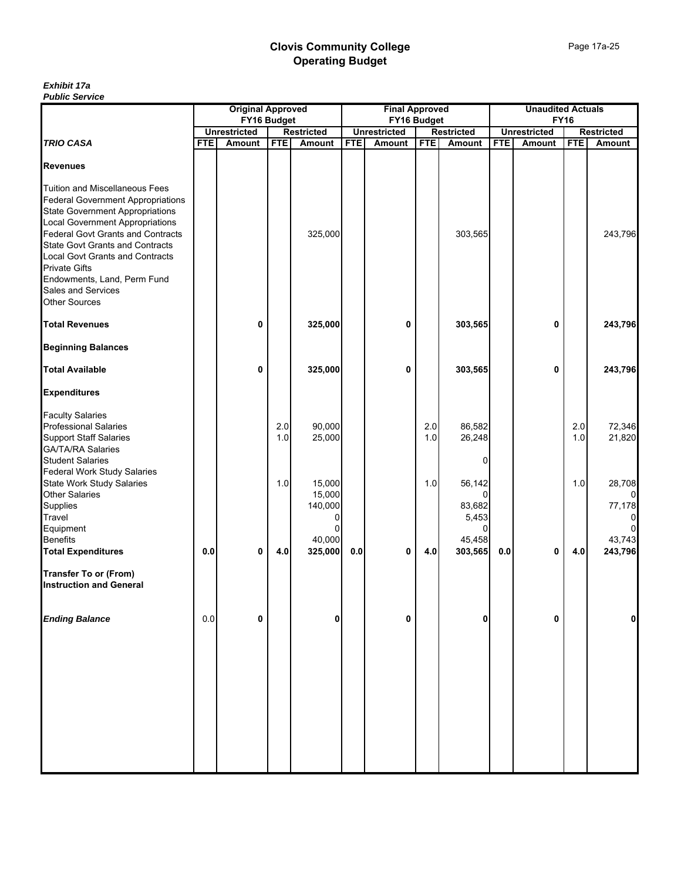# Clovis Community College
## Operating Budget

***Exhibit 17a***
***Public Service***

| | Original Approved FY16 Budget | | | | Final Approved FY16 Budget | | | | Unaudited Actuals FY16 | | | |
|---|---|---|---|---|---|---|---|---|---|---|---|---|
| | Unrestricted | | Restricted | | Unrestricted | | Restricted | | Unrestricted | | Restricted | |
| ***TRIO CASA*** | FTE | Amount | FTE | Amount | FTE | Amount | FTE | Amount | FTE | Amount | FTE | Amount |
| **Revenues** | | | | | | | | | | | | |
| Tuition and Miscellaneous Fees | | | | | | | | | | | | |
| Federal Government Appropriations | | | | | | | | | | | | |
| State Government Appropriations | | | | | | | | | | | | |
| Local Government Appropriations | | | | | | | | | | | | |
| Federal Govt Grants and Contracts | | | | 325,000 | | | | 303,565 | | | | 243,796 |
| State Govt Grants and Contracts | | | | | | | | | | | | |
| Local Govt Grants and Contracts | | | | | | | | | | | | |
| Private Gifts | | | | | | | | | | | | |
| Endowments, Land, Perm Fund | | | | | | | | | | | | |
| Sales and Services | | | | | | | | | | | | |
| Other Sources | | | | | | | | | | | | |
| **Total Revenues** | | **0** | | **325,000** | | **0** | | **303,565** | | **0** | | **243,796** |
| **Beginning Balances** | | | | | | | | | | | | |
| **Total Available** | | **0** | | **325,000** | | **0** | | **303,565** | | **0** | | **243,796** |
| **Expenditures** | | | | | | | | | | | | |
| Faculty Salaries | | | | | | | | | | | | |
| Professional Salaries | | | 2.0 | 90,000 | | | 2.0 | 86,582 | | | 2.0 | 72,346 |
| Support Staff Salaries | | | 1.0 | 25,000 | | | 1.0 | 26,248 | | | 1.0 | 21,820 |
| GA/TA/RA Salaries | | | | | | | | | | | | |
| Student Salaries | | | | | | | | 0 | | | | |
| Federal Work Study Salaries | | | | | | | | | | | | |
| State Work Study Salaries | | | 1.0 | 15,000 | | | 1.0 | 56,142 | | | 1.0 | 28,708 |
| Other Salaries | | | | 15,000 | | | | 0 | | | | 0 |
| Supplies | | | | 140,000 | | | | 83,682 | | | | 77,178 |
| Travel | | | | 0 | | | | 5,453 | | | | 0 |
| Equipment | | | | 0 | | | | 0 | | | | 0 |
| Benefits | | | | 40,000 | | | | 45,458 | | | | 43,743 |
| **Total Expenditures** | **0.0** | **0** | **4.0** | **325,000** | **0.0** | **0** | **4.0** | **303,565** | **0.0** | **0** | **4.0** | **243,796** |
| **Transfer To or (From) Instruction and General** | | | | | | | | | | | | |
| ***Ending Balance*** | 0.0 | **0** | | **0** | | **0** | | **0** | | **0** | | **0** |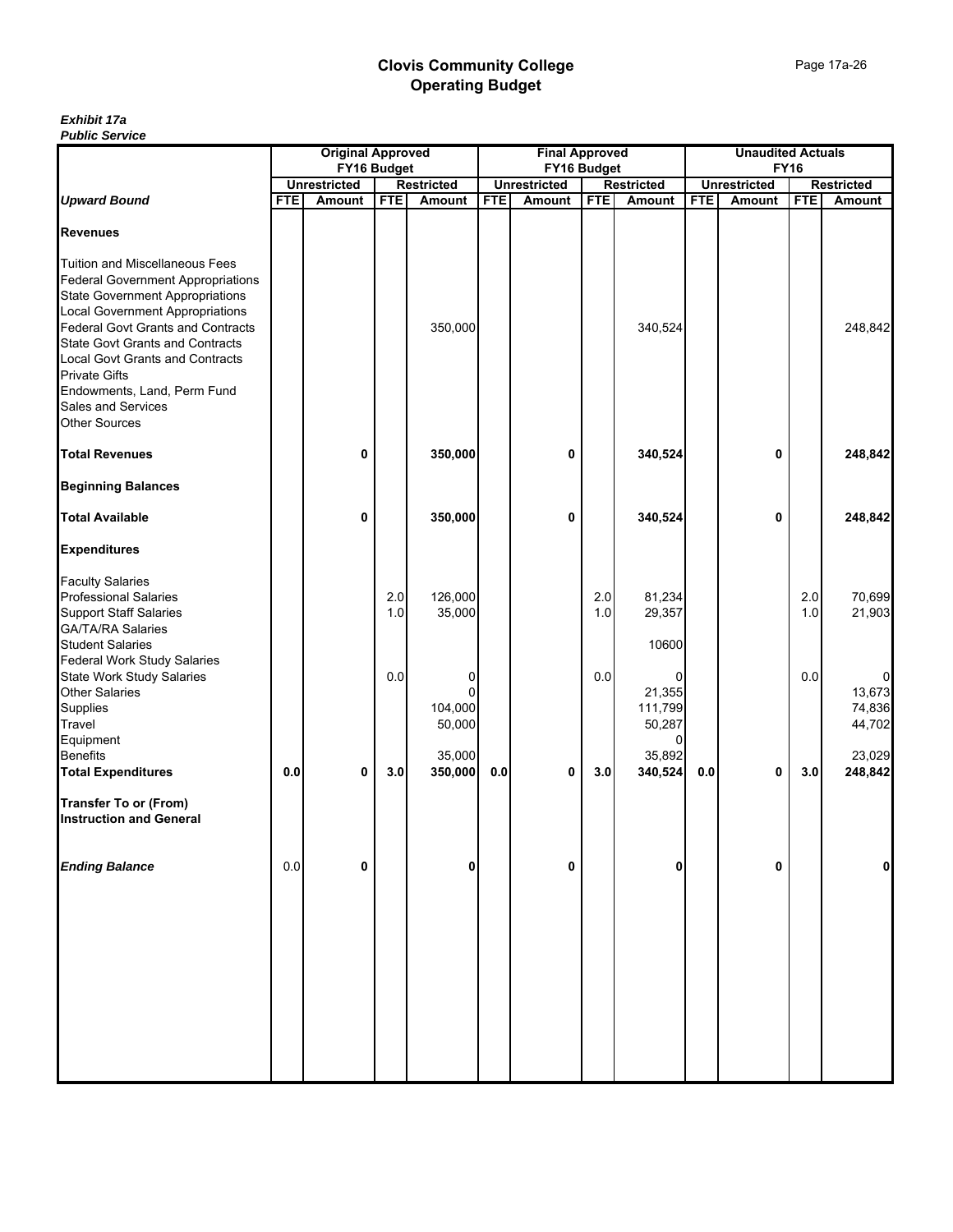# Clovis Community College
## Operating Budget

***Exhibit 17a***
***Public Service***

| | Original Approved FY16 Budget | | | | Final Approved FY16 Budget | | | | Unaudited Actuals FY16 | | | |
|---|---|---|---|---|---|---|---|---|---|---|---|---|
| | Unrestricted | | Restricted | | Unrestricted | | Restricted | | Unrestricted | | Restricted | |
| ***Upward Bound*** | **FTE** | **Amount** | **FTE** | **Amount** | **FTE** | **Amount** | **FTE** | **Amount** | **FTE** | **Amount** | **FTE** | **Amount** |
| **Revenues** | | | | | | | | | | | | |
| Tuition and Miscellaneous Fees | | | | | | | | | | | | |
| Federal Government Appropriations | | | | | | | | | | | | |
| State Government Appropriations | | | | | | | | | | | | |
| Local Government Appropriations | | | | | | | | | | | | |
| Federal Govt Grants and Contracts | | | | 350,000 | | | | 340,524 | | | | 248,842 |
| State Govt Grants and Contracts | | | | | | | | | | | | |
| Local Govt Grants and Contracts | | | | | | | | | | | | |
| Private Gifts | | | | | | | | | | | | |
| Endowments, Land, Perm Fund | | | | | | | | | | | | |
| Sales and Services | | | | | | | | | | | | |
| Other Sources | | | | | | | | | | | | |
| **Total Revenues** | | **0** | | **350,000** | | **0** | | **340,524** | | **0** | | **248,842** |
| **Beginning Balances** | | | | | | | | | | | | |
| **Total Available** | | **0** | | **350,000** | | **0** | | **340,524** | | **0** | | **248,842** |
| **Expenditures** | | | | | | | | | | | | |
| Faculty Salaries | | | | | | | | | | | | |
| Professional Salaries | | | 2.0 | 126,000 | | | 2.0 | 81,234 | | | 2.0 | 70,699 |
| Support Staff Salaries | | | 1.0 | 35,000 | | | 1.0 | 29,357 | | | 1.0 | 21,903 |
| GA/TA/RA Salaries | | | | | | | | | | | | |
| Student Salaries | | | | | | | | 10600 | | | | |
| Federal Work Study Salaries | | | | | | | | | | | | |
| State Work Study Salaries | | | 0.0 | 0 | | | 0.0 | 0 | | | 0.0 | 0 |
| Other Salaries | | | | 0 | | | | 21,355 | | | | 13,673 |
| Supplies | | | | 104,000 | | | | 111,799 | | | | 74,836 |
| Travel | | | | 50,000 | | | | 50,287 | | | | 44,702 |
| Equipment | | | | | | | | 0 | | | | |
| Benefits | | | | 35,000 | | | | 35,892 | | | | 23,029 |
| **Total Expenditures** | **0.0** | **0** | **3.0** | **350,000** | **0.0** | **0** | **3.0** | **340,524** | **0.0** | **0** | **3.0** | **248,842** |
| **Transfer To or (From) Instruction and General** | | | | | | | | | | | | |
| ***Ending Balance*** | 0.0 | **0** | | **0** | | **0** | | **0** | | **0** | | **0** |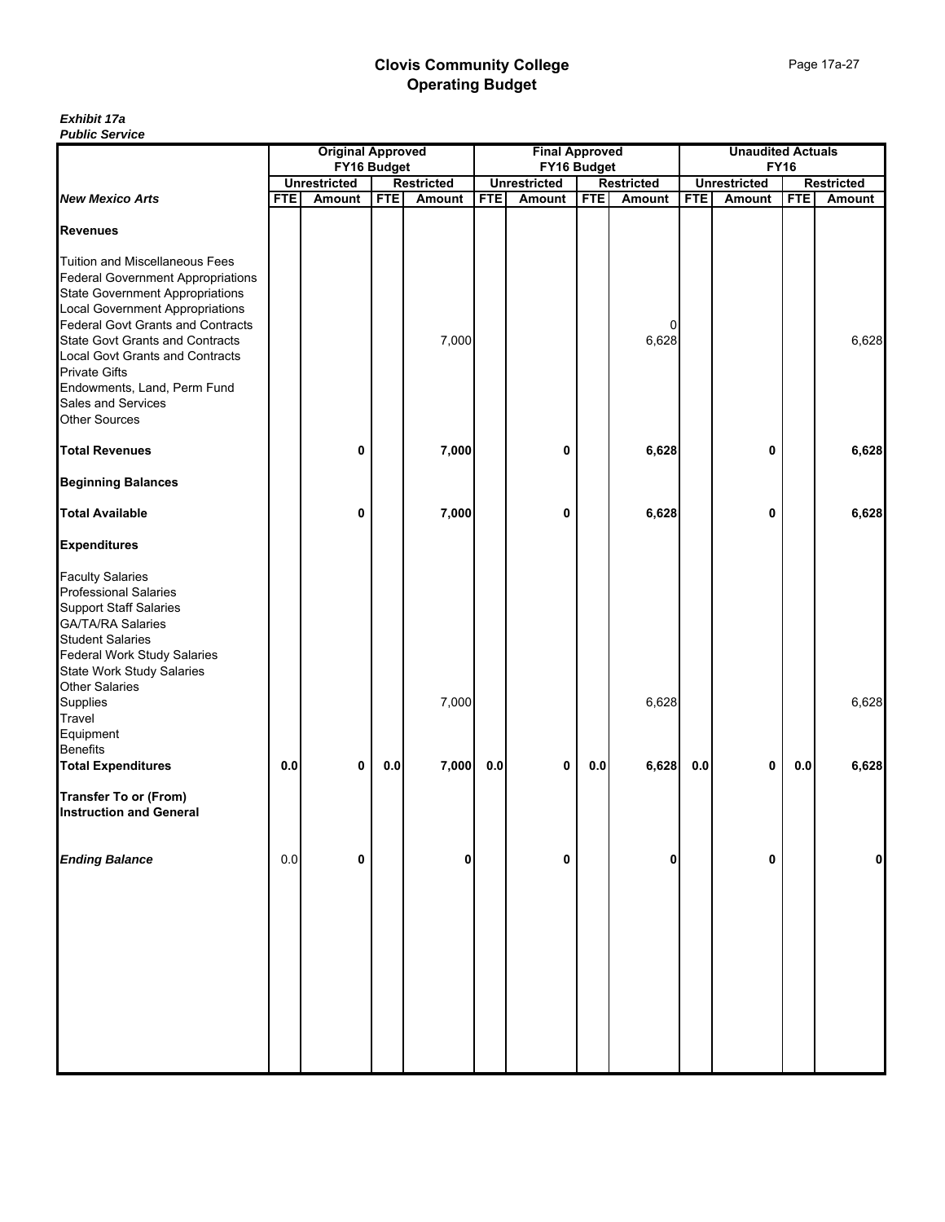# Clovis Community College
## Operating Budget

***Exhibit 17a***
***Public Service***

| | Original Approved FY16 Budget | | | | Final Approved FY16 Budget | | | | Unaudited Actuals FY16 | | | |
|---|---|---|---|---|---|---|---|---|---|---|---|---|
| | Unrestricted | | Restricted | | Unrestricted | | Restricted | | Unrestricted | | Restricted | |
| ***New Mexico Arts*** | FTE | Amount | FTE | Amount | FTE | Amount | FTE | Amount | FTE | Amount | FTE | Amount |
| **Revenues** | | | | | | | | | | | | |
| Tuition and Miscellaneous Fees | | | | | | | | | | | | |
| Federal Government Appropriations | | | | | | | | | | | | |
| State Government Appropriations | | | | | | | | | | | | |
| Local Government Appropriations | | | | | | | | | | | | |
| Federal Govt Grants and Contracts | | | | | | | | 0 | | | | |
| State Govt Grants and Contracts | | | | 7,000 | | | | 6,628 | | | | 6,628 |
| Local Govt Grants and Contracts | | | | | | | | | | | | |
| Private Gifts | | | | | | | | | | | | |
| Endowments, Land, Perm Fund | | | | | | | | | | | | |
| Sales and Services | | | | | | | | | | | | |
| Other Sources | | | | | | | | | | | | |
| **Total Revenues** | | **0** | | **7,000** | | **0** | | **6,628** | | **0** | | **6,628** |
| **Beginning Balances** | | | | | | | | | | | | |
| **Total Available** | | **0** | | **7,000** | | **0** | | **6,628** | | **0** | | **6,628** |
| **Expenditures** | | | | | | | | | | | | |
| Faculty Salaries | | | | | | | | | | | | |
| Professional Salaries | | | | | | | | | | | | |
| Support Staff Salaries | | | | | | | | | | | | |
| GA/TA/RA Salaries | | | | | | | | | | | | |
| Student Salaries | | | | | | | | | | | | |
| Federal Work Study Salaries | | | | | | | | | | | | |
| State Work Study Salaries | | | | | | | | | | | | |
| Other Salaries | | | | | | | | | | | | |
| Supplies | | | | 7,000 | | | | 6,628 | | | | 6,628 |
| Travel | | | | | | | | | | | | |
| Equipment | | | | | | | | | | | | |
| Benefits | | | | | | | | | | | | |
| **Total Expenditures** | **0.0** | **0** | **0.0** | **7,000** | **0.0** | **0** | **0.0** | **6,628** | **0.0** | **0** | **0.0** | **6,628** |
| **Transfer To or (From) Instruction and General** | | | | | | | | | | | | |
| ***Ending Balance*** | 0.0 | **0** | | **0** | | **0** | | **0** | | **0** | | **0** |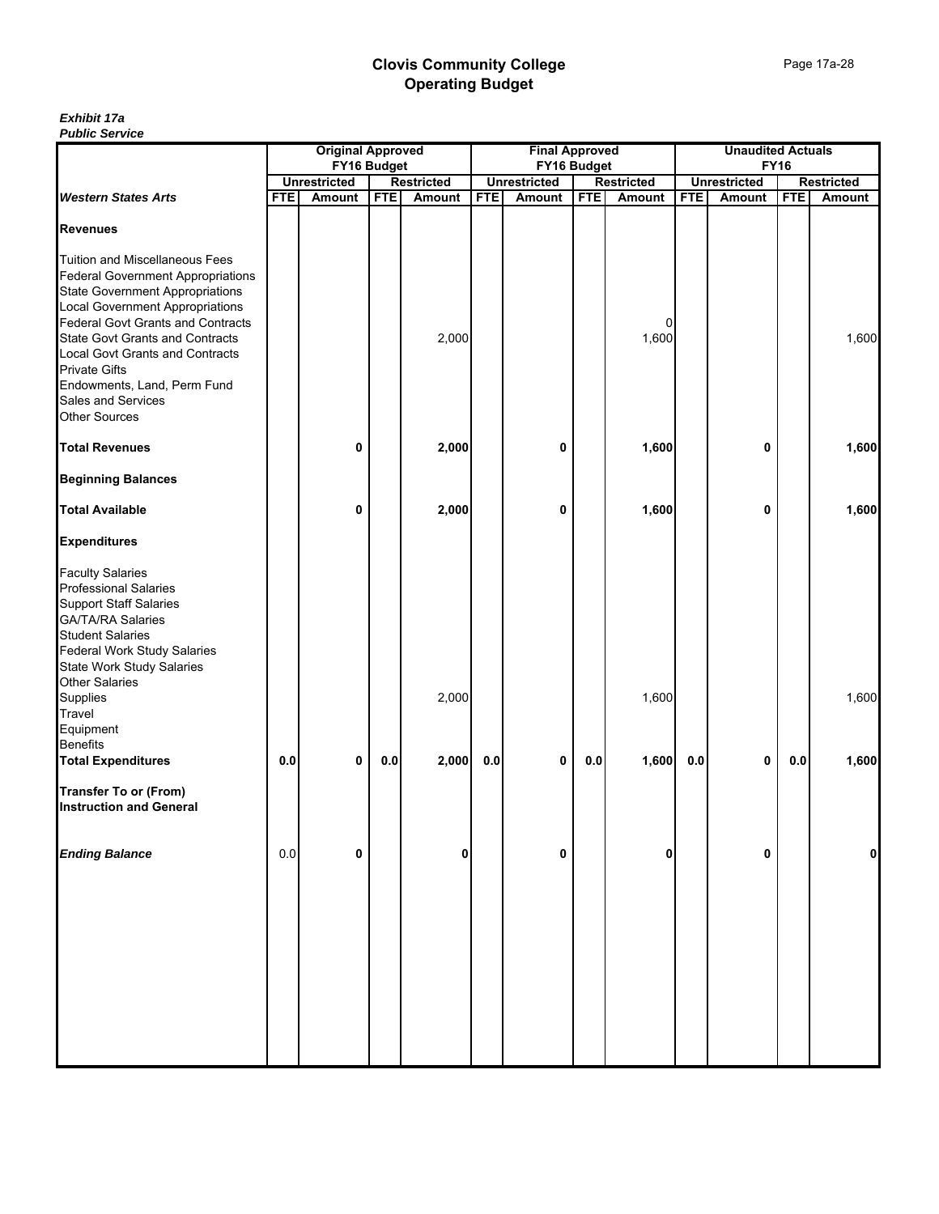# Clovis Community College
## Operating Budget

***Exhibit 17a***
***Public Service***

| | Original Approved FY16 Budget | | | | Final Approved FY16 Budget | | | | Unaudited Actuals FY16 | | | |
|---|---|---|---|---|---|---|---|---|---|---|---|---|
| | Unrestricted | | Restricted | | Unrestricted | | Restricted | | Unrestricted | | Restricted | |
| ***Western States Arts*** | **FTE** | **Amount** | **FTE** | **Amount** | **FTE** | **Amount** | **FTE** | **Amount** | **FTE** | **Amount** | **FTE** | **Amount** |
| **Revenues** | | | | | | | | | | | | |
| Tuition and Miscellaneous Fees | | | | | | | | | | | | |
| Federal Government Appropriations | | | | | | | | | | | | |
| State Government Appropriations | | | | | | | | | | | | |
| Local Government Appropriations | | | | | | | | | | | | |
| Federal Govt Grants and Contracts | | | | | | | | 0 | | | | |
| State Govt Grants and Contracts | | | | 2,000 | | | | 1,600 | | | | 1,600 |
| Local Govt Grants and Contracts | | | | | | | | | | | | |
| Private Gifts | | | | | | | | | | | | |
| Endowments, Land, Perm Fund | | | | | | | | | | | | |
| Sales and Services | | | | | | | | | | | | |
| Other Sources | | | | | | | | | | | | |
| **Total Revenues** | | **0** | | **2,000** | | **0** | | **1,600** | | **0** | | **1,600** |
| **Beginning Balances** | | | | | | | | | | | | |
| **Total Available** | | **0** | | **2,000** | | **0** | | **1,600** | | **0** | | **1,600** |
| **Expenditures** | | | | | | | | | | | | |
| Faculty Salaries | | | | | | | | | | | | |
| Professional Salaries | | | | | | | | | | | | |
| Support Staff Salaries | | | | | | | | | | | | |
| GA/TA/RA Salaries | | | | | | | | | | | | |
| Student Salaries | | | | | | | | | | | | |
| Federal Work Study Salaries | | | | | | | | | | | | |
| State Work Study Salaries | | | | | | | | | | | | |
| Other Salaries | | | | | | | | | | | | |
| Supplies | | | | 2,000 | | | | 1,600 | | | | 1,600 |
| Travel | | | | | | | | | | | | |
| Equipment | | | | | | | | | | | | |
| Benefits | | | | | | | | | | | | |
| **Total Expenditures** | **0.0** | **0** | **0.0** | **2,000** | **0.0** | **0** | **0.0** | **1,600** | **0.0** | **0** | **0.0** | **1,600** |
| **Transfer To or (From) Instruction and General** | | | | | | | | | | | | |
| ***Ending Balance*** | 0.0 | **0** | | **0** | | **0** | | **0** | | **0** | | **0** |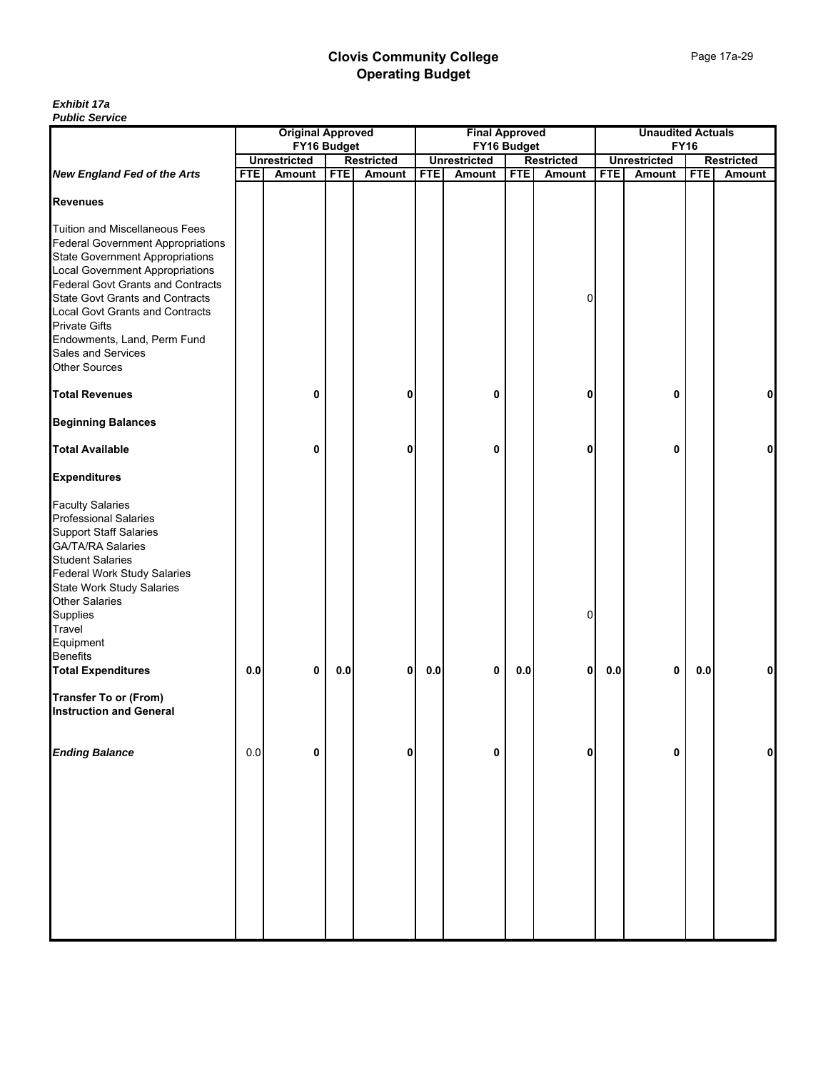# Clovis Community College
## Operating Budget

***Exhibit 17a***
***Public Service***

| | Original Approved FY16 Budget | | | | Final Approved FY16 Budget | | | | Unaudited Actuals FY16 | | | |
|---|---|---|---|---|---|---|---|---|---|---|---|---|
| | Unrestricted | | Restricted | | Unrestricted | | Restricted | | Unrestricted | | Restricted | |
| ***New England Fed of the Arts*** | **FTE** | **Amount** | **FTE** | **Amount** | **FTE** | **Amount** | **FTE** | **Amount** | **FTE** | **Amount** | **FTE** | **Amount** |
| **Revenues** | | | | | | | | | | | | |
| Tuition and Miscellaneous Fees | | | | | | | | | | | | |
| Federal Government Appropriations | | | | | | | | | | | | |
| State Government Appropriations | | | | | | | | | | | | |
| Local Government Appropriations | | | | | | | | | | | | |
| Federal Govt Grants and Contracts | | | | | | | | | | | | |
| State Govt Grants and Contracts | | | | | | | | 0 | | | | |
| Local Govt Grants and Contracts | | | | | | | | | | | | |
| Private Gifts | | | | | | | | | | | | |
| Endowments, Land, Perm Fund | | | | | | | | | | | | |
| Sales and Services | | | | | | | | | | | | |
| Other Sources | | | | | | | | | | | | |
| **Total Revenues** | | **0** | | **0** | | **0** | | **0** | | **0** | | **0** |
| **Beginning Balances** | | | | | | | | | | | | |
| **Total Available** | | **0** | | **0** | | **0** | | **0** | | **0** | | **0** |
| **Expenditures** | | | | | | | | | | | | |
| Faculty Salaries | | | | | | | | | | | | |
| Professional Salaries | | | | | | | | | | | | |
| Support Staff Salaries | | | | | | | | | | | | |
| GA/TA/RA Salaries | | | | | | | | | | | | |
| Student Salaries | | | | | | | | | | | | |
| Federal Work Study Salaries | | | | | | | | | | | | |
| State Work Study Salaries | | | | | | | | | | | | |
| Other Salaries | | | | | | | | | | | | |
| Supplies | | | | | | | | 0 | | | | |
| Travel | | | | | | | | | | | | |
| Equipment | | | | | | | | | | | | |
| Benefits | | | | | | | | | | | | |
| **Total Expenditures** | **0.0** | **0** | **0.0** | **0** | **0.0** | **0** | **0.0** | **0** | **0.0** | **0** | **0.0** | **0** |
| **Transfer To or (From) Instruction and General** | | | | | | | | | | | | |
| ***Ending Balance*** | 0.0 | **0** | | **0** | | **0** | | **0** | | **0** | | **0** |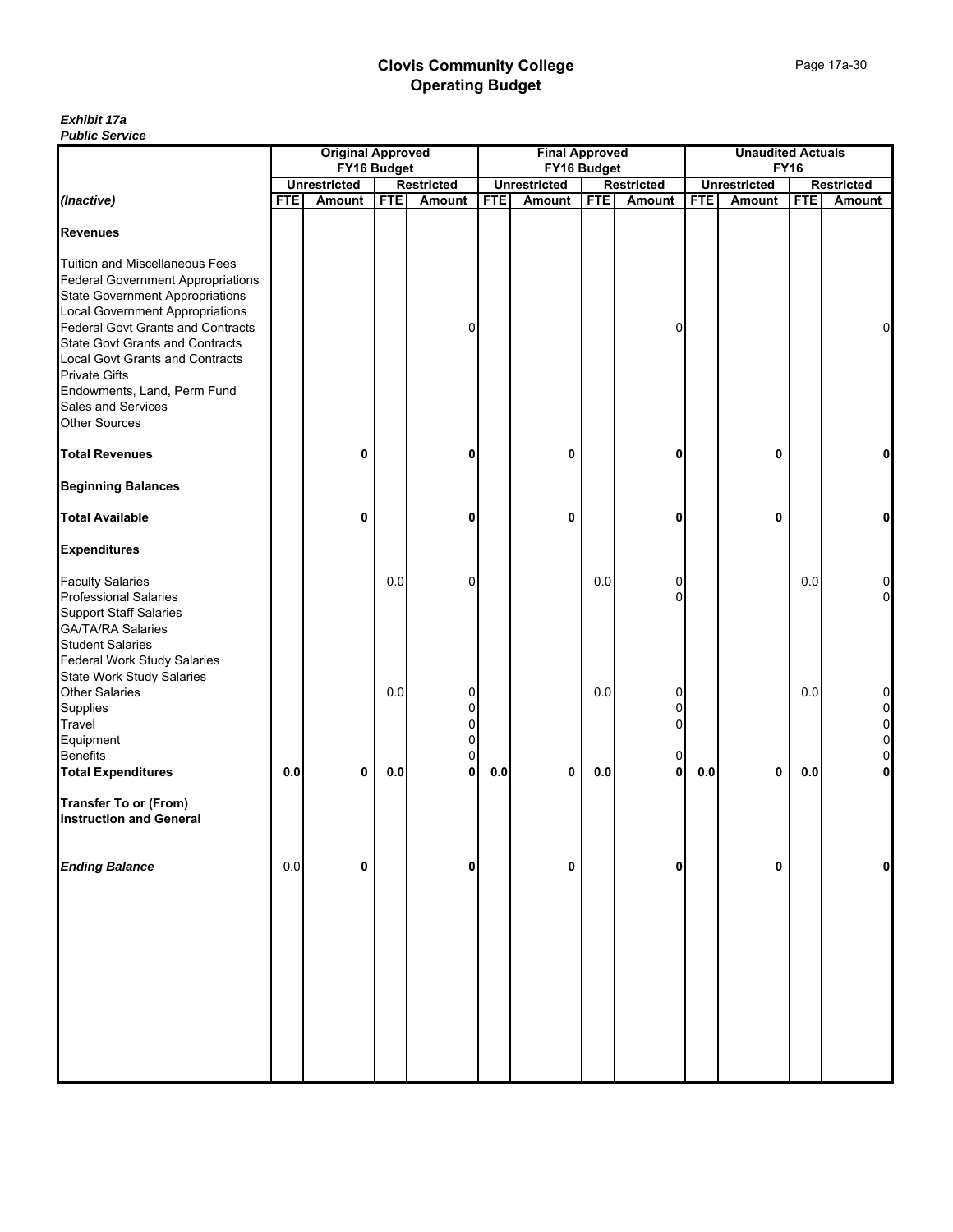# Clovis Community College
## Operating Budget

***Exhibit 17a***
***Public Service***

| | Original Approved FY16 Budget | | | | Final Approved FY16 Budget | | | | Unaudited Actuals FY16 | | | |
|---|---|---|---|---|---|---|---|---|---|---|---|---|
| | Unrestricted | | Restricted | | Unrestricted | | Restricted | | Unrestricted | | Restricted | |
| ***(Inactive)*** | **FTE** | **Amount** | **FTE** | **Amount** | **FTE** | **Amount** | **FTE** | **Amount** | **FTE** | **Amount** | **FTE** | **Amount** |
| **Revenues** | | | | | | | | | | | | |
| Tuition and Miscellaneous Fees | | | | | | | | | | | | |
| Federal Government Appropriations | | | | | | | | | | | | |
| State Government Appropriations | | | | | | | | | | | | |
| Local Government Appropriations | | | | | | | | | | | | |
| Federal Govt Grants and Contracts | | | | 0 | | | | 0 | | | | 0 |
| State Govt Grants and Contracts | | | | | | | | | | | | |
| Local Govt Grants and Contracts | | | | | | | | | | | | |
| Private Gifts | | | | | | | | | | | | |
| Endowments, Land, Perm Fund | | | | | | | | | | | | |
| Sales and Services | | | | | | | | | | | | |
| Other Sources | | | | | | | | | | | | |
| **Total Revenues** | | **0** | | **0** | | **0** | | **0** | | **0** | | **0** |
| **Beginning Balances** | | | | | | | | | | | | |
| **Total Available** | | **0** | | **0** | | **0** | | **0** | | **0** | | **0** |
| **Expenditures** | | | | | | | | | | | | |
| Faculty Salaries | | | 0.0 | 0 | | | 0.0 | 0 | | | 0.0 | 0 |
| Professional Salaries | | | | | | | | 0 | | | | 0 |
| Support Staff Salaries | | | | | | | | | | | | |
| GA/TA/RA Salaries | | | | | | | | | | | | |
| Student Salaries | | | | | | | | | | | | |
| Federal Work Study Salaries | | | | | | | | | | | | |
| State Work Study Salaries | | | | | | | | | | | | |
| Other Salaries | | | 0.0 | 0 | | | 0.0 | 0 | | | 0.0 | 0 |
| Supplies | | | | 0 | | | | 0 | | | | 0 |
| Travel | | | | 0 | | | | 0 | | | | 0 |
| Equipment | | | | 0 | | | | | | | | 0 |
| Benefits | | | | 0 | | | | 0 | | | | 0 |
| **Total Expenditures** | **0.0** | **0** | **0.0** | **0** | **0.0** | **0** | **0.0** | **0** | **0.0** | **0** | **0.0** | **0** |
| **Transfer To or (From) Instruction and General** | | | | | | | | | | | | |
| ***Ending Balance*** | 0.0 | **0** | | **0** | | **0** | | **0** | | **0** | | **0** |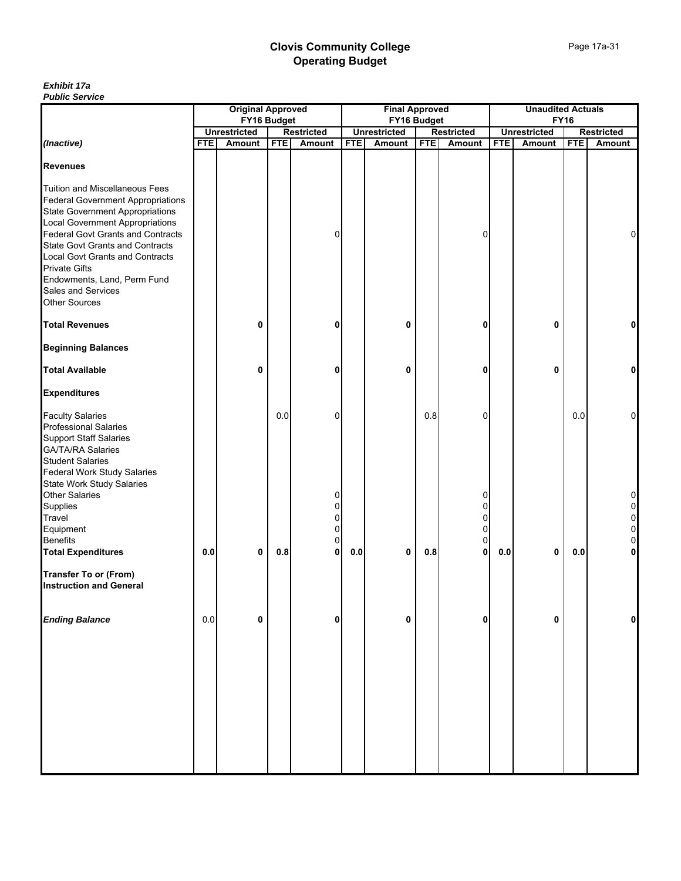# Clovis Community College
## Operating Budget

***Exhibit 17a***
***Public Service***

| | Original Approved FY16 Budget | | | | Final Approved FY16 Budget | | | | Unaudited Actuals FY16 | | | |
|---|---|---|---|---|---|---|---|---|---|---|---|---|
| | Unrestricted | | Restricted | | Unrestricted | | Restricted | | Unrestricted | | Restricted | |
| ***(Inactive)*** | **FTE** | **Amount** | **FTE** | **Amount** | **FTE** | **Amount** | **FTE** | **Amount** | **FTE** | **Amount** | **FTE** | **Amount** |
| **Revenues** | | | | | | | | | | | | |
| Tuition and Miscellaneous Fees | | | | | | | | | | | | |
| Federal Government Appropriations | | | | | | | | | | | | |
| State Government Appropriations | | | | | | | | | | | | |
| Local Government Appropriations | | | | | | | | | | | | |
| Federal Govt Grants and Contracts | | | | 0 | | | | 0 | | | | 0 |
| State Govt Grants and Contracts | | | | | | | | | | | | |
| Local Govt Grants and Contracts | | | | | | | | | | | | |
| Private Gifts | | | | | | | | | | | | |
| Endowments, Land, Perm Fund | | | | | | | | | | | | |
| Sales and Services | | | | | | | | | | | | |
| Other Sources | | | | | | | | | | | | |
| **Total Revenues** | | **0** | | **0** | | **0** | | **0** | | **0** | | **0** |
| **Beginning Balances** | | | | | | | | | | | | |
| **Total Available** | | **0** | | **0** | | **0** | | **0** | | **0** | | **0** |
| **Expenditures** | | | | | | | | | | | | |
| Faculty Salaries | | | 0.0 | 0 | | | 0.8 | 0 | | | 0.0 | 0 |
| Professional Salaries | | | | | | | | | | | | |
| Support Staff Salaries | | | | | | | | | | | | |
| GA/TA/RA Salaries | | | | | | | | | | | | |
| Student Salaries | | | | | | | | | | | | |
| Federal Work Study Salaries | | | | | | | | | | | | |
| State Work Study Salaries | | | | | | | | | | | | |
| Other Salaries | | | | 0 | | | | 0 | | | | 0 |
| Supplies | | | | 0 | | | | 0 | | | | 0 |
| Travel | | | | 0 | | | | 0 | | | | 0 |
| Equipment | | | | 0 | | | | 0 | | | | 0 |
| Benefits | | | | 0 | | | | 0 | | | | 0 |
| **Total Expenditures** | **0.0** | **0** | **0.8** | **0** | **0.0** | **0** | **0.8** | **0** | **0.0** | **0** | **0.0** | **0** |
| **Transfer To or (From) Instruction and General** | | | | | | | | | | | | |
| ***Ending Balance*** | 0.0 | **0** | | **0** | | **0** | | **0** | | **0** | | **0** |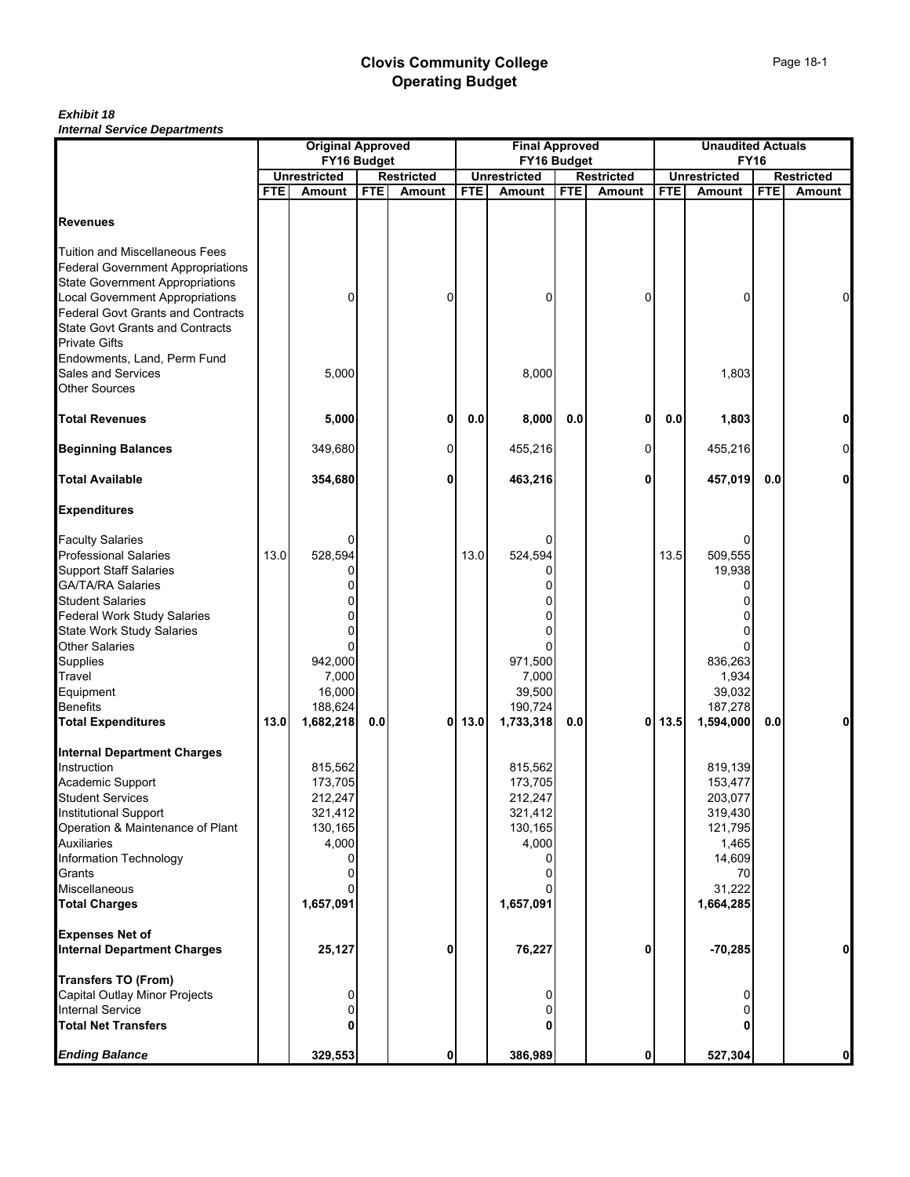# Clovis Community College
## Operating Budget

***Exhibit 18***
***Internal Service Departments***

| | Original Approved FY16 Budget | | | | Final Approved FY16 Budget | | | | Unaudited Actuals FY16 | | | |
|---|---|---|---|---|---|---|---|---|---|---|---|---|
| | Unrestricted | | Restricted | | Unrestricted | | Restricted | | Unrestricted | | Restricted | |
| | FTE | Amount | FTE | Amount | FTE | Amount | FTE | Amount | FTE | Amount | FTE | Amount |
| **Revenues** | | | | | | | | | | | | |
| Tuition and Miscellaneous Fees | | | | | | | | | | | | |
| Federal Government Appropriations | | | | | | | | | | | | |
| State Government Appropriations | | | | | | | | | | | | |
| Local Government Appropriations | | 0 | | 0 | | 0 | | 0 | | 0 | | 0 |
| Federal Govt Grants and Contracts | | | | | | | | | | | | |
| State Govt Grants and Contracts | | | | | | | | | | | | |
| Private Gifts | | | | | | | | | | | | |
| Endowments, Land, Perm Fund | | | | | | | | | | | | |
| Sales and Services | | 5,000 | | | | 8,000 | | | | 1,803 | | |
| Other Sources | | | | | | | | | | | | |
| **Total Revenues** | | **5,000** | | **0** | **0.0** | **8,000** | **0.0** | **0** | **0.0** | **1,803** | | **0** |
| **Beginning Balances** | | 349,680 | | 0 | | 455,216 | | 0 | | 455,216 | | 0 |
| **Total Available** | | **354,680** | | **0** | | **463,216** | | **0** | | **457,019** | **0.0** | **0** |
| **Expenditures** | | | | | | | | | | | | |
| Faculty Salaries | | 0 | | | | 0 | | | | 0 | | |
| Professional Salaries | 13.0 | 528,594 | | | 13.0 | 524,594 | | | 13.5 | 509,555 | | |
| Support Staff Salaries | | 0 | | | | 0 | | | | 19,938 | | |
| GA/TA/RA Salaries | | 0 | | | | 0 | | | | 0 | | |
| Student Salaries | | 0 | | | | 0 | | | | 0 | | |
| Federal Work Study Salaries | | 0 | | | | 0 | | | | 0 | | |
| State Work Study Salaries | | 0 | | | | 0 | | | | 0 | | |
| Other Salaries | | 0 | | | | 0 | | | | 0 | | |
| Supplies | | 942,000 | | | | 971,500 | | | | 836,263 | | |
| Travel | | 7,000 | | | | 7,000 | | | | 1,934 | | |
| Equipment | | 16,000 | | | | 39,500 | | | | 39,032 | | |
| Benefits | | 188,624 | | | | 190,724 | | | | 187,278 | | |
| **Total Expenditures** | **13.0** | **1,682,218** | **0.0** | **0** | **13.0** | **1,733,318** | **0.0** | **0** | **13.5** | **1,594,000** | **0.0** | **0** |
| **Internal Department Charges** | | | | | | | | | | | | |
| Instruction | | 815,562 | | | | 815,562 | | | | 819,139 | | |
| Academic Support | | 173,705 | | | | 173,705 | | | | 153,477 | | |
| Student Services | | 212,247 | | | | 212,247 | | | | 203,077 | | |
| Institutional Support | | 321,412 | | | | 321,412 | | | | 319,430 | | |
| Operation & Maintenance of Plant | | 130,165 | | | | 130,165 | | | | 121,795 | | |
| Auxiliaries | | 4,000 | | | | 4,000 | | | | 1,465 | | |
| Information Technology | | 0 | | | | 0 | | | | 14,609 | | |
| Grants | | 0 | | | | 0 | | | | 70 | | |
| Miscellaneous | | 0 | | | | 0 | | | | 31,222 | | |
| **Total Charges** | | **1,657,091** | | | | **1,657,091** | | | | **1,664,285** | | |
| **Expenses Net of Internal Department Charges** | | **25,127** | | **0** | | **76,227** | | **0** | | **-70,285** | | **0** |
| **Transfers TO (From)** | | | | | | | | | | | | |
| Capital Outlay Minor Projects | | 0 | | | | 0 | | | | 0 | | |
| Internal Service | | 0 | | | | 0 | | | | 0 | | |
| **Total Net Transfers** | | **0** | | | | **0** | | | | **0** | | |
| ***Ending Balance*** | | **329,553** | | **0** | | **386,989** | | **0** | | **527,304** | | **0** |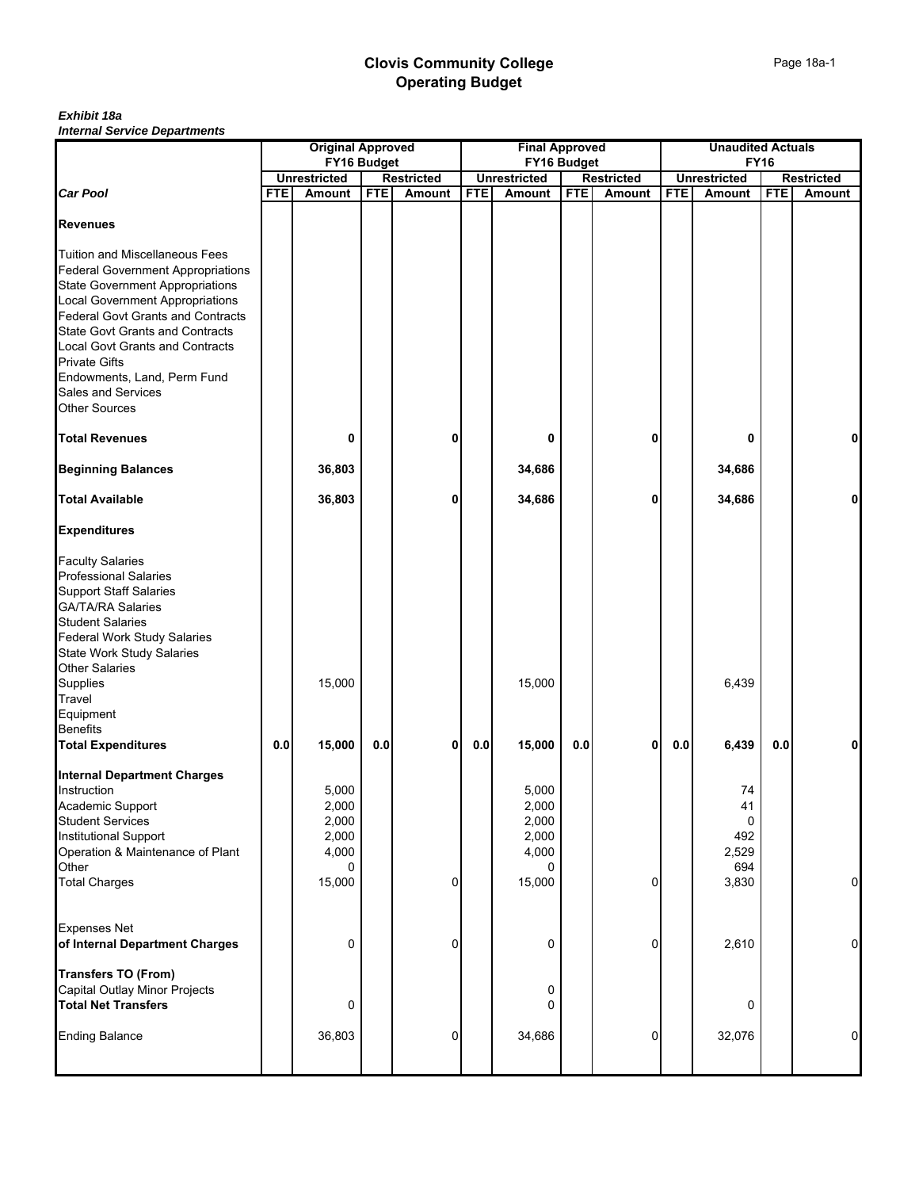# Clovis Community College
## Operating Budget

***Exhibit 18a***
***Internal Service Departments***

| | Original Approved FY16 Budget | | | | Final Approved FY16 Budget | | | | Unaudited Actuals FY16 | | | |
|---|---|---|---|---|---|---|---|---|---|---|---|---|
| | Unrestricted | | Restricted | | Unrestricted | | Restricted | | Unrestricted | | Restricted | |
| ***Car Pool*** | **FTE** | **Amount** | **FTE** | **Amount** | **FTE** | **Amount** | **FTE** | **Amount** | **FTE** | **Amount** | **FTE** | **Amount** |
| **Revenues** | | | | | | | | | | | | |
| Tuition and Miscellaneous Fees | | | | | | | | | | | | |
| Federal Government Appropriations | | | | | | | | | | | | |
| State Government Appropriations | | | | | | | | | | | | |
| Local Government Appropriations | | | | | | | | | | | | |
| Federal Govt Grants and Contracts | | | | | | | | | | | | |
| State Govt Grants and Contracts | | | | | | | | | | | | |
| Local Govt Grants and Contracts | | | | | | | | | | | | |
| Private Gifts | | | | | | | | | | | | |
| Endowments, Land, Perm Fund | | | | | | | | | | | | |
| Sales and Services | | | | | | | | | | | | |
| Other Sources | | | | | | | | | | | | |
| **Total Revenues** | | **0** | | **0** | | **0** | | **0** | | **0** | | **0** |
| **Beginning Balances** | | **36,803** | | | | **34,686** | | | | **34,686** | | |
| **Total Available** | | **36,803** | | **0** | | **34,686** | | **0** | | **34,686** | | **0** |
| **Expenditures** | | | | | | | | | | | | |
| Faculty Salaries | | | | | | | | | | | | |
| Professional Salaries | | | | | | | | | | | | |
| Support Staff Salaries | | | | | | | | | | | | |
| GA/TA/RA Salaries | | | | | | | | | | | | |
| Student Salaries | | | | | | | | | | | | |
| Federal Work Study Salaries | | | | | | | | | | | | |
| State Work Study Salaries | | | | | | | | | | | | |
| Other Salaries | | | | | | | | | | | | |
| Supplies | | 15,000 | | | | 15,000 | | | | 6,439 | | |
| Travel | | | | | | | | | | | | |
| Equipment | | | | | | | | | | | | |
| Benefits | | | | | | | | | | | | |
| **Total Expenditures** | **0.0** | **15,000** | **0.0** | **0** | **0.0** | **15,000** | **0.0** | **0** | **0.0** | **6,439** | **0.0** | **0** |
| **Internal Department Charges** | | | | | | | | | | | | |
| Instruction | | 5,000 | | | | 5,000 | | | | 74 | | |
| Academic Support | | 2,000 | | | | 2,000 | | | | 41 | | |
| Student Services | | 2,000 | | | | 2,000 | | | | 0 | | |
| Institutional Support | | 2,000 | | | | 2,000 | | | | 492 | | |
| Operation & Maintenance of Plant | | 4,000 | | | | 4,000 | | | | 2,529 | | |
| Other | | 0 | | | | 0 | | | | 694 | | |
| Total Charges | | 15,000 | | 0 | | 15,000 | | 0 | | 3,830 | | 0 |
| Expenses Net **of Internal Department Charges** | | 0 | | 0 | | 0 | | 0 | | 2,610 | | 0 |
| **Transfers TO (From)** | | | | | | | | | | | | |
| Capital Outlay Minor Projects | | | | | | 0 | | | | | | |
| **Total Net Transfers** | | 0 | | | | 0 | | | | 0 | | |
| Ending Balance | | 36,803 | | 0 | | 34,686 | | 0 | | 32,076 | | 0 |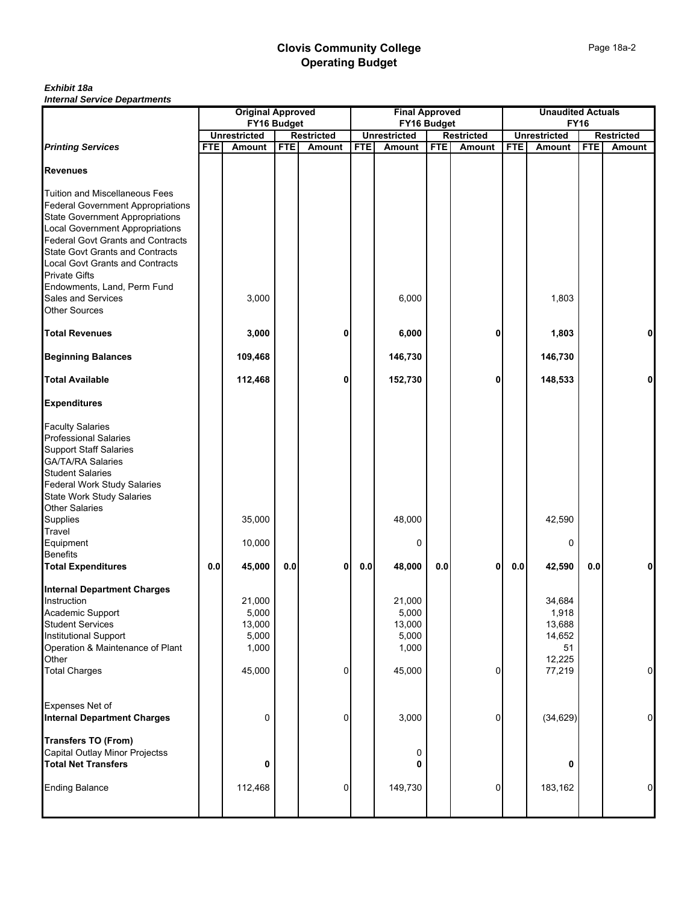# Clovis Community College
## Operating Budget

***Exhibit 18a***
***Internal Service Departments***

| | Original Approved FY16 Budget | | | | Final Approved FY16 Budget | | | | Unaudited Actuals FY16 | | | |
|---|---|---|---|---|---|---|---|---|---|---|---|---|
| | Unrestricted | | Restricted | | Unrestricted | | Restricted | | Unrestricted | | Restricted | |
| ***Printing Services*** | **FTE** | **Amount** | **FTE** | **Amount** | **FTE** | **Amount** | **FTE** | **Amount** | **FTE** | **Amount** | **FTE** | **Amount** |
| **Revenues** | | | | | | | | | | | | |
| Tuition and Miscellaneous Fees | | | | | | | | | | | | |
| Federal Government Appropriations | | | | | | | | | | | | |
| State Government Appropriations | | | | | | | | | | | | |
| Local Government Appropriations | | | | | | | | | | | | |
| Federal Govt Grants and Contracts | | | | | | | | | | | | |
| State Govt Grants and Contracts | | | | | | | | | | | | |
| Local Govt Grants and Contracts | | | | | | | | | | | | |
| Private Gifts | | | | | | | | | | | | |
| Endowments, Land, Perm Fund | | | | | | | | | | | | |
| Sales and Services | | 3,000 | | | | 6,000 | | | | 1,803 | | |
| Other Sources | | | | | | | | | | | | |
| **Total Revenues** | | **3,000** | | **0** | | **6,000** | | **0** | | **1,803** | | **0** |
| **Beginning Balances** | | **109,468** | | | | **146,730** | | | | **146,730** | | |
| **Total Available** | | **112,468** | | **0** | | **152,730** | | **0** | | **148,533** | | **0** |
| **Expenditures** | | | | | | | | | | | | |
| Faculty Salaries | | | | | | | | | | | | |
| Professional Salaries | | | | | | | | | | | | |
| Support Staff Salaries | | | | | | | | | | | | |
| GA/TA/RA Salaries | | | | | | | | | | | | |
| Student Salaries | | | | | | | | | | | | |
| Federal Work Study Salaries | | | | | | | | | | | | |
| State Work Study Salaries | | | | | | | | | | | | |
| Other Salaries | | | | | | | | | | | | |
| Supplies | | 35,000 | | | | 48,000 | | | | 42,590 | | |
| Travel | | | | | | | | | | | | |
| Equipment | | 10,000 | | | | 0 | | | | 0 | | |
| Benefits | | | | | | | | | | | | |
| **Total Expenditures** | **0.0** | **45,000** | **0.0** | **0** | **0.0** | **48,000** | **0.0** | **0** | **0.0** | **42,590** | **0.0** | **0** |
| **Internal Department Charges** | | | | | | | | | | | | |
| Instruction | | 21,000 | | | | 21,000 | | | | 34,684 | | |
| Academic Support | | 5,000 | | | | 5,000 | | | | 1,918 | | |
| Student Services | | 13,000 | | | | 13,000 | | | | 13,688 | | |
| Institutional Support | | 5,000 | | | | 5,000 | | | | 14,652 | | |
| Operation & Maintenance of Plant | | 1,000 | | | | 1,000 | | | | 51 | | |
| Other | | | | | | | | | | 12,225 | | |
| Total Charges | | 45,000 | | 0 | | 45,000 | | 0 | | 77,219 | | 0 |
| Expenses Net of **Internal Department Charges** | | 0 | | 0 | | 3,000 | | 0 | | (34,629) | | 0 |
| **Transfers TO (From)** | | | | | | | | | | | | |
| Capital Outlay Minor Projectss | | | | | | 0 | | | | | | |
| **Total Net Transfers** | | **0** | | | | **0** | | | | **0** | | |
| Ending Balance | | 112,468 | | 0 | | 149,730 | | 0 | | 183,162 | | 0 |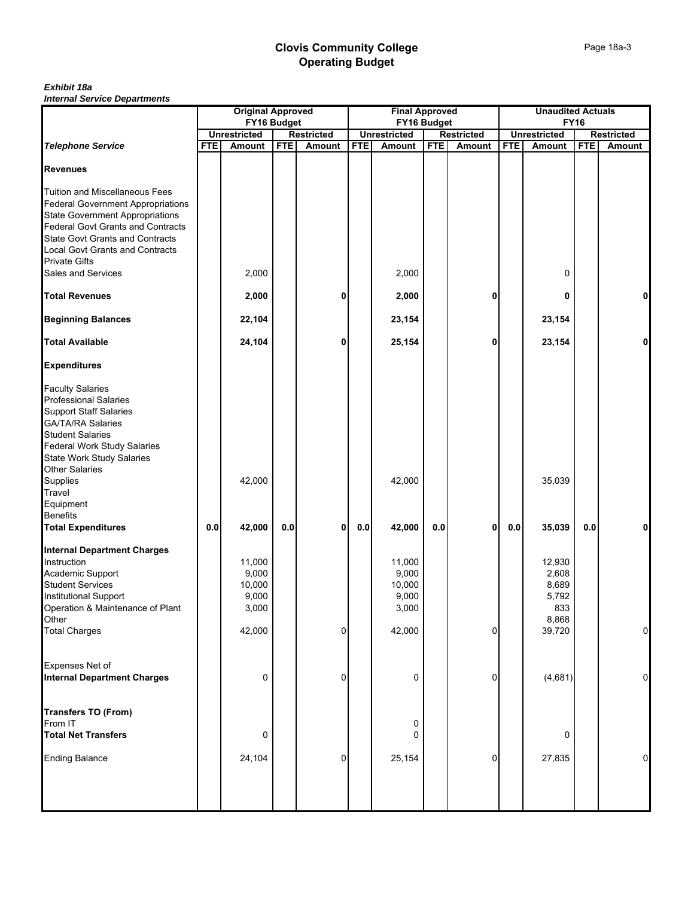# Clovis Community College
## Operating Budget

***Exhibit 18a***
***Internal Service Departments***

| | Original Approved FY16 Budget | | | | Final Approved FY16 Budget | | | | Unaudited Actuals FY16 | | | |
|---|---|---|---|---|---|---|---|---|---|---|---|---|
| | Unrestricted | | Restricted | | Unrestricted | | Restricted | | Unrestricted | | Restricted | |
| ***Telephone Service*** | **FTE** | **Amount** | **FTE** | **Amount** | **FTE** | **Amount** | **FTE** | **Amount** | **FTE** | **Amount** | **FTE** | **Amount** |
| **Revenues** | | | | | | | | | | | | |
| Tuition and Miscellaneous Fees | | | | | | | | | | | | |
| Federal Government Appropriations | | | | | | | | | | | | |
| State Government Appropriations | | | | | | | | | | | | |
| Federal Govt Grants and Contracts | | | | | | | | | | | | |
| State Govt Grants and Contracts | | | | | | | | | | | | |
| Local Govt Grants and Contracts | | | | | | | | | | | | |
| Private Gifts | | | | | | | | | | | | |
| Sales and Services | | 2,000 | | | | 2,000 | | | | 0 | | |
| **Total Revenues** | | **2,000** | | **0** | | **2,000** | | **0** | | **0** | | **0** |
| **Beginning Balances** | | **22,104** | | | | **23,154** | | | | **23,154** | | |
| **Total Available** | | **24,104** | | **0** | | **25,154** | | **0** | | **23,154** | | **0** |
| **Expenditures** | | | | | | | | | | | | |
| Faculty Salaries | | | | | | | | | | | | |
| Professional Salaries | | | | | | | | | | | | |
| Support Staff Salaries | | | | | | | | | | | | |
| GA/TA/RA Salaries | | | | | | | | | | | | |
| Student Salaries | | | | | | | | | | | | |
| Federal Work Study Salaries | | | | | | | | | | | | |
| State Work Study Salaries | | | | | | | | | | | | |
| Other Salaries | | | | | | | | | | | | |
| Supplies | | 42,000 | | | | 42,000 | | | | 35,039 | | |
| Travel | | | | | | | | | | | | |
| Equipment | | | | | | | | | | | | |
| Benefits | | | | | | | | | | | | |
| **Total Expenditures** | **0.0** | **42,000** | **0.0** | **0** | **0.0** | **42,000** | **0.0** | **0** | **0.0** | **35,039** | **0.0** | **0** |
| **Internal Department Charges** | | | | | | | | | | | | |
| Instruction | | 11,000 | | | | 11,000 | | | | 12,930 | | |
| Academic Support | | 9,000 | | | | 9,000 | | | | 2,608 | | |
| Student Services | | 10,000 | | | | 10,000 | | | | 8,689 | | |
| Institutional Support | | 9,000 | | | | 9,000 | | | | 5,792 | | |
| Operation & Maintenance of Plant | | 3,000 | | | | 3,000 | | | | 833 | | |
| Other | | | | | | | | | | 8,868 | | |
| Total Charges | | 42,000 | | 0 | | 42,000 | | 0 | | 39,720 | | 0 |
| Expenses Net of **Internal Department Charges** | | 0 | | 0 | | 0 | | 0 | | (4,681) | | 0 |
| **Transfers TO (From)** | | | | | | | | | | | | |
| From IT | | | | | | 0 | | | | | | |
| **Total Net Transfers** | | 0 | | | | 0 | | | | 0 | | |
| Ending Balance | | 24,104 | | 0 | | 25,154 | | 0 | | 27,835 | | 0 |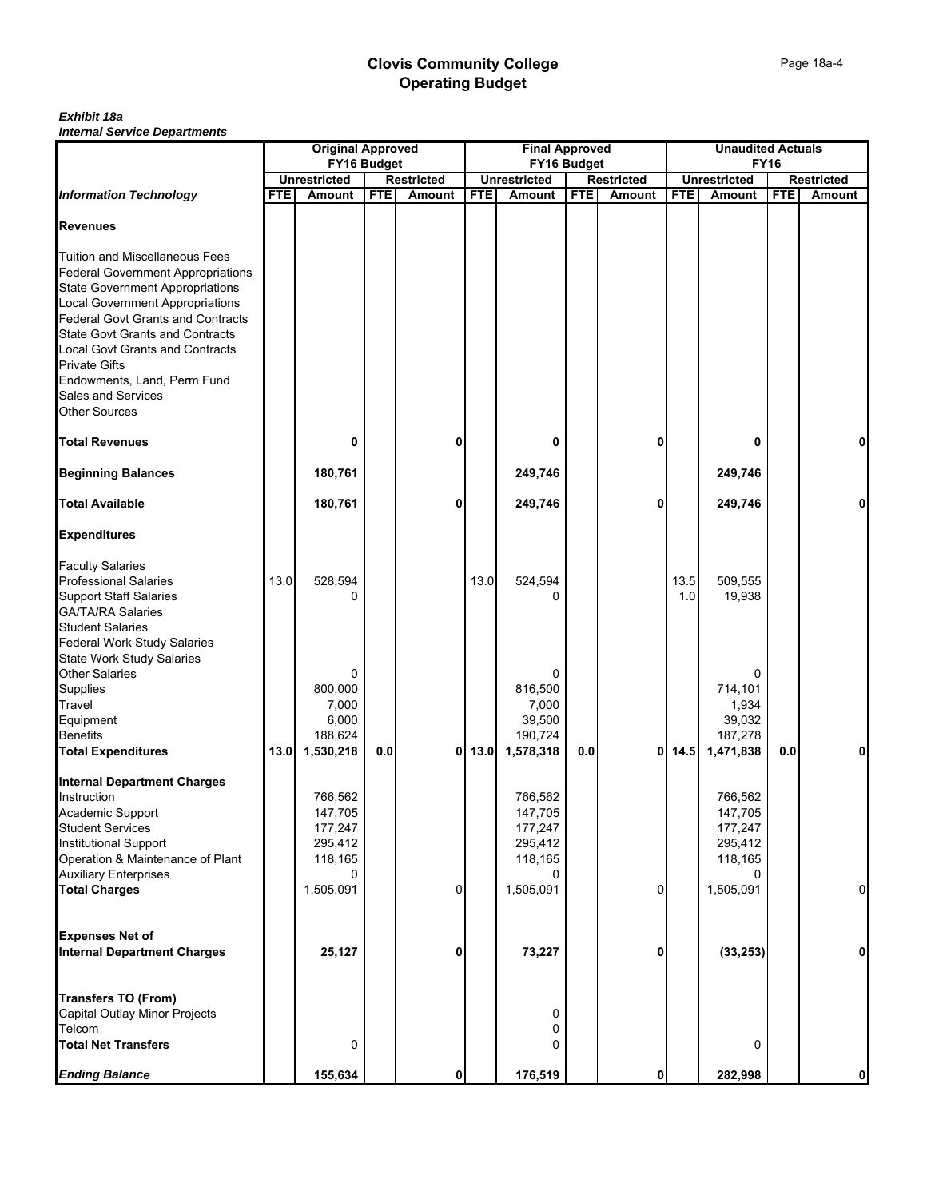# Clovis Community College
## Operating Budget

***Exhibit 18a***
***Internal Service Departments***

| | Original Approved FY16 Budget | | | | Final Approved FY16 Budget | | | | Unaudited Actuals FY16 | | | |
|---|---|---|---|---|---|---|---|---|---|---|---|---|
| | Unrestricted | | Restricted | | Unrestricted | | Restricted | | Unrestricted | | Restricted | |
| ***Information Technology*** | **FTE** | **Amount** | **FTE** | **Amount** | **FTE** | **Amount** | **FTE** | **Amount** | **FTE** | **Amount** | **FTE** | **Amount** |
| **Revenues** | | | | | | | | | | | | |
| Tuition and Miscellaneous Fees | | | | | | | | | | | | |
| Federal Government Appropriations | | | | | | | | | | | | |
| State Government Appropriations | | | | | | | | | | | | |
| Local Government Appropriations | | | | | | | | | | | | |
| Federal Govt Grants and Contracts | | | | | | | | | | | | |
| State Govt Grants and Contracts | | | | | | | | | | | | |
| Local Govt Grants and Contracts | | | | | | | | | | | | |
| Private Gifts | | | | | | | | | | | | |
| Endowments, Land, Perm Fund | | | | | | | | | | | | |
| Sales and Services | | | | | | | | | | | | |
| Other Sources | | | | | | | | | | | | |
| **Total Revenues** | | **0** | | **0** | | **0** | | **0** | | **0** | | **0** |
| **Beginning Balances** | | **180,761** | | | | **249,746** | | | | **249,746** | | |
| **Total Available** | | **180,761** | | **0** | | **249,746** | | **0** | | **249,746** | | **0** |
| **Expenditures** | | | | | | | | | | | | |
| Faculty Salaries | | | | | | | | | | | | |
| Professional Salaries | 13.0 | 528,594 | | | 13.0 | 524,594 | | | 13.5 | 509,555 | | |
| Support Staff Salaries | | 0 | | | | 0 | | | 1.0 | 19,938 | | |
| GA/TA/RA Salaries | | | | | | | | | | | | |
| Student Salaries | | | | | | | | | | | | |
| Federal Work Study Salaries | | | | | | | | | | | | |
| State Work Study Salaries | | | | | | | | | | | | |
| Other Salaries | | 0 | | | | 0 | | | | 0 | | |
| Supplies | | 800,000 | | | | 816,500 | | | | 714,101 | | |
| Travel | | 7,000 | | | | 7,000 | | | | 1,934 | | |
| Equipment | | 6,000 | | | | 39,500 | | | | 39,032 | | |
| Benefits | | 188,624 | | | | 190,724 | | | | 187,278 | | |
| **Total Expenditures** | **13.0** | **1,530,218** | **0.0** | **0** | **13.0** | **1,578,318** | **0.0** | **0** | **14.5** | **1,471,838** | **0.0** | **0** |
| **Internal Department Charges** | | | | | | | | | | | | |
| Instruction | | 766,562 | | | | 766,562 | | | | 766,562 | | |
| Academic Support | | 147,705 | | | | 147,705 | | | | 147,705 | | |
| Student Services | | 177,247 | | | | 177,247 | | | | 177,247 | | |
| Institutional Support | | 295,412 | | | | 295,412 | | | | 295,412 | | |
| Operation & Maintenance of Plant | | 118,165 | | | | 118,165 | | | | 118,165 | | |
| Auxiliary Enterprises | | 0 | | | | 0 | | | | 0 | | |
| **Total Charges** | | 1,505,091 | | 0 | | 1,505,091 | | 0 | | 1,505,091 | | 0 |
| **Expenses Net of Internal Department Charges** | | **25,127** | | **0** | | **73,227** | | **0** | | **(33,253)** | | **0** |
| **Transfers TO (From)** | | | | | | | | | | | | |
| Capital Outlay Minor Projects | | | | | | 0 | | | | | | |
| Telcom | | | | | | 0 | | | | | | |
| **Total Net Transfers** | | 0 | | | | 0 | | | | 0 | | |
| ***Ending Balance*** | | **155,634** | | **0** | | **176,519** | | **0** | | **282,998** | | **0** |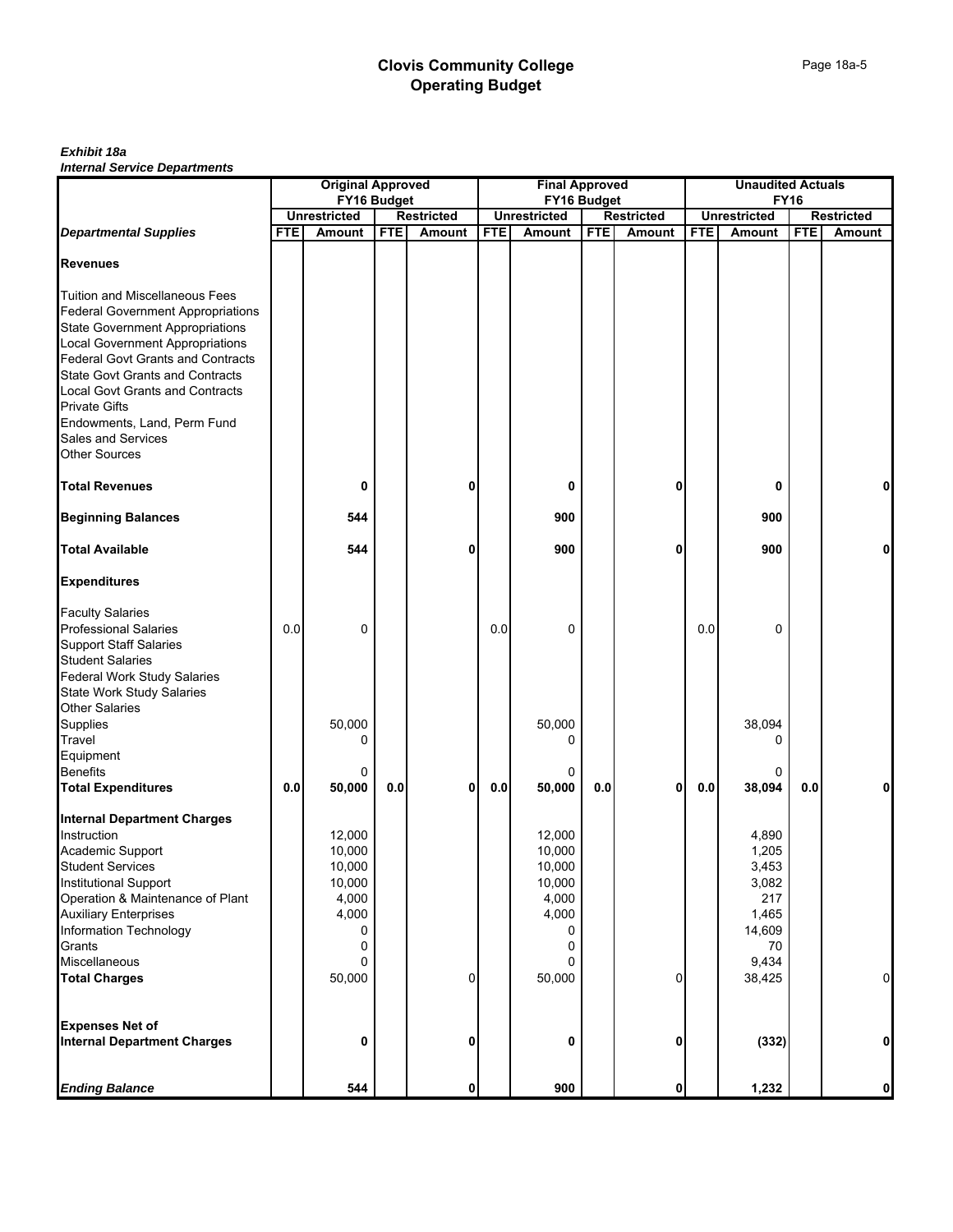# Clovis Community College
## Operating Budget

***Exhibit 18a***
***Internal Service Departments***

| | Original Approved FY16 Budget | | | | Final Approved FY16 Budget | | | | Unaudited Actuals FY16 | | | |
|---|---|---|---|---|---|---|---|---|---|---|---|---|
| | Unrestricted | | Restricted | | Unrestricted | | Restricted | | Unrestricted | | Restricted | |
| ***Departmental Supplies*** | FTE | Amount | FTE | Amount | FTE | Amount | FTE | Amount | FTE | Amount | FTE | Amount |
| **Revenues** | | | | | | | | | | | | |
| Tuition and Miscellaneous Fees | | | | | | | | | | | | |
| Federal Government Appropriations | | | | | | | | | | | | |
| State Government Appropriations | | | | | | | | | | | | |
| Local Government Appropriations | | | | | | | | | | | | |
| Federal Govt Grants and Contracts | | | | | | | | | | | | |
| State Govt Grants and Contracts | | | | | | | | | | | | |
| Local Govt Grants and Contracts | | | | | | | | | | | | |
| Private Gifts | | | | | | | | | | | | |
| Endowments, Land, Perm Fund | | | | | | | | | | | | |
| Sales and Services | | | | | | | | | | | | |
| Other Sources | | | | | | | | | | | | |
| **Total Revenues** | | **0** | | **0** | | **0** | | **0** | | **0** | | **0** |
| **Beginning Balances** | | **544** | | | | **900** | | | | **900** | | |
| **Total Available** | | **544** | | **0** | | **900** | | **0** | | **900** | | **0** |
| **Expenditures** | | | | | | | | | | | | |
| Faculty Salaries | | | | | | | | | | | | |
| Professional Salaries | 0.0 | 0 | | | 0.0 | 0 | | | 0.0 | 0 | | |
| Support Staff Salaries | | | | | | | | | | | | |
| Student Salaries | | | | | | | | | | | | |
| Federal Work Study Salaries | | | | | | | | | | | | |
| State Work Study Salaries | | | | | | | | | | | | |
| Other Salaries | | | | | | | | | | | | |
| Supplies | | 50,000 | | | | 50,000 | | | | 38,094 | | |
| Travel | | 0 | | | | 0 | | | | 0 | | |
| Equipment | | | | | | | | | | | | |
| Benefits | | 0 | | | | 0 | | | | 0 | | |
| **Total Expenditures** | **0.0** | **50,000** | **0.0** | **0** | **0.0** | **50,000** | **0.0** | **0** | **0.0** | **38,094** | **0.0** | **0** |
| **Internal Department Charges** | | | | | | | | | | | | |
| Instruction | | 12,000 | | | | 12,000 | | | | 4,890 | | |
| Academic Support | | 10,000 | | | | 10,000 | | | | 1,205 | | |
| Student Services | | 10,000 | | | | 10,000 | | | | 3,453 | | |
| Institutional Support | | 10,000 | | | | 10,000 | | | | 3,082 | | |
| Operation & Maintenance of Plant | | 4,000 | | | | 4,000 | | | | 217 | | |
| Auxiliary Enterprises | | 4,000 | | | | 4,000 | | | | 1,465 | | |
| Information Technology | | 0 | | | | 0 | | | | 14,609 | | |
| Grants | | 0 | | | | 0 | | | | 70 | | |
| Miscellaneous | | 0 | | | | 0 | | | | 9,434 | | |
| **Total Charges** | | 50,000 | | 0 | | 50,000 | | 0 | | 38,425 | | 0 |
| **Expenses Net of Internal Department Charges** | | **0** | | **0** | | **0** | | **0** | | **(332)** | | **0** |
| ***Ending Balance*** | | **544** | | **0** | | **900** | | **0** | | **1,232** | | **0** |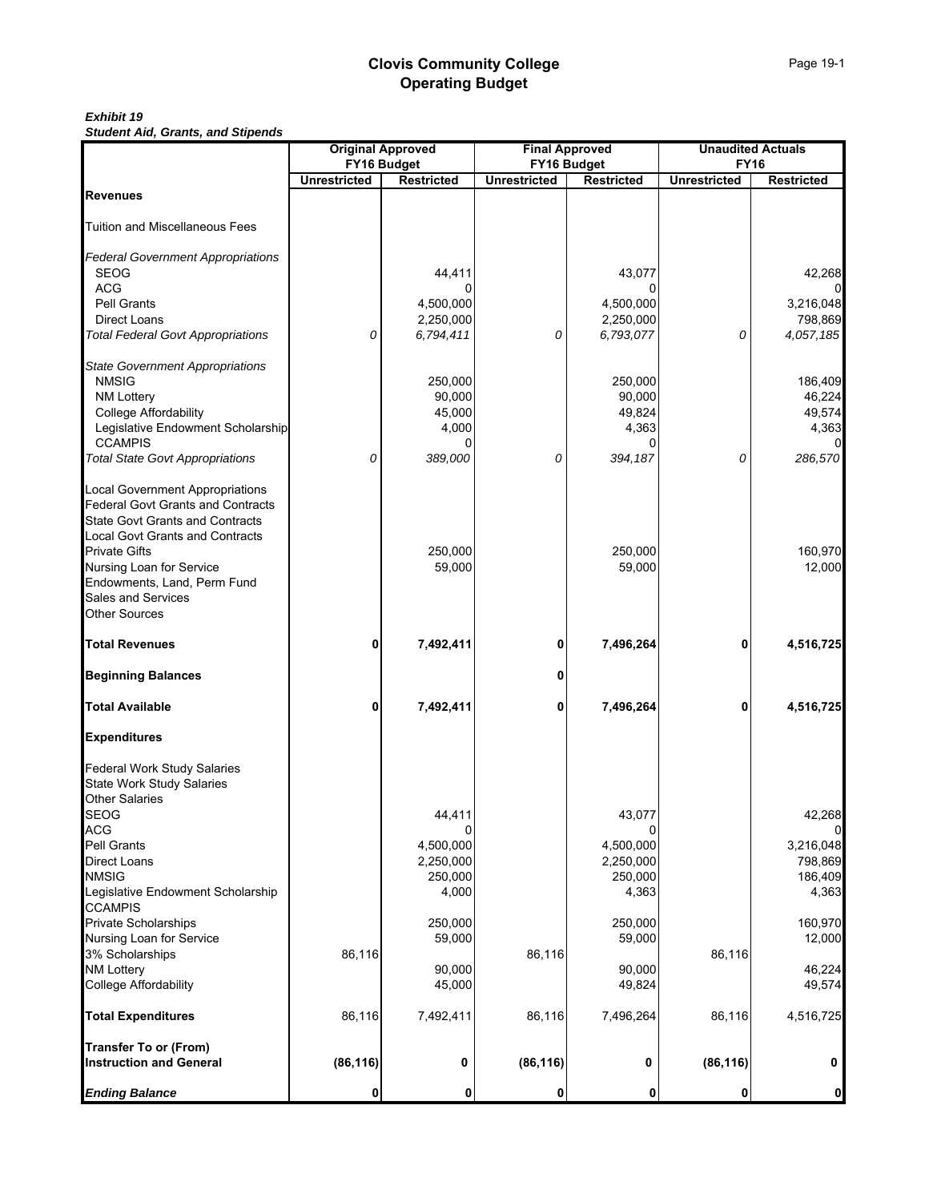# Clovis Community College
## Operating Budget

***Exhibit 19***
***Student Aid, Grants, and Stipends***

| | Original Approved FY16 Budget | | Final Approved FY16 Budget | | Unaudited Actuals FY16 | |
|---|---|---|---|---|---|---|
| | Unrestricted | Restricted | Unrestricted | Restricted | Unrestricted | Restricted |
| **Revenues** | | | | | | |
| Tuition and Miscellaneous Fees | | | | | | |
| *Federal Government Appropriations* | | | | | | |
| SEOG | | 44,411 | | 43,077 | | 42,268 |
| ACG | | 0 | | 0 | | 0 |
| Pell Grants | | 4,500,000 | | 4,500,000 | | 3,216,048 |
| Direct Loans | | 2,250,000 | | 2,250,000 | | 798,869 |
| *Total Federal Govt Appropriations* | *0* | *6,794,411* | *0* | *6,793,077* | *0* | *4,057,185* |
| *State Government Appropriations* | | | | | | |
| NMSIG | | 250,000 | | 250,000 | | 186,409 |
| NM Lottery | | 90,000 | | 90,000 | | 46,224 |
| College Affordability | | 45,000 | | 49,824 | | 49,574 |
| Legislative Endowment Scholarship | | 4,000 | | 4,363 | | 4,363 |
| CCAMPIS | | 0 | | 0 | | 0 |
| *Total State Govt Appropriations* | *0* | *389,000* | *0* | *394,187* | *0* | *286,570* |
| Local Government Appropriations | | | | | | |
| Federal Govt Grants and Contracts | | | | | | |
| State Govt Grants and Contracts | | | | | | |
| Local Govt Grants and Contracts | | | | | | |
| Private Gifts | | 250,000 | | 250,000 | | 160,970 |
| Nursing Loan for Service | | 59,000 | | 59,000 | | 12,000 |
| Endowments, Land, Perm Fund | | | | | | |
| Sales and Services | | | | | | |
| Other Sources | | | | | | |
| **Total Revenues** | **0** | **7,492,411** | **0** | **7,496,264** | **0** | **4,516,725** |
| **Beginning Balances** | | | **0** | | | |
| **Total Available** | **0** | **7,492,411** | **0** | **7,496,264** | **0** | **4,516,725** |
| **Expenditures** | | | | | | |
| Federal Work Study Salaries | | | | | | |
| State Work Study Salaries | | | | | | |
| Other Salaries | | | | | | |
| SEOG | | 44,411 | | 43,077 | | 42,268 |
| ACG | | 0 | | 0 | | 0 |
| Pell Grants | | 4,500,000 | | 4,500,000 | | 3,216,048 |
| Direct Loans | | 2,250,000 | | 2,250,000 | | 798,869 |
| NMSIG | | 250,000 | | 250,000 | | 186,409 |
| Legislative Endowment Scholarship | | 4,000 | | 4,363 | | 4,363 |
| CCAMPIS | | | | | | |
| Private Scholarships | | 250,000 | | 250,000 | | 160,970 |
| Nursing Loan for Service | | 59,000 | | 59,000 | | 12,000 |
| 3% Scholarships | 86,116 | | 86,116 | | 86,116 | |
| NM Lottery | | 90,000 | | 90,000 | | 46,224 |
| College Affordability | | 45,000 | | 49,824 | | 49,574 |
| **Total Expenditures** | 86,116 | 7,492,411 | 86,116 | 7,496,264 | 86,116 | 4,516,725 |
| **Transfer To or (From) Instruction and General** | **(86,116)** | **0** | **(86,116)** | **0** | **(86,116)** | **0** |
| ***Ending Balance*** | **0** | **0** | **0** | **0** | **0** | **0** |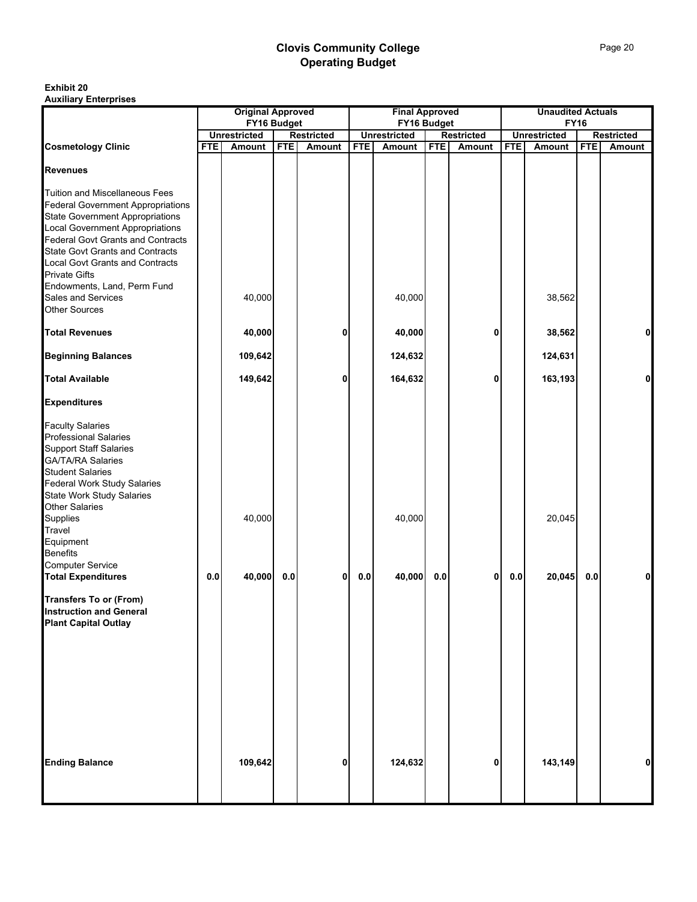# Clovis Community College
## Operating Budget

**Exhibit 20**
**Auxiliary Enterprises**

| | Original Approved FY16 Budget | | | | Final Approved FY16 Budget | | | | Unaudited Actuals FY16 | | | |
|---|---|---|---|---|---|---|---|---|---|---|---|---|
| | Unrestricted | | Restricted | | Unrestricted | | Restricted | | Unrestricted | | Restricted | |
| **Cosmetology Clinic** | **FTE** | **Amount** | **FTE** | **Amount** | **FTE** | **Amount** | **FTE** | **Amount** | **FTE** | **Amount** | **FTE** | **Amount** |
| **Revenues** | | | | | | | | | | | | |
| Tuition and Miscellaneous Fees | | | | | | | | | | | | |
| Federal Government Appropriations | | | | | | | | | | | | |
| State Government Appropriations | | | | | | | | | | | | |
| Local Government Appropriations | | | | | | | | | | | | |
| Federal Govt Grants and Contracts | | | | | | | | | | | | |
| State Govt Grants and Contracts | | | | | | | | | | | | |
| Local Govt Grants and Contracts | | | | | | | | | | | | |
| Private Gifts | | | | | | | | | | | | |
| Endowments, Land, Perm Fund | | | | | | | | | | | | |
| Sales and Services | | 40,000 | | | | 40,000 | | | | 38,562 | | |
| Other Sources | | | | | | | | | | | | |
| **Total Revenues** | | **40,000** | | **0** | | **40,000** | | **0** | | **38,562** | | **0** |
| **Beginning Balances** | | **109,642** | | | | **124,632** | | | | **124,631** | | |
| **Total Available** | | **149,642** | | **0** | | **164,632** | | **0** | | **163,193** | | **0** |
| **Expenditures** | | | | | | | | | | | | |
| Faculty Salaries | | | | | | | | | | | | |
| Professional Salaries | | | | | | | | | | | | |
| Support Staff Salaries | | | | | | | | | | | | |
| GA/TA/RA Salaries | | | | | | | | | | | | |
| Student Salaries | | | | | | | | | | | | |
| Federal Work Study Salaries | | | | | | | | | | | | |
| State Work Study Salaries | | | | | | | | | | | | |
| Other Salaries | | | | | | | | | | | | |
| Supplies | | 40,000 | | | | 40,000 | | | | 20,045 | | |
| Travel | | | | | | | | | | | | |
| Equipment | | | | | | | | | | | | |
| Benefits | | | | | | | | | | | | |
| Computer Service | | | | | | | | | | | | |
| **Total Expenditures** | **0.0** | **40,000** | **0.0** | **0** | **0.0** | **40,000** | **0.0** | **0** | **0.0** | **20,045** | **0.0** | **0** |
| **Transfers To or (From)** | | | | | | | | | | | | |
| **Instruction and General** | | | | | | | | | | | | |
| **Plant Capital Outlay** | | | | | | | | | | | | |
| **Ending Balance** | | **109,642** | | **0** | | **124,632** | | **0** | | **143,149** | | **0** |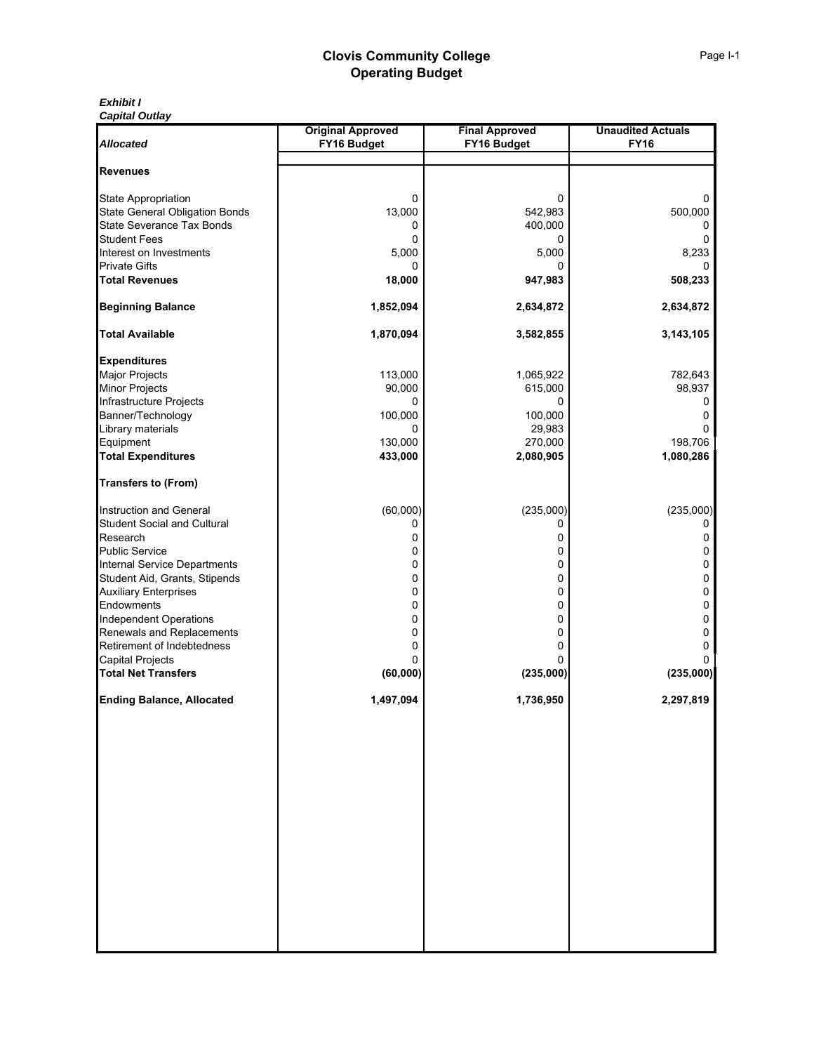# Clovis Community College
## Operating Budget

***Exhibit I***
***Capital Outlay***

| *Allocated* | Original Approved FY16 Budget | Final Approved FY16 Budget | Unaudited Actuals FY16 |
|---|---|---|---|
| **Revenues** | | | |
| State Appropriation | 0 | 0 | 0 |
| State General Obligation Bonds | 13,000 | 542,983 | 500,000 |
| State Severance Tax Bonds | 0 | 400,000 | 0 |
| Student Fees | 0 | 0 | 0 |
| Interest on Investments | 5,000 | 5,000 | 8,233 |
| Private Gifts | 0 | 0 | 0 |
| **Total Revenues** | **18,000** | **947,983** | **508,233** |
| **Beginning Balance** | **1,852,094** | **2,634,872** | **2,634,872** |
| **Total Available** | **1,870,094** | **3,582,855** | **3,143,105** |
| **Expenditures** | | | |
| Major Projects | 113,000 | 1,065,922 | 782,643 |
| Minor Projects | 90,000 | 615,000 | 98,937 |
| Infrastructure Projects | 0 | 0 | 0 |
| Banner/Technology | 100,000 | 100,000 | 0 |
| Library materials | 0 | 29,983 | 0 |
| Equipment | 130,000 | 270,000 | 198,706 |
| **Total Expenditures** | **433,000** | **2,080,905** | **1,080,286** |
| **Transfers to (From)** | | | |
| Instruction and General | (60,000) | (235,000) | (235,000) |
| Student Social and Cultural | 0 | 0 | 0 |
| Research | 0 | 0 | 0 |
| Public Service | 0 | 0 | 0 |
| Internal Service Departments | 0 | 0 | 0 |
| Student Aid, Grants, Stipends | 0 | 0 | 0 |
| Auxiliary Enterprises | 0 | 0 | 0 |
| Endowments | 0 | 0 | 0 |
| Independent Operations | 0 | 0 | 0 |
| Renewals and Replacements | 0 | 0 | 0 |
| Retirement of Indebtedness | 0 | 0 | 0 |
| Capital Projects | 0 | 0 | 0 |
| **Total Net Transfers** | **(60,000)** | **(235,000)** | **(235,000)** |
| **Ending Balance, Allocated** | **1,497,094** | **1,736,950** | **2,297,819** |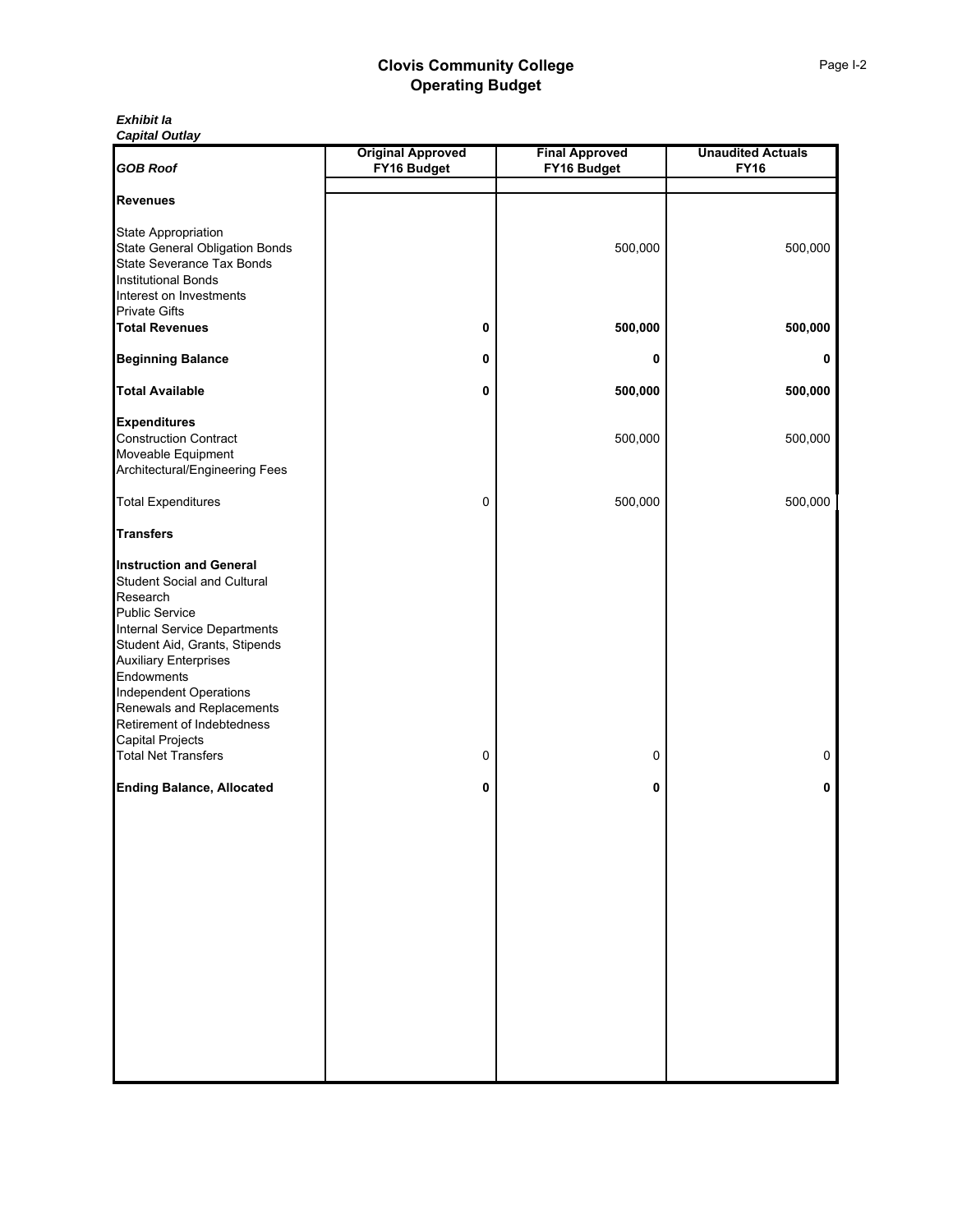# Clovis Community College
## Operating Budget

***Exhibit Ia***
***Capital Outlay***

| *GOB Roof* | Original Approved FY16 Budget | Final Approved FY16 Budget | Unaudited Actuals FY16 |
|---|---|---|---|
| **Revenues** | | | |
| State Appropriation | | | |
| State General Obligation Bonds | | 500,000 | 500,000 |
| State Severance Tax Bonds | | | |
| Institutional Bonds | | | |
| Interest on Investments | | | |
| Private Gifts | | | |
| **Total Revenues** | **0** | **500,000** | **500,000** |
| **Beginning Balance** | **0** | **0** | **0** |
| **Total Available** | **0** | **500,000** | **500,000** |
| **Expenditures** | | | |
| Construction Contract | | 500,000 | 500,000 |
| Moveable Equipment | | | |
| Architectural/Engineering Fees | | | |
| Total Expenditures | 0 | 500,000 | 500,000 |
| **Transfers** | | | |
| **Instruction and General** | | | |
| Student Social and Cultural | | | |
| Research | | | |
| Public Service | | | |
| Internal Service Departments | | | |
| Student Aid, Grants, Stipends | | | |
| Auxiliary Enterprises | | | |
| Endowments | | | |
| Independent Operations | | | |
| Renewals and Replacements | | | |
| Retirement of Indebtedness | | | |
| Capital Projects | | | |
| Total Net Transfers | 0 | 0 | 0 |
| **Ending Balance, Allocated** | **0** | **0** | **0** |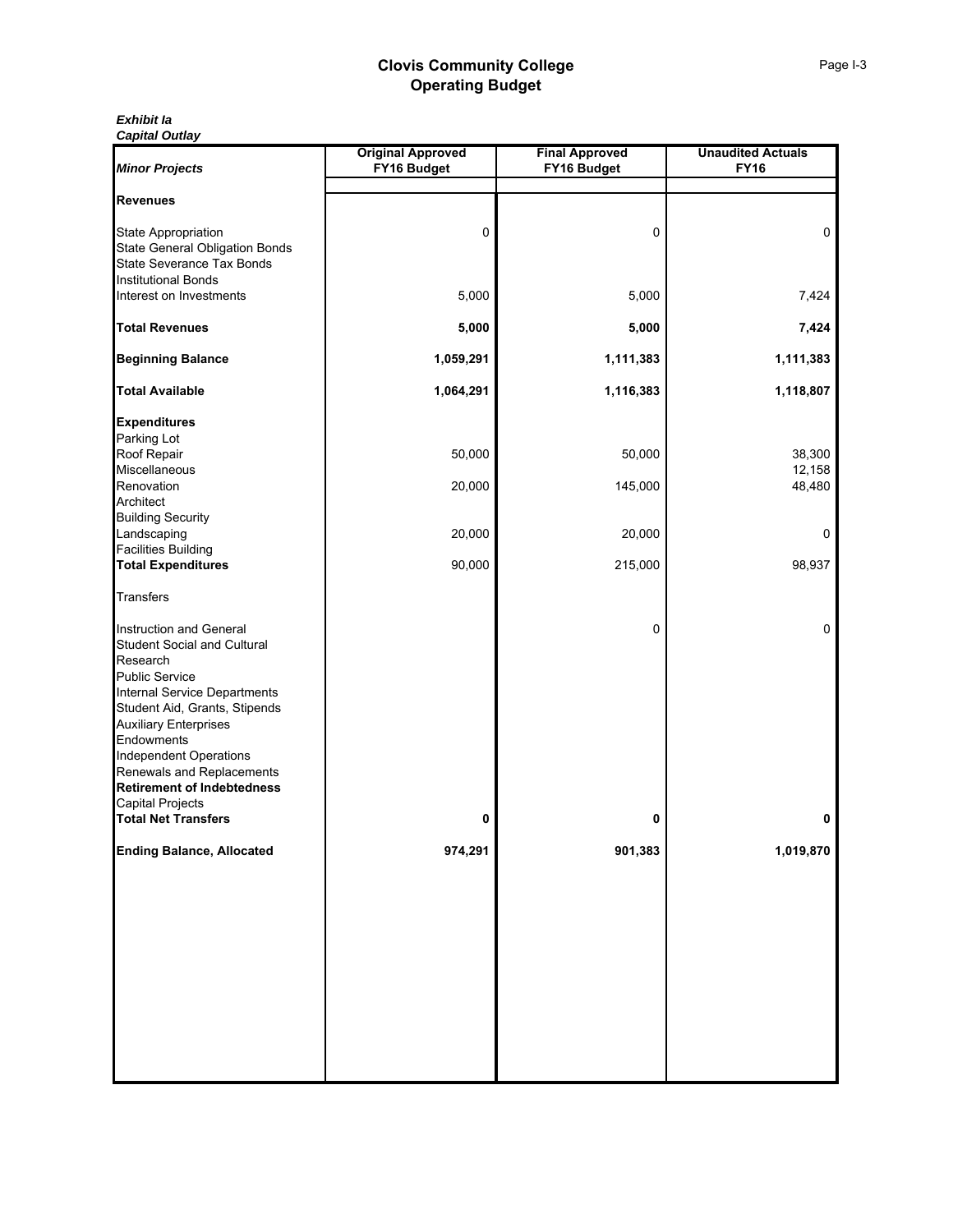# Clovis Community College
## Operating Budget

***Exhibit Ia***
***Capital Outlay***

| *Minor Projects* | Original Approved FY16 Budget | Final Approved FY16 Budget | Unaudited Actuals FY16 |
|---|---|---|---|
| **Revenues** | | | |
| State Appropriation | 0 | 0 | 0 |
| State General Obligation Bonds | | | |
| State Severance Tax Bonds | | | |
| Institutional Bonds | | | |
| Interest on Investments | 5,000 | 5,000 | 7,424 |
| **Total Revenues** | **5,000** | **5,000** | **7,424** |
| **Beginning Balance** | **1,059,291** | **1,111,383** | **1,111,383** |
| **Total Available** | **1,064,291** | **1,116,383** | **1,118,807** |
| **Expenditures** | | | |
| Parking Lot | | | |
| Roof Repair | 50,000 | 50,000 | 38,300 |
| Miscellaneous | | | 12,158 |
| Renovation | 20,000 | 145,000 | 48,480 |
| Architect | | | |
| Building Security | | | |
| Landscaping | 20,000 | 20,000 | 0 |
| Facilities Building | | | |
| **Total Expenditures** | 90,000 | 215,000 | 98,937 |
| Transfers | | | |
| Instruction and General | | 0 | 0 |
| Student Social and Cultural | | | |
| Research | | | |
| Public Service | | | |
| Internal Service Departments | | | |
| Student Aid, Grants, Stipends | | | |
| Auxiliary Enterprises | | | |
| Endowments | | | |
| Independent Operations | | | |
| Renewals and Replacements | | | |
| **Retirement of Indebtedness** | | | |
| Capital Projects | | | |
| **Total Net Transfers** | **0** | **0** | **0** |
| **Ending Balance, Allocated** | **974,291** | **901,383** | **1,019,870** |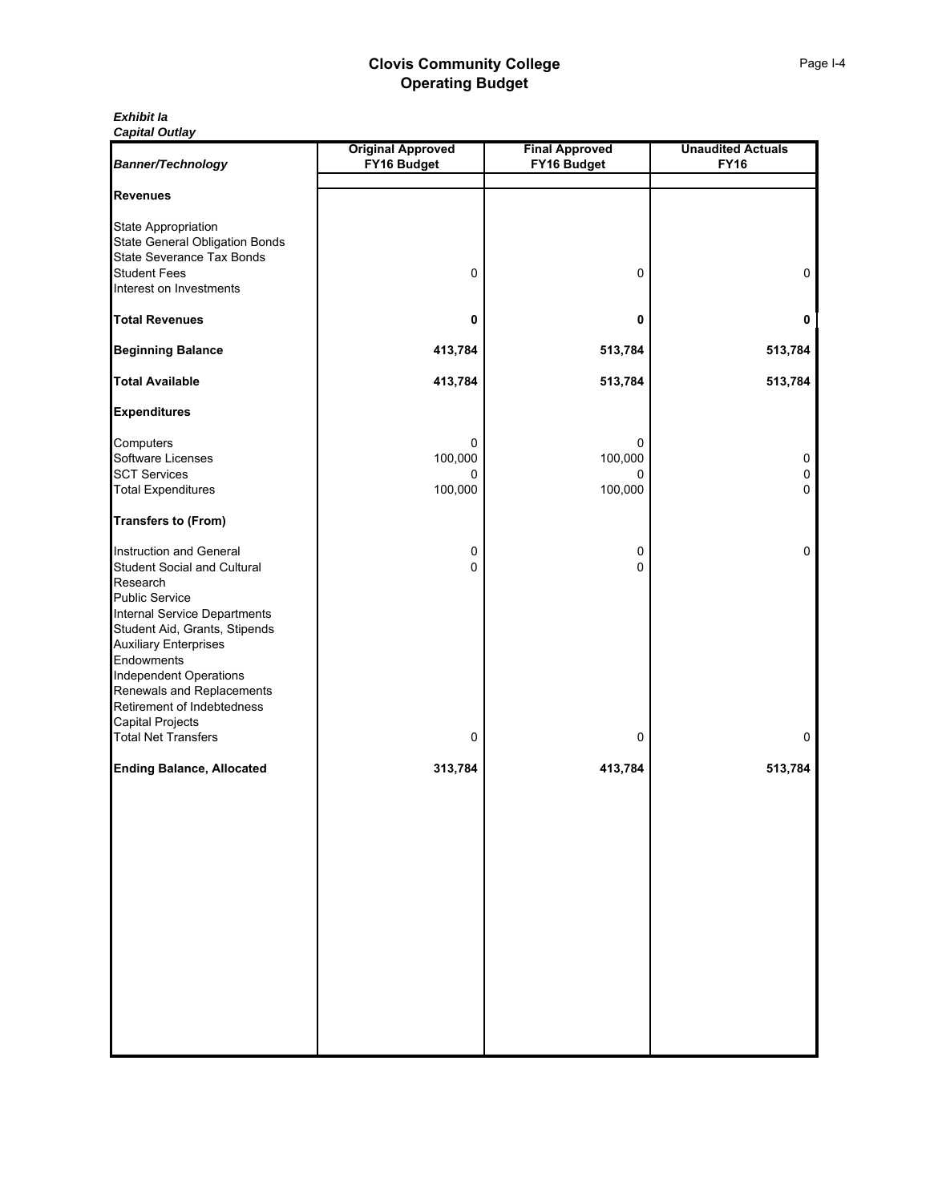# Clovis Community College
## Operating Budget

***Exhibit Ia***
***Capital Outlay***

| ***Banner/Technology*** | **Original Approved FY16 Budget** | **Final Approved FY16 Budget** | **Unaudited Actuals FY16** |
|---|---|---|---|
| **Revenues** | | | |
| State Appropriation | | | |
| State General Obligation Bonds | | | |
| State Severance Tax Bonds | | | |
| Student Fees | 0 | 0 | 0 |
| Interest on Investments | | | |
| **Total Revenues** | **0** | **0** | **0** |
| **Beginning Balance** | **413,784** | **513,784** | **513,784** |
| **Total Available** | **413,784** | **513,784** | **513,784** |
| **Expenditures** | | | |
| Computers | 0 | 0 | |
| Software Licenses | 100,000 | 100,000 | 0 |
| SCT Services | 0 | 0 | 0 |
| Total Expenditures | 100,000 | 100,000 | 0 |
| **Transfers to (From)** | | | |
| Instruction and General | 0 | 0 | 0 |
| Student Social and Cultural | 0 | 0 | |
| Research | | | |
| Public Service | | | |
| Internal Service Departments | | | |
| Student Aid, Grants, Stipends | | | |
| Auxiliary Enterprises | | | |
| Endowments | | | |
| Independent Operations | | | |
| Renewals and Replacements | | | |
| Retirement of Indebtedness | | | |
| Capital Projects | | | |
| Total Net Transfers | 0 | 0 | 0 |
| **Ending Balance, Allocated** | **313,784** | **413,784** | **513,784** |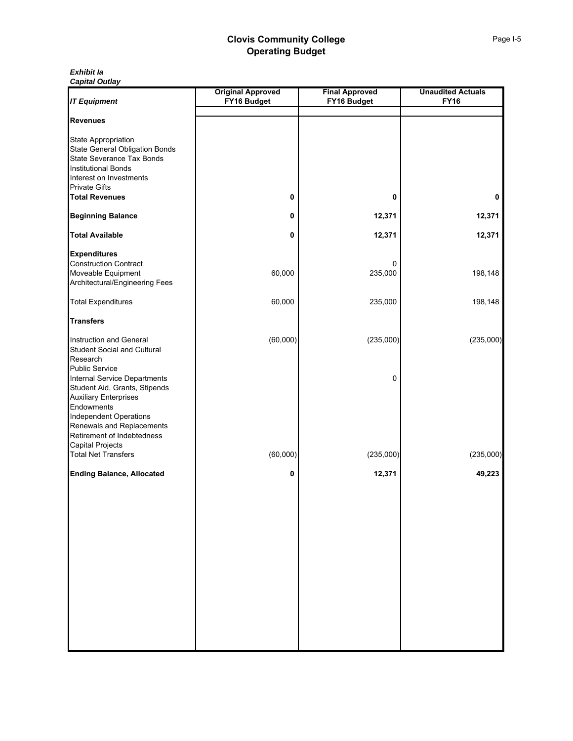# Clovis Community College
## Operating Budget

***Exhibit Ia***
***Capital Outlay***

| ***IT Equipment*** | **Original Approved FY16 Budget** | **Final Approved FY16 Budget** | **Unaudited Actuals FY16** |
|---|---|---|---|
| **Revenues** | | | |
| State Appropriation | | | |
| State General Obligation Bonds | | | |
| State Severance Tax Bonds | | | |
| Institutional Bonds | | | |
| Interest on Investments | | | |
| Private Gifts | | | |
| **Total Revenues** | **0** | **0** | **0** |
| **Beginning Balance** | **0** | **12,371** | **12,371** |
| **Total Available** | **0** | **12,371** | **12,371** |
| **Expenditures** | | | |
| Construction Contract | | 0 | |
| Moveable Equipment | 60,000 | 235,000 | 198,148 |
| Architectural/Engineering Fees | | | |
| Total Expenditures | 60,000 | 235,000 | 198,148 |
| **Transfers** | | | |
| Instruction and General | (60,000) | (235,000) | (235,000) |
| Student Social and Cultural | | | |
| Research | | | |
| Public Service | | | |
| Internal Service Departments | | 0 | |
| Student Aid, Grants, Stipends | | | |
| Auxiliary Enterprises | | | |
| Endowments | | | |
| Independent Operations | | | |
| Renewals and Replacements | | | |
| Retirement of Indebtedness | | | |
| Capital Projects | | | |
| Total Net Transfers | (60,000) | (235,000) | (235,000) |
| **Ending Balance, Allocated** | **0** | **12,371** | **49,223** |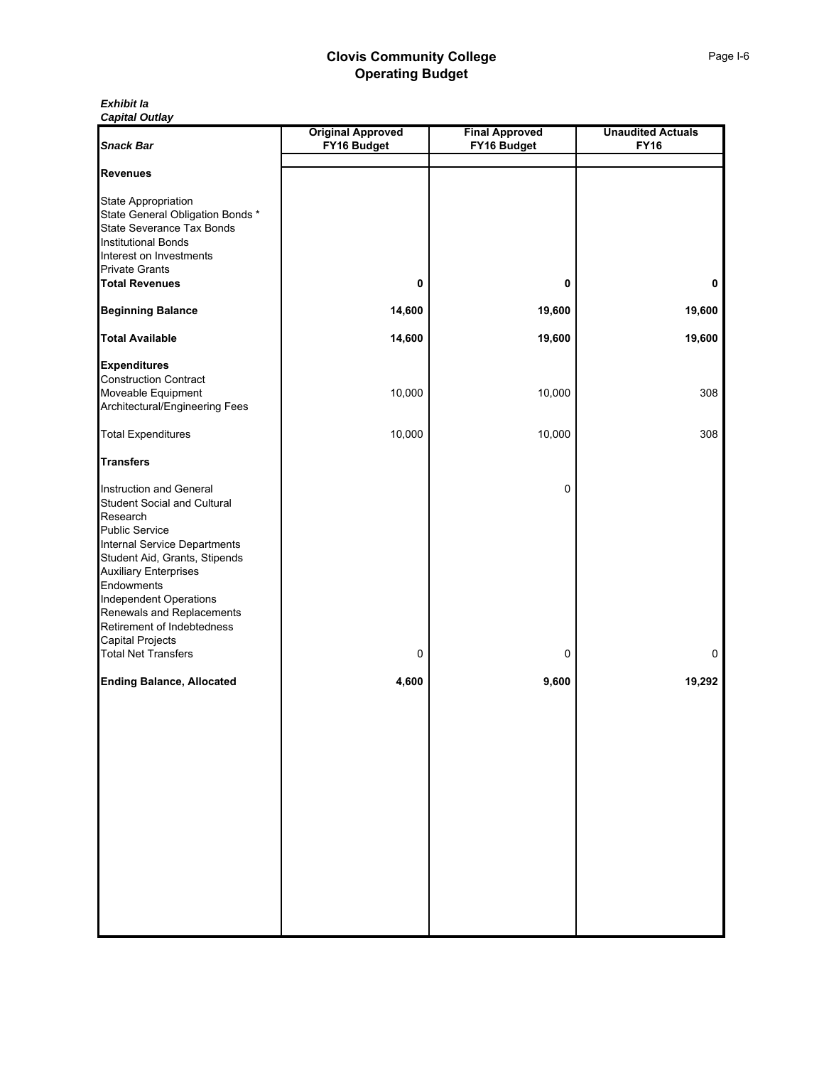# Clovis Community College
## Operating Budget

***Exhibit Ia***
***Capital Outlay***

| ***Snack Bar*** | **Original Approved FY16 Budget** | **Final Approved FY16 Budget** | **Unaudited Actuals FY16** |
|---|---|---|---|
| **Revenues** | | | |
| State Appropriation | | | |
| State General Obligation Bonds * | | | |
| State Severance Tax Bonds | | | |
| Institutional Bonds | | | |
| Interest on Investments | | | |
| Private Grants | | | |
| **Total Revenues** | **0** | **0** | **0** |
| **Beginning Balance** | **14,600** | **19,600** | **19,600** |
| **Total Available** | **14,600** | **19,600** | **19,600** |
| **Expenditures** | | | |
| Construction Contract | | | |
| Moveable Equipment | 10,000 | 10,000 | 308 |
| Architectural/Engineering Fees | | | |
| Total Expenditures | 10,000 | 10,000 | 308 |
| **Transfers** | | | |
| Instruction and General | | 0 | |
| Student Social and Cultural | | | |
| Research | | | |
| Public Service | | | |
| Internal Service Departments | | | |
| Student Aid, Grants, Stipends | | | |
| Auxiliary Enterprises | | | |
| Endowments | | | |
| Independent Operations | | | |
| Renewals and Replacements | | | |
| Retirement of Indebtedness | | | |
| Capital Projects | | | |
| Total Net Transfers | 0 | 0 | 0 |
| **Ending Balance, Allocated** | **4,600** | **9,600** | **19,292** |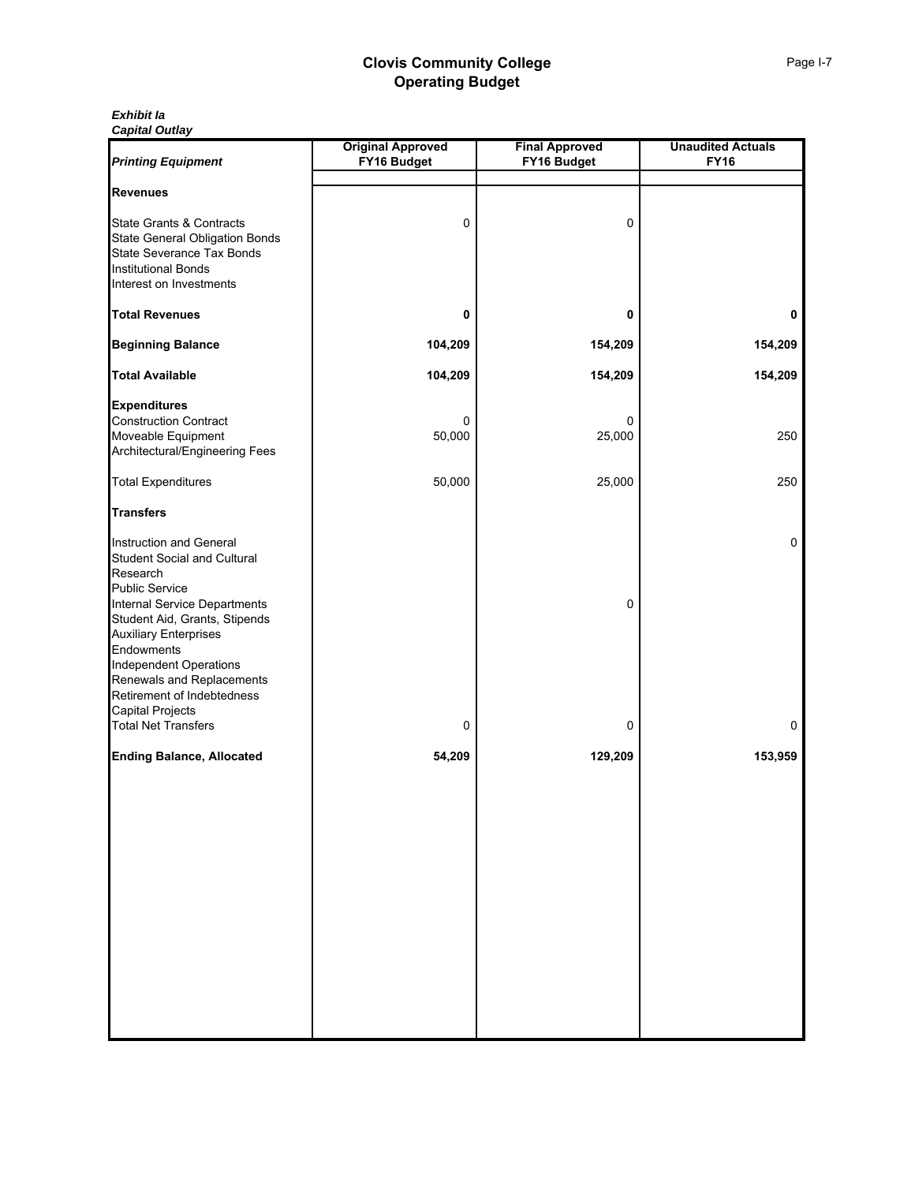# Clovis Community College
## Operating Budget

***Exhibit Ia***
***Capital Outlay***

| ***Printing Equipment*** | Original Approved FY16 Budget | Final Approved FY16 Budget | Unaudited Actuals FY16 |
|---|---|---|---|
| **Revenues** | | | |
| State Grants & Contracts | 0 | 0 | |
| State General Obligation Bonds | | | |
| State Severance Tax Bonds | | | |
| Institutional Bonds | | | |
| Interest on Investments | | | |
| **Total Revenues** | **0** | **0** | **0** |
| **Beginning Balance** | **104,209** | **154,209** | **154,209** |
| **Total Available** | **104,209** | **154,209** | **154,209** |
| **Expenditures** | | | |
| Construction Contract | 0 | 0 | |
| Moveable Equipment | 50,000 | 25,000 | 250 |
| Architectural/Engineering Fees | | | |
| Total Expenditures | 50,000 | 25,000 | 250 |
| **Transfers** | | | |
| Instruction and General | | | 0 |
| Student Social and Cultural | | | |
| Research | | | |
| Public Service | | | |
| Internal Service Departments | | 0 | |
| Student Aid, Grants, Stipends | | | |
| Auxiliary Enterprises | | | |
| Endowments | | | |
| Independent Operations | | | |
| Renewals and Replacements | | | |
| Retirement of Indebtedness | | | |
| Capital Projects | | | |
| Total Net Transfers | 0 | 0 | 0 |
| **Ending Balance, Allocated** | **54,209** | **129,209** | **153,959** |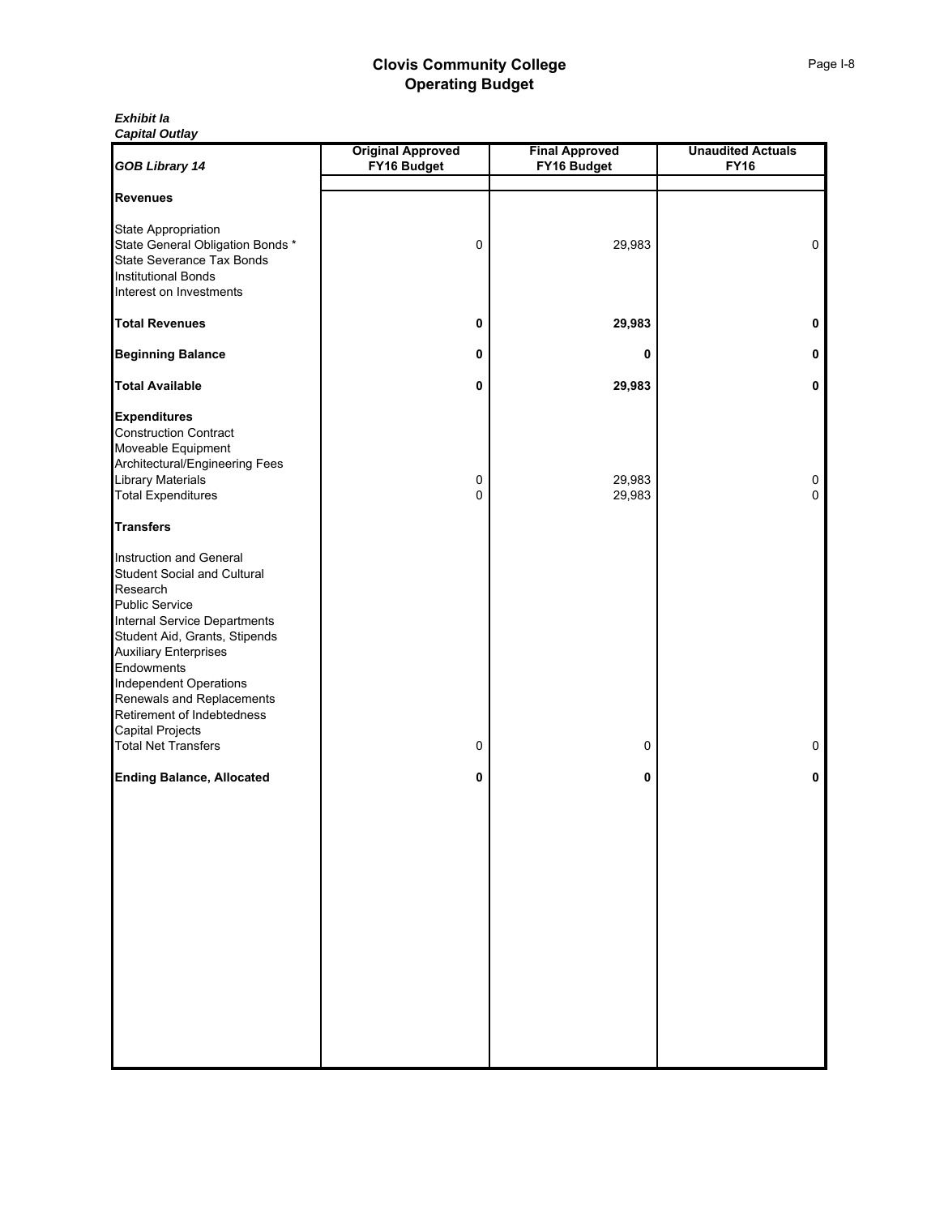# Clovis Community College
## Operating Budget

***Exhibit Ia***
***Capital Outlay***

| **GOB Library 14** | **Original Approved FY16 Budget** | **Final Approved FY16 Budget** | **Unaudited Actuals FY16** |
|---|---|---|---|
| **Revenues** | | | |
| State Appropriation | | | |
| State General Obligation Bonds * | 0 | 29,983 | 0 |
| State Severance Tax Bonds | | | |
| Institutional Bonds | | | |
| Interest on Investments | | | |
| **Total Revenues** | **0** | **29,983** | **0** |
| **Beginning Balance** | **0** | **0** | **0** |
| **Total Available** | **0** | **29,983** | **0** |
| **Expenditures** | | | |
| Construction Contract | | | |
| Moveable Equipment | | | |
| Architectural/Engineering Fees | | | |
| Library Materials | 0 | 29,983 | 0 |
| Total Expenditures | 0 | 29,983 | 0 |
| **Transfers** | | | |
| Instruction and General | | | |
| Student Social and Cultural | | | |
| Research | | | |
| Public Service | | | |
| Internal Service Departments | | | |
| Student Aid, Grants, Stipends | | | |
| Auxiliary Enterprises | | | |
| Endowments | | | |
| Independent Operations | | | |
| Renewals and Replacements | | | |
| Retirement of Indebtedness | | | |
| Capital Projects | | | |
| Total Net Transfers | 0 | 0 | 0 |
| **Ending Balance, Allocated** | **0** | **0** | **0** |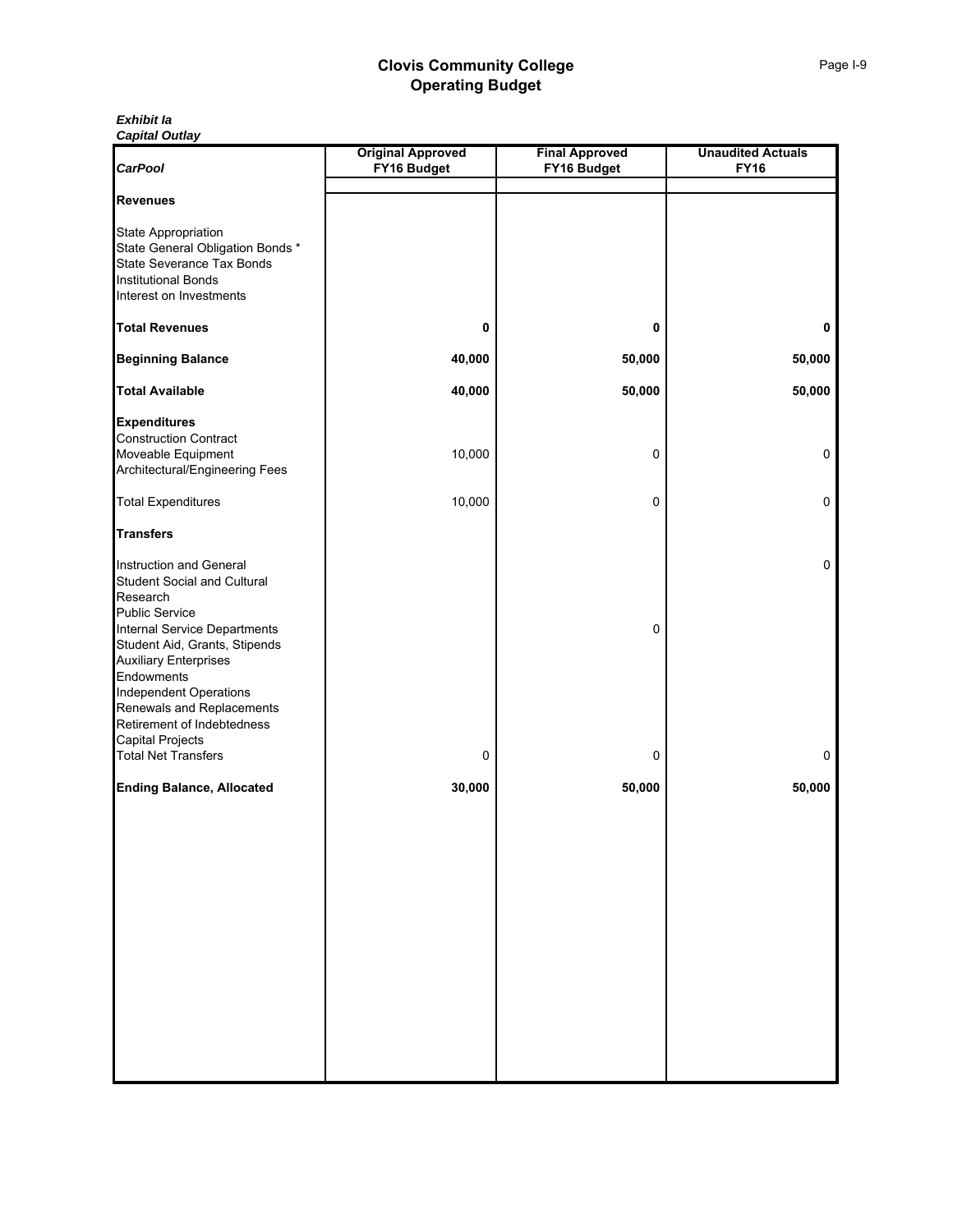# Clovis Community College
## Operating Budget

***Exhibit Ia***
***Capital Outlay***

| ***CarPool*** | **Original Approved FY16 Budget** | **Final Approved FY16 Budget** | **Unaudited Actuals FY16** |
|---|---|---|---|
| **Revenues** | | | |
| State Appropriation | | | |
| State General Obligation Bonds * | | | |
| State Severance Tax Bonds | | | |
| Institutional Bonds | | | |
| Interest on Investments | | | |
| **Total Revenues** | **0** | **0** | **0** |
| **Beginning Balance** | **40,000** | **50,000** | **50,000** |
| **Total Available** | **40,000** | **50,000** | **50,000** |
| **Expenditures** | | | |
| Construction Contract | | | |
| Moveable Equipment | 10,000 | 0 | 0 |
| Architectural/Engineering Fees | | | |
| Total Expenditures | 10,000 | 0 | 0 |
| **Transfers** | | | |
| Instruction and General | | | 0 |
| Student Social and Cultural | | | |
| Research | | | |
| Public Service | | | |
| Internal Service Departments | | 0 | |
| Student Aid, Grants, Stipends | | | |
| Auxiliary Enterprises | | | |
| Endowments | | | |
| Independent Operations | | | |
| Renewals and Replacements | | | |
| Retirement of Indebtedness | | | |
| Capital Projects | | | |
| Total Net Transfers | 0 | 0 | 0 |
| **Ending Balance, Allocated** | **30,000** | **50,000** | **50,000** |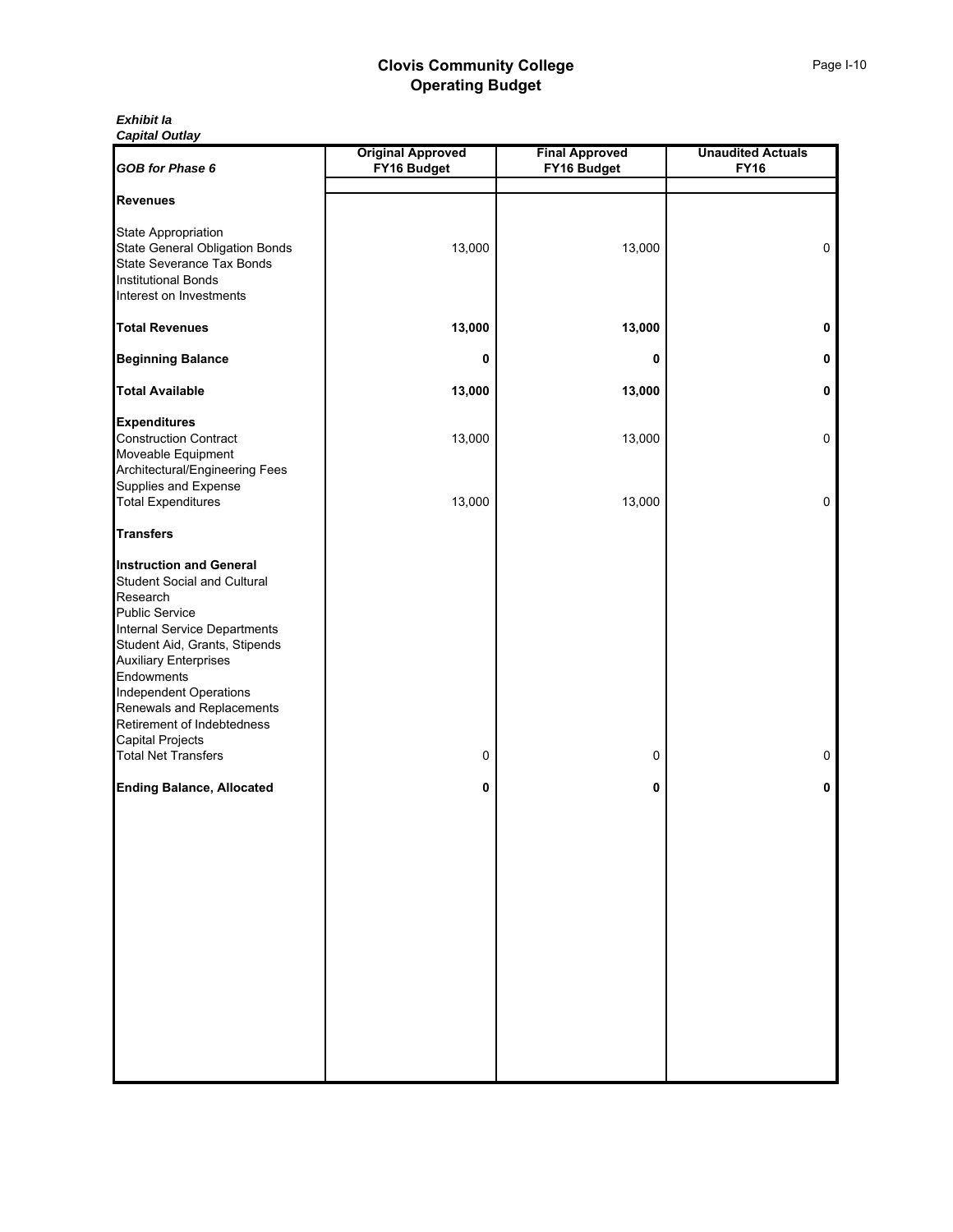# Clovis Community College
## Operating Budget

***Exhibit Ia***
***Capital Outlay***

| ***GOB for Phase 6*** | **Original Approved FY16 Budget** | **Final Approved FY16 Budget** | **Unaudited Actuals FY16** |
|---|---|---|---|
| **Revenues** | | | |
| State Appropriation | | | |
| State General Obligation Bonds | 13,000 | 13,000 | 0 |
| State Severance Tax Bonds | | | |
| Institutional Bonds | | | |
| Interest on Investments | | | |
| **Total Revenues** | **13,000** | **13,000** | **0** |
| **Beginning Balance** | **0** | **0** | **0** |
| **Total Available** | **13,000** | **13,000** | **0** |
| **Expenditures** | | | |
| Construction Contract | 13,000 | 13,000 | 0 |
| Moveable Equipment | | | |
| Architectural/Engineering Fees | | | |
| Supplies and Expense | | | |
| Total Expenditures | 13,000 | 13,000 | 0 |
| **Transfers** | | | |
| **Instruction and General** | | | |
| Student Social and Cultural | | | |
| Research | | | |
| Public Service | | | |
| Internal Service Departments | | | |
| Student Aid, Grants, Stipends | | | |
| Auxiliary Enterprises | | | |
| Endowments | | | |
| Independent Operations | | | |
| Renewals and Replacements | | | |
| Retirement of Indebtedness | | | |
| Capital Projects | | | |
| Total Net Transfers | 0 | 0 | 0 |
| **Ending Balance, Allocated** | **0** | **0** | **0** |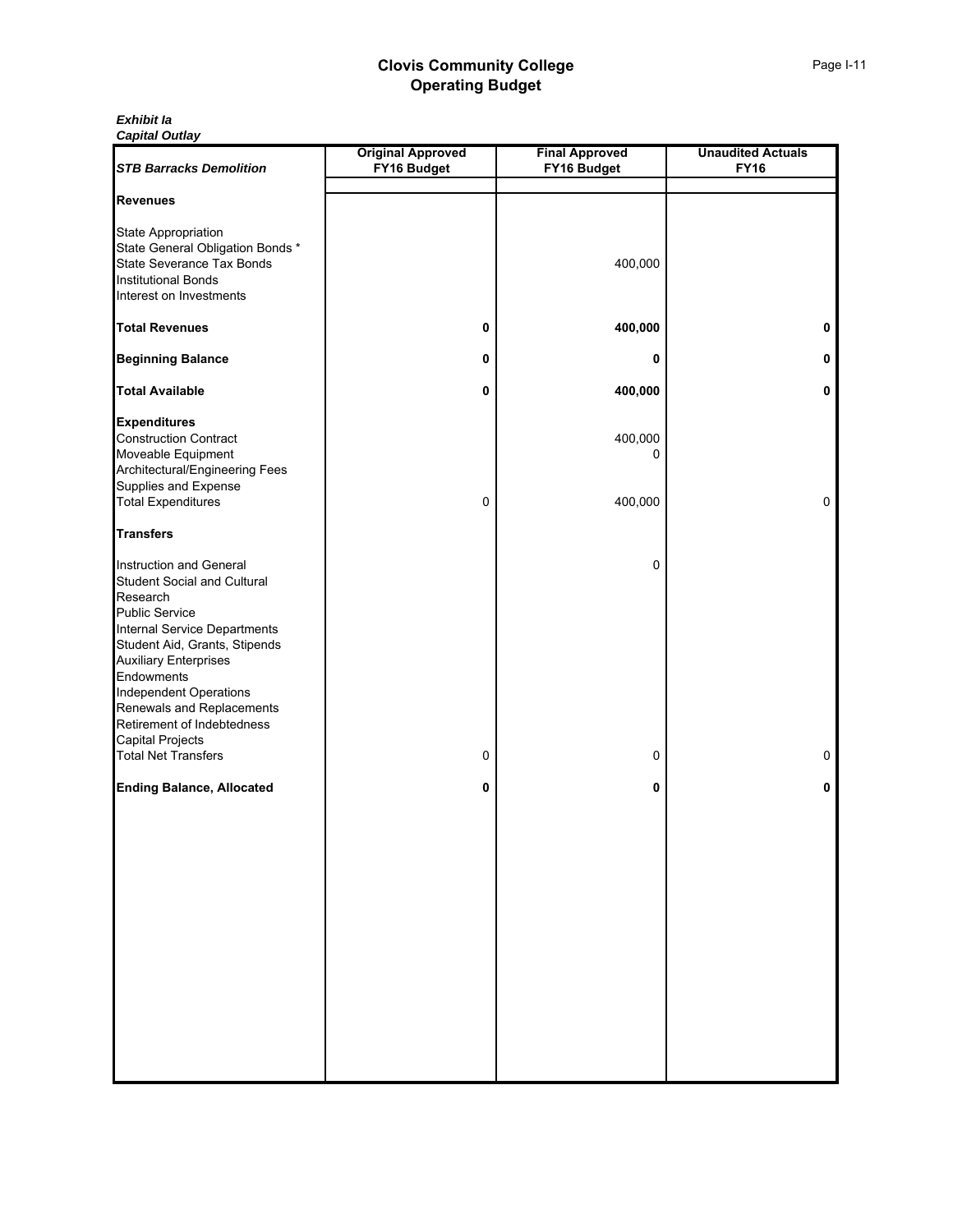# Clovis Community College
## Operating Budget

***Exhibit Ia***
***Capital Outlay***

| ***STB Barracks Demolition*** | Original Approved FY16 Budget | Final Approved FY16 Budget | Unaudited Actuals FY16 |
|---|---|---|---|
| **Revenues** | | | |
| State Appropriation | | | |
| State General Obligation Bonds * | | | |
| State Severance Tax Bonds | | 400,000 | |
| Institutional Bonds | | | |
| Interest on Investments | | | |
| **Total Revenues** | **0** | **400,000** | **0** |
| **Beginning Balance** | **0** | **0** | **0** |
| **Total Available** | **0** | **400,000** | **0** |
| **Expenditures** | | | |
| Construction Contract | | 400,000 | |
| Moveable Equipment | | 0 | |
| Architectural/Engineering Fees | | | |
| Supplies and Expense | | | |
| Total Expenditures | 0 | 400,000 | 0 |
| **Transfers** | | | |
| Instruction and General | | 0 | |
| Student Social and Cultural | | | |
| Research | | | |
| Public Service | | | |
| Internal Service Departments | | | |
| Student Aid, Grants, Stipends | | | |
| Auxiliary Enterprises | | | |
| Endowments | | | |
| Independent Operations | | | |
| Renewals and Replacements | | | |
| Retirement of Indebtedness | | | |
| Capital Projects | | | |
| Total Net Transfers | 0 | 0 | 0 |
| **Ending Balance, Allocated** | **0** | **0** | **0** |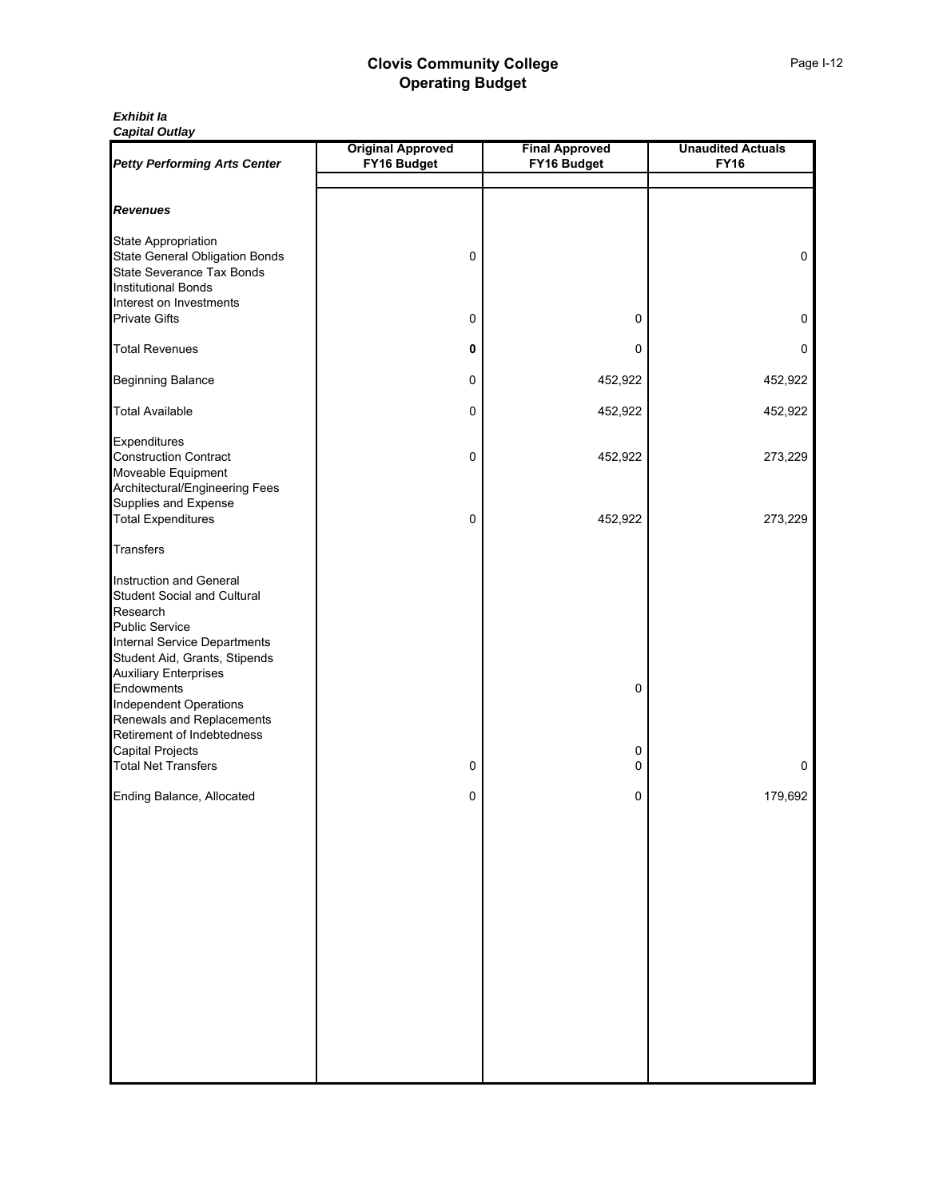# Clovis Community College
## Operating Budget

***Exhibit Ia***
***Capital Outlay***

| ***Petty Performing Arts Center*** | **Original Approved FY16 Budget** | **Final Approved FY16 Budget** | **Unaudited Actuals FY16** |
|---|---|---|---|
| ***Revenues*** | | | |
| State Appropriation | | | |
| State General Obligation Bonds | 0 | | 0 |
| State Severance Tax Bonds | | | |
| Institutional Bonds | | | |
| Interest on Investments | | | |
| Private Gifts | 0 | 0 | 0 |
| Total Revenues | **0** | 0 | 0 |
| Beginning Balance | 0 | 452,922 | 452,922 |
| Total Available | 0 | 452,922 | 452,922 |
| Expenditures | | | |
| Construction Contract | 0 | 452,922 | 273,229 |
| Moveable Equipment | | | |
| Architectural/Engineering Fees | | | |
| Supplies and Expense | | | |
| Total Expenditures | 0 | 452,922 | 273,229 |
| Transfers | | | |
| Instruction and General | | | |
| Student Social and Cultural | | | |
| Research | | | |
| Public Service | | | |
| Internal Service Departments | | | |
| Student Aid, Grants, Stipends | | | |
| Auxiliary Enterprises | | | |
| Endowments | | 0 | |
| Independent Operations | | | |
| Renewals and Replacements | | | |
| Retirement of Indebtedness | | | |
| Capital Projects | | 0 | |
| Total Net Transfers | 0 | 0 | 0 |
| Ending Balance, Allocated | 0 | 0 | 179,692 |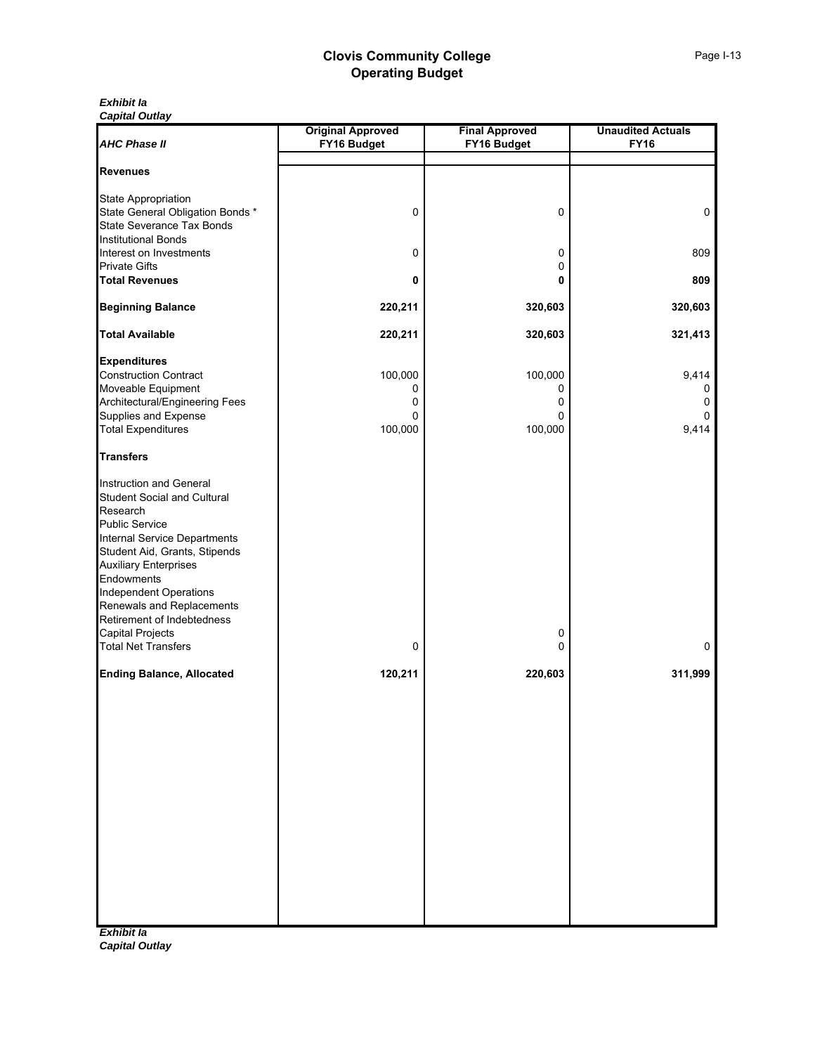# Clovis Community College
## Operating Budget

***Exhibit Ia***
***Capital Outlay***

| ***AHC Phase II*** | **Original Approved FY16 Budget** | **Final Approved FY16 Budget** | **Unaudited Actuals FY16** |
|---|---|---|---|
| **Revenues** | | | |
| State Appropriation | | | |
| State General Obligation Bonds * | 0 | 0 | 0 |
| State Severance Tax Bonds | | | |
| Institutional Bonds | | | |
| Interest on Investments | 0 | 0 | 809 |
| Private Gifts | | 0 | |
| **Total Revenues** | **0** | **0** | **809** |
| **Beginning Balance** | **220,211** | **320,603** | **320,603** |
| **Total Available** | **220,211** | **320,603** | **321,413** |
| **Expenditures** | | | |
| Construction Contract | 100,000 | 100,000 | 9,414 |
| Moveable Equipment | 0 | 0 | 0 |
| Architectural/Engineering Fees | 0 | 0 | 0 |
| Supplies and Expense | 0 | 0 | 0 |
| Total Expenditures | 100,000 | 100,000 | 9,414 |
| **Transfers** | | | |
| Instruction and General | | | |
| Student Social and Cultural | | | |
| Research | | | |
| Public Service | | | |
| Internal Service Departments | | | |
| Student Aid, Grants, Stipends | | | |
| Auxiliary Enterprises | | | |
| Endowments | | | |
| Independent Operations | | | |
| Renewals and Replacements | | | |
| Retirement of Indebtedness | | | |
| Capital Projects | | 0 | |
| Total Net Transfers | 0 | 0 | 0 |
| **Ending Balance, Allocated** | **120,211** | **220,603** | **311,999** |

***Exhibit Ia***
***Capital Outlay***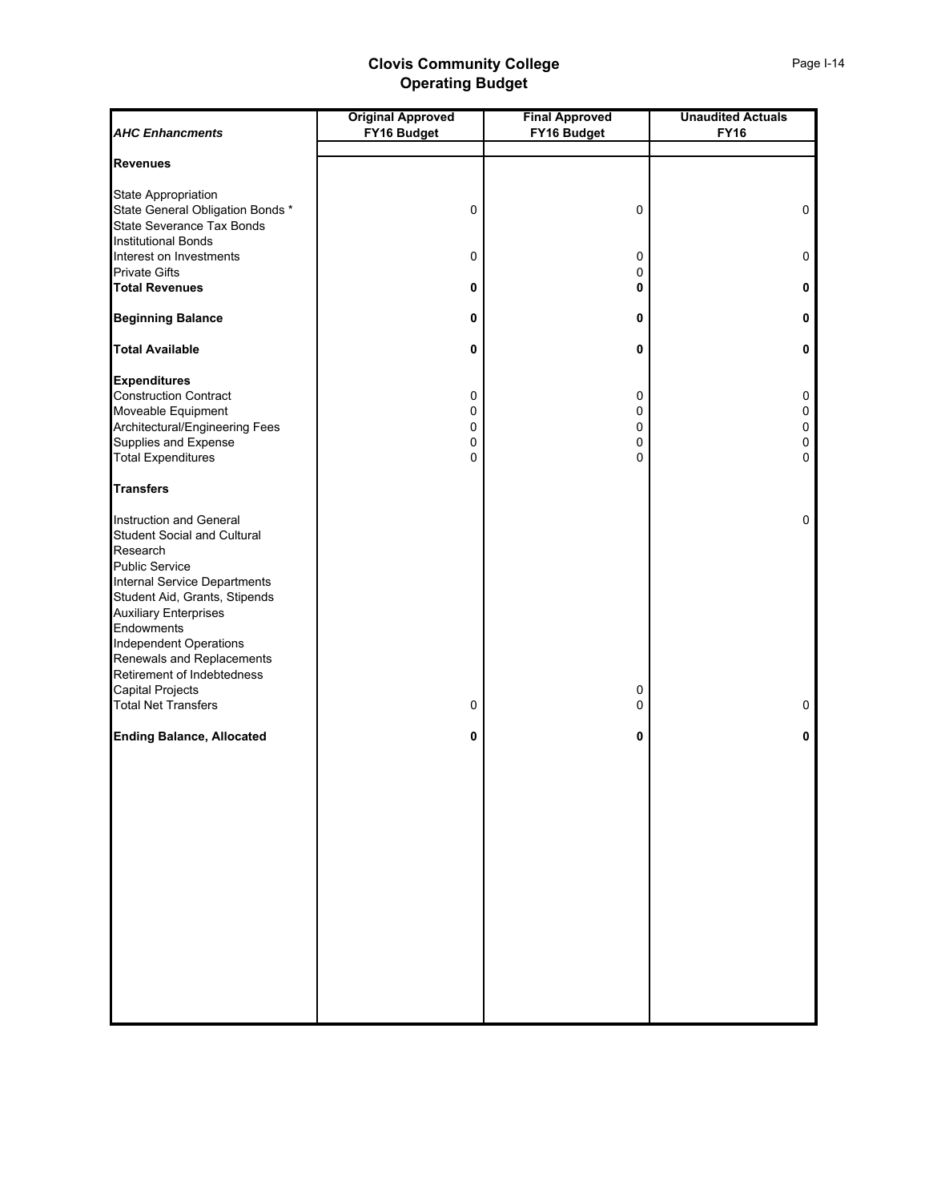# Clovis Community College
## Operating Budget

| *AHC Enhancments* | Original Approved FY16 Budget | Final Approved FY16 Budget | Unaudited Actuals FY16 |
|---|---|---|---|
| **Revenues** | | | |
| State Appropriation | | | |
| State General Obligation Bonds * | 0 | 0 | 0 |
| State Severance Tax Bonds | | | |
| Institutional Bonds | | | |
| Interest on Investments | 0 | 0 | 0 |
| Private Gifts | | 0 | |
| **Total Revenues** | **0** | **0** | **0** |
| **Beginning Balance** | **0** | **0** | **0** |
| **Total Available** | **0** | **0** | **0** |
| **Expenditures** | | | |
| Construction Contract | 0 | 0 | 0 |
| Moveable Equipment | 0 | 0 | 0 |
| Architectural/Engineering Fees | 0 | 0 | 0 |
| Supplies and Expense | 0 | 0 | 0 |
| Total Expenditures | 0 | 0 | 0 |
| **Transfers** | | | |
| Instruction and General | | | 0 |
| Student Social and Cultural | | | |
| Research | | | |
| Public Service | | | |
| Internal Service Departments | | | |
| Student Aid, Grants, Stipends | | | |
| Auxiliary Enterprises | | | |
| Endowments | | | |
| Independent Operations | | | |
| Renewals and Replacements | | | |
| Retirement of Indebtedness | | | |
| Capital Projects | | 0 | |
| Total Net Transfers | 0 | 0 | 0 |
| **Ending Balance, Allocated** | **0** | **0** | **0** |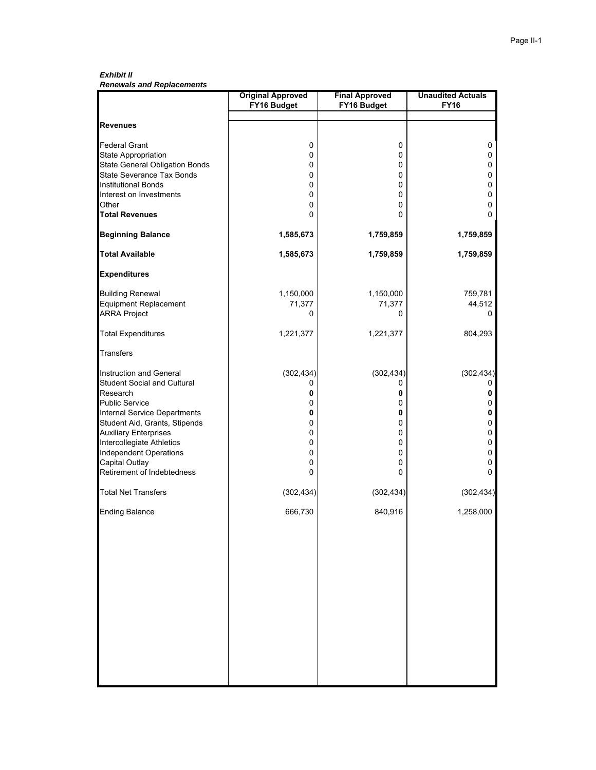***Exhibit II***
***Renewals and Replacements***

| | Original Approved FY16 Budget | Final Approved FY16 Budget | Unaudited Actuals FY16 |
|---|---|---|---|
| **Revenues** | | | |
| Federal Grant | 0 | 0 | 0 |
| State Appropriation | 0 | 0 | 0 |
| State General Obligation Bonds | 0 | 0 | 0 |
| State Severance Tax Bonds | 0 | 0 | 0 |
| Institutional Bonds | 0 | 0 | 0 |
| Interest on Investments | 0 | 0 | 0 |
| Other | 0 | 0 | 0 |
| **Total Revenues** | 0 | 0 | 0 |
| **Beginning Balance** | **1,585,673** | **1,759,859** | **1,759,859** |
| **Total Available** | **1,585,673** | **1,759,859** | **1,759,859** |
| **Expenditures** | | | |
| Building Renewal | 1,150,000 | 1,150,000 | 759,781 |
| Equipment Replacement | 71,377 | 71,377 | 44,512 |
| ARRA Project | 0 | 0 | 0 |
| Total Expenditures | 1,221,377 | 1,221,377 | 804,293 |
| Transfers | | | |
| Instruction and General | (302,434) | (302,434) | (302,434) |
| Student Social and Cultural | 0 | 0 | 0 |
| Research | **0** | **0** | **0** |
| Public Service | 0 | 0 | 0 |
| Internal Service Departments | **0** | **0** | **0** |
| Student Aid, Grants, Stipends | 0 | 0 | 0 |
| Auxiliary Enterprises | 0 | 0 | 0 |
| Intercollegiate Athletics | 0 | 0 | 0 |
| Independent Operations | 0 | 0 | 0 |
| Capital Outlay | 0 | 0 | 0 |
| Retirement of Indebtedness | 0 | 0 | 0 |
| Total Net Transfers | (302,434) | (302,434) | (302,434) |
| Ending Balance | 666,730 | 840,916 | 1,258,000 |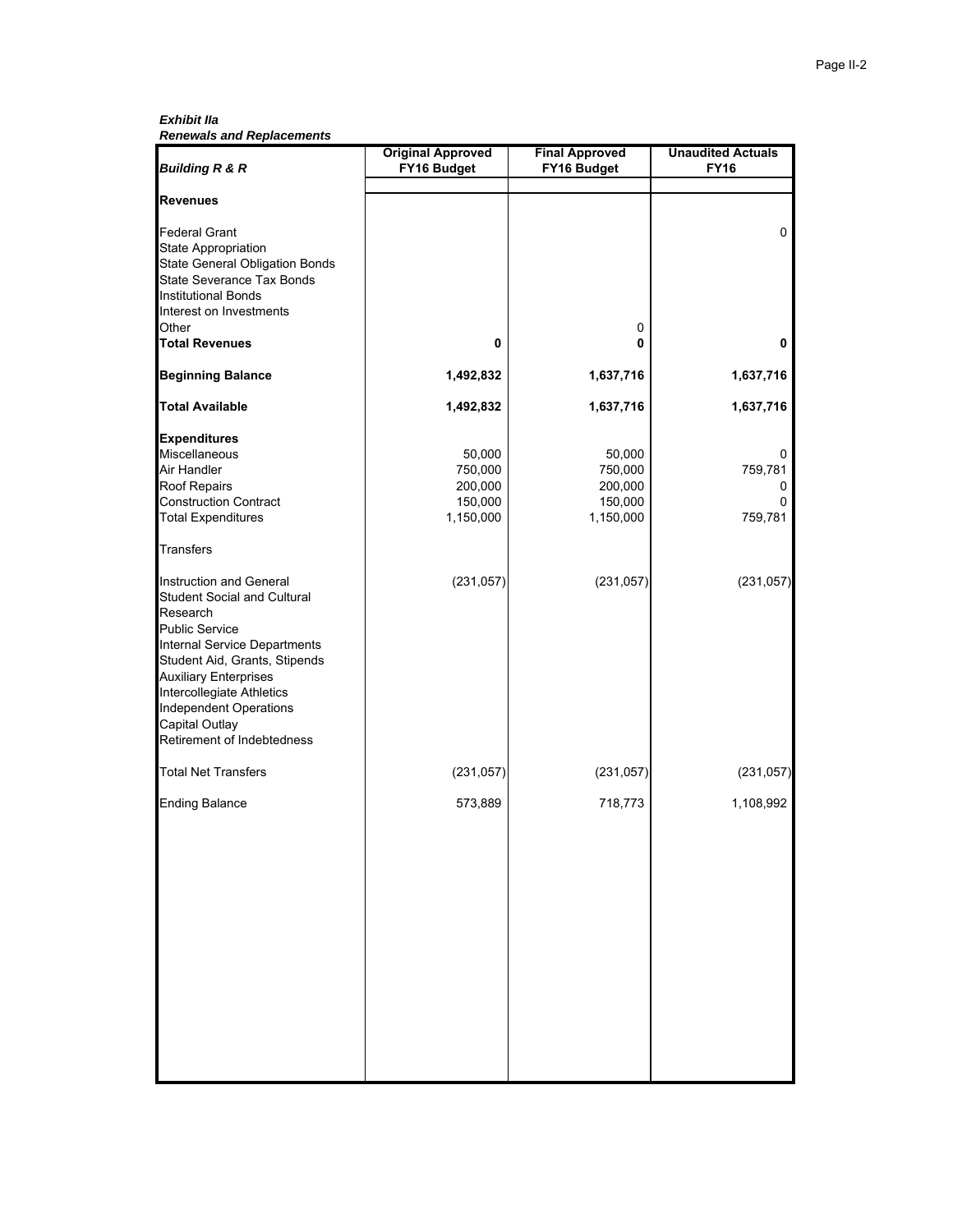*Exhibit IIa*
***Renewals and Replacements***

| ***Building R & R*** | **Original Approved FY16 Budget** | **Final Approved FY16 Budget** | **Unaudited Actuals FY16** |
|---|---|---|---|
| **Revenues** | | | |
| Federal Grant | | | 0 |
| State Appropriation | | | |
| State General Obligation Bonds | | | |
| State Severance Tax Bonds | | | |
| Institutional Bonds | | | |
| Interest on Investments | | | |
| Other | | 0 | |
| **Total Revenues** | **0** | **0** | **0** |
| **Beginning Balance** | **1,492,832** | **1,637,716** | **1,637,716** |
| **Total Available** | **1,492,832** | **1,637,716** | **1,637,716** |
| **Expenditures** | | | |
| Miscellaneous | 50,000 | 50,000 | 0 |
| Air Handler | 750,000 | 750,000 | 759,781 |
| Roof Repairs | 200,000 | 200,000 | 0 |
| Construction Contract | 150,000 | 150,000 | 0 |
| Total Expenditures | 1,150,000 | 1,150,000 | 759,781 |
| Transfers | | | |
| Instruction and General | (231,057) | (231,057) | (231,057) |
| Student Social and Cultural | | | |
| Research | | | |
| Public Service | | | |
| Internal Service Departments | | | |
| Student Aid, Grants, Stipends | | | |
| Auxiliary Enterprises | | | |
| Intercollegiate Athletics | | | |
| Independent Operations | | | |
| Capital Outlay | | | |
| Retirement of Indebtedness | | | |
| Total Net Transfers | (231,057) | (231,057) | (231,057) |
| Ending Balance | 573,889 | 718,773 | 1,108,992 |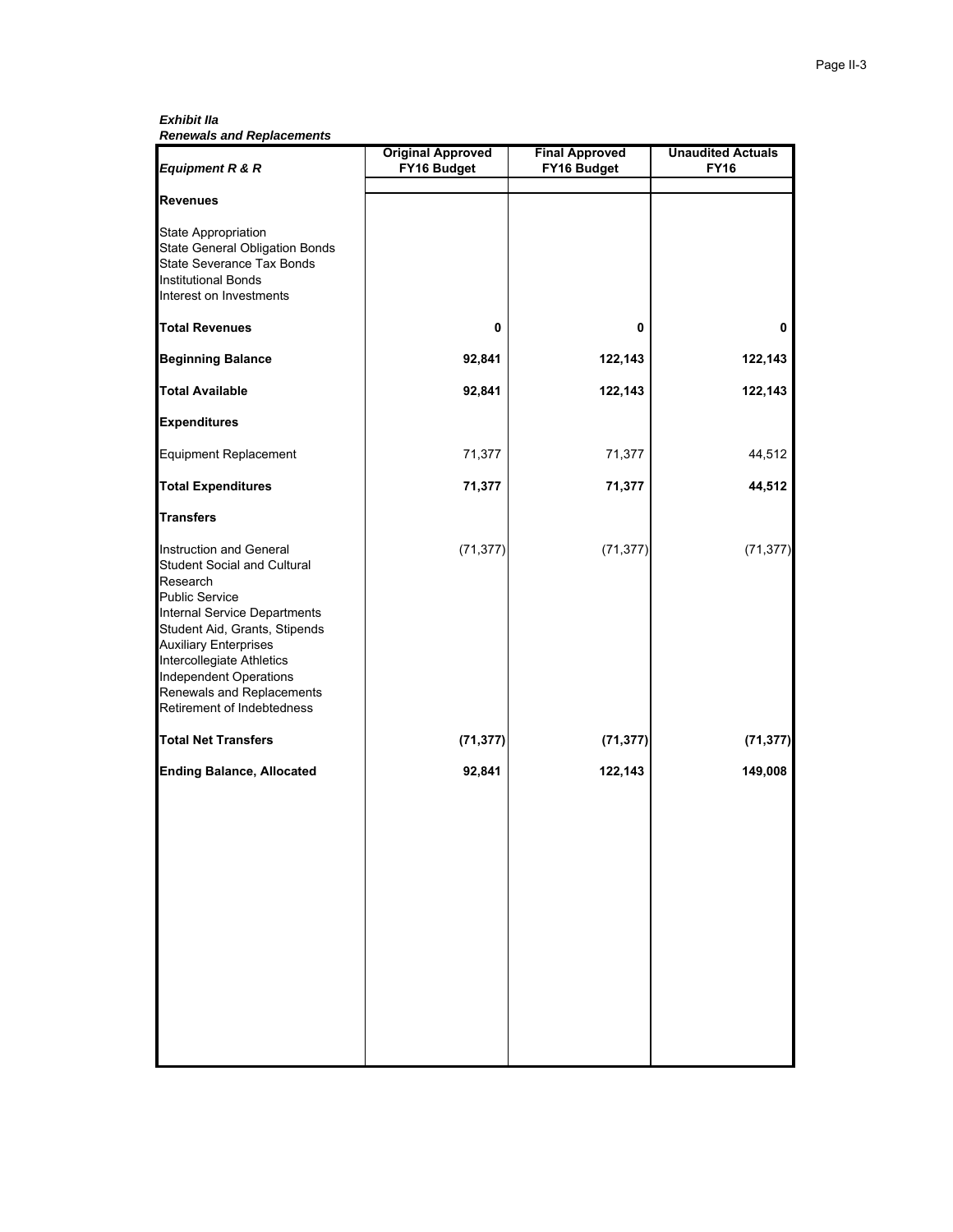*Exhibit IIa*
***Renewals and Replacements***

| *Equipment R & R* | Original Approved FY16 Budget | Final Approved FY16 Budget | Unaudited Actuals FY16 |
|---|---|---|---|
| **Revenues** | | | |
| State Appropriation | | | |
| State General Obligation Bonds | | | |
| State Severance Tax Bonds | | | |
| Institutional Bonds | | | |
| Interest on Investments | | | |
| **Total Revenues** | **0** | **0** | **0** |
| **Beginning Balance** | **92,841** | **122,143** | **122,143** |
| **Total Available** | **92,841** | **122,143** | **122,143** |
| **Expenditures** | | | |
| Equipment Replacement | 71,377 | 71,377 | 44,512 |
| **Total Expenditures** | **71,377** | **71,377** | **44,512** |
| **Transfers** | | | |
| Instruction and General | (71,377) | (71,377) | (71,377) |
| Student Social and Cultural | | | |
| Research | | | |
| Public Service | | | |
| Internal Service Departments | | | |
| Student Aid, Grants, Stipends | | | |
| Auxiliary Enterprises | | | |
| Intercollegiate Athletics | | | |
| Independent Operations | | | |
| Renewals and Replacements | | | |
| Retirement of Indebtedness | | | |
| **Total Net Transfers** | **(71,377)** | **(71,377)** | **(71,377)** |
| **Ending Balance, Allocated** | **92,841** | **122,143** | **149,008** |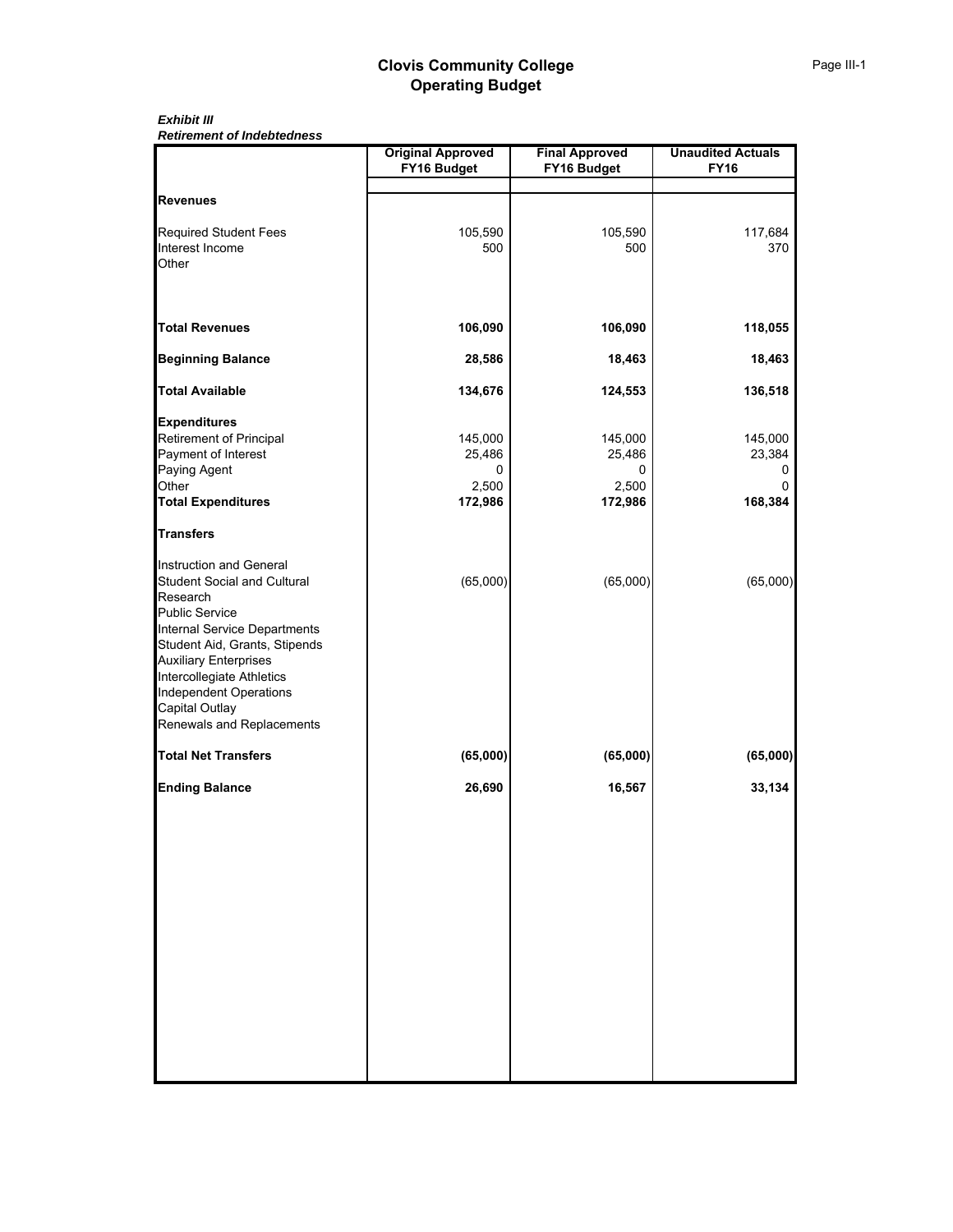# Clovis Community College
## Operating Budget

***Exhibit III***
***Retirement of Indebtedness***

| | Original Approved FY16 Budget | Final Approved FY16 Budget | Unaudited Actuals FY16 |
|---|---|---|---|
| **Revenues** | | | |
| Required Student Fees | 105,590 | 105,590 | 117,684 |
| Interest Income | 500 | 500 | 370 |
| Other | | | |
| **Total Revenues** | **106,090** | **106,090** | **118,055** |
| **Beginning Balance** | **28,586** | **18,463** | **18,463** |
| **Total Available** | **134,676** | **124,553** | **136,518** |
| **Expenditures** | | | |
| Retirement of Principal | 145,000 | 145,000 | 145,000 |
| Payment of Interest | 25,486 | 25,486 | 23,384 |
| Paying Agent | 0 | 0 | 0 |
| Other | 2,500 | 2,500 | 0 |
| **Total Expenditures** | **172,986** | **172,986** | **168,384** |
| **Transfers** | | | |
| Instruction and General | | | |
| Student Social and Cultural | (65,000) | (65,000) | (65,000) |
| Research | | | |
| Public Service | | | |
| Internal Service Departments | | | |
| Student Aid, Grants, Stipends | | | |
| Auxiliary Enterprises | | | |
| Intercollegiate Athletics | | | |
| Independent Operations | | | |
| Capital Outlay | | | |
| Renewals and Replacements | | | |
| **Total Net Transfers** | **(65,000)** | **(65,000)** | **(65,000)** |
| **Ending Balance** | **26,690** | **16,567** | **33,134** |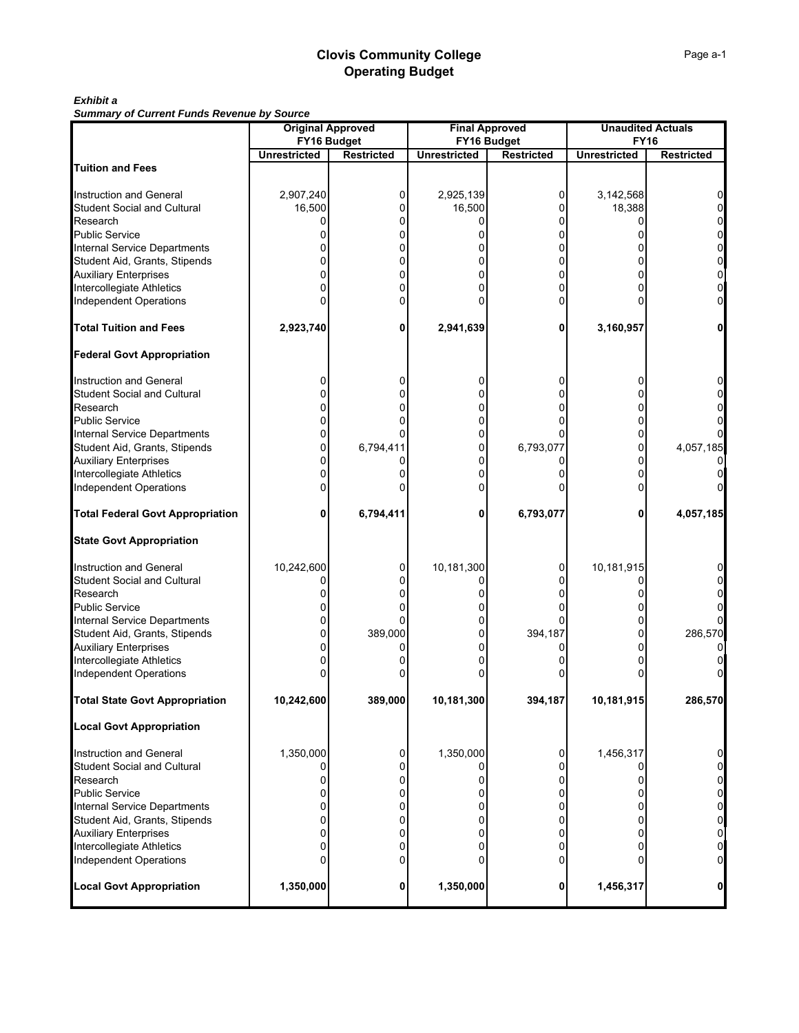# Clovis Community College
## Operating Budget

***Exhibit a***
***Summary of Current Funds Revenue by Source***

| | Original Approved FY16 Budget | | Final Approved FY16 Budget | | Unaudited Actuals FY16 | |
|---|---|---|---|---|---|---|
| | **Unrestricted** | **Restricted** | **Unrestricted** | **Restricted** | **Unrestricted** | **Restricted** |
| **Tuition and Fees** | | | | | | |
| Instruction and General | 2,907,240 | 0 | 2,925,139 | 0 | 3,142,568 | 0 |
| Student Social and Cultural | 16,500 | 0 | 16,500 | 0 | 18,388 | 0 |
| Research | 0 | 0 | 0 | 0 | 0 | 0 |
| Public Service | 0 | 0 | 0 | 0 | 0 | 0 |
| Internal Service Departments | 0 | 0 | 0 | 0 | 0 | 0 |
| Student Aid, Grants, Stipends | 0 | 0 | 0 | 0 | 0 | 0 |
| Auxiliary Enterprises | 0 | 0 | 0 | 0 | 0 | 0 |
| Intercollegiate Athletics | 0 | 0 | 0 | 0 | 0 | 0 |
| Independent Operations | 0 | 0 | 0 | 0 | 0 | 0 |
| **Total Tuition and Fees** | **2,923,740** | **0** | **2,941,639** | **0** | **3,160,957** | **0** |
| **Federal Govt Appropriation** | | | | | | |
| Instruction and General | 0 | 0 | 0 | 0 | 0 | 0 |
| Student Social and Cultural | 0 | 0 | 0 | 0 | 0 | 0 |
| Research | 0 | 0 | 0 | 0 | 0 | 0 |
| Public Service | 0 | 0 | 0 | 0 | 0 | 0 |
| Internal Service Departments | 0 | 0 | 0 | 0 | 0 | 0 |
| Student Aid, Grants, Stipends | 0 | 6,794,411 | 0 | 6,793,077 | 0 | 4,057,185 |
| Auxiliary Enterprises | 0 | 0 | 0 | 0 | 0 | 0 |
| Intercollegiate Athletics | 0 | 0 | 0 | 0 | 0 | 0 |
| Independent Operations | 0 | 0 | 0 | 0 | 0 | 0 |
| **Total Federal Govt Appropriation** | **0** | **6,794,411** | **0** | **6,793,077** | **0** | **4,057,185** |
| **State Govt Appropriation** | | | | | | |
| Instruction and General | 10,242,600 | 0 | 10,181,300 | 0 | 10,181,915 | 0 |
| Student Social and Cultural | 0 | 0 | 0 | 0 | 0 | 0 |
| Research | 0 | 0 | 0 | 0 | 0 | 0 |
| Public Service | 0 | 0 | 0 | 0 | 0 | 0 |
| Internal Service Departments | 0 | 0 | 0 | 0 | 0 | 0 |
| Student Aid, Grants, Stipends | 0 | 389,000 | 0 | 394,187 | 0 | 286,570 |
| Auxiliary Enterprises | 0 | 0 | 0 | 0 | 0 | 0 |
| Intercollegiate Athletics | 0 | 0 | 0 | 0 | 0 | 0 |
| Independent Operations | 0 | 0 | 0 | 0 | 0 | 0 |
| **Total State Govt Appropriation** | **10,242,600** | **389,000** | **10,181,300** | **394,187** | **10,181,915** | **286,570** |
| **Local Govt Appropriation** | | | | | | |
| Instruction and General | 1,350,000 | 0 | 1,350,000 | 0 | 1,456,317 | 0 |
| Student Social and Cultural | 0 | 0 | 0 | 0 | 0 | 0 |
| Research | 0 | 0 | 0 | 0 | 0 | 0 |
| Public Service | 0 | 0 | 0 | 0 | 0 | 0 |
| Internal Service Departments | 0 | 0 | 0 | 0 | 0 | 0 |
| Student Aid, Grants, Stipends | 0 | 0 | 0 | 0 | 0 | 0 |
| Auxiliary Enterprises | 0 | 0 | 0 | 0 | 0 | 0 |
| Intercollegiate Athletics | 0 | 0 | 0 | 0 | 0 | 0 |
| Independent Operations | 0 | 0 | 0 | 0 | 0 | 0 |
| **Local Govt Appropriation** | **1,350,000** | **0** | **1,350,000** | **0** | **1,456,317** | **0** |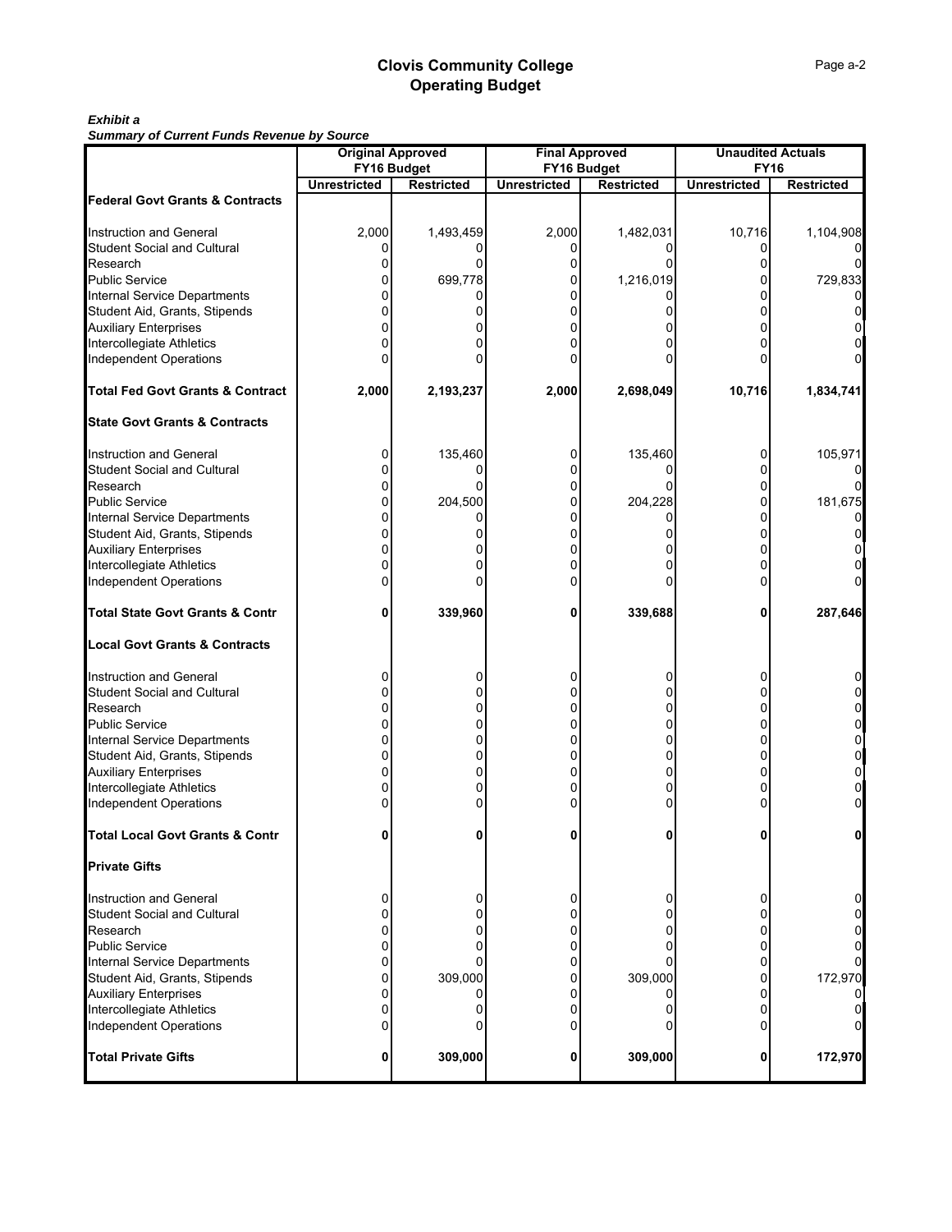# Clovis Community College
## Operating Budget

***Exhibit a***
***Summary of Current Funds Revenue by Source***

| | Original Approved FY16 Budget | | Final Approved FY16 Budget | | Unaudited Actuals FY16 | |
|---|---|---|---|---|---|---|
| | **Unrestricted** | **Restricted** | **Unrestricted** | **Restricted** | **Unrestricted** | **Restricted** |
| **Federal Govt Grants & Contracts** | | | | | | |
| Instruction and General | 2,000 | 1,493,459 | 2,000 | 1,482,031 | 10,716 | 1,104,908 |
| Student Social and Cultural | 0 | 0 | 0 | 0 | 0 | 0 |
| Research | 0 | 0 | 0 | 0 | 0 | 0 |
| Public Service | 0 | 699,778 | 0 | 1,216,019 | 0 | 729,833 |
| Internal Service Departments | 0 | 0 | 0 | 0 | 0 | 0 |
| Student Aid, Grants, Stipends | 0 | 0 | 0 | 0 | 0 | 0 |
| Auxiliary Enterprises | 0 | 0 | 0 | 0 | 0 | 0 |
| Intercollegiate Athletics | 0 | 0 | 0 | 0 | 0 | 0 |
| Independent Operations | 0 | 0 | 0 | 0 | 0 | 0 |
| **Total Fed Govt Grants & Contract** | **2,000** | **2,193,237** | **2,000** | **2,698,049** | **10,716** | **1,834,741** |
| **State Govt Grants & Contracts** | | | | | | |
| Instruction and General | 0 | 135,460 | 0 | 135,460 | 0 | 105,971 |
| Student Social and Cultural | 0 | 0 | 0 | 0 | 0 | 0 |
| Research | 0 | 0 | 0 | 0 | 0 | 0 |
| Public Service | 0 | 204,500 | 0 | 204,228 | 0 | 181,675 |
| Internal Service Departments | 0 | 0 | 0 | 0 | 0 | 0 |
| Student Aid, Grants, Stipends | 0 | 0 | 0 | 0 | 0 | 0 |
| Auxiliary Enterprises | 0 | 0 | 0 | 0 | 0 | 0 |
| Intercollegiate Athletics | 0 | 0 | 0 | 0 | 0 | 0 |
| Independent Operations | 0 | 0 | 0 | 0 | 0 | 0 |
| **Total State Govt Grants & Contr** | **0** | **339,960** | **0** | **339,688** | **0** | **287,646** |
| **Local Govt Grants & Contracts** | | | | | | |
| Instruction and General | 0 | 0 | 0 | 0 | 0 | 0 |
| Student Social and Cultural | 0 | 0 | 0 | 0 | 0 | 0 |
| Research | 0 | 0 | 0 | 0 | 0 | 0 |
| Public Service | 0 | 0 | 0 | 0 | 0 | 0 |
| Internal Service Departments | 0 | 0 | 0 | 0 | 0 | 0 |
| Student Aid, Grants, Stipends | 0 | 0 | 0 | 0 | 0 | 0 |
| Auxiliary Enterprises | 0 | 0 | 0 | 0 | 0 | 0 |
| Intercollegiate Athletics | 0 | 0 | 0 | 0 | 0 | 0 |
| Independent Operations | 0 | 0 | 0 | 0 | 0 | 0 |
| **Total Local Govt Grants & Contr** | **0** | **0** | **0** | **0** | **0** | **0** |
| **Private Gifts** | | | | | | |
| Instruction and General | 0 | 0 | 0 | 0 | 0 | 0 |
| Student Social and Cultural | 0 | 0 | 0 | 0 | 0 | 0 |
| Research | 0 | 0 | 0 | 0 | 0 | 0 |
| Public Service | 0 | 0 | 0 | 0 | 0 | 0 |
| Internal Service Departments | 0 | 0 | 0 | 0 | 0 | 0 |
| Student Aid, Grants, Stipends | 0 | 309,000 | 0 | 309,000 | 0 | 172,970 |
| Auxiliary Enterprises | 0 | 0 | 0 | 0 | 0 | 0 |
| Intercollegiate Athletics | 0 | 0 | 0 | 0 | 0 | 0 |
| Independent Operations | 0 | 0 | 0 | 0 | 0 | 0 |
| **Total Private Gifts** | **0** | **309,000** | **0** | **309,000** | **0** | **172,970** |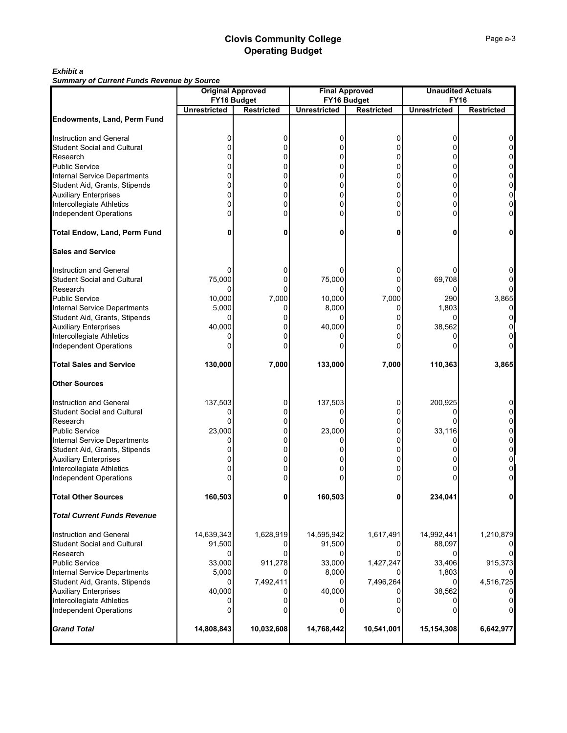# Clovis Community College
## Operating Budget

***Exhibit a***
***Summary of Current Funds Revenue by Source***

| | Original Approved FY16 Budget | | Final Approved FY16 Budget | | Unaudited Actuals FY16 | |
|---|---|---|---|---|---|---|
| | **Unrestricted** | **Restricted** | **Unrestricted** | **Restricted** | **Unrestricted** | **Restricted** |
| **Endowments, Land, Perm Fund** | | | | | | |
| Instruction and General | 0 | 0 | 0 | 0 | 0 | 0 |
| Student Social and Cultural | 0 | 0 | 0 | 0 | 0 | 0 |
| Research | 0 | 0 | 0 | 0 | 0 | 0 |
| Public Service | 0 | 0 | 0 | 0 | 0 | 0 |
| Internal Service Departments | 0 | 0 | 0 | 0 | 0 | 0 |
| Student Aid, Grants, Stipends | 0 | 0 | 0 | 0 | 0 | 0 |
| Auxiliary Enterprises | 0 | 0 | 0 | 0 | 0 | 0 |
| Intercollegiate Athletics | 0 | 0 | 0 | 0 | 0 | 0 |
| Independent Operations | 0 | 0 | 0 | 0 | 0 | 0 |
| **Total Endow, Land, Perm Fund** | **0** | **0** | **0** | **0** | **0** | **0** |
| **Sales and Service** | | | | | | |
| Instruction and General | 0 | 0 | 0 | 0 | 0 | 0 |
| Student Social and Cultural | 75,000 | 0 | 75,000 | 0 | 69,708 | 0 |
| Research | 0 | 0 | 0 | 0 | 0 | 0 |
| Public Service | 10,000 | 7,000 | 10,000 | 7,000 | 290 | 3,865 |
| Internal Service Departments | 5,000 | 0 | 8,000 | 0 | 1,803 | 0 |
| Student Aid, Grants, Stipends | 0 | 0 | 0 | 0 | 0 | 0 |
| Auxiliary Enterprises | 40,000 | 0 | 40,000 | 0 | 38,562 | 0 |
| Intercollegiate Athletics | 0 | 0 | 0 | 0 | 0 | 0 |
| Independent Operations | 0 | 0 | 0 | 0 | 0 | 0 |
| **Total Sales and Service** | **130,000** | **7,000** | **133,000** | **7,000** | **110,363** | **3,865** |
| **Other Sources** | | | | | | |
| Instruction and General | 137,503 | 0 | 137,503 | 0 | 200,925 | 0 |
| Student Social and Cultural | 0 | 0 | 0 | 0 | 0 | 0 |
| Research | 0 | 0 | 0 | 0 | 0 | 0 |
| Public Service | 23,000 | 0 | 23,000 | 0 | 33,116 | 0 |
| Internal Service Departments | 0 | 0 | 0 | 0 | 0 | 0 |
| Student Aid, Grants, Stipends | 0 | 0 | 0 | 0 | 0 | 0 |
| Auxiliary Enterprises | 0 | 0 | 0 | 0 | 0 | 0 |
| Intercollegiate Athletics | 0 | 0 | 0 | 0 | 0 | 0 |
| Independent Operations | 0 | 0 | 0 | 0 | 0 | 0 |
| **Total Other Sources** | **160,503** | **0** | **160,503** | **0** | **234,041** | **0** |
| ***Total Current Funds Revenue*** | | | | | | |
| Instruction and General | 14,639,343 | 1,628,919 | 14,595,942 | 1,617,491 | 14,992,441 | 1,210,879 |
| Student Social and Cultural | 91,500 | 0 | 91,500 | 0 | 88,097 | 0 |
| Research | 0 | 0 | 0 | 0 | 0 | 0 |
| Public Service | 33,000 | 911,278 | 33,000 | 1,427,247 | 33,406 | 915,373 |
| Internal Service Departments | 5,000 | 0 | 8,000 | 0 | 1,803 | 0 |
| Student Aid, Grants, Stipends | 0 | 7,492,411 | 0 | 7,496,264 | 0 | 4,516,725 |
| Auxiliary Enterprises | 40,000 | 0 | 40,000 | 0 | 38,562 | 0 |
| Intercollegiate Athletics | 0 | 0 | 0 | 0 | 0 | 0 |
| Independent Operations | 0 | 0 | 0 | 0 | 0 | 0 |
| ***Grand Total*** | **14,808,843** | **10,032,608** | **14,768,442** | **10,541,001** | **15,154,308** | **6,642,977** |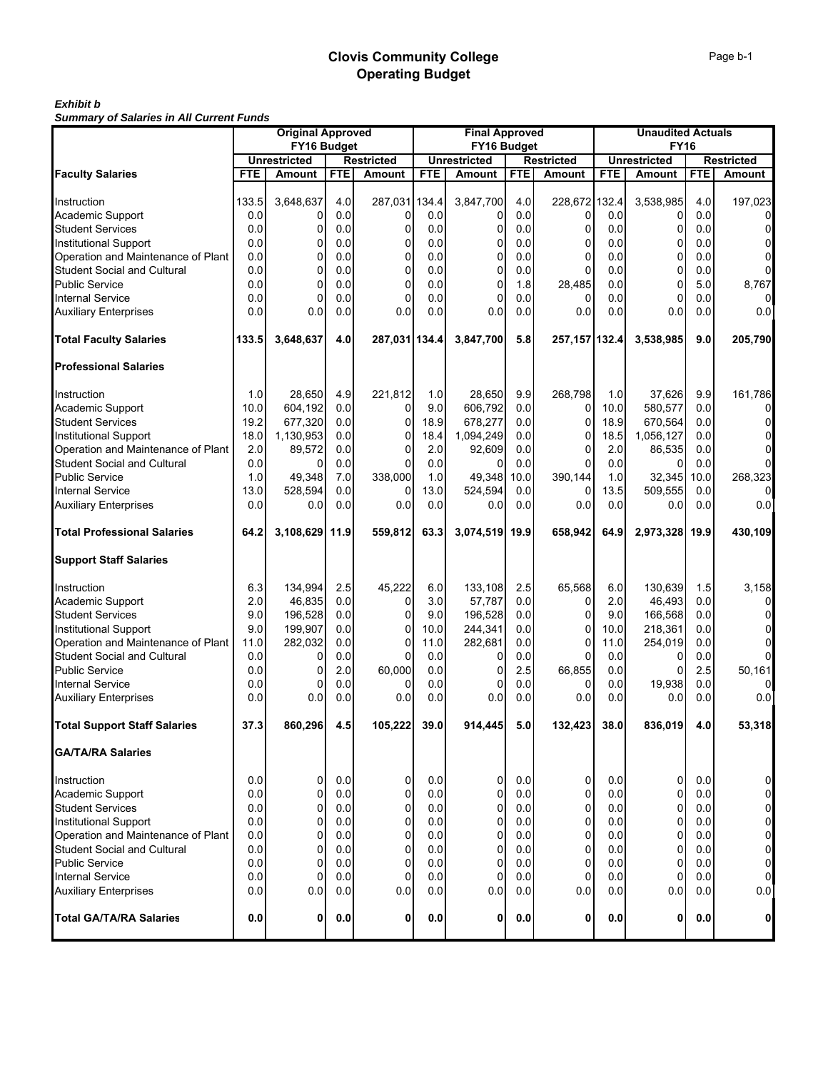# Clovis Community College
## Operating Budget

***Exhibit b***
***Summary of Salaries in All Current Funds***

| | Original Approved FY16 Budget | | | | Final Approved FY16 Budget | | | | Unaudited Actuals FY16 | | | |
|---|---|---|---|---|---|---|---|---|---|---|---|---|
| | Unrestricted | | Restricted | | Unrestricted | | Restricted | | Unrestricted | | Restricted | |
| **Faculty Salaries** | **FTE** | **Amount** | **FTE** | **Amount** | **FTE** | **Amount** | **FTE** | **Amount** | **FTE** | **Amount** | **FTE** | **Amount** |
| Instruction | 133.5 | 3,648,637 | 4.0 | 287,031 | 134.4 | 3,847,700 | 4.0 | 228,672 | 132.4 | 3,538,985 | 4.0 | 197,023 |
| Academic Support | 0.0 | 0 | 0.0 | 0 | 0.0 | 0 | 0.0 | 0 | 0.0 | 0 | 0.0 | 0 |
| Student Services | 0.0 | 0 | 0.0 | 0 | 0.0 | 0 | 0.0 | 0 | 0.0 | 0 | 0.0 | 0 |
| Institutional Support | 0.0 | 0 | 0.0 | 0 | 0.0 | 0 | 0.0 | 0 | 0.0 | 0 | 0.0 | 0 |
| Operation and Maintenance of Plant | 0.0 | 0 | 0.0 | 0 | 0.0 | 0 | 0.0 | 0 | 0.0 | 0 | 0.0 | 0 |
| Student Social and Cultural | 0.0 | 0 | 0.0 | 0 | 0.0 | 0 | 0.0 | 0 | 0.0 | 0 | 0.0 | 0 |
| Public Service | 0.0 | 0 | 0.0 | 0 | 0.0 | 0 | 1.8 | 28,485 | 0.0 | 0 | 5.0 | 8,767 |
| Internal Service | 0.0 | 0 | 0.0 | 0 | 0.0 | 0 | 0.0 | 0 | 0.0 | 0 | 0.0 | 0 |
| Auxiliary Enterprises | 0.0 | 0.0 | 0.0 | 0.0 | 0.0 | 0.0 | 0.0 | 0.0 | 0.0 | 0.0 | 0.0 | 0.0 |
| **Total Faculty Salaries** | **133.5** | **3,648,637** | **4.0** | **287,031** | **134.4** | **3,847,700** | **5.8** | **257,157** | **132.4** | **3,538,985** | **9.0** | **205,790** |
| **Professional Salaries** | | | | | | | | | | | | |
| Instruction | 1.0 | 28,650 | 4.9 | 221,812 | 1.0 | 28,650 | 9.9 | 268,798 | 1.0 | 37,626 | 9.9 | 161,786 |
| Academic Support | 10.0 | 604,192 | 0.0 | 0 | 9.0 | 606,792 | 0.0 | 0 | 10.0 | 580,577 | 0.0 | 0 |
| Student Services | 19.2 | 677,320 | 0.0 | 0 | 18.9 | 678,277 | 0.0 | 0 | 18.9 | 670,564 | 0.0 | 0 |
| Institutional Support | 18.0 | 1,130,953 | 0.0 | 0 | 18.4 | 1,094,249 | 0.0 | 0 | 18.5 | 1,056,127 | 0.0 | 0 |
| Operation and Maintenance of Plant | 2.0 | 89,572 | 0.0 | 0 | 2.0 | 92,609 | 0.0 | 0 | 2.0 | 86,535 | 0.0 | 0 |
| Student Social and Cultural | 0.0 | 0 | 0.0 | 0 | 0.0 | 0 | 0.0 | 0 | 0.0 | 0 | 0.0 | 0 |
| Public Service | 1.0 | 49,348 | 7.0 | 338,000 | 1.0 | 49,348 | 10.0 | 390,144 | 1.0 | 32,345 | 10.0 | 268,323 |
| Internal Service | 13.0 | 528,594 | 0.0 | 0 | 13.0 | 524,594 | 0.0 | 0 | 13.5 | 509,555 | 0.0 | 0 |
| Auxiliary Enterprises | 0.0 | 0.0 | 0.0 | 0.0 | 0.0 | 0.0 | 0.0 | 0.0 | 0.0 | 0.0 | 0.0 | 0.0 |
| **Total Professional Salaries** | **64.2** | **3,108,629** | **11.9** | **559,812** | **63.3** | **3,074,519** | **19.9** | **658,942** | **64.9** | **2,973,328** | **19.9** | **430,109** |
| **Support Staff Salaries** | | | | | | | | | | | | |
| Instruction | 6.3 | 134,994 | 2.5 | 45,222 | 6.0 | 133,108 | 2.5 | 65,568 | 6.0 | 130,639 | 1.5 | 3,158 |
| Academic Support | 2.0 | 46,835 | 0.0 | 0 | 3.0 | 57,787 | 0.0 | 0 | 2.0 | 46,493 | 0.0 | 0 |
| Student Services | 9.0 | 196,528 | 0.0 | 0 | 9.0 | 196,528 | 0.0 | 0 | 9.0 | 166,568 | 0.0 | 0 |
| Institutional Support | 9.0 | 199,907 | 0.0 | 0 | 10.0 | 244,341 | 0.0 | 0 | 10.0 | 218,361 | 0.0 | 0 |
| Operation and Maintenance of Plant | 11.0 | 282,032 | 0.0 | 0 | 11.0 | 282,681 | 0.0 | 0 | 11.0 | 254,019 | 0.0 | 0 |
| Student Social and Cultural | 0.0 | 0 | 0.0 | 0 | 0.0 | 0 | 0.0 | 0 | 0.0 | 0 | 0.0 | 0 |
| Public Service | 0.0 | 0 | 2.0 | 60,000 | 0.0 | 0 | 2.5 | 66,855 | 0.0 | 0 | 2.5 | 50,161 |
| Internal Service | 0.0 | 0 | 0.0 | 0 | 0.0 | 0 | 0.0 | 0 | 0.0 | 19,938 | 0.0 | 0 |
| Auxiliary Enterprises | 0.0 | 0.0 | 0.0 | 0.0 | 0.0 | 0.0 | 0.0 | 0.0 | 0.0 | 0.0 | 0.0 | 0.0 |
| **Total Support Staff Salaries** | **37.3** | **860,296** | **4.5** | **105,222** | **39.0** | **914,445** | **5.0** | **132,423** | **38.0** | **836,019** | **4.0** | **53,318** |
| **GA/TA/RA Salaries** | | | | | | | | | | | | |
| Instruction | 0.0 | 0 | 0.0 | 0 | 0.0 | 0 | 0.0 | 0 | 0.0 | 0 | 0.0 | 0 |
| Academic Support | 0.0 | 0 | 0.0 | 0 | 0.0 | 0 | 0.0 | 0 | 0.0 | 0 | 0.0 | 0 |
| Student Services | 0.0 | 0 | 0.0 | 0 | 0.0 | 0 | 0.0 | 0 | 0.0 | 0 | 0.0 | 0 |
| Institutional Support | 0.0 | 0 | 0.0 | 0 | 0.0 | 0 | 0.0 | 0 | 0.0 | 0 | 0.0 | 0 |
| Operation and Maintenance of Plant | 0.0 | 0 | 0.0 | 0 | 0.0 | 0 | 0.0 | 0 | 0.0 | 0 | 0.0 | 0 |
| Student Social and Cultural | 0.0 | 0 | 0.0 | 0 | 0.0 | 0 | 0.0 | 0 | 0.0 | 0 | 0.0 | 0 |
| Public Service | 0.0 | 0 | 0.0 | 0 | 0.0 | 0 | 0.0 | 0 | 0.0 | 0 | 0.0 | 0 |
| Internal Service | 0.0 | 0 | 0.0 | 0 | 0.0 | 0 | 0.0 | 0 | 0.0 | 0 | 0.0 | 0 |
| Auxiliary Enterprises | 0.0 | 0.0 | 0.0 | 0.0 | 0.0 | 0.0 | 0.0 | 0.0 | 0.0 | 0.0 | 0.0 | 0.0 |
| **Total GA/TA/RA Salaries** | **0.0** | **0** | **0.0** | **0** | **0.0** | **0** | **0.0** | **0** | **0.0** | **0** | **0.0** | **0** |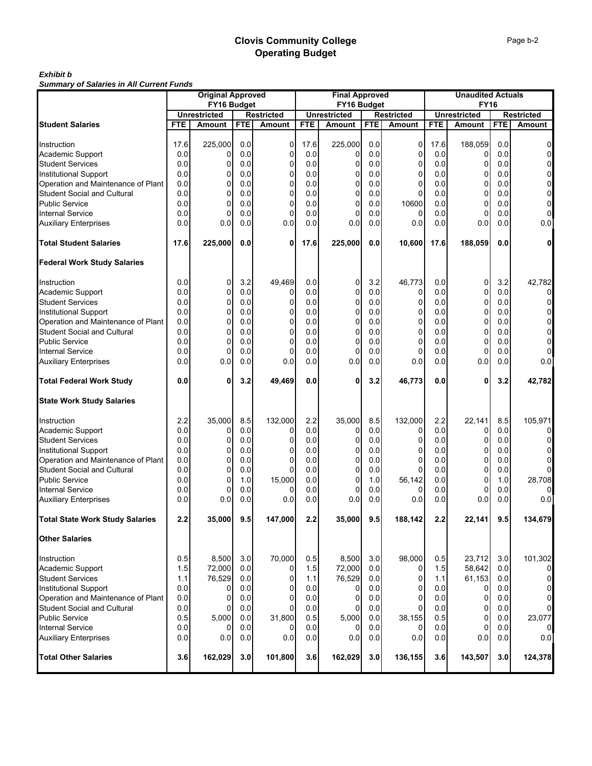# Clovis Community College
## Operating Budget

***Exhibit b***
***Summary of Salaries in All Current Funds***

| | Original Approved FY16 Budget | | | | Final Approved FY16 Budget | | | | Unaudited Actuals FY16 | | | |
|---|---|---|---|---|---|---|---|---|---|---|---|---|
| | Unrestricted | | Restricted | | Unrestricted | | Restricted | | Unrestricted | | Restricted | |
| **Student Salaries** | **FTE** | **Amount** | **FTE** | **Amount** | **FTE** | **Amount** | **FTE** | **Amount** | **FTE** | **Amount** | **FTE** | **Amount** |
| Instruction | 17.6 | 225,000 | 0.0 | 0 | 17.6 | 225,000 | 0.0 | 0 | 17.6 | 188,059 | 0.0 | 0 |
| Academic Support | 0.0 | 0 | 0.0 | 0 | 0.0 | 0 | 0.0 | 0 | 0.0 | 0 | 0.0 | 0 |
| Student Services | 0.0 | 0 | 0.0 | 0 | 0.0 | 0 | 0.0 | 0 | 0.0 | 0 | 0.0 | 0 |
| Institutional Support | 0.0 | 0 | 0.0 | 0 | 0.0 | 0 | 0.0 | 0 | 0.0 | 0 | 0.0 | 0 |
| Operation and Maintenance of Plant | 0.0 | 0 | 0.0 | 0 | 0.0 | 0 | 0.0 | 0 | 0.0 | 0 | 0.0 | 0 |
| Student Social and Cultural | 0.0 | 0 | 0.0 | 0 | 0.0 | 0 | 0.0 | 0 | 0.0 | 0 | 0.0 | 0 |
| Public Service | 0.0 | 0 | 0.0 | 0 | 0.0 | 0 | 0.0 | 10600 | 0.0 | 0 | 0.0 | 0 |
| Internal Service | 0.0 | 0 | 0.0 | 0 | 0.0 | 0 | 0.0 | 0 | 0.0 | 0 | 0.0 | 0 |
| Auxiliary Enterprises | 0.0 | 0.0 | 0.0 | 0.0 | 0.0 | 0.0 | 0.0 | 0.0 | 0.0 | 0.0 | 0.0 | 0.0 |
| **Total Student Salaries** | **17.6** | **225,000** | **0.0** | **0** | **17.6** | **225,000** | **0.0** | **10,600** | **17.6** | **188,059** | **0.0** | **0** |
| **Federal Work Study Salaries** | | | | | | | | | | | | |
| Instruction | 0.0 | 0 | 3.2 | 49,469 | 0.0 | 0 | 3.2 | 46,773 | 0.0 | 0 | 3.2 | 42,782 |
| Academic Support | 0.0 | 0 | 0.0 | 0 | 0.0 | 0 | 0.0 | 0 | 0.0 | 0 | 0.0 | 0 |
| Student Services | 0.0 | 0 | 0.0 | 0 | 0.0 | 0 | 0.0 | 0 | 0.0 | 0 | 0.0 | 0 |
| Institutional Support | 0.0 | 0 | 0.0 | 0 | 0.0 | 0 | 0.0 | 0 | 0.0 | 0 | 0.0 | 0 |
| Operation and Maintenance of Plant | 0.0 | 0 | 0.0 | 0 | 0.0 | 0 | 0.0 | 0 | 0.0 | 0 | 0.0 | 0 |
| Student Social and Cultural | 0.0 | 0 | 0.0 | 0 | 0.0 | 0 | 0.0 | 0 | 0.0 | 0 | 0.0 | 0 |
| Public Service | 0.0 | 0 | 0.0 | 0 | 0.0 | 0 | 0.0 | 0 | 0.0 | 0 | 0.0 | 0 |
| Internal Service | 0.0 | 0 | 0.0 | 0 | 0.0 | 0 | 0.0 | 0 | 0.0 | 0 | 0.0 | 0 |
| Auxiliary Enterprises | 0.0 | 0.0 | 0.0 | 0.0 | 0.0 | 0.0 | 0.0 | 0.0 | 0.0 | 0.0 | 0.0 | 0.0 |
| **Total Federal Work Study** | **0.0** | **0** | **3.2** | **49,469** | **0.0** | **0** | **3.2** | **46,773** | **0.0** | **0** | **3.2** | **42,782** |
| **State Work Study Salaries** | | | | | | | | | | | | |
| Instruction | 2.2 | 35,000 | 8.5 | 132,000 | 2.2 | 35,000 | 8.5 | 132,000 | 2.2 | 22,141 | 8.5 | 105,971 |
| Academic Support | 0.0 | 0 | 0.0 | 0 | 0.0 | 0 | 0.0 | 0 | 0.0 | 0 | 0.0 | 0 |
| Student Services | 0.0 | 0 | 0.0 | 0 | 0.0 | 0 | 0.0 | 0 | 0.0 | 0 | 0.0 | 0 |
| Institutional Support | 0.0 | 0 | 0.0 | 0 | 0.0 | 0 | 0.0 | 0 | 0.0 | 0 | 0.0 | 0 |
| Operation and Maintenance of Plant | 0.0 | 0 | 0.0 | 0 | 0.0 | 0 | 0.0 | 0 | 0.0 | 0 | 0.0 | 0 |
| Student Social and Cultural | 0.0 | 0 | 0.0 | 0 | 0.0 | 0 | 0.0 | 0 | 0.0 | 0 | 0.0 | 0 |
| Public Service | 0.0 | 0 | 1.0 | 15,000 | 0.0 | 0 | 1.0 | 56,142 | 0.0 | 0 | 1.0 | 28,708 |
| Internal Service | 0.0 | 0 | 0.0 | 0 | 0.0 | 0 | 0.0 | 0 | 0.0 | 0 | 0.0 | 0 |
| Auxiliary Enterprises | 0.0 | 0.0 | 0.0 | 0.0 | 0.0 | 0.0 | 0.0 | 0.0 | 0.0 | 0.0 | 0.0 | 0.0 |
| **Total State Work Study Salaries** | **2.2** | **35,000** | **9.5** | **147,000** | **2.2** | **35,000** | **9.5** | **188,142** | **2.2** | **22,141** | **9.5** | **134,679** |
| **Other Salaries** | | | | | | | | | | | | |
| Instruction | 0.5 | 8,500 | 3.0 | 70,000 | 0.5 | 8,500 | 3.0 | 98,000 | 0.5 | 23,712 | 3.0 | 101,302 |
| Academic Support | 1.5 | 72,000 | 0.0 | 0 | 1.5 | 72,000 | 0.0 | 0 | 1.5 | 58,642 | 0.0 | 0 |
| Student Services | 1.1 | 76,529 | 0.0 | 0 | 1.1 | 76,529 | 0.0 | 0 | 1.1 | 61,153 | 0.0 | 0 |
| Institutional Support | 0.0 | 0 | 0.0 | 0 | 0.0 | 0 | 0.0 | 0 | 0.0 | 0 | 0.0 | 0 |
| Operation and Maintenance of Plant | 0.0 | 0 | 0.0 | 0 | 0.0 | 0 | 0.0 | 0 | 0.0 | 0 | 0.0 | 0 |
| Student Social and Cultural | 0.0 | 0 | 0.0 | 0 | 0.0 | 0 | 0.0 | 0 | 0.0 | 0 | 0.0 | 0 |
| Public Service | 0.5 | 5,000 | 0.0 | 31,800 | 0.5 | 5,000 | 0.0 | 38,155 | 0.5 | 0 | 0.0 | 23,077 |
| Internal Service | 0.0 | 0 | 0.0 | 0 | 0.0 | 0 | 0.0 | 0 | 0.0 | 0 | 0.0 | 0 |
| Auxiliary Enterprises | 0.0 | 0.0 | 0.0 | 0.0 | 0.0 | 0.0 | 0.0 | 0.0 | 0.0 | 0.0 | 0.0 | 0.0 |
| **Total Other Salaries** | **3.6** | **162,029** | **3.0** | **101,800** | **3.6** | **162,029** | **3.0** | **136,155** | **3.6** | **143,507** | **3.0** | **124,378** |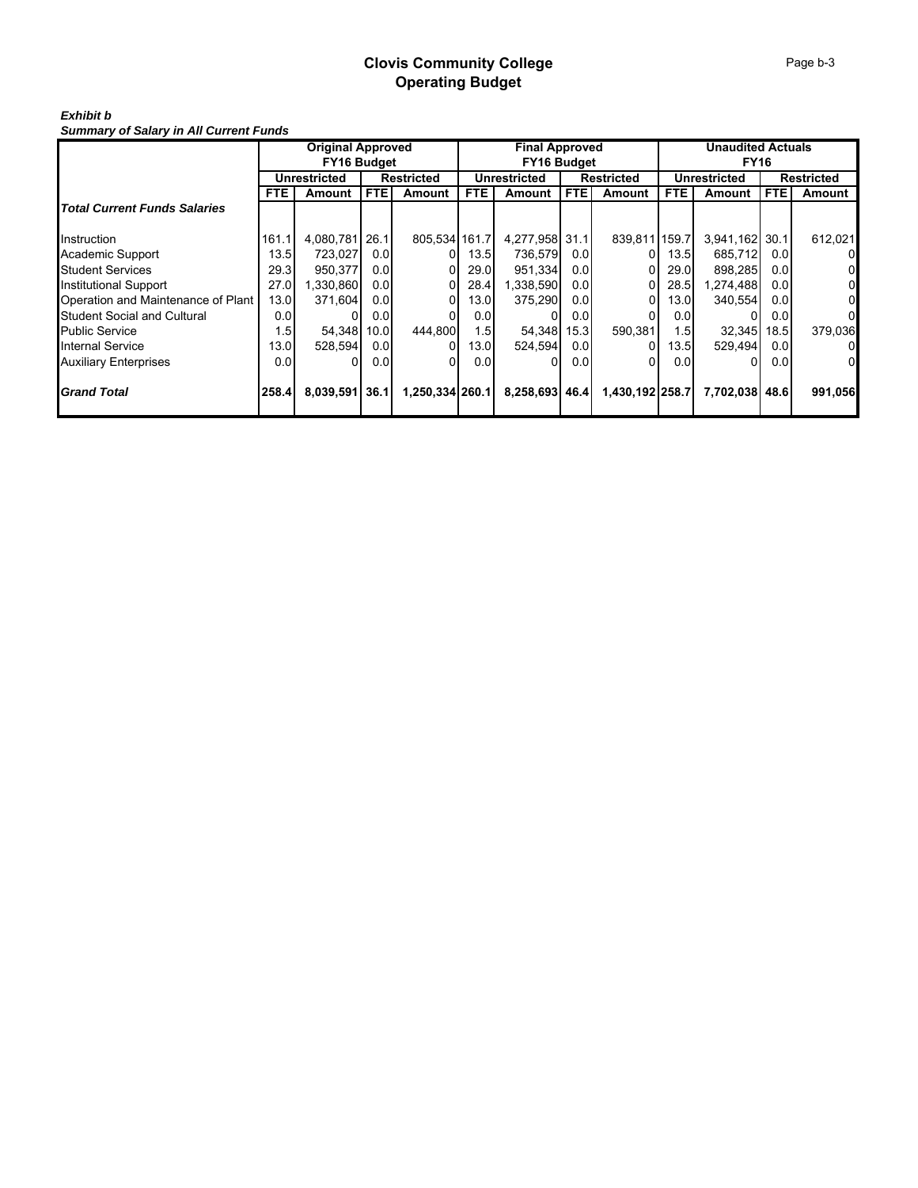# Clovis Community College
## Operating Budget

***Exhibit b***
***Summary of Salary in All Current Funds***

| | **Original Approved FY16 Budget** | | | | **Final Approved FY16 Budget** | | | | **Unaudited Actuals FY16** | | | |
|---|---|---|---|---|---|---|---|---|---|---|---|---|
| | **Unrestricted** | | **Restricted** | | **Unrestricted** | | **Restricted** | | **Unrestricted** | | **Restricted** | |
| | **FTE** | **Amount** | **FTE** | **Amount** | **FTE** | **Amount** | **FTE** | **Amount** | **FTE** | **Amount** | **FTE** | **Amount** |
| ***Total Current Funds Salaries*** | | | | | | | | | | | | |
| Instruction | 161.1 | 4,080,781 | 26.1 | 805,534 | 161.7 | 4,277,958 | 31.1 | 839,811 | 159.7 | 3,941,162 | 30.1 | 612,021 |
| Academic Support | 13.5 | 723,027 | 0.0 | 0 | 13.5 | 736,579 | 0.0 | 0 | 13.5 | 685,712 | 0.0 | 0 |
| Student Services | 29.3 | 950,377 | 0.0 | 0 | 29.0 | 951,334 | 0.0 | 0 | 29.0 | 898,285 | 0.0 | 0 |
| Institutional Support | 27.0 | 1,330,860 | 0.0 | 0 | 28.4 | 1,338,590 | 0.0 | 0 | 28.5 | 1,274,488 | 0.0 | 0 |
| Operation and Maintenance of Plant | 13.0 | 371,604 | 0.0 | 0 | 13.0 | 375,290 | 0.0 | 0 | 13.0 | 340,554 | 0.0 | 0 |
| Student Social and Cultural | 0.0 | 0 | 0.0 | 0 | 0.0 | 0 | 0.0 | 0 | 0.0 | 0 | 0.0 | 0 |
| Public Service | 1.5 | 54,348 | 10.0 | 444,800 | 1.5 | 54,348 | 15.3 | 590,381 | 1.5 | 32,345 | 18.5 | 379,036 |
| Internal Service | 13.0 | 528,594 | 0.0 | 0 | 13.0 | 524,594 | 0.0 | 0 | 13.5 | 529,494 | 0.0 | 0 |
| Auxiliary Enterprises | 0.0 | 0 | 0.0 | 0 | 0.0 | 0 | 0.0 | 0 | 0.0 | 0 | 0.0 | 0 |
| ***Grand Total*** | **258.4** | **8,039,591** | **36.1** | **1,250,334** | **260.1** | **8,258,693** | **46.4** | **1,430,192** | **258.7** | **7,702,038** | **48.6** | **991,056** |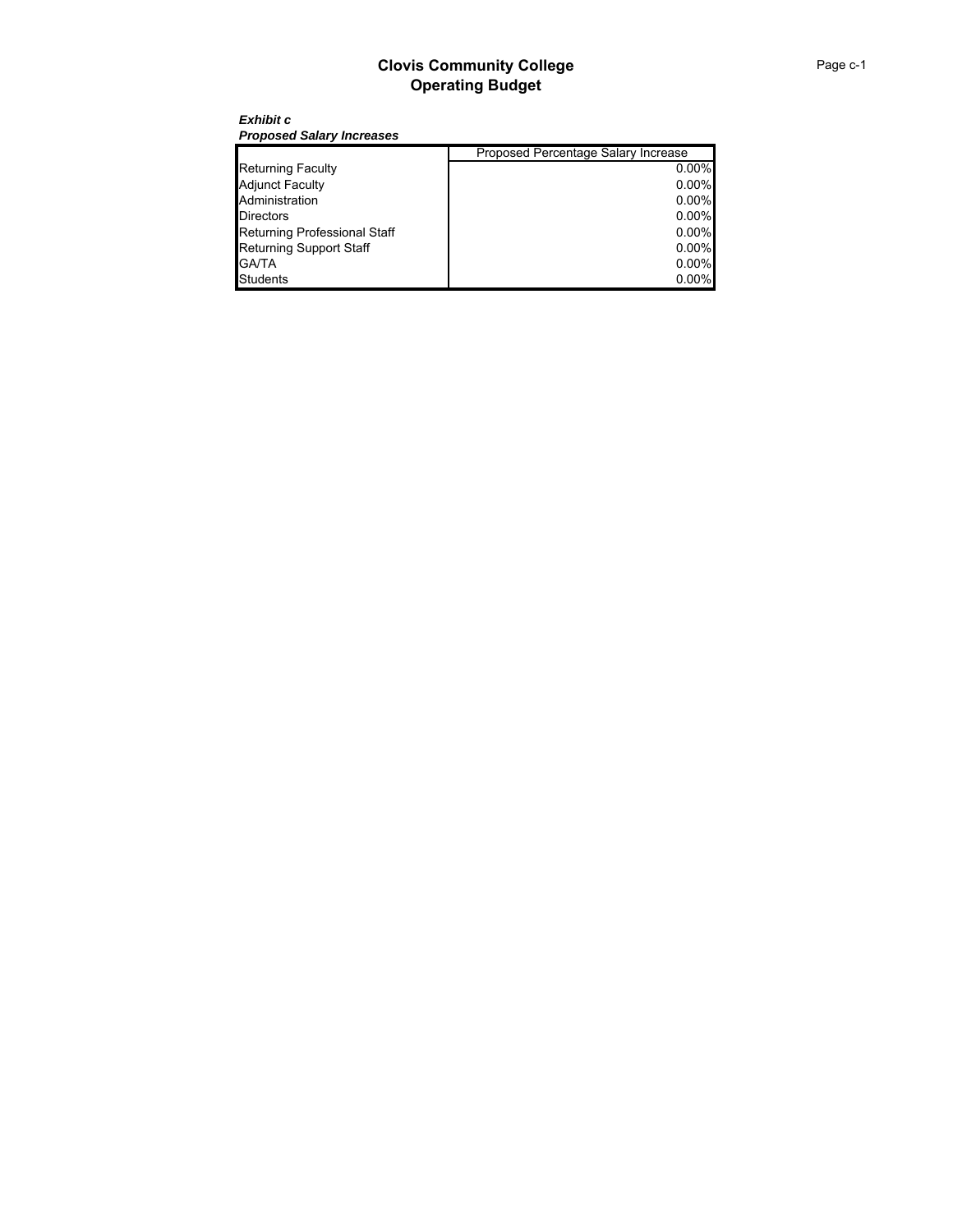# Clovis Community College
## Operating Budget

***Exhibit c***
***Proposed Salary Increases***

| | Proposed Percentage Salary Increase |
|---|---|
| Returning Faculty | 0.00% |
| Adjunct Faculty | 0.00% |
| Administration | 0.00% |
| Directors | 0.00% |
| Returning Professional Staff | 0.00% |
| Returning Support Staff | 0.00% |
| GA/TA | 0.00% |
| Students | 0.00% |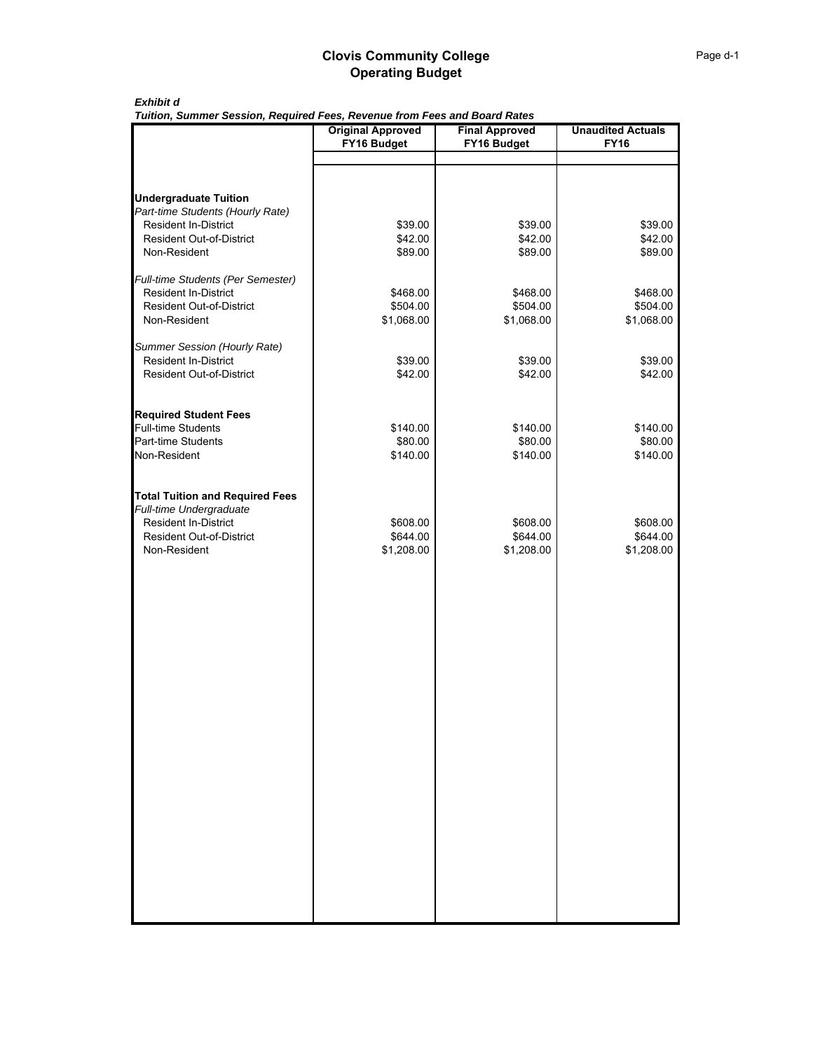# Clovis Community College
## Operating Budget

***Exhibit d***

***Tuition, Summer Session, Required Fees, Revenue from Fees and Board Rates***

| | Original Approved FY16 Budget | Final Approved FY16 Budget | Unaudited Actuals FY16 |
|---|---|---|---|
| **Undergraduate Tuition** | | | |
| *Part-time Students (Hourly Rate)* | | | |
| Resident In-District | $39.00 | $39.00 | $39.00 |
| Resident Out-of-District | $42.00 | $42.00 | $42.00 |
| Non-Resident | $89.00 | $89.00 | $89.00 |
| *Full-time Students (Per Semester)* | | | |
| Resident In-District | $468.00 | $468.00 | $468.00 |
| Resident Out-of-District | $504.00 | $504.00 | $504.00 |
| Non-Resident | $1,068.00 | $1,068.00 | $1,068.00 |
| *Summer Session (Hourly Rate)* | | | |
| Resident In-District | $39.00 | $39.00 | $39.00 |
| Resident Out-of-District | $42.00 | $42.00 | $42.00 |
| **Required Student Fees** | | | |
| Full-time Students | $140.00 | $140.00 | $140.00 |
| Part-time Students | $80.00 | $80.00 | $80.00 |
| Non-Resident | $140.00 | $140.00 | $140.00 |
| **Total Tuition and Required Fees** | | | |
| *Full-time Undergraduate* | | | |
| Resident In-District | $608.00 | $608.00 | $608.00 |
| Resident Out-of-District | $644.00 | $644.00 | $644.00 |
| Non-Resident | $1,208.00 | $1,208.00 | $1,208.00 |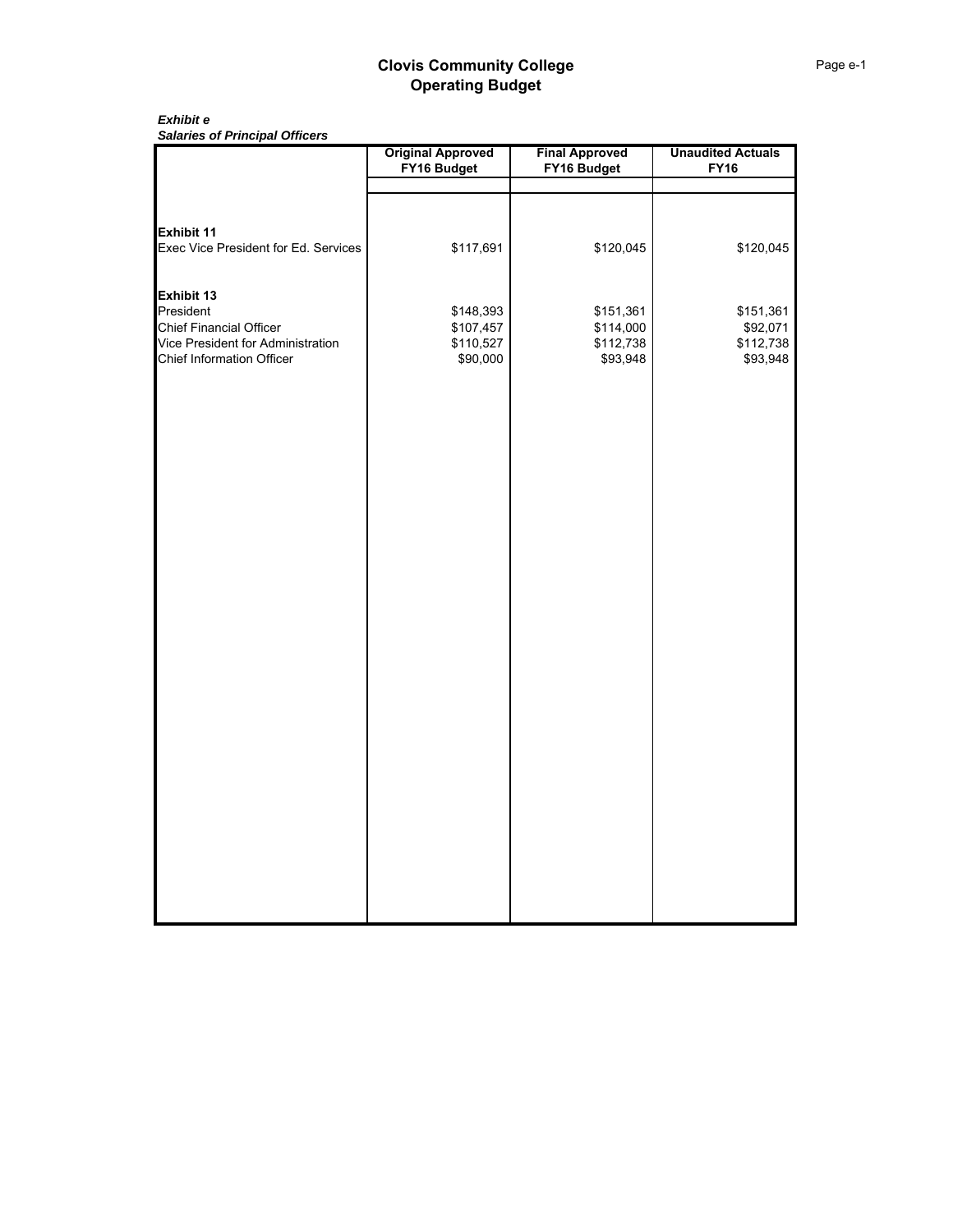# Clovis Community College
## Operating Budget

***Exhibit e***
***Salaries of Principal Officers***

| | Original Approved FY16 Budget | Final Approved FY16 Budget | Unaudited Actuals FY16 |
|---|---|---|---|
| **Exhibit 11** | | | |
| Exec Vice President for Ed. Services | $117,691 | $120,045 | $120,045 |
| **Exhibit 13** | | | |
| President | $148,393 | $151,361 | $151,361 |
| Chief Financial Officer | $107,457 | $114,000 | $92,071 |
| Vice President for Administration | $110,527 | $112,738 | $112,738 |
| Chief Information Officer | $90,000 | $93,948 | $93,948 |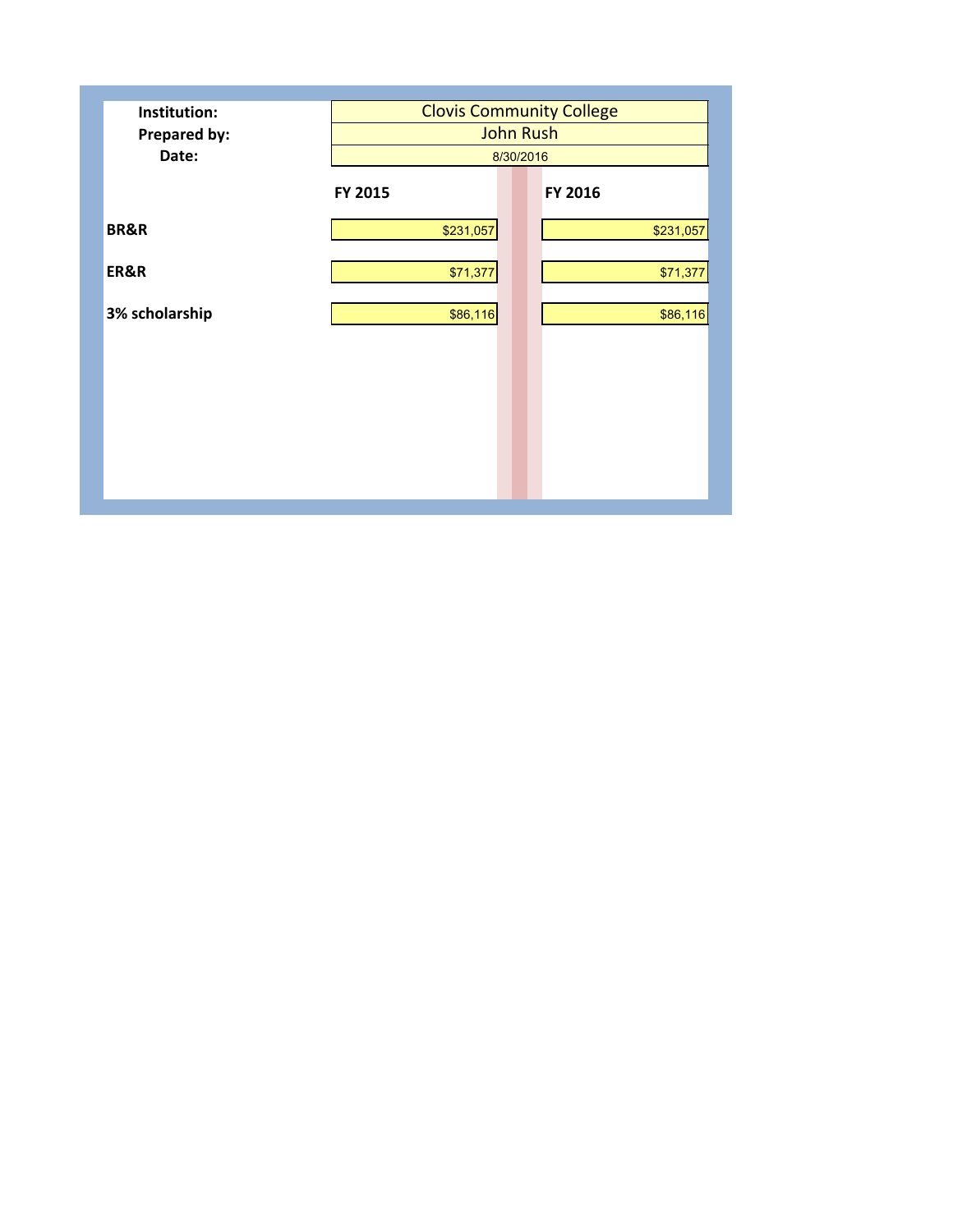| | |
|---|---|
| **Institution:** | Clovis Community College |
| **Prepared by:** | John Rush |
| **Date:** | 8/30/2016 |

| | **FY 2015** | **FY 2016** |
|---|---|---|
| **BR&R** | $231,057 | $231,057 |
| **ER&R** | $71,377 | $71,377 |
| **3% scholarship** | $86,116 | $86,116 |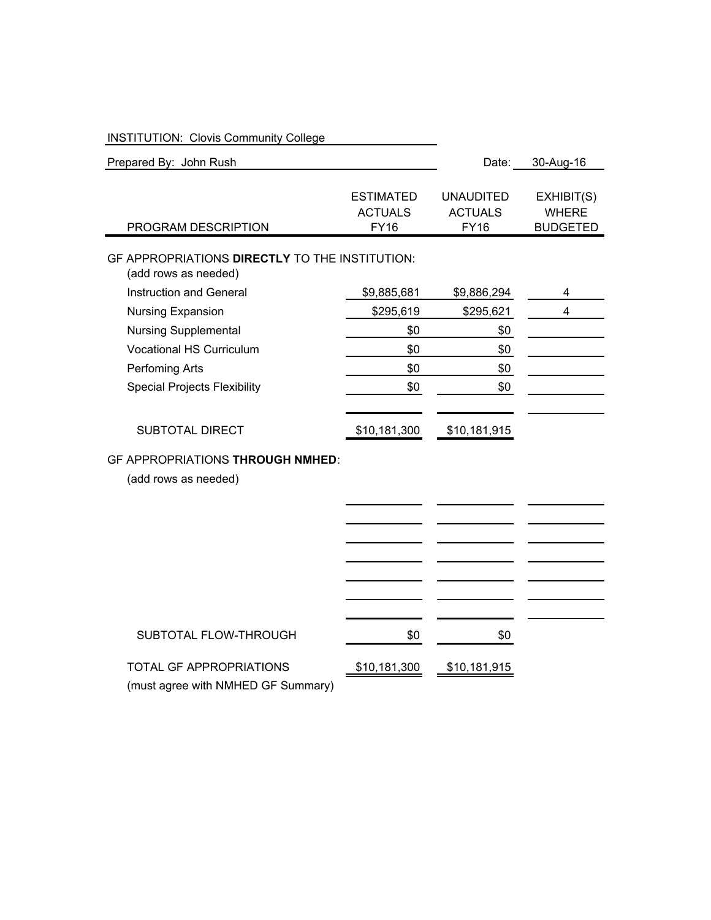INSTITUTION: Clovis Community College

Prepared By: John Rush Date: 30-Aug-16

| PROGRAM DESCRIPTION | ESTIMATED ACTUALS FY16 | UNAUDITED ACTUALS FY16 | EXHIBIT(S) WHERE BUDGETED |
|---|---|---|---|
| GF APPROPRIATIONS **DIRECTLY** TO THE INSTITUTION: | | | |
| (add rows as needed) | | | |
| Instruction and General | $9,885,681 | $9,886,294 | 4 |
| Nursing Expansion | $295,619 | $295,621 | 4 |
| Nursing Supplemental | $0 | $0 | |
| Vocational HS Curriculum | $0 | $0 | |
| Perfoming Arts | $0 | $0 | |
| Special Projects Flexibility | $0 | $0 | |
| | | | |
| SUBTOTAL DIRECT | $10,181,300 | $10,181,915 | |
| GF APPROPRIATIONS **THROUGH NMHED**: | | | |
| (add rows as needed) | | | |
| | | | |
| | | | |
| | | | |
| | | | |
| | | | |
| | | | |
| | | | |
| SUBTOTAL FLOW-THROUGH | $0 | $0 | |
| TOTAL GF APPROPRIATIONS | $10,181,300 | $10,181,915 | |
| (must agree with NMHED GF Summary) | | | |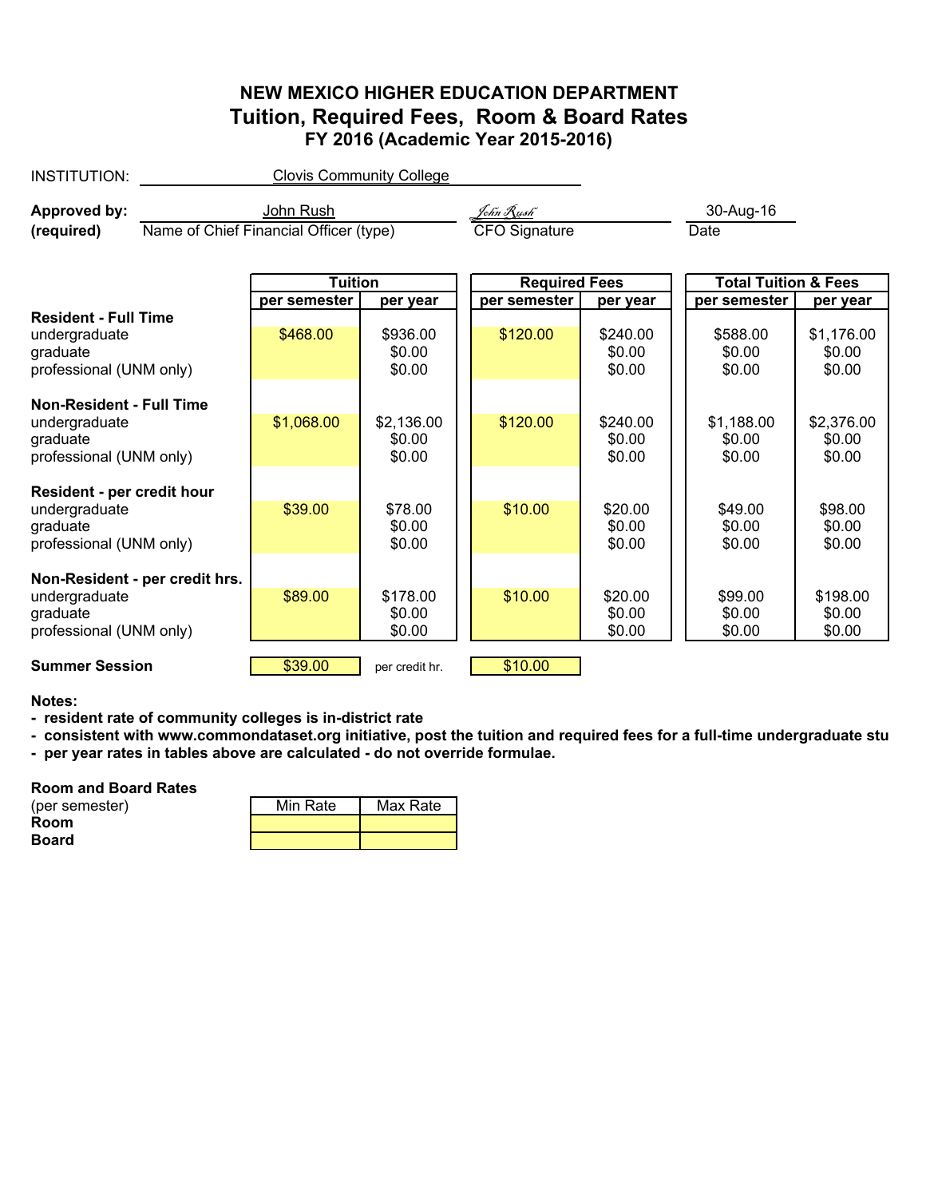# NEW MEXICO HIGHER EDUCATION DEPARTMENT
## Tuition, Required Fees, Room & Board Rates
### FY 2016 (Academic Year 2015-2016)

INSTITUTION: Clovis Community College

**Approved by:** John Rush — *John Rush* — 30-Aug-16

**(required)** Name of Chief Financial Officer (type) — CFO Signature — Date

| | Tuition | | Required Fees | | Total Tuition & Fees | |
|---|---|---|---|---|---|---|
| | per semester | per year | per semester | per year | per semester | per year |
| **Resident - Full Time** | | | | | | |
| undergraduate | $468.00 | $936.00 | $120.00 | $240.00 | $588.00 | $1,176.00 |
| graduate | | $0.00 | | $0.00 | $0.00 | $0.00 |
| professional (UNM only) | | $0.00 | | $0.00 | $0.00 | $0.00 |
| **Non-Resident - Full Time** | | | | | | |
| undergraduate | $1,068.00 | $2,136.00 | $120.00 | $240.00 | $1,188.00 | $2,376.00 |
| graduate | | $0.00 | | $0.00 | $0.00 | $0.00 |
| professional (UNM only) | | $0.00 | | $0.00 | $0.00 | $0.00 |
| **Resident - per credit hour** | | | | | | |
| undergraduate | $39.00 | $78.00 | $10.00 | $20.00 | $49.00 | $98.00 |
| graduate | | $0.00 | | $0.00 | $0.00 | $0.00 |
| professional (UNM only) | | $0.00 | | $0.00 | $0.00 | $0.00 |
| **Non-Resident - per credit hrs.** | | | | | | |
| undergraduate | $89.00 | $178.00 | $10.00 | $20.00 | $99.00 | $198.00 |
| graduate | | $0.00 | | $0.00 | $0.00 | $0.00 |
| professional (UNM only) | | $0.00 | | $0.00 | $0.00 | $0.00 |
| **Summer Session** | $39.00 | per credit hr. | $10.00 | | | |

**Notes:**
- **resident rate of community colleges is in-district rate**
- **consistent with www.commondataset.org initiative, post the tuition and required fees for a full-time undergraduate stu**
- **per year rates in tables above are calculated - do not override formulae.**

**Room and Board Rates**

| (per semester) | Min Rate | Max Rate |
|---|---|---|
| **Room** | | |
| **Board** | | |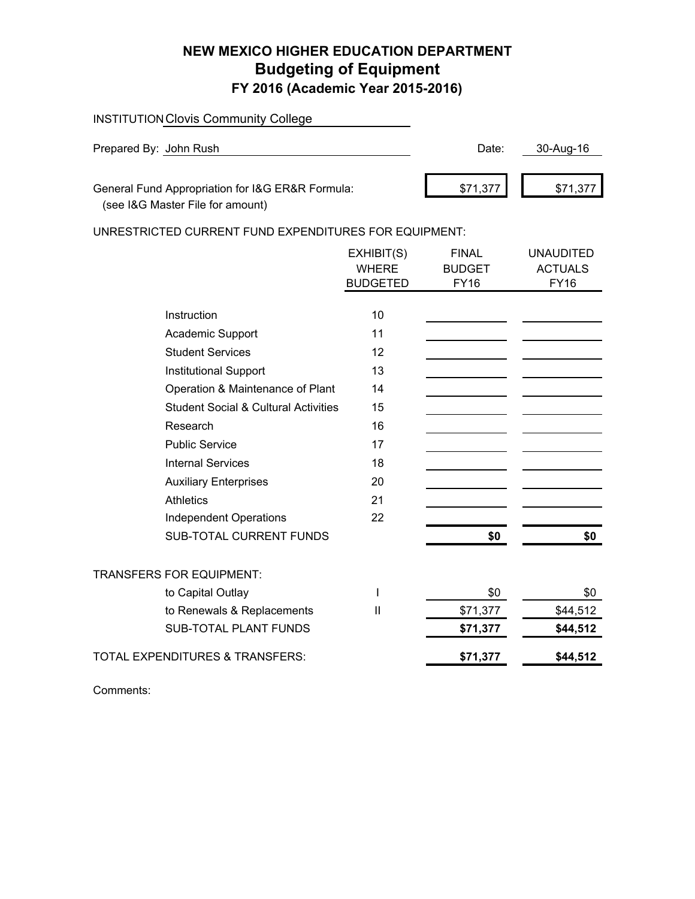# NEW MEXICO HIGHER EDUCATION DEPARTMENT
## Budgeting of Equipment
### FY 2016 (Academic Year 2015-2016)

INSTITUTION Clovis Community College

Prepared By: John Rush    Date: 30-Aug-16

General Fund Appropriation for I&G ER&R Formula: (see I&G Master File for amount)    $71,377    $71,377

UNRESTRICTED CURRENT FUND EXPENDITURES FOR EQUIPMENT:

| | EXHIBIT(S) WHERE BUDGETED | FINAL BUDGET FY16 | UNAUDITED ACTUALS FY16 |
|---|---|---|---|
| Instruction | 10 | | |
| Academic Support | 11 | | |
| Student Services | 12 | | |
| Institutional Support | 13 | | |
| Operation & Maintenance of Plant | 14 | | |
| Student Social & Cultural Activities | 15 | | |
| Research | 16 | | |
| Public Service | 17 | | |
| Internal Services | 18 | | |
| Auxiliary Enterprises | 20 | | |
| Athletics | 21 | | |
| Independent Operations | 22 | | |
| SUB-TOTAL CURRENT FUNDS | | **$0** | **$0** |
| TRANSFERS FOR EQUIPMENT: | | | |
| to Capital Outlay | I | $0 | $0 |
| to Renewals & Replacements | II | $71,377 | $44,512 |
| SUB-TOTAL PLANT FUNDS | | **$71,377** | **$44,512** |
| TOTAL EXPENDITURES & TRANSFERS: | | **$71,377** | **$44,512** |

Comments: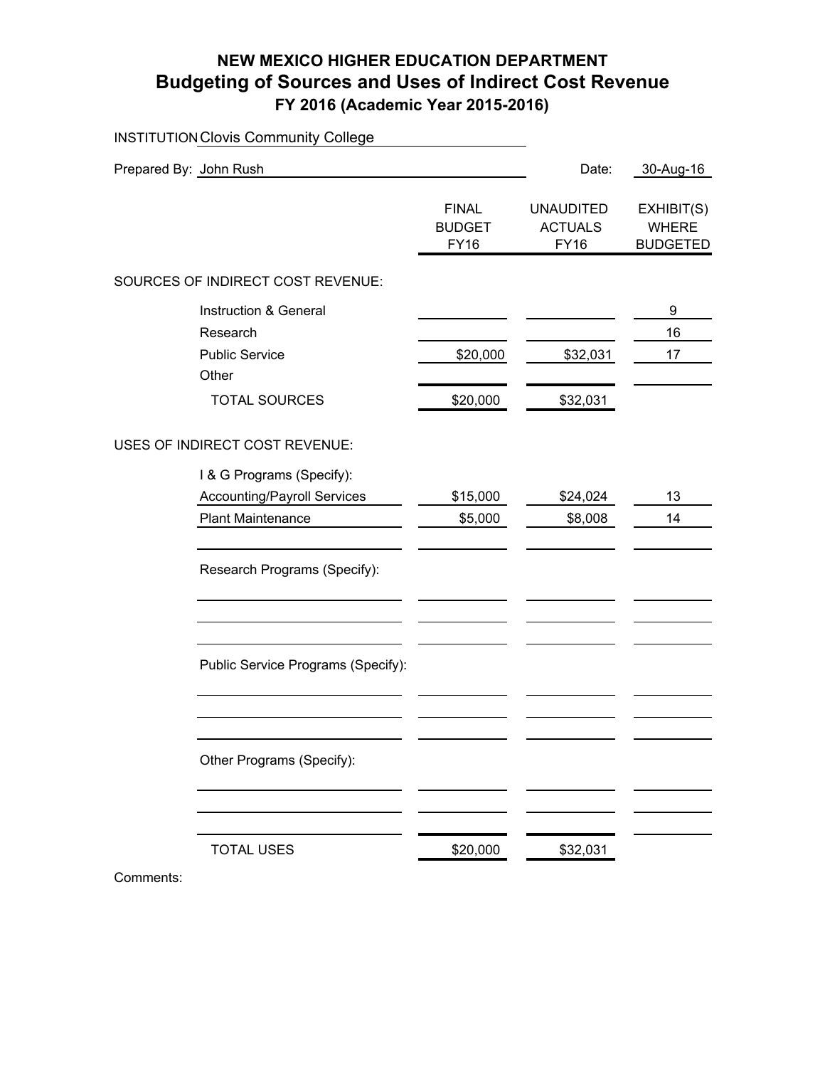**NEW MEXICO HIGHER EDUCATION DEPARTMENT**

# Budgeting of Sources and Uses of Indirect Cost Revenue

## FY 2016 (Academic Year 2015-2016)

INSTITUTION Clovis Community College

Prepared By: John Rush    Date: 30-Aug-16

| | FINAL BUDGET FY16 | UNAUDITED ACTUALS FY16 | EXHIBIT(S) WHERE BUDGETED |
|---|---|---|---|
| **SOURCES OF INDIRECT COST REVENUE:** | | | |
| Instruction & General | | | 9 |
| Research | | | 16 |
| Public Service | $20,000 | $32,031 | 17 |
| Other | | | |
| TOTAL SOURCES | $20,000 | $32,031 | |
| **USES OF INDIRECT COST REVENUE:** | | | |
| I & G Programs (Specify): | | | |
| Accounting/Payroll Services | $15,000 | $24,024 | 13 |
| Plant Maintenance | $5,000 | $8,008 | 14 |
| | | | |
| Research Programs (Specify): | | | |
| | | | |
| | | | |
| | | | |
| Public Service Programs (Specify): | | | |
| | | | |
| | | | |
| | | | |
| Other Programs (Specify): | | | |
| | | | |
| | | | |
| | | | |
| TOTAL USES | $20,000 | $32,031 | |

Comments: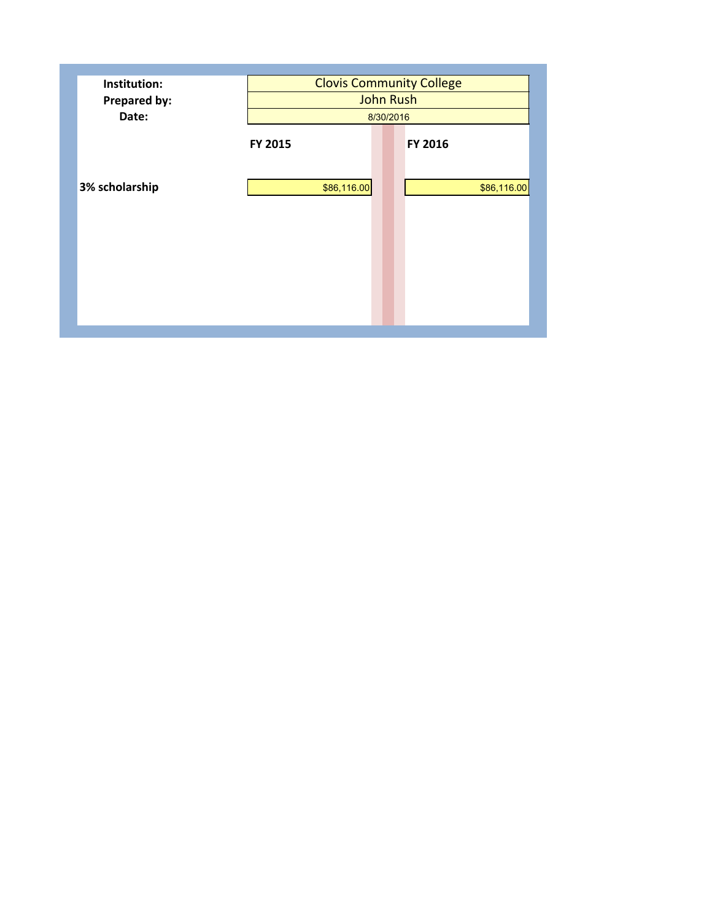| | | |
|---|---|---|
| **Institution:** | Clovis Community College | |
| **Prepared by:** | John Rush | |
| **Date:** | 8/30/2016 | |
| | **FY 2015** | **FY 2016** |
| **3% scholarship** | $86,116.00 | $86,116.00 |